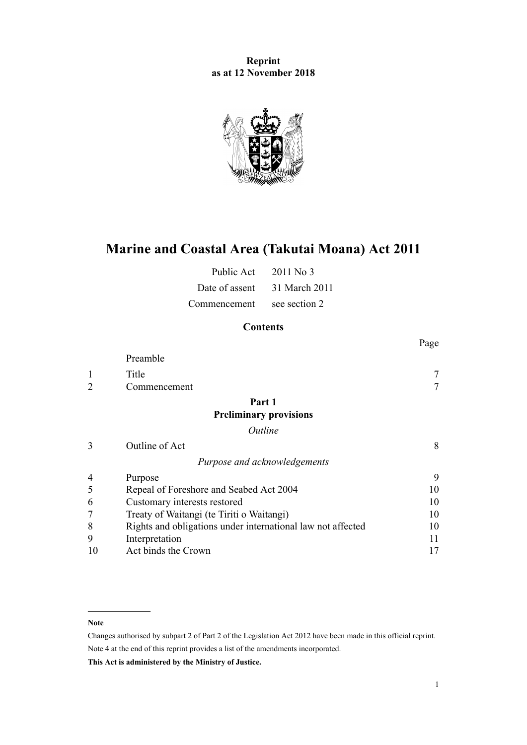**Reprint**
**as at 12 November 2018**

# Marine and Coastal Area (Takutai Moana) Act 2011

| | |
|---|---|
| Public Act | 2011 No 3 |
| Date of assent | 31 March 2011 |
| Commencement | see section 2 |

## Contents

| | | Page |
|---|---|---|
| | Preamble | |
| 1 | Title | 7 |
| 2 | Commencement | 7 |
| | **Part 1** **Preliminary provisions** | |
| | *Outline* | |
| 3 | Outline of Act | 8 |
| | *Purpose and acknowledgements* | |
| 4 | Purpose | 9 |
| 5 | Repeal of Foreshore and Seabed Act 2004 | 10 |
| 6 | Customary interests restored | 10 |
| 7 | Treaty of Waitangi (te Tiriti o Waitangi) | 10 |
| 8 | Rights and obligations under international law not affected | 10 |
| 9 | Interpretation | 11 |
| 10 | Act binds the Crown | 17 |

**Note**

Changes authorised by subpart 2 of Part 2 of the Legislation Act 2012 have been made in this official reprint.

Note 4 at the end of this reprint provides a list of the amendments incorporated.

**This Act is administered by the Ministry of Justice.**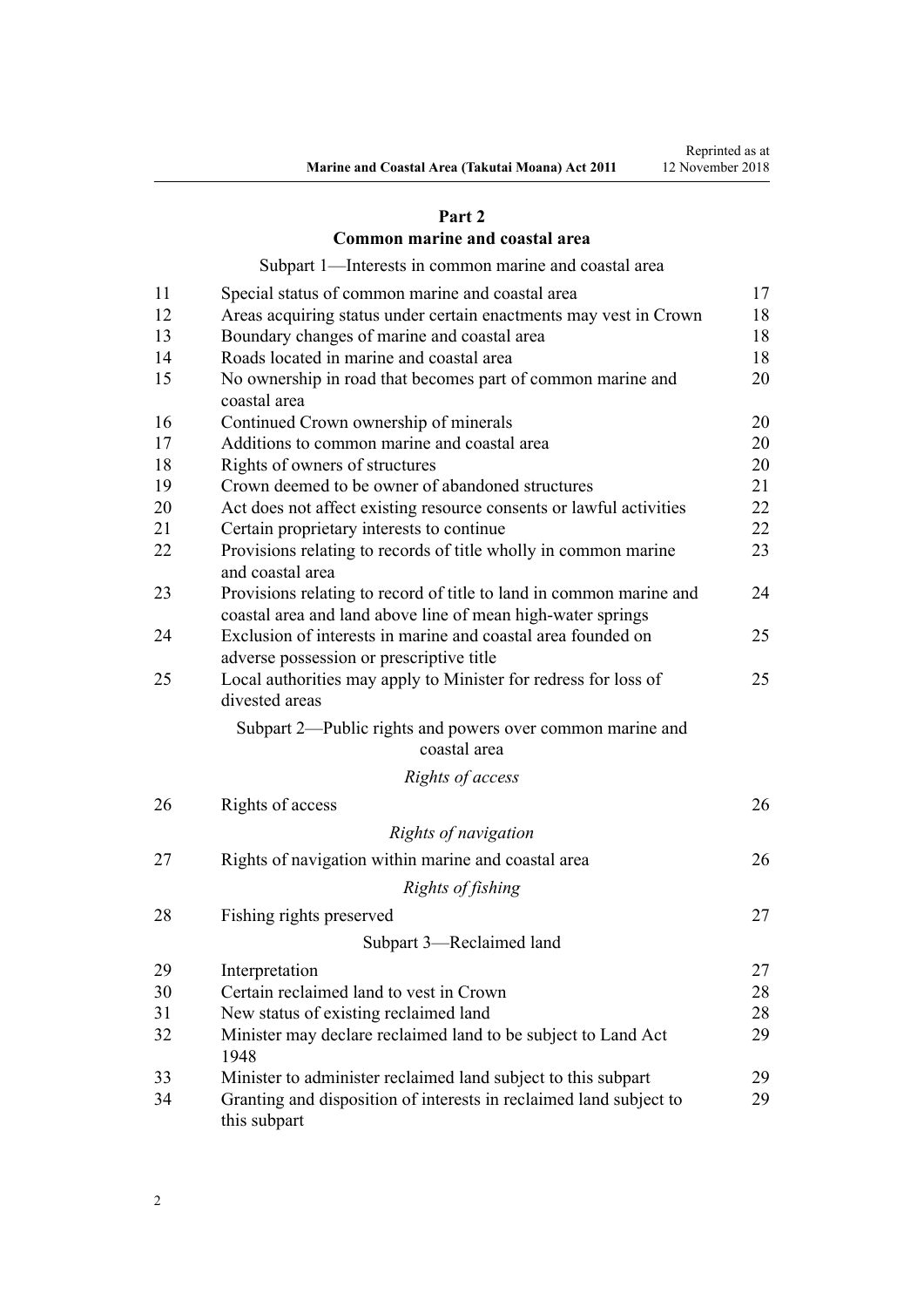## Part 2
## Common marine and coastal area

Subpart 1—Interests in common marine and coastal area

| | | |
|---|---|---|
| 11 | Special status of common marine and coastal area | 17 |
| 12 | Areas acquiring status under certain enactments may vest in Crown | 18 |
| 13 | Boundary changes of marine and coastal area | 18 |
| 14 | Roads located in marine and coastal area | 18 |
| 15 | No ownership in road that becomes part of common marine and coastal area | 20 |
| 16 | Continued Crown ownership of minerals | 20 |
| 17 | Additions to common marine and coastal area | 20 |
| 18 | Rights of owners of structures | 20 |
| 19 | Crown deemed to be owner of abandoned structures | 21 |
| 20 | Act does not affect existing resource consents or lawful activities | 22 |
| 21 | Certain proprietary interests to continue | 22 |
| 22 | Provisions relating to records of title wholly in common marine and coastal area | 23 |
| 23 | Provisions relating to record of title to land in common marine and coastal area and land above line of mean high-water springs | 24 |
| 24 | Exclusion of interests in marine and coastal area founded on adverse possession or prescriptive title | 25 |
| 25 | Local authorities may apply to Minister for redress for loss of divested areas | 25 |

Subpart 2—Public rights and powers over common marine and coastal area

*Rights of access*

| | | |
|---|---|---|
| 26 | Rights of access | 26 |

*Rights of navigation*

| | | |
|---|---|---|
| 27 | Rights of navigation within marine and coastal area | 26 |

*Rights of fishing*

| | | |
|---|---|---|
| 28 | Fishing rights preserved | 27 |

Subpart 3—Reclaimed land

| | | |
|---|---|---|
| 29 | Interpretation | 27 |
| 30 | Certain reclaimed land to vest in Crown | 28 |
| 31 | New status of existing reclaimed land | 28 |
| 32 | Minister may declare reclaimed land to be subject to Land Act 1948 | 29 |
| 33 | Minister to administer reclaimed land subject to this subpart | 29 |
| 34 | Granting and disposition of interests in reclaimed land subject to this subpart | 29 |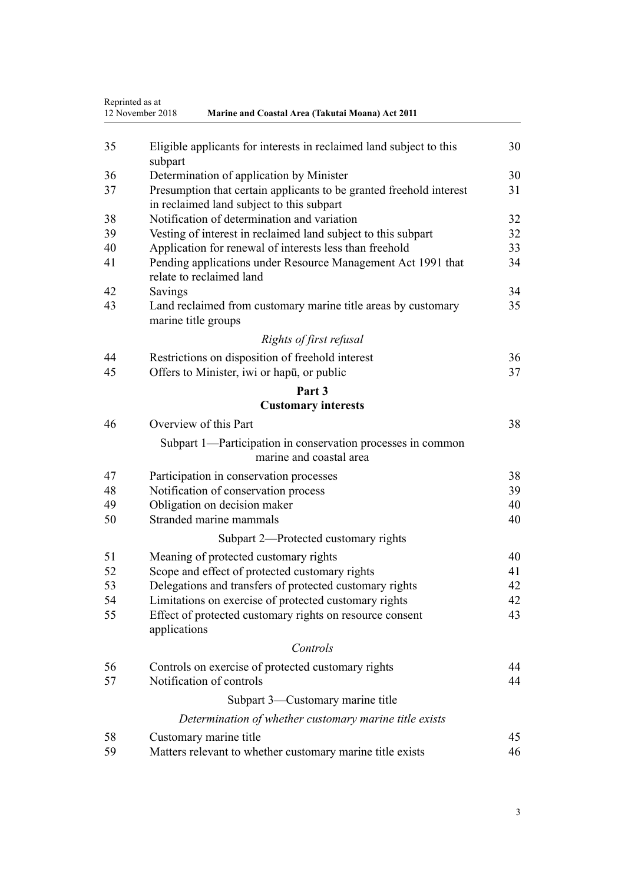| | | |
|---|---|---|
| 35 | Eligible applicants for interests in reclaimed land subject to this subpart | 30 |
| 36 | Determination of application by Minister | 30 |
| 37 | Presumption that certain applicants to be granted freehold interest in reclaimed land subject to this subpart | 31 |
| 38 | Notification of determination and variation | 32 |
| 39 | Vesting of interest in reclaimed land subject to this subpart | 32 |
| 40 | Application for renewal of interests less than freehold | 33 |
| 41 | Pending applications under Resource Management Act 1991 that relate to reclaimed land | 34 |
| 42 | Savings | 34 |
| 43 | Land reclaimed from customary marine title areas by customary marine title groups | 35 |

*Rights of first refusal*

| | | |
|---|---|---|
| 44 | Restrictions on disposition of freehold interest | 36 |
| 45 | Offers to Minister, iwi or hapū, or public | 37 |

**Part 3**
**Customary interests**

| | | |
|---|---|---|
| 46 | Overview of this Part | 38 |

Subpart 1—Participation in conservation processes in common marine and coastal area

| | | |
|---|---|---|
| 47 | Participation in conservation processes | 38 |
| 48 | Notification of conservation process | 39 |
| 49 | Obligation on decision maker | 40 |
| 50 | Stranded marine mammals | 40 |

Subpart 2—Protected customary rights

| | | |
|---|---|---|
| 51 | Meaning of protected customary rights | 40 |
| 52 | Scope and effect of protected customary rights | 41 |
| 53 | Delegations and transfers of protected customary rights | 42 |
| 54 | Limitations on exercise of protected customary rights | 42 |
| 55 | Effect of protected customary rights on resource consent applications | 43 |

*Controls*

| | | |
|---|---|---|
| 56 | Controls on exercise of protected customary rights | 44 |
| 57 | Notification of controls | 44 |

Subpart 3—Customary marine title

*Determination of whether customary marine title exists*

| | | |
|---|---|---|
| 58 | Customary marine title | 45 |
| 59 | Matters relevant to whether customary marine title exists | 46 |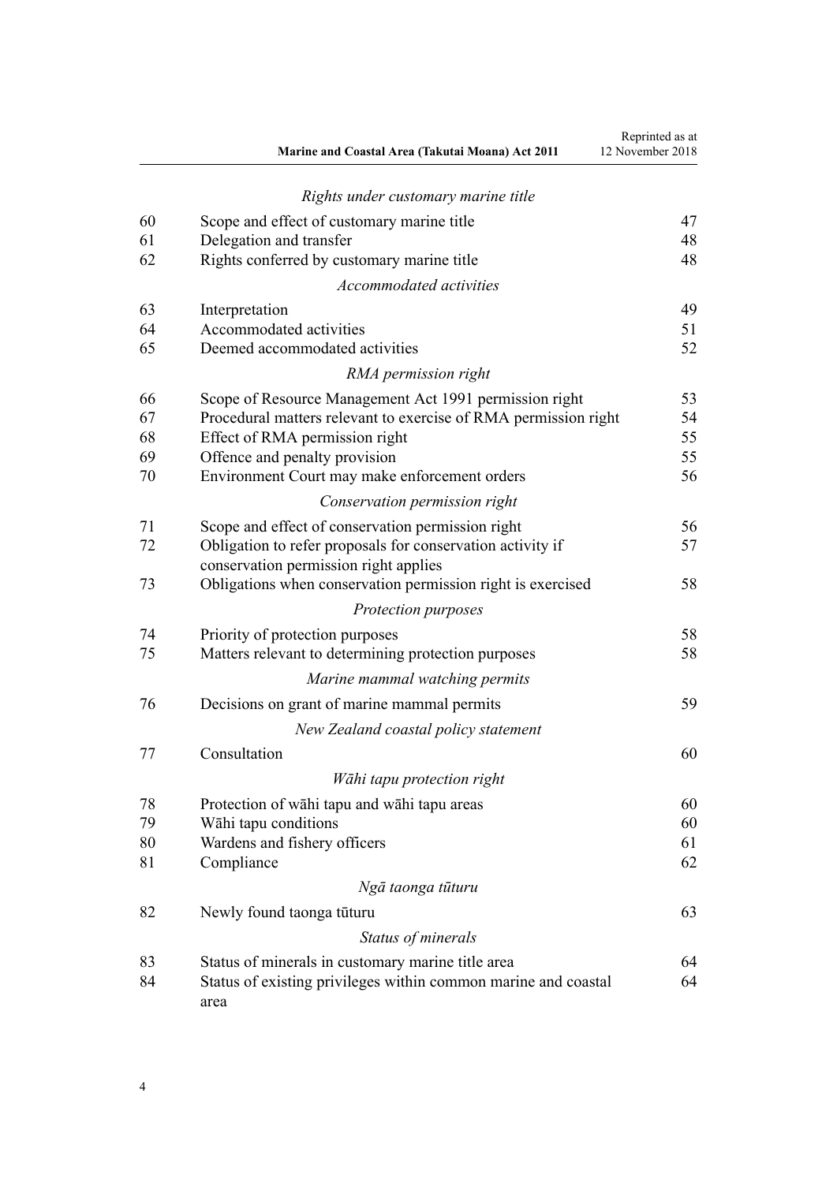*Rights under customary marine title*

| | | |
|---|---|---|
| 60 | Scope and effect of customary marine title | 47 |
| 61 | Delegation and transfer | 48 |
| 62 | Rights conferred by customary marine title | 48 |

*Accommodated activities*

| | | |
|---|---|---|
| 63 | Interpretation | 49 |
| 64 | Accommodated activities | 51 |
| 65 | Deemed accommodated activities | 52 |

*RMA permission right*

| | | |
|---|---|---|
| 66 | Scope of Resource Management Act 1991 permission right | 53 |
| 67 | Procedural matters relevant to exercise of RMA permission right | 54 |
| 68 | Effect of RMA permission right | 55 |
| 69 | Offence and penalty provision | 55 |
| 70 | Environment Court may make enforcement orders | 56 |

*Conservation permission right*

| | | |
|---|---|---|
| 71 | Scope and effect of conservation permission right | 56 |
| 72 | Obligation to refer proposals for conservation activity if conservation permission right applies | 57 |
| 73 | Obligations when conservation permission right is exercised | 58 |

*Protection purposes*

| | | |
|---|---|---|
| 74 | Priority of protection purposes | 58 |
| 75 | Matters relevant to determining protection purposes | 58 |

*Marine mammal watching permits*

| | | |
|---|---|---|
| 76 | Decisions on grant of marine mammal permits | 59 |

*New Zealand coastal policy statement*

| | | |
|---|---|---|
| 77 | Consultation | 60 |

*Wāhi tapu protection right*

| | | |
|---|---|---|
| 78 | Protection of wāhi tapu and wāhi tapu areas | 60 |
| 79 | Wāhi tapu conditions | 60 |
| 80 | Wardens and fishery officers | 61 |
| 81 | Compliance | 62 |

*Ngā taonga tūturu*

| | | |
|---|---|---|
| 82 | Newly found taonga tūturu | 63 |

*Status of minerals*

| | | |
|---|---|---|
| 83 | Status of minerals in customary marine title area | 64 |
| 84 | Status of existing privileges within common marine and coastal area | 64 |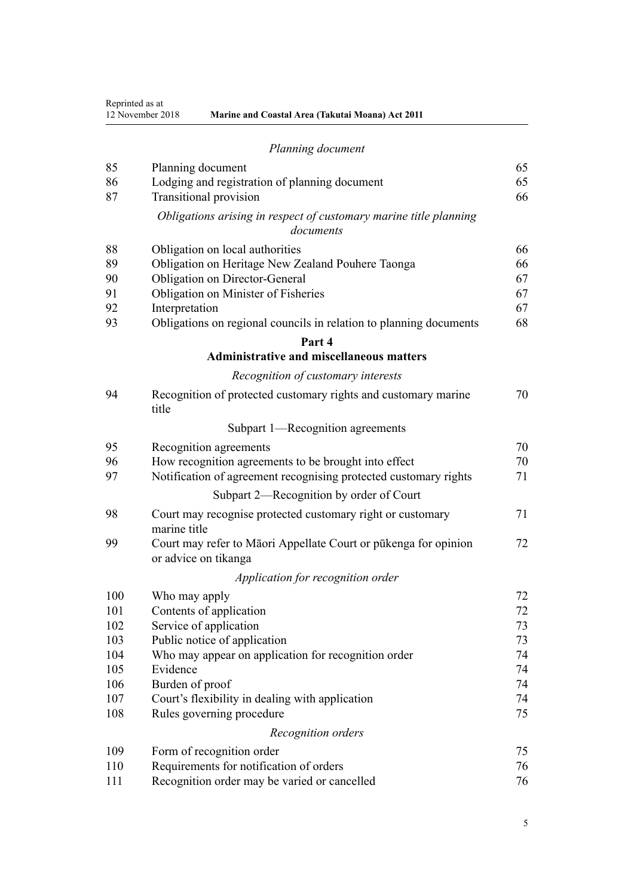*Planning document*

| | | |
|---|---|---|
| 85 | Planning document | 65 |
| 86 | Lodging and registration of planning document | 65 |
| 87 | Transitional provision | 66 |

*Obligations arising in respect of customary marine title planning documents*

| | | |
|---|---|---|
| 88 | Obligation on local authorities | 66 |
| 89 | Obligation on Heritage New Zealand Pouhere Taonga | 66 |
| 90 | Obligation on Director-General | 67 |
| 91 | Obligation on Minister of Fisheries | 67 |
| 92 | Interpretation | 67 |
| 93 | Obligations on regional councils in relation to planning documents | 68 |

**Part 4**
**Administrative and miscellaneous matters**

*Recognition of customary interests*

| | | |
|---|---|---|
| 94 | Recognition of protected customary rights and customary marine title | 70 |

Subpart 1—Recognition agreements

| | | |
|---|---|---|
| 95 | Recognition agreements | 70 |
| 96 | How recognition agreements to be brought into effect | 70 |
| 97 | Notification of agreement recognising protected customary rights | 71 |

Subpart 2—Recognition by order of Court

| | | |
|---|---|---|
| 98 | Court may recognise protected customary right or customary marine title | 71 |
| 99 | Court may refer to Māori Appellate Court or pūkenga for opinion or advice on tikanga | 72 |

*Application for recognition order*

| | | |
|---|---|---|
| 100 | Who may apply | 72 |
| 101 | Contents of application | 72 |
| 102 | Service of application | 73 |
| 103 | Public notice of application | 73 |
| 104 | Who may appear on application for recognition order | 74 |
| 105 | Evidence | 74 |
| 106 | Burden of proof | 74 |
| 107 | Court's flexibility in dealing with application | 74 |
| 108 | Rules governing procedure | 75 |

*Recognition orders*

| | | |
|---|---|---|
| 109 | Form of recognition order | 75 |
| 110 | Requirements for notification of orders | 76 |
| 111 | Recognition order may be varied or cancelled | 76 |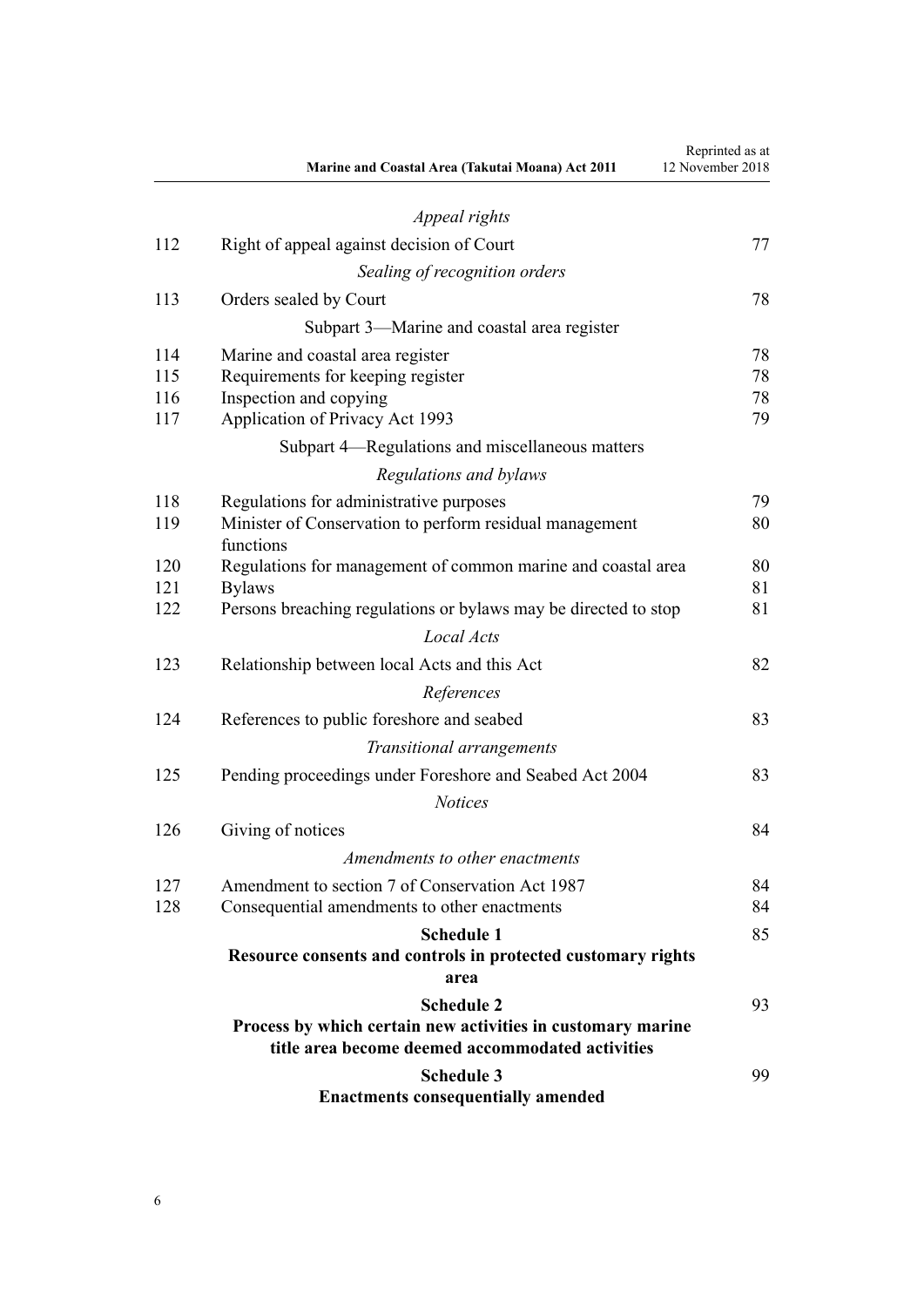*Appeal rights*

| | | |
|---|---|---|
| 112 | Right of appeal against decision of Court | 77 |

*Sealing of recognition orders*

| | | |
|---|---|---|
| 113 | Orders sealed by Court | 78 |

Subpart 3—Marine and coastal area register

| | | |
|---|---|---|
| 114 | Marine and coastal area register | 78 |
| 115 | Requirements for keeping register | 78 |
| 116 | Inspection and copying | 78 |
| 117 | Application of Privacy Act 1993 | 79 |

Subpart 4—Regulations and miscellaneous matters

*Regulations and bylaws*

| | | |
|---|---|---|
| 118 | Regulations for administrative purposes | 79 |
| 119 | Minister of Conservation to perform residual management functions | 80 |
| 120 | Regulations for management of common marine and coastal area | 80 |
| 121 | Bylaws | 81 |
| 122 | Persons breaching regulations or bylaws may be directed to stop | 81 |

*Local Acts*

| | | |
|---|---|---|
| 123 | Relationship between local Acts and this Act | 82 |

*References*

| | | |
|---|---|---|
| 124 | References to public foreshore and seabed | 83 |

*Transitional arrangements*

| | | |
|---|---|---|
| 125 | Pending proceedings under Foreshore and Seabed Act 2004 | 83 |

*Notices*

| | | |
|---|---|---|
| 126 | Giving of notices | 84 |

*Amendments to other enactments*

| | | |
|---|---|---|
| 127 | Amendment to section 7 of Conservation Act 1987 | 84 |
| 128 | Consequential amendments to other enactments | 84 |

**Schedule 1**
**Resource consents and controls in protected customary rights area** — 85

**Schedule 2**
**Process by which certain new activities in customary marine title area become deemed accommodated activities** — 93

**Schedule 3**
**Enactments consequentially amended** — 99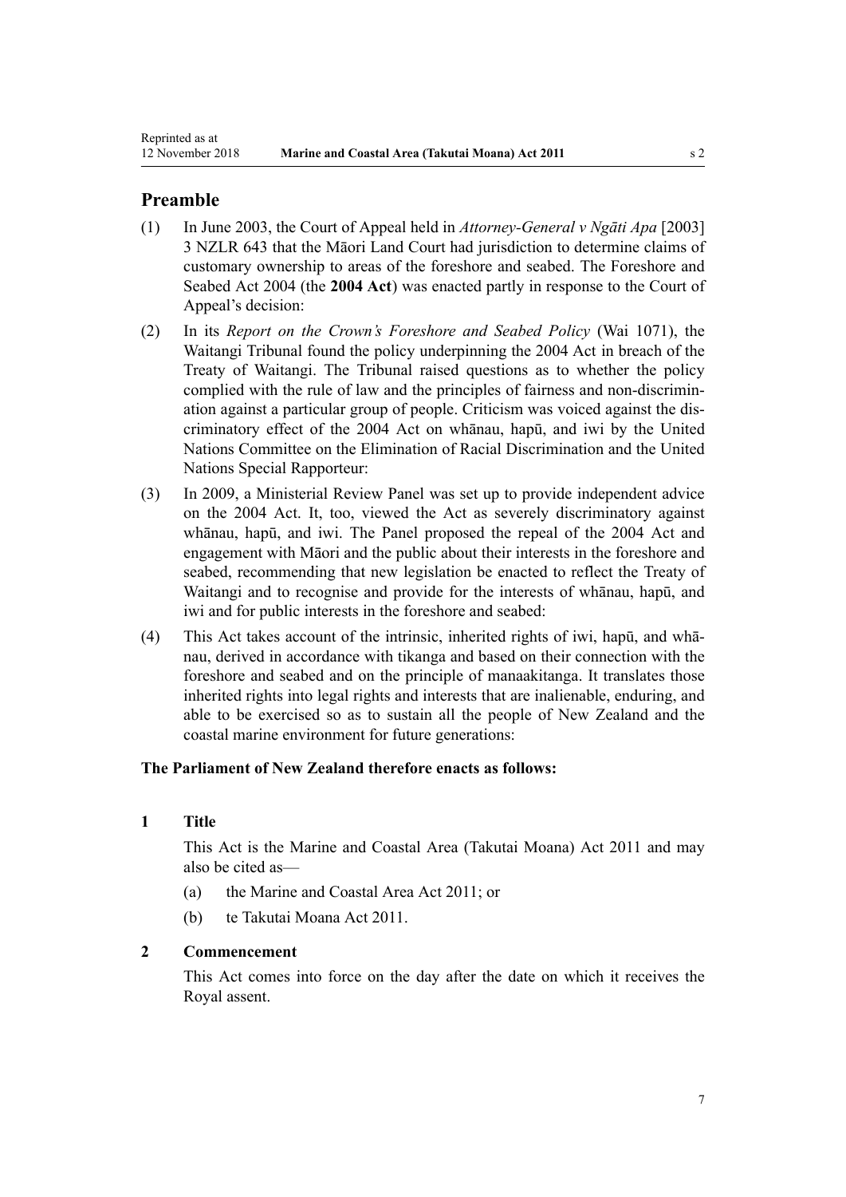## Preamble

(1) In June 2003, the Court of Appeal held in *Attorney-General v Ngāti Apa* [2003] 3 NZLR 643 that the Māori Land Court had jurisdiction to determine claims of customary ownership to areas of the foreshore and seabed. The Foreshore and Seabed Act 2004 (the **2004 Act**) was enacted partly in response to the Court of Appeal's decision:

(2) In its *Report on the Crown's Foreshore and Seabed Policy* (Wai 1071), the Waitangi Tribunal found the policy underpinning the 2004 Act in breach of the Treaty of Waitangi. The Tribunal raised questions as to whether the policy complied with the rule of law and the principles of fairness and non-discrimination against a particular group of people. Criticism was voiced against the discriminatory effect of the 2004 Act on whānau, hapū, and iwi by the United Nations Committee on the Elimination of Racial Discrimination and the United Nations Special Rapporteur:

(3) In 2009, a Ministerial Review Panel was set up to provide independent advice on the 2004 Act. It, too, viewed the Act as severely discriminatory against whānau, hapū, and iwi. The Panel proposed the repeal of the 2004 Act and engagement with Māori and the public about their interests in the foreshore and seabed, recommending that new legislation be enacted to reflect the Treaty of Waitangi and to recognise and provide for the interests of whānau, hapū, and iwi and for public interests in the foreshore and seabed:

(4) This Act takes account of the intrinsic, inherited rights of iwi, hapū, and whānau, derived in accordance with tikanga and based on their connection with the foreshore and seabed and on the principle of manaakitanga. It translates those inherited rights into legal rights and interests that are inalienable, enduring, and able to be exercised so as to sustain all the people of New Zealand and the coastal marine environment for future generations:

**The Parliament of New Zealand therefore enacts as follows:**

### 1 Title

This Act is the Marine and Coastal Area (Takutai Moana) Act 2011 and may also be cited as—

(a) the Marine and Coastal Area Act 2011; or

(b) te Takutai Moana Act 2011.

### 2 Commencement

This Act comes into force on the day after the date on which it receives the Royal assent.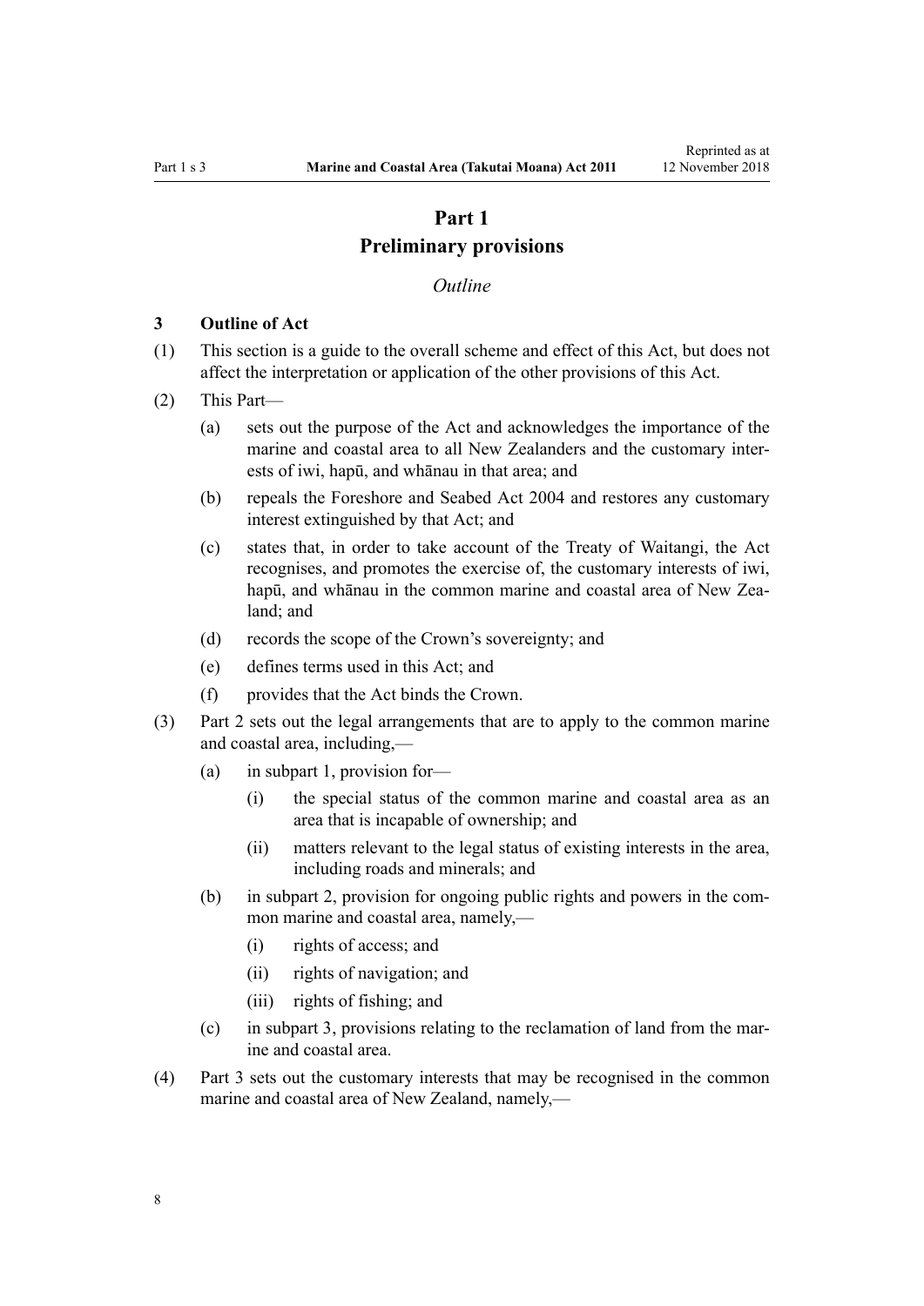# Part 1
# Preliminary provisions

*Outline*

**3 Outline of Act**

(1) This section is a guide to the overall scheme and effect of this Act, but does not affect the interpretation or application of the other provisions of this Act.

(2) This Part—

  (a) sets out the purpose of the Act and acknowledges the importance of the marine and coastal area to all New Zealanders and the customary interests of iwi, hapū, and whānau in that area; and

  (b) repeals the Foreshore and Seabed Act 2004 and restores any customary interest extinguished by that Act; and

  (c) states that, in order to take account of the Treaty of Waitangi, the Act recognises, and promotes the exercise of, the customary interests of iwi, hapū, and whānau in the common marine and coastal area of New Zealand; and

  (d) records the scope of the Crown's sovereignty; and

  (e) defines terms used in this Act; and

  (f) provides that the Act binds the Crown.

(3) Part 2 sets out the legal arrangements that are to apply to the common marine and coastal area, including,—

  (a) in subpart 1, provision for—

    (i) the special status of the common marine and coastal area as an area that is incapable of ownership; and

    (ii) matters relevant to the legal status of existing interests in the area, including roads and minerals; and

  (b) in subpart 2, provision for ongoing public rights and powers in the common marine and coastal area, namely,—

    (i) rights of access; and

    (ii) rights of navigation; and

    (iii) rights of fishing; and

  (c) in subpart 3, provisions relating to the reclamation of land from the marine and coastal area.

(4) Part 3 sets out the customary interests that may be recognised in the common marine and coastal area of New Zealand, namely,—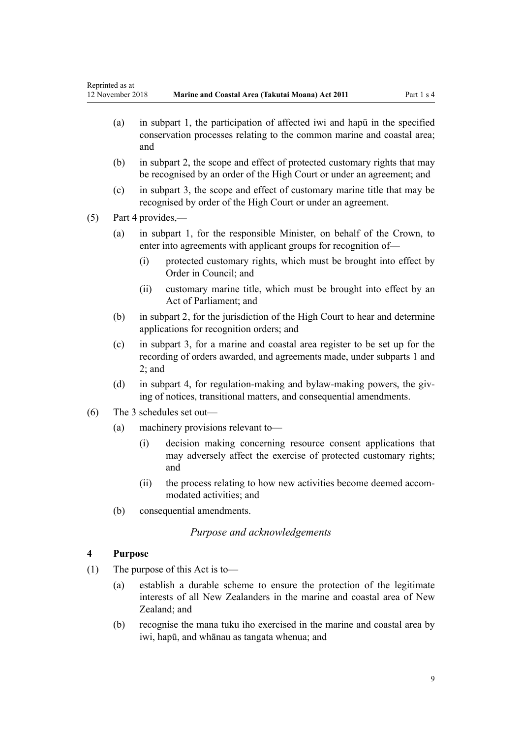(a) in subpart 1, the participation of affected iwi and hapū in the specified conservation processes relating to the common marine and coastal area; and

(b) in subpart 2, the scope and effect of protected customary rights that may be recognised by an order of the High Court or under an agreement; and

(c) in subpart 3, the scope and effect of customary marine title that may be recognised by order of the High Court or under an agreement.

(5) Part 4 provides,—

(a) in subpart 1, for the responsible Minister, on behalf of the Crown, to enter into agreements with applicant groups for recognition of—

(i) protected customary rights, which must be brought into effect by Order in Council; and

(ii) customary marine title, which must be brought into effect by an Act of Parliament; and

(b) in subpart 2, for the jurisdiction of the High Court to hear and determine applications for recognition orders; and

(c) in subpart 3, for a marine and coastal area register to be set up for the recording of orders awarded, and agreements made, under subparts 1 and 2; and

(d) in subpart 4, for regulation-making and bylaw-making powers, the giving of notices, transitional matters, and consequential amendments.

(6) The 3 schedules set out—

(a) machinery provisions relevant to—

(i) decision making concerning resource consent applications that may adversely affect the exercise of protected customary rights; and

(ii) the process relating to how new activities become deemed accommodated activities; and

(b) consequential amendments.

*Purpose and acknowledgements*

### 4 Purpose

(1) The purpose of this Act is to—

(a) establish a durable scheme to ensure the protection of the legitimate interests of all New Zealanders in the marine and coastal area of New Zealand; and

(b) recognise the mana tuku iho exercised in the marine and coastal area by iwi, hapū, and whānau as tangata whenua; and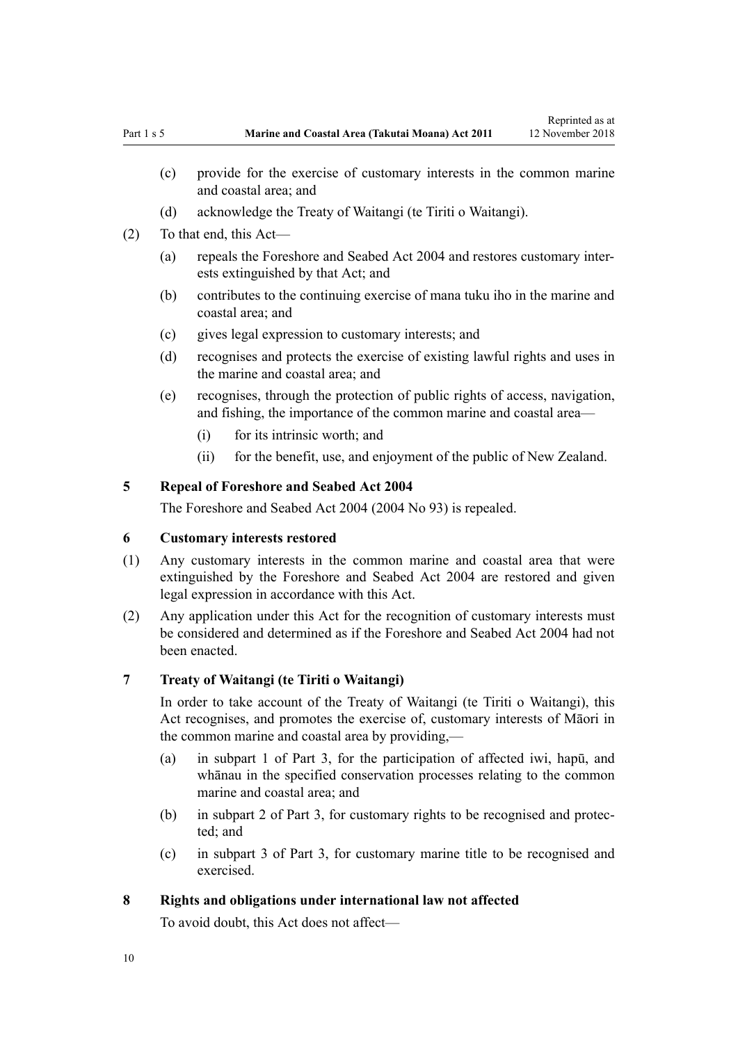- (c) provide for the exercise of customary interests in the common marine and coastal area; and
- (d) acknowledge the Treaty of Waitangi (te Tiriti o Waitangi).

(2) To that end, this Act—

- (a) repeals the Foreshore and Seabed Act 2004 and restores customary interests extinguished by that Act; and
- (b) contributes to the continuing exercise of mana tuku iho in the marine and coastal area; and
- (c) gives legal expression to customary interests; and
- (d) recognises and protects the exercise of existing lawful rights and uses in the marine and coastal area; and
- (e) recognises, through the protection of public rights of access, navigation, and fishing, the importance of the common marine and coastal area—
  - (i) for its intrinsic worth; and
  - (ii) for the benefit, use, and enjoyment of the public of New Zealand.

## 5 Repeal of Foreshore and Seabed Act 2004

The Foreshore and Seabed Act 2004 (2004 No 93) is repealed.

## 6 Customary interests restored

(1) Any customary interests in the common marine and coastal area that were extinguished by the Foreshore and Seabed Act 2004 are restored and given legal expression in accordance with this Act.

(2) Any application under this Act for the recognition of customary interests must be considered and determined as if the Foreshore and Seabed Act 2004 had not been enacted.

## 7 Treaty of Waitangi (te Tiriti o Waitangi)

In order to take account of the Treaty of Waitangi (te Tiriti o Waitangi), this Act recognises, and promotes the exercise of, customary interests of Māori in the common marine and coastal area by providing,—

- (a) in subpart 1 of Part 3, for the participation of affected iwi, hapū, and whānau in the specified conservation processes relating to the common marine and coastal area; and
- (b) in subpart 2 of Part 3, for customary rights to be recognised and protected; and
- (c) in subpart 3 of Part 3, for customary marine title to be recognised and exercised.

## 8 Rights and obligations under international law not affected

To avoid doubt, this Act does not affect—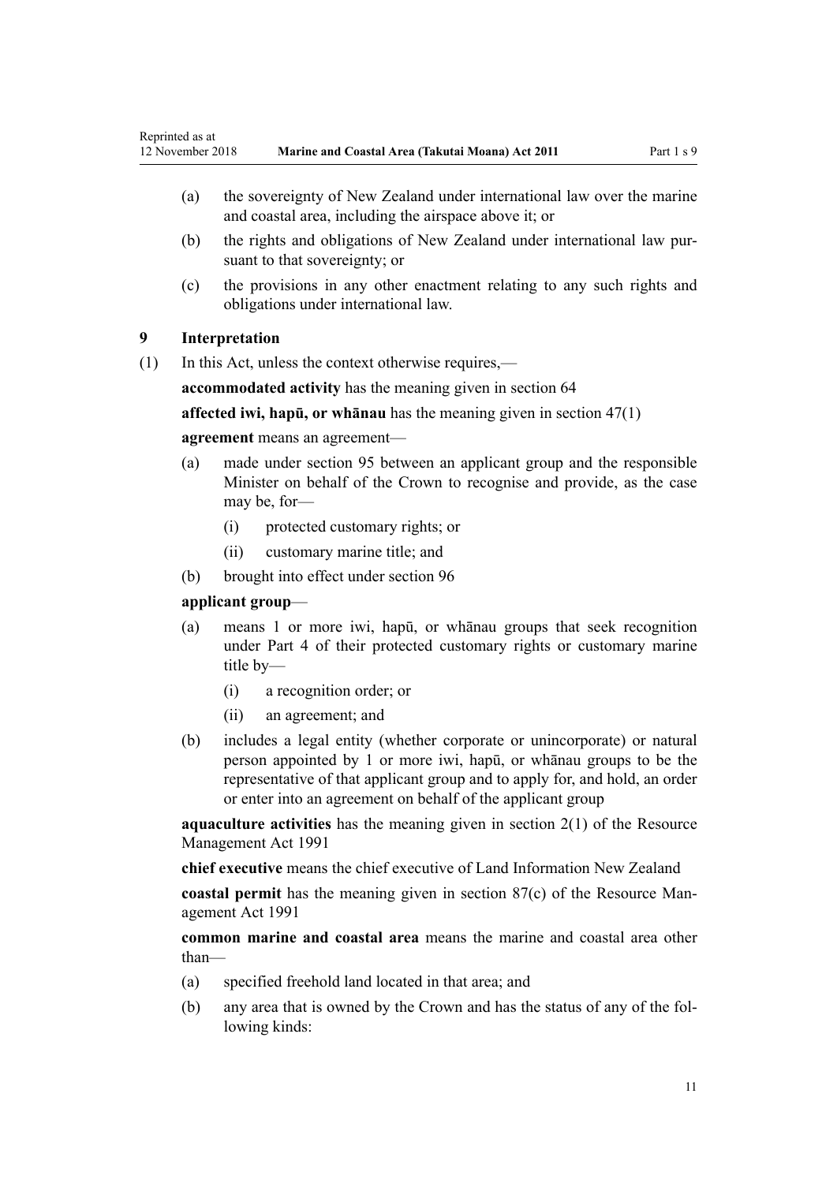(a) the sovereignty of New Zealand under international law over the marine and coastal area, including the airspace above it; or

(b) the rights and obligations of New Zealand under international law pursuant to that sovereignty; or

(c) the provisions in any other enactment relating to any such rights and obligations under international law.

### 9 Interpretation

(1) In this Act, unless the context otherwise requires,—

**accommodated activity** has the meaning given in section 64

**affected iwi, hapū, or whānau** has the meaning given in section 47(1)

**agreement** means an agreement—

(a) made under section 95 between an applicant group and the responsible Minister on behalf of the Crown to recognise and provide, as the case may be, for—

  (i) protected customary rights; or

  (ii) customary marine title; and

(b) brought into effect under section 96

**applicant group**—

(a) means 1 or more iwi, hapū, or whānau groups that seek recognition under Part 4 of their protected customary rights or customary marine title by—

  (i) a recognition order; or

  (ii) an agreement; and

(b) includes a legal entity (whether corporate or unincorporate) or natural person appointed by 1 or more iwi, hapū, or whānau groups to be the representative of that applicant group and to apply for, and hold, an order or enter into an agreement on behalf of the applicant group

**aquaculture activities** has the meaning given in section 2(1) of the Resource Management Act 1991

**chief executive** means the chief executive of Land Information New Zealand

**coastal permit** has the meaning given in section 87(c) of the Resource Management Act 1991

**common marine and coastal area** means the marine and coastal area other than—

(a) specified freehold land located in that area; and

(b) any area that is owned by the Crown and has the status of any of the following kinds: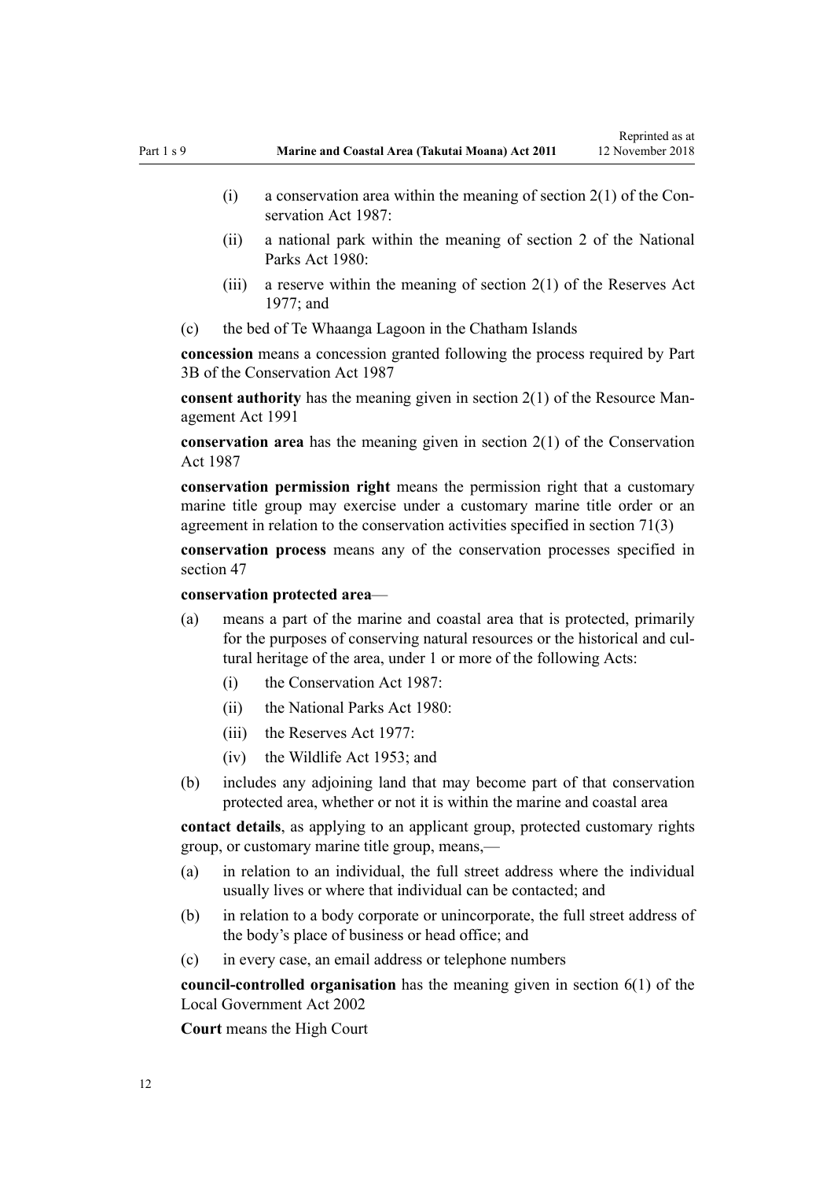(i) a conservation area within the meaning of section 2(1) of the Conservation Act 1987:

(ii) a national park within the meaning of section 2 of the National Parks Act 1980:

(iii) a reserve within the meaning of section 2(1) of the Reserves Act 1977; and

(c) the bed of Te Whaanga Lagoon in the Chatham Islands

**concession** means a concession granted following the process required by Part 3B of the Conservation Act 1987

**consent authority** has the meaning given in section 2(1) of the Resource Management Act 1991

**conservation area** has the meaning given in section 2(1) of the Conservation Act 1987

**conservation permission right** means the permission right that a customary marine title group may exercise under a customary marine title order or an agreement in relation to the conservation activities specified in section 71(3)

**conservation process** means any of the conservation processes specified in section 47

**conservation protected area**—

(a) means a part of the marine and coastal area that is protected, primarily for the purposes of conserving natural resources or the historical and cultural heritage of the area, under 1 or more of the following Acts:

  (i) the Conservation Act 1987:

  (ii) the National Parks Act 1980:

  (iii) the Reserves Act 1977:

  (iv) the Wildlife Act 1953; and

(b) includes any adjoining land that may become part of that conservation protected area, whether or not it is within the marine and coastal area

**contact details**, as applying to an applicant group, protected customary rights group, or customary marine title group, means,—

(a) in relation to an individual, the full street address where the individual usually lives or where that individual can be contacted; and

(b) in relation to a body corporate or unincorporate, the full street address of the body's place of business or head office; and

(c) in every case, an email address or telephone numbers

**council-controlled organisation** has the meaning given in section 6(1) of the Local Government Act 2002

**Court** means the High Court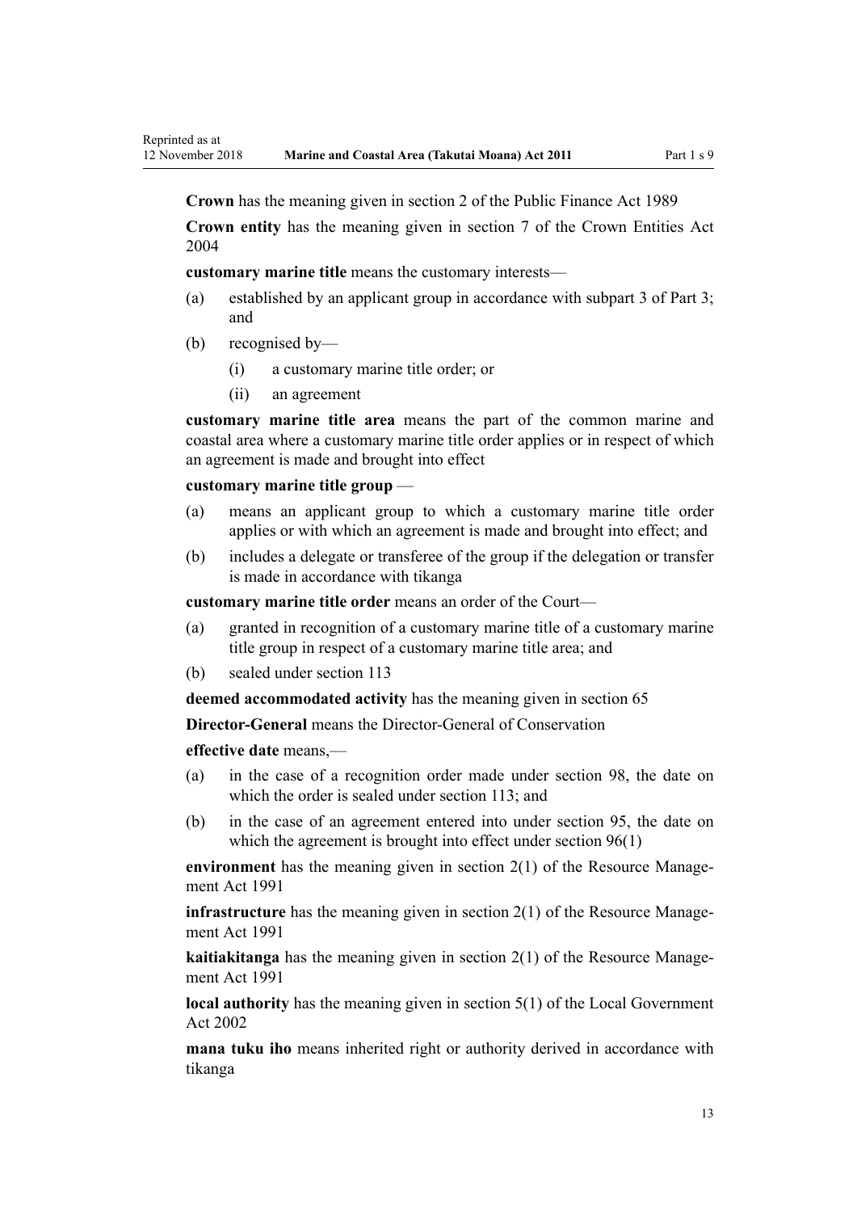**Crown** has the meaning given in section 2 of the Public Finance Act 1989

**Crown entity** has the meaning given in section 7 of the Crown Entities Act 2004

**customary marine title** means the customary interests—

(a) established by an applicant group in accordance with subpart 3 of Part 3; and

(b) recognised by—

  (i) a customary marine title order; or

  (ii) an agreement

**customary marine title area** means the part of the common marine and coastal area where a customary marine title order applies or in respect of which an agreement is made and brought into effect

**customary marine title group** —

(a) means an applicant group to which a customary marine title order applies or with which an agreement is made and brought into effect; and

(b) includes a delegate or transferee of the group if the delegation or transfer is made in accordance with tikanga

**customary marine title order** means an order of the Court—

(a) granted in recognition of a customary marine title of a customary marine title group in respect of a customary marine title area; and

(b) sealed under section 113

**deemed accommodated activity** has the meaning given in section 65

**Director-General** means the Director-General of Conservation

**effective date** means,—

(a) in the case of a recognition order made under section 98, the date on which the order is sealed under section 113; and

(b) in the case of an agreement entered into under section 95, the date on which the agreement is brought into effect under section 96(1)

**environment** has the meaning given in section 2(1) of the Resource Management Act 1991

**infrastructure** has the meaning given in section 2(1) of the Resource Management Act 1991

**kaitiakitanga** has the meaning given in section 2(1) of the Resource Management Act 1991

**local authority** has the meaning given in section 5(1) of the Local Government Act 2002

**mana tuku iho** means inherited right or authority derived in accordance with tikanga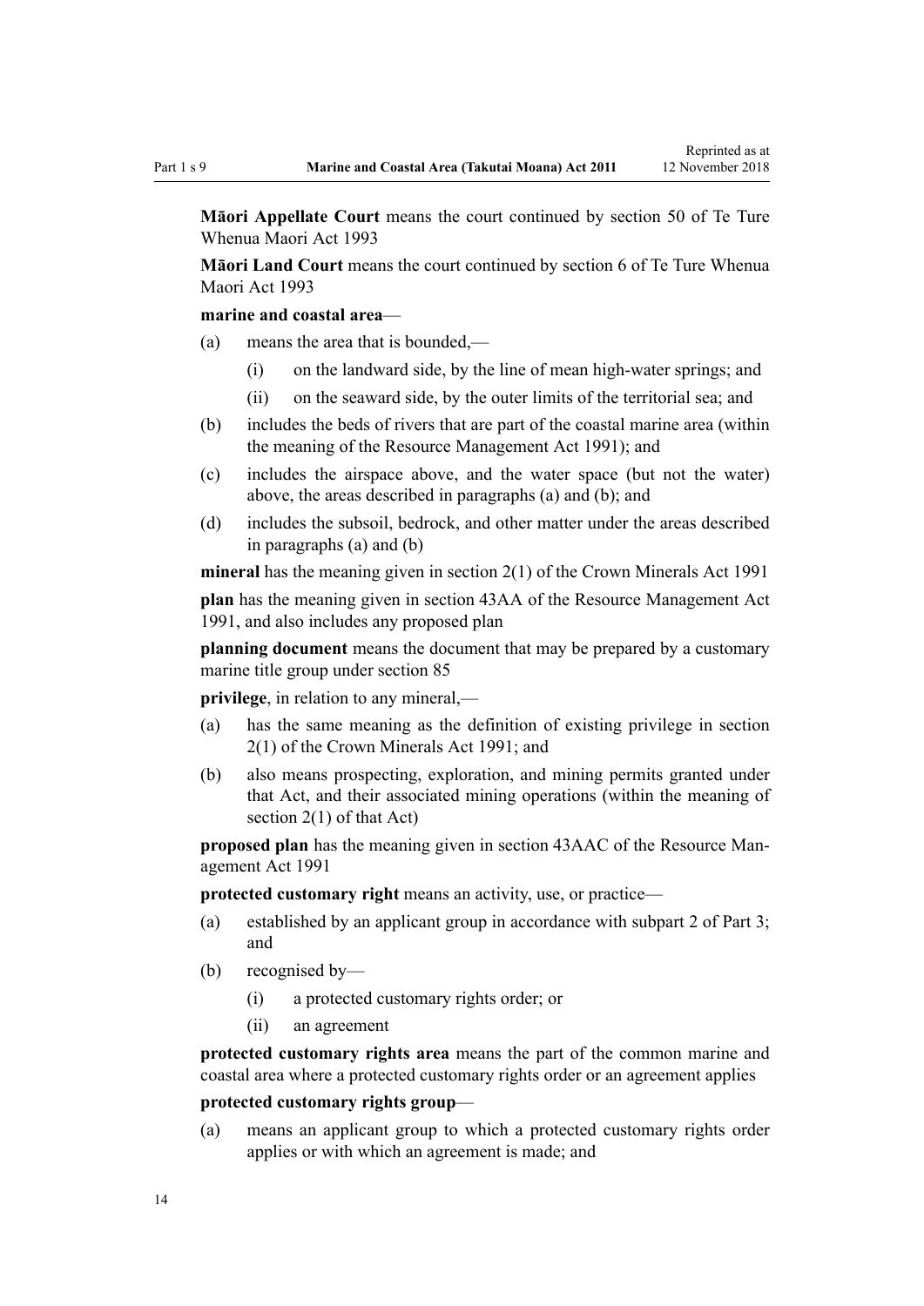**Māori Appellate Court** means the court continued by section 50 of Te Ture Whenua Maori Act 1993

**Māori Land Court** means the court continued by section 6 of Te Ture Whenua Maori Act 1993

**marine and coastal area**—

- (a) means the area that is bounded,—
  - (i) on the landward side, by the line of mean high-water springs; and
  - (ii) on the seaward side, by the outer limits of the territorial sea; and
- (b) includes the beds of rivers that are part of the coastal marine area (within the meaning of the Resource Management Act 1991); and
- (c) includes the airspace above, and the water space (but not the water) above, the areas described in paragraphs (a) and (b); and
- (d) includes the subsoil, bedrock, and other matter under the areas described in paragraphs (a) and (b)

**mineral** has the meaning given in section 2(1) of the Crown Minerals Act 1991

**plan** has the meaning given in section 43AA of the Resource Management Act 1991, and also includes any proposed plan

**planning document** means the document that may be prepared by a customary marine title group under section 85

**privilege**, in relation to any mineral,—

- (a) has the same meaning as the definition of existing privilege in section 2(1) of the Crown Minerals Act 1991; and
- (b) also means prospecting, exploration, and mining permits granted under that Act, and their associated mining operations (within the meaning of section 2(1) of that Act)

**proposed plan** has the meaning given in section 43AAC of the Resource Management Act 1991

**protected customary right** means an activity, use, or practice—

- (a) established by an applicant group in accordance with subpart 2 of Part 3; and
- (b) recognised by—
  - (i) a protected customary rights order; or
  - (ii) an agreement

**protected customary rights area** means the part of the common marine and coastal area where a protected customary rights order or an agreement applies

**protected customary rights group**—

- (a) means an applicant group to which a protected customary rights order applies or with which an agreement is made; and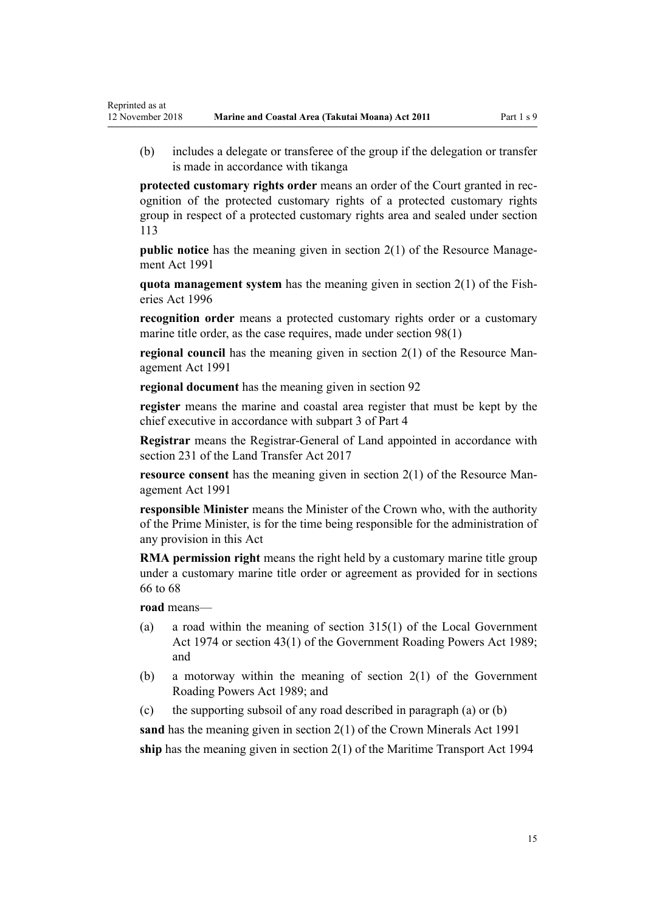(b) includes a delegate or transferee of the group if the delegation or transfer is made in accordance with tikanga

**protected customary rights order** means an order of the Court granted in recognition of the protected customary rights of a protected customary rights group in respect of a protected customary rights area and sealed under section 113

**public notice** has the meaning given in section 2(1) of the Resource Management Act 1991

**quota management system** has the meaning given in section 2(1) of the Fisheries Act 1996

**recognition order** means a protected customary rights order or a customary marine title order, as the case requires, made under section 98(1)

**regional council** has the meaning given in section 2(1) of the Resource Management Act 1991

**regional document** has the meaning given in section 92

**register** means the marine and coastal area register that must be kept by the chief executive in accordance with subpart 3 of Part 4

**Registrar** means the Registrar-General of Land appointed in accordance with section 231 of the Land Transfer Act 2017

**resource consent** has the meaning given in section 2(1) of the Resource Management Act 1991

**responsible Minister** means the Minister of the Crown who, with the authority of the Prime Minister, is for the time being responsible for the administration of any provision in this Act

**RMA permission right** means the right held by a customary marine title group under a customary marine title order or agreement as provided for in sections 66 to 68

**road** means—

(a) a road within the meaning of section 315(1) of the Local Government Act 1974 or section 43(1) of the Government Roading Powers Act 1989; and

(b) a motorway within the meaning of section 2(1) of the Government Roading Powers Act 1989; and

(c) the supporting subsoil of any road described in paragraph (a) or (b)

**sand** has the meaning given in section 2(1) of the Crown Minerals Act 1991

**ship** has the meaning given in section 2(1) of the Maritime Transport Act 1994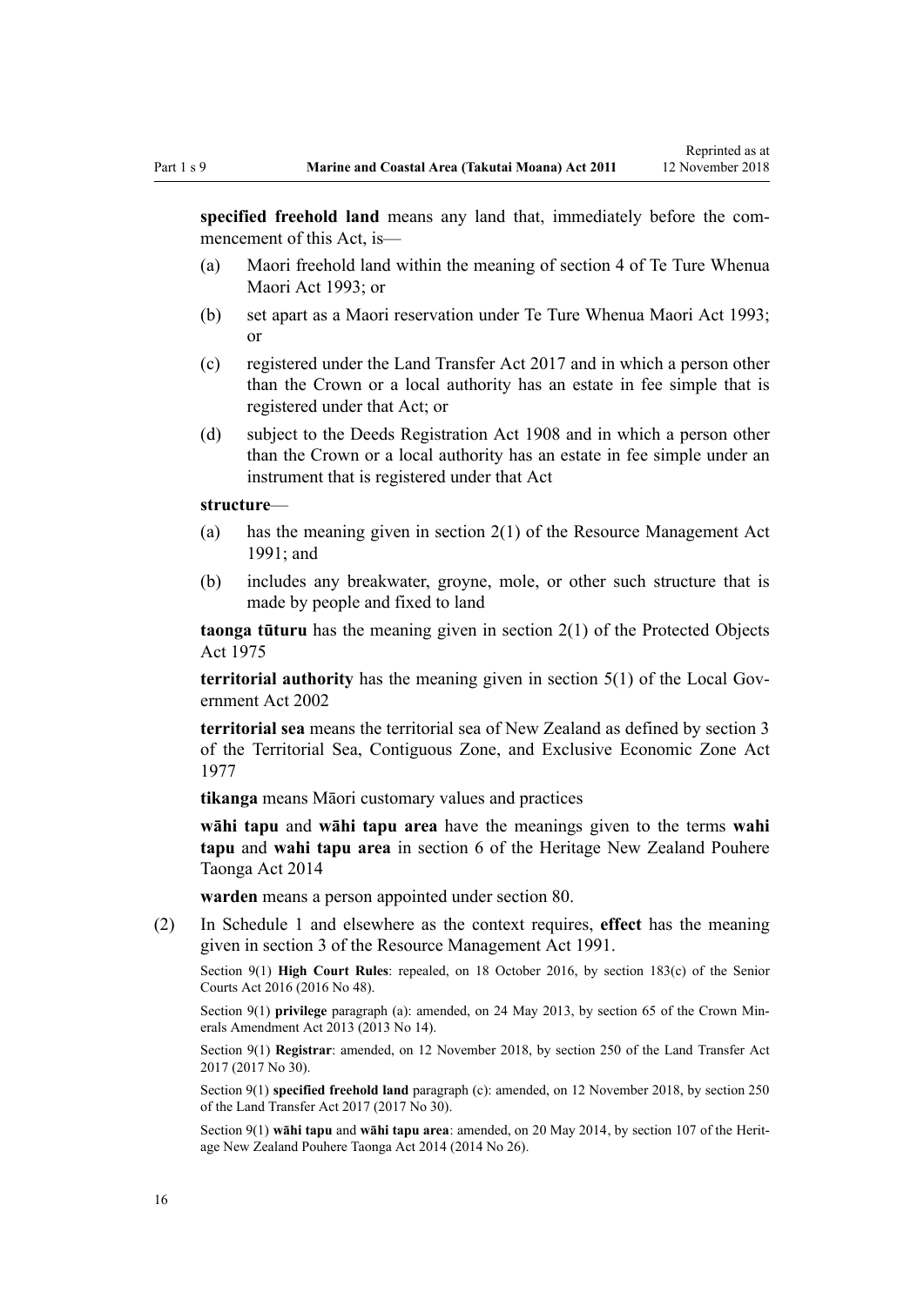**specified freehold land** means any land that, immediately before the commencement of this Act, is—

(a) Maori freehold land within the meaning of section 4 of Te Ture Whenua Maori Act 1993; or

(b) set apart as a Maori reservation under Te Ture Whenua Maori Act 1993; or

(c) registered under the Land Transfer Act 2017 and in which a person other than the Crown or a local authority has an estate in fee simple that is registered under that Act; or

(d) subject to the Deeds Registration Act 1908 and in which a person other than the Crown or a local authority has an estate in fee simple under an instrument that is registered under that Act

**structure**—

(a) has the meaning given in section 2(1) of the Resource Management Act 1991; and

(b) includes any breakwater, groyne, mole, or other such structure that is made by people and fixed to land

**taonga tūturu** has the meaning given in section 2(1) of the Protected Objects Act 1975

**territorial authority** has the meaning given in section 5(1) of the Local Government Act 2002

**territorial sea** means the territorial sea of New Zealand as defined by section 3 of the Territorial Sea, Contiguous Zone, and Exclusive Economic Zone Act 1977

**tikanga** means Māori customary values and practices

**wāhi tapu** and **wāhi tapu area** have the meanings given to the terms **wahi tapu** and **wahi tapu area** in section 6 of the Heritage New Zealand Pouhere Taonga Act 2014

**warden** means a person appointed under section 80.

(2) In Schedule 1 and elsewhere as the context requires, **effect** has the meaning given in section 3 of the Resource Management Act 1991.

Section 9(1) **High Court Rules**: repealed, on 18 October 2016, by section 183(c) of the Senior Courts Act 2016 (2016 No 48).

Section 9(1) **privilege** paragraph (a): amended, on 24 May 2013, by section 65 of the Crown Minerals Amendment Act 2013 (2013 No 14).

Section 9(1) **Registrar**: amended, on 12 November 2018, by section 250 of the Land Transfer Act 2017 (2017 No 30).

Section 9(1) **specified freehold land** paragraph (c): amended, on 12 November 2018, by section 250 of the Land Transfer Act 2017 (2017 No 30).

Section 9(1) **wāhi tapu** and **wāhi tapu area**: amended, on 20 May 2014, by section 107 of the Heritage New Zealand Pouhere Taonga Act 2014 (2014 No 26).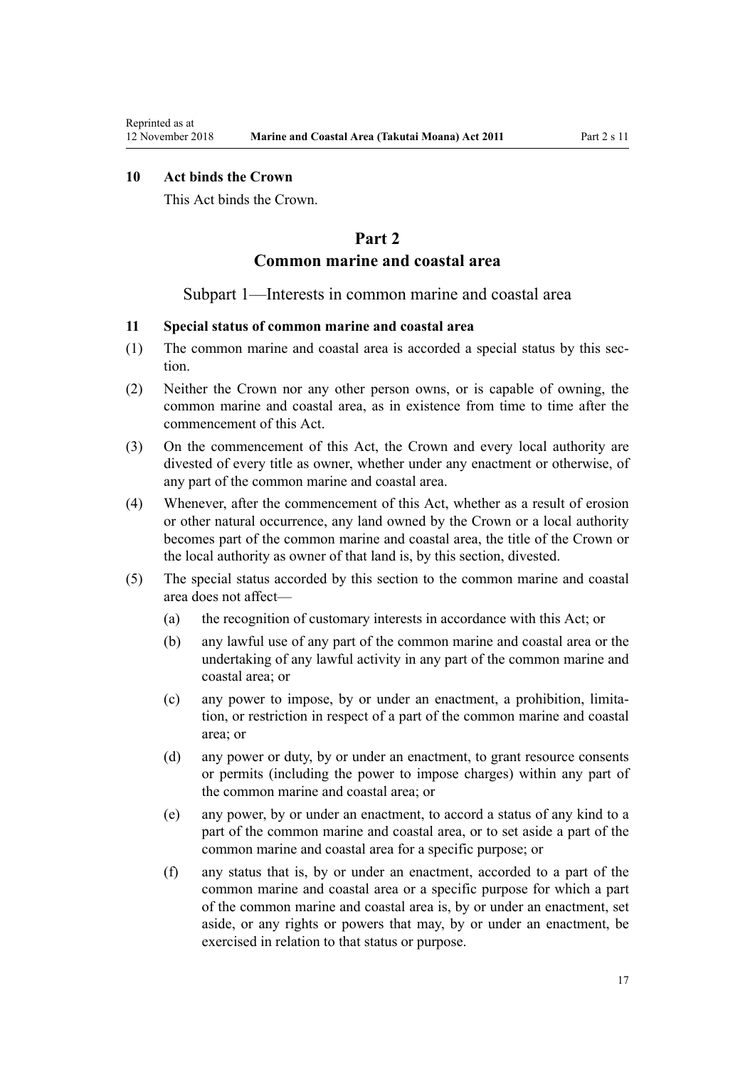### 10 Act binds the Crown

This Act binds the Crown.

## Part 2
## Common marine and coastal area

### Subpart 1—Interests in common marine and coastal area

### 11 Special status of common marine and coastal area

(1) The common marine and coastal area is accorded a special status by this section.

(2) Neither the Crown nor any other person owns, or is capable of owning, the common marine and coastal area, as in existence from time to time after the commencement of this Act.

(3) On the commencement of this Act, the Crown and every local authority are divested of every title as owner, whether under any enactment or otherwise, of any part of the common marine and coastal area.

(4) Whenever, after the commencement of this Act, whether as a result of erosion or other natural occurrence, any land owned by the Crown or a local authority becomes part of the common marine and coastal area, the title of the Crown or the local authority as owner of that land is, by this section, divested.

(5) The special status accorded by this section to the common marine and coastal area does not affect—

(a) the recognition of customary interests in accordance with this Act; or

(b) any lawful use of any part of the common marine and coastal area or the undertaking of any lawful activity in any part of the common marine and coastal area; or

(c) any power to impose, by or under an enactment, a prohibition, limitation, or restriction in respect of a part of the common marine and coastal area; or

(d) any power or duty, by or under an enactment, to grant resource consents or permits (including the power to impose charges) within any part of the common marine and coastal area; or

(e) any power, by or under an enactment, to accord a status of any kind to a part of the common marine and coastal area, or to set aside a part of the common marine and coastal area for a specific purpose; or

(f) any status that is, by or under an enactment, accorded to a part of the common marine and coastal area or a specific purpose for which a part of the common marine and coastal area is, by or under an enactment, set aside, or any rights or powers that may, by or under an enactment, be exercised in relation to that status or purpose.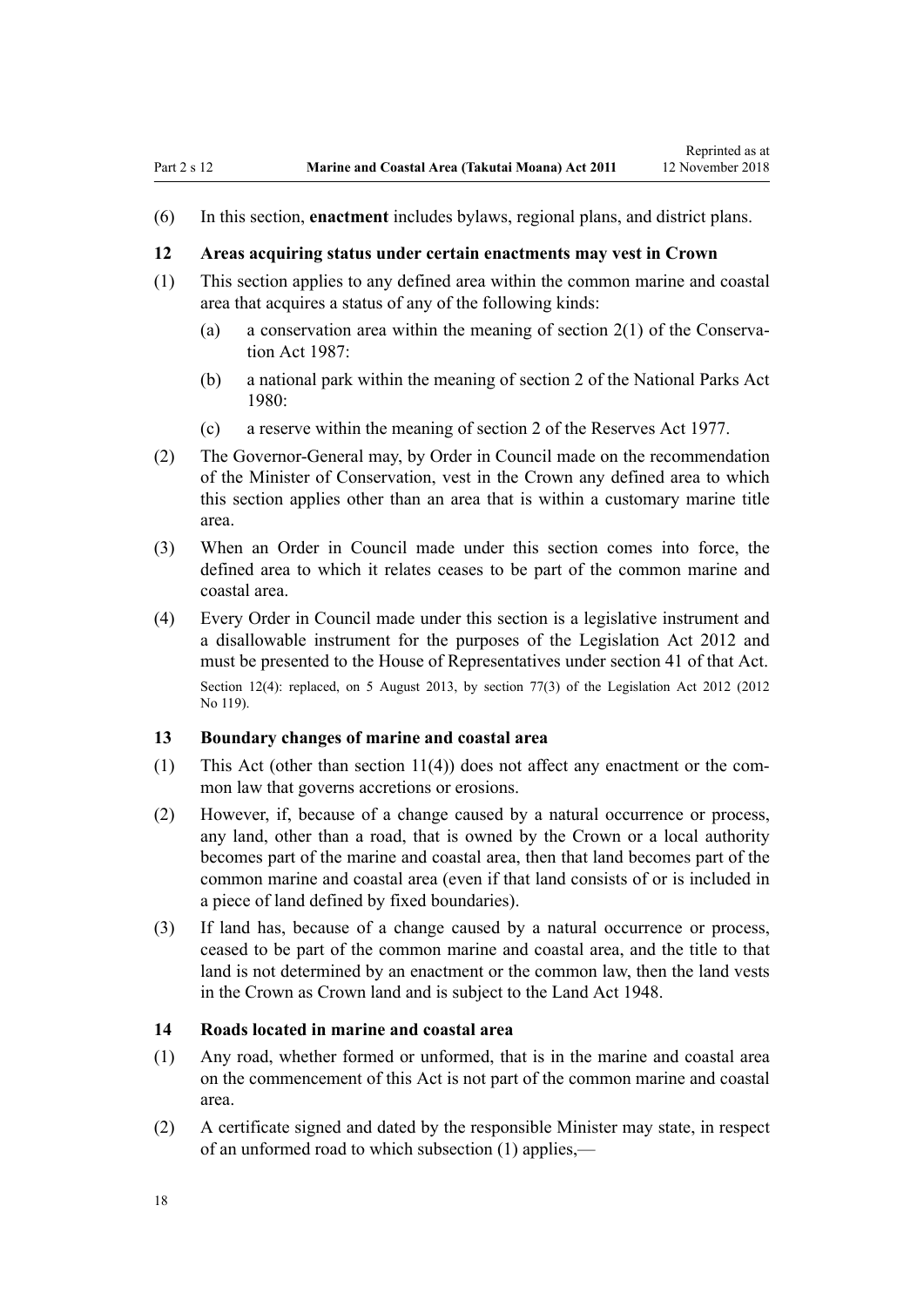(6) In this section, **enactment** includes bylaws, regional plans, and district plans.

### 12 Areas acquiring status under certain enactments may vest in Crown

(1) This section applies to any defined area within the common marine and coastal area that acquires a status of any of the following kinds:

  (a) a conservation area within the meaning of section 2(1) of the Conservation Act 1987:

  (b) a national park within the meaning of section 2 of the National Parks Act 1980:

  (c) a reserve within the meaning of section 2 of the Reserves Act 1977.

(2) The Governor-General may, by Order in Council made on the recommendation of the Minister of Conservation, vest in the Crown any defined area to which this section applies other than an area that is within a customary marine title area.

(3) When an Order in Council made under this section comes into force, the defined area to which it relates ceases to be part of the common marine and coastal area.

(4) Every Order in Council made under this section is a legislative instrument and a disallowable instrument for the purposes of the Legislation Act 2012 and must be presented to the House of Representatives under section 41 of that Act.

Section 12(4): replaced, on 5 August 2013, by section 77(3) of the Legislation Act 2012 (2012 No 119).

### 13 Boundary changes of marine and coastal area

(1) This Act (other than section 11(4)) does not affect any enactment or the common law that governs accretions or erosions.

(2) However, if, because of a change caused by a natural occurrence or process, any land, other than a road, that is owned by the Crown or a local authority becomes part of the marine and coastal area, then that land becomes part of the common marine and coastal area (even if that land consists of or is included in a piece of land defined by fixed boundaries).

(3) If land has, because of a change caused by a natural occurrence or process, ceased to be part of the common marine and coastal area, and the title to that land is not determined by an enactment or the common law, then the land vests in the Crown as Crown land and is subject to the Land Act 1948.

### 14 Roads located in marine and coastal area

(1) Any road, whether formed or unformed, that is in the marine and coastal area on the commencement of this Act is not part of the common marine and coastal area.

(2) A certificate signed and dated by the responsible Minister may state, in respect of an unformed road to which subsection (1) applies,—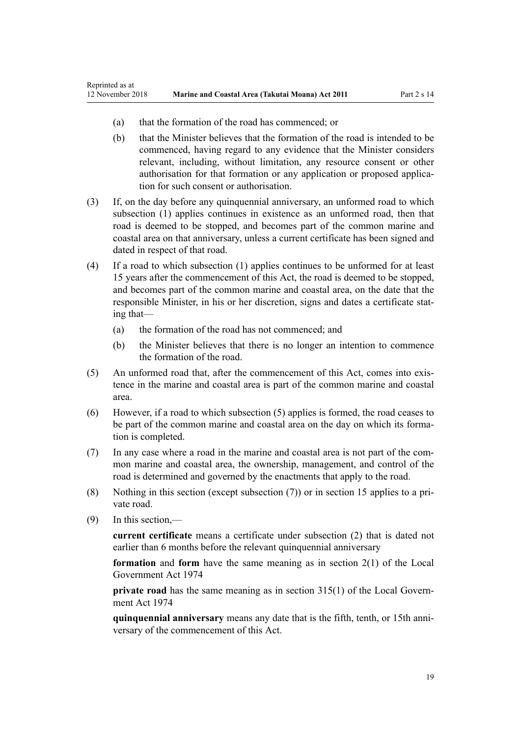(a) that the formation of the road has commenced; or

(b) that the Minister believes that the formation of the road is intended to be commenced, having regard to any evidence that the Minister considers relevant, including, without limitation, any resource consent or other authorisation for that formation or any application or proposed application for such consent or authorisation.

(3) If, on the day before any quinquennial anniversary, an unformed road to which subsection (1) applies continues in existence as an unformed road, then that road is deemed to be stopped, and becomes part of the common marine and coastal area on that anniversary, unless a current certificate has been signed and dated in respect of that road.

(4) If a road to which subsection (1) applies continues to be unformed for at least 15 years after the commencement of this Act, the road is deemed to be stopped, and becomes part of the common marine and coastal area, on the date that the responsible Minister, in his or her discretion, signs and dates a certificate stating that—

(a) the formation of the road has not commenced; and

(b) the Minister believes that there is no longer an intention to commence the formation of the road.

(5) An unformed road that, after the commencement of this Act, comes into existence in the marine and coastal area is part of the common marine and coastal area.

(6) However, if a road to which subsection (5) applies is formed, the road ceases to be part of the common marine and coastal area on the day on which its formation is completed.

(7) In any case where a road in the marine and coastal area is not part of the common marine and coastal area, the ownership, management, and control of the road is determined and governed by the enactments that apply to the road.

(8) Nothing in this section (except subsection (7)) or in section 15 applies to a private road.

(9) In this section,—

**current certificate** means a certificate under subsection (2) that is dated not earlier than 6 months before the relevant quinquennial anniversary

**formation** and **form** have the same meaning as in section 2(1) of the Local Government Act 1974

**private road** has the same meaning as in section 315(1) of the Local Government Act 1974

**quinquennial anniversary** means any date that is the fifth, tenth, or 15th anniversary of the commencement of this Act.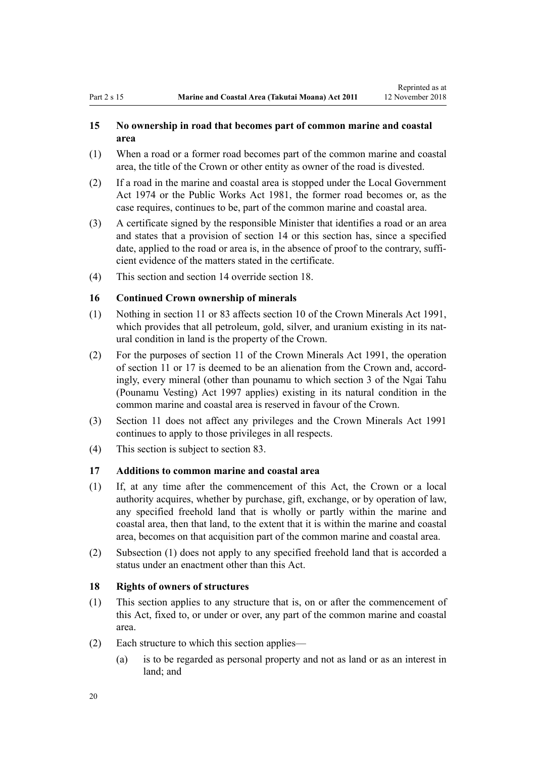### 15 No ownership in road that becomes part of common marine and coastal area

(1) When a road or a former road becomes part of the common marine and coastal area, the title of the Crown or other entity as owner of the road is divested.

(2) If a road in the marine and coastal area is stopped under the Local Government Act 1974 or the Public Works Act 1981, the former road becomes or, as the case requires, continues to be, part of the common marine and coastal area.

(3) A certificate signed by the responsible Minister that identifies a road or an area and states that a provision of section 14 or this section has, since a specified date, applied to the road or area is, in the absence of proof to the contrary, sufficient evidence of the matters stated in the certificate.

(4) This section and section 14 override section 18.

### 16 Continued Crown ownership of minerals

(1) Nothing in section 11 or 83 affects section 10 of the Crown Minerals Act 1991, which provides that all petroleum, gold, silver, and uranium existing in its natural condition in land is the property of the Crown.

(2) For the purposes of section 11 of the Crown Minerals Act 1991, the operation of section 11 or 17 is deemed to be an alienation from the Crown and, accordingly, every mineral (other than pounamu to which section 3 of the Ngai Tahu (Pounamu Vesting) Act 1997 applies) existing in its natural condition in the common marine and coastal area is reserved in favour of the Crown.

(3) Section 11 does not affect any privileges and the Crown Minerals Act 1991 continues to apply to those privileges in all respects.

(4) This section is subject to section 83.

### 17 Additions to common marine and coastal area

(1) If, at any time after the commencement of this Act, the Crown or a local authority acquires, whether by purchase, gift, exchange, or by operation of law, any specified freehold land that is wholly or partly within the marine and coastal area, then that land, to the extent that it is within the marine and coastal area, becomes on that acquisition part of the common marine and coastal area.

(2) Subsection (1) does not apply to any specified freehold land that is accorded a status under an enactment other than this Act.

### 18 Rights of owners of structures

(1) This section applies to any structure that is, on or after the commencement of this Act, fixed to, or under or over, any part of the common marine and coastal area.

(2) Each structure to which this section applies—

   (a) is to be regarded as personal property and not as land or as an interest in land; and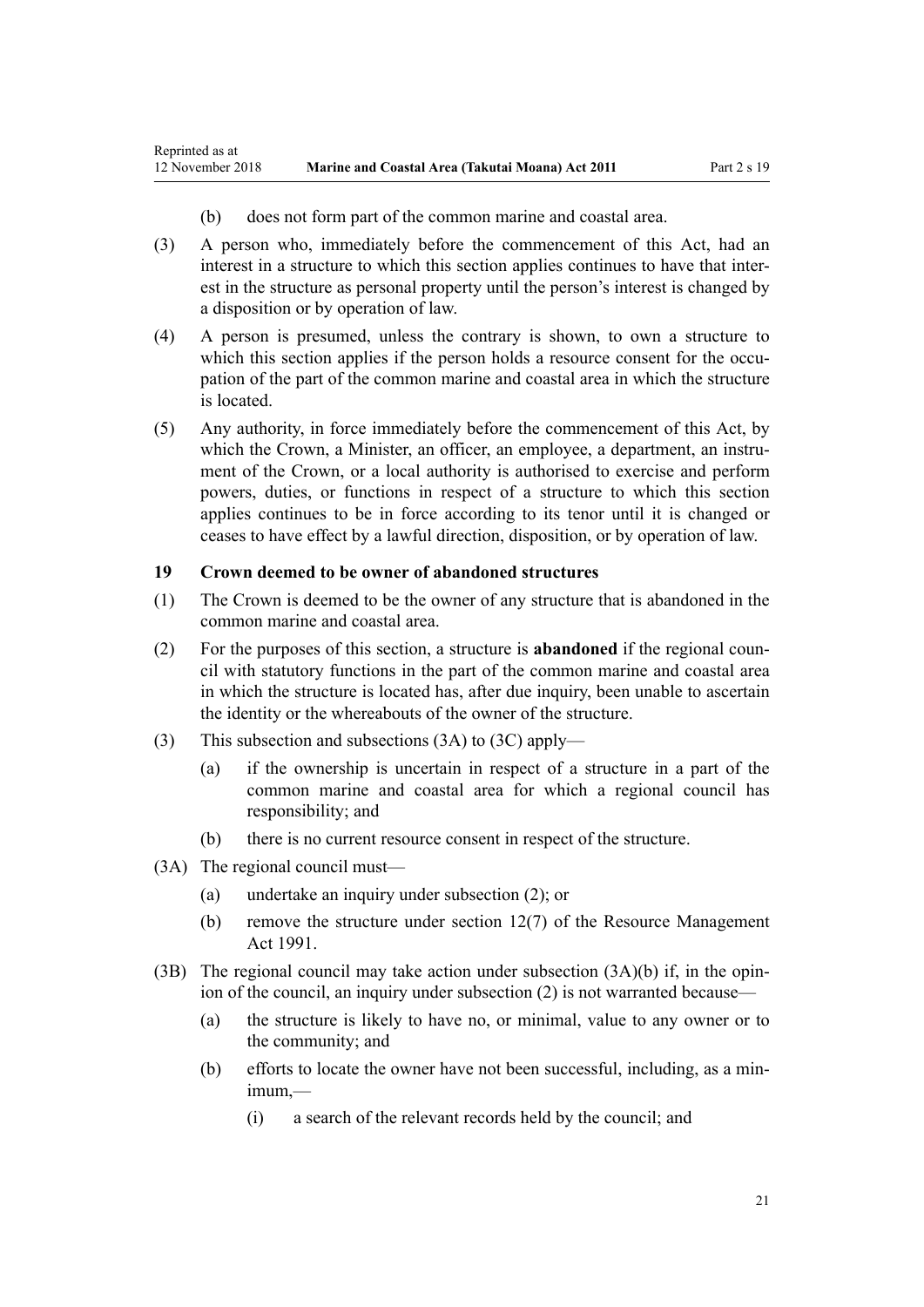(b) does not form part of the common marine and coastal area.

(3) A person who, immediately before the commencement of this Act, had an interest in a structure to which this section applies continues to have that interest in the structure as personal property until the person's interest is changed by a disposition or by operation of law.

(4) A person is presumed, unless the contrary is shown, to own a structure to which this section applies if the person holds a resource consent for the occupation of the part of the common marine and coastal area in which the structure is located.

(5) Any authority, in force immediately before the commencement of this Act, by which the Crown, a Minister, an officer, an employee, a department, an instrument of the Crown, or a local authority is authorised to exercise and perform powers, duties, or functions in respect of a structure to which this section applies continues to be in force according to its tenor until it is changed or ceases to have effect by a lawful direction, disposition, or by operation of law.

### 19 Crown deemed to be owner of abandoned structures

(1) The Crown is deemed to be the owner of any structure that is abandoned in the common marine and coastal area.

(2) For the purposes of this section, a structure is **abandoned** if the regional council with statutory functions in the part of the common marine and coastal area in which the structure is located has, after due inquiry, been unable to ascertain the identity or the whereabouts of the owner of the structure.

(3) This subsection and subsections (3A) to (3C) apply—

(a) if the ownership is uncertain in respect of a structure in a part of the common marine and coastal area for which a regional council has responsibility; and

(b) there is no current resource consent in respect of the structure.

(3A) The regional council must—

(a) undertake an inquiry under subsection (2); or

(b) remove the structure under section 12(7) of the Resource Management Act 1991.

(3B) The regional council may take action under subsection (3A)(b) if, in the opinion of the council, an inquiry under subsection (2) is not warranted because—

(a) the structure is likely to have no, or minimal, value to any owner or to the community; and

(b) efforts to locate the owner have not been successful, including, as a minimum,—

(i) a search of the relevant records held by the council; and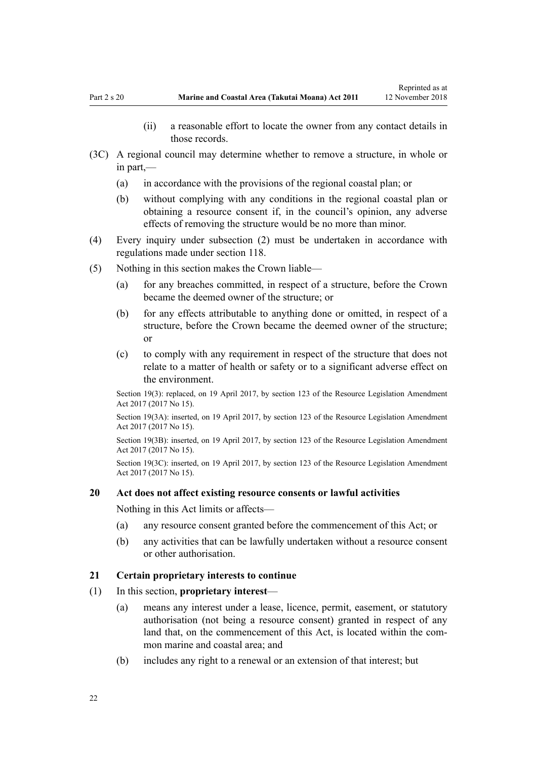(ii) a reasonable effort to locate the owner from any contact details in those records.

(3C) A regional council may determine whether to remove a structure, in whole or in part,—

(a) in accordance with the provisions of the regional coastal plan; or

(b) without complying with any conditions in the regional coastal plan or obtaining a resource consent if, in the council's opinion, any adverse effects of removing the structure would be no more than minor.

(4) Every inquiry under subsection (2) must be undertaken in accordance with regulations made under section 118.

(5) Nothing in this section makes the Crown liable—

(a) for any breaches committed, in respect of a structure, before the Crown became the deemed owner of the structure; or

(b) for any effects attributable to anything done or omitted, in respect of a structure, before the Crown became the deemed owner of the structure; or

(c) to comply with any requirement in respect of the structure that does not relate to a matter of health or safety or to a significant adverse effect on the environment.

Section 19(3): replaced, on 19 April 2017, by section 123 of the Resource Legislation Amendment Act 2017 (2017 No 15).

Section 19(3A): inserted, on 19 April 2017, by section 123 of the Resource Legislation Amendment Act 2017 (2017 No 15).

Section 19(3B): inserted, on 19 April 2017, by section 123 of the Resource Legislation Amendment Act 2017 (2017 No 15).

Section 19(3C): inserted, on 19 April 2017, by section 123 of the Resource Legislation Amendment Act 2017 (2017 No 15).

### 20 Act does not affect existing resource consents or lawful activities

Nothing in this Act limits or affects—

(a) any resource consent granted before the commencement of this Act; or

(b) any activities that can be lawfully undertaken without a resource consent or other authorisation.

### 21 Certain proprietary interests to continue

(1) In this section, **proprietary interest**—

(a) means any interest under a lease, licence, permit, easement, or statutory authorisation (not being a resource consent) granted in respect of any land that, on the commencement of this Act, is located within the common marine and coastal area; and

(b) includes any right to a renewal or an extension of that interest; but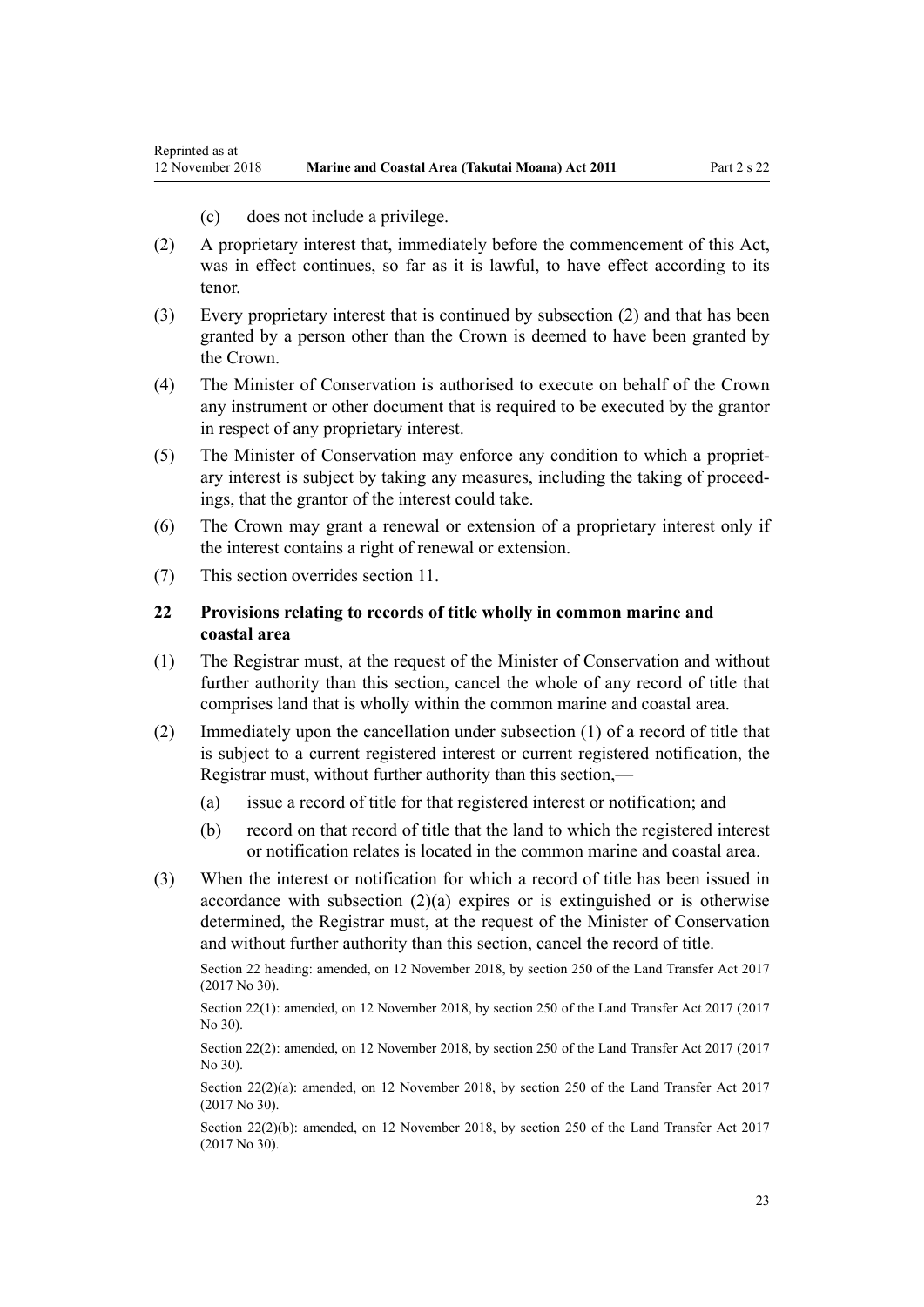(c) does not include a privilege.

(2) A proprietary interest that, immediately before the commencement of this Act, was in effect continues, so far as it is lawful, to have effect according to its tenor.

(3) Every proprietary interest that is continued by subsection (2) and that has been granted by a person other than the Crown is deemed to have been granted by the Crown.

(4) The Minister of Conservation is authorised to execute on behalf of the Crown any instrument or other document that is required to be executed by the grantor in respect of any proprietary interest.

(5) The Minister of Conservation may enforce any condition to which a proprietary interest is subject by taking any measures, including the taking of proceedings, that the grantor of the interest could take.

(6) The Crown may grant a renewal or extension of a proprietary interest only if the interest contains a right of renewal or extension.

(7) This section overrides section 11.

### 22 Provisions relating to records of title wholly in common marine and coastal area

(1) The Registrar must, at the request of the Minister of Conservation and without further authority than this section, cancel the whole of any record of title that comprises land that is wholly within the common marine and coastal area.

(2) Immediately upon the cancellation under subsection (1) of a record of title that is subject to a current registered interest or current registered notification, the Registrar must, without further authority than this section,—

(a) issue a record of title for that registered interest or notification; and

(b) record on that record of title that the land to which the registered interest or notification relates is located in the common marine and coastal area.

(3) When the interest or notification for which a record of title has been issued in accordance with subsection (2)(a) expires or is extinguished or is otherwise determined, the Registrar must, at the request of the Minister of Conservation and without further authority than this section, cancel the record of title.

Section 22 heading: amended, on 12 November 2018, by section 250 of the Land Transfer Act 2017 (2017 No 30).

Section 22(1): amended, on 12 November 2018, by section 250 of the Land Transfer Act 2017 (2017 No 30).

Section 22(2): amended, on 12 November 2018, by section 250 of the Land Transfer Act 2017 (2017 No 30).

Section 22(2)(a): amended, on 12 November 2018, by section 250 of the Land Transfer Act 2017 (2017 No 30).

Section 22(2)(b): amended, on 12 November 2018, by section 250 of the Land Transfer Act 2017 (2017 No 30).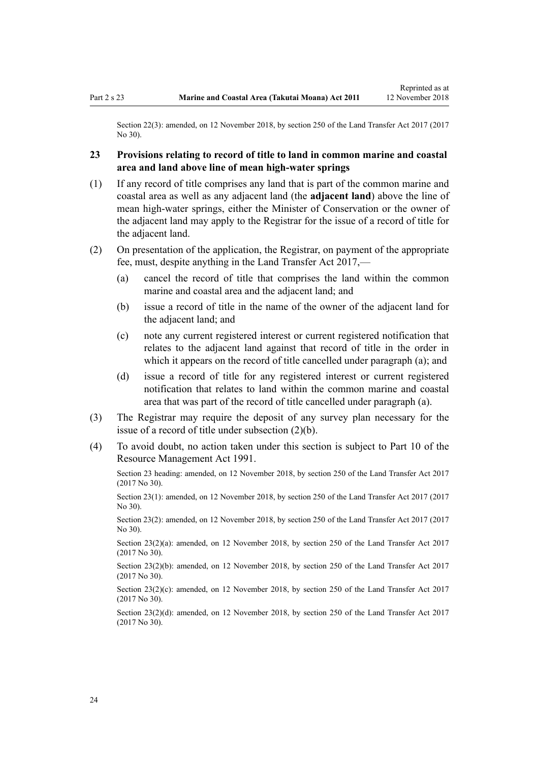Section 22(3): amended, on 12 November 2018, by section 250 of the Land Transfer Act 2017 (2017 No 30).

### 23 Provisions relating to record of title to land in common marine and coastal area and land above line of mean high-water springs

(1) If any record of title comprises any land that is part of the common marine and coastal area as well as any adjacent land (the **adjacent land**) above the line of mean high-water springs, either the Minister of Conservation or the owner of the adjacent land may apply to the Registrar for the issue of a record of title for the adjacent land.

(2) On presentation of the application, the Registrar, on payment of the appropriate fee, must, despite anything in the Land Transfer Act 2017,—

- (a) cancel the record of title that comprises the land within the common marine and coastal area and the adjacent land; and
- (b) issue a record of title in the name of the owner of the adjacent land for the adjacent land; and
- (c) note any current registered interest or current registered notification that relates to the adjacent land against that record of title in the order in which it appears on the record of title cancelled under paragraph (a); and
- (d) issue a record of title for any registered interest or current registered notification that relates to land within the common marine and coastal area that was part of the record of title cancelled under paragraph (a).

(3) The Registrar may require the deposit of any survey plan necessary for the issue of a record of title under subsection (2)(b).

(4) To avoid doubt, no action taken under this section is subject to Part 10 of the Resource Management Act 1991.

Section 23 heading: amended, on 12 November 2018, by section 250 of the Land Transfer Act 2017 (2017 No 30).

Section 23(1): amended, on 12 November 2018, by section 250 of the Land Transfer Act 2017 (2017 No 30).

Section 23(2): amended, on 12 November 2018, by section 250 of the Land Transfer Act 2017 (2017 No 30).

Section 23(2)(a): amended, on 12 November 2018, by section 250 of the Land Transfer Act 2017 (2017 No 30).

Section 23(2)(b): amended, on 12 November 2018, by section 250 of the Land Transfer Act 2017 (2017 No 30).

Section 23(2)(c): amended, on 12 November 2018, by section 250 of the Land Transfer Act 2017 (2017 No 30).

Section 23(2)(d): amended, on 12 November 2018, by section 250 of the Land Transfer Act 2017 (2017 No 30).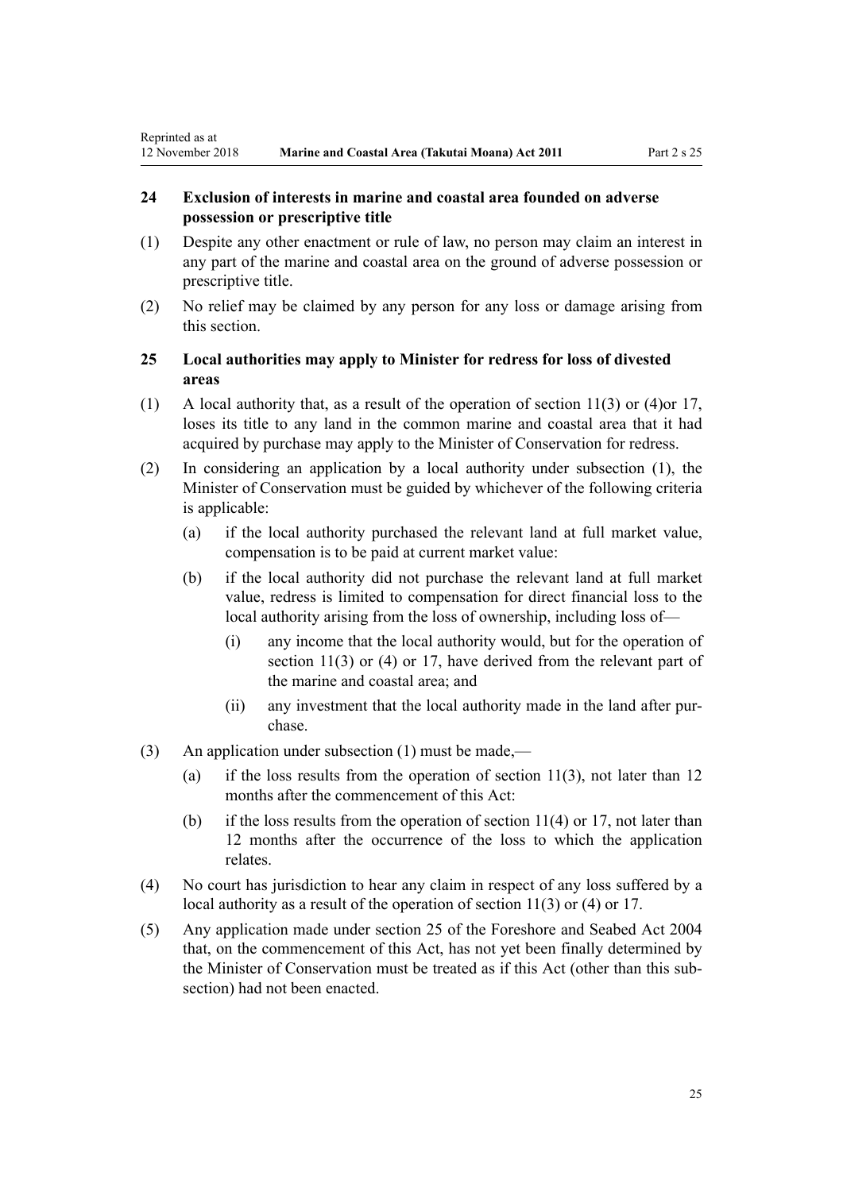## 24 Exclusion of interests in marine and coastal area founded on adverse possession or prescriptive title

(1) Despite any other enactment or rule of law, no person may claim an interest in any part of the marine and coastal area on the ground of adverse possession or prescriptive title.

(2) No relief may be claimed by any person for any loss or damage arising from this section.

## 25 Local authorities may apply to Minister for redress for loss of divested areas

(1) A local authority that, as a result of the operation of section 11(3) or (4)or 17, loses its title to any land in the common marine and coastal area that it had acquired by purchase may apply to the Minister of Conservation for redress.

(2) In considering an application by a local authority under subsection (1), the Minister of Conservation must be guided by whichever of the following criteria is applicable:

- (a) if the local authority purchased the relevant land at full market value, compensation is to be paid at current market value:
- (b) if the local authority did not purchase the relevant land at full market value, redress is limited to compensation for direct financial loss to the local authority arising from the loss of ownership, including loss of—
  - (i) any income that the local authority would, but for the operation of section 11(3) or (4) or 17, have derived from the relevant part of the marine and coastal area; and
  - (ii) any investment that the local authority made in the land after purchase.

(3) An application under subsection (1) must be made,—

- (a) if the loss results from the operation of section 11(3), not later than 12 months after the commencement of this Act:
- (b) if the loss results from the operation of section 11(4) or 17, not later than 12 months after the occurrence of the loss to which the application relates.

(4) No court has jurisdiction to hear any claim in respect of any loss suffered by a local authority as a result of the operation of section 11(3) or (4) or 17.

(5) Any application made under section 25 of the Foreshore and Seabed Act 2004 that, on the commencement of this Act, has not yet been finally determined by the Minister of Conservation must be treated as if this Act (other than this subsection) had not been enacted.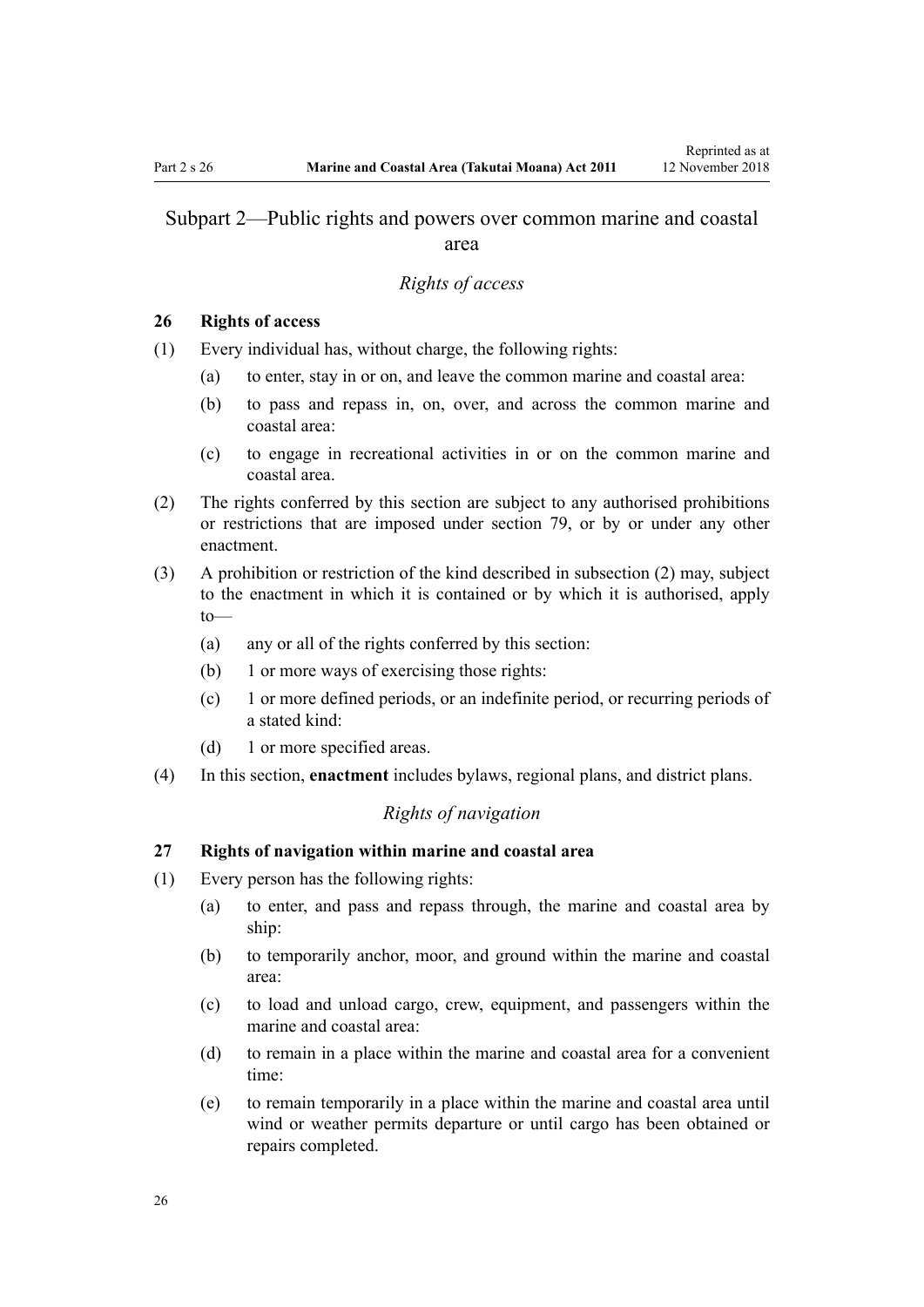## Subpart 2—Public rights and powers over common marine and coastal area

### *Rights of access*

**26 Rights of access**

(1) Every individual has, without charge, the following rights:

- (a) to enter, stay in or on, and leave the common marine and coastal area:
- (b) to pass and repass in, on, over, and across the common marine and coastal area:
- (c) to engage in recreational activities in or on the common marine and coastal area.

(2) The rights conferred by this section are subject to any authorised prohibitions or restrictions that are imposed under section 79, or by or under any other enactment.

(3) A prohibition or restriction of the kind described in subsection (2) may, subject to the enactment in which it is contained or by which it is authorised, apply to—

- (a) any or all of the rights conferred by this section:
- (b) 1 or more ways of exercising those rights:
- (c) 1 or more defined periods, or an indefinite period, or recurring periods of a stated kind:
- (d) 1 or more specified areas.

(4) In this section, **enactment** includes bylaws, regional plans, and district plans.

### *Rights of navigation*

**27 Rights of navigation within marine and coastal area**

(1) Every person has the following rights:

- (a) to enter, and pass and repass through, the marine and coastal area by ship:
- (b) to temporarily anchor, moor, and ground within the marine and coastal area:
- (c) to load and unload cargo, crew, equipment, and passengers within the marine and coastal area:
- (d) to remain in a place within the marine and coastal area for a convenient time:
- (e) to remain temporarily in a place within the marine and coastal area until wind or weather permits departure or until cargo has been obtained or repairs completed.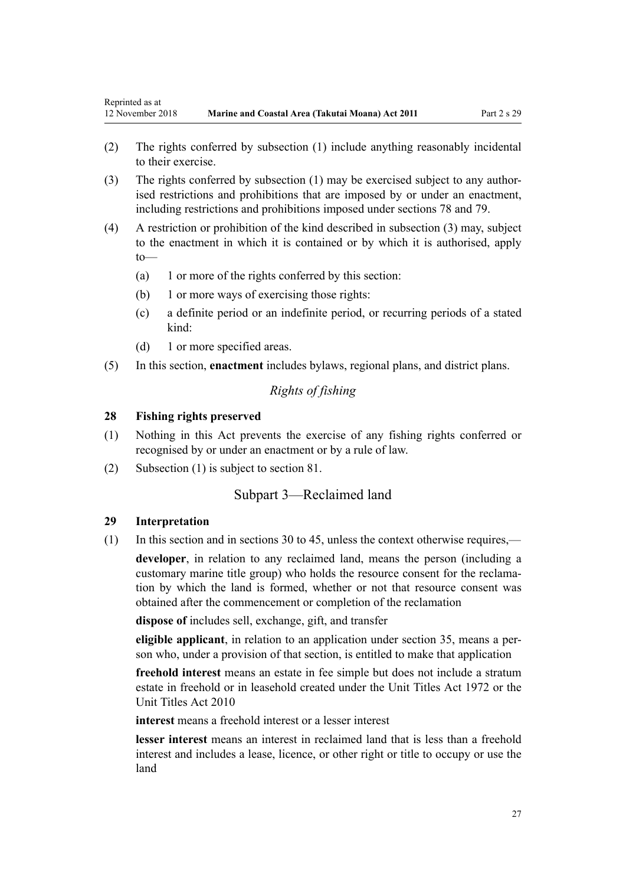(2) The rights conferred by subsection (1) include anything reasonably incidental to their exercise.

(3) The rights conferred by subsection (1) may be exercised subject to any authorised restrictions and prohibitions that are imposed by or under an enactment, including restrictions and prohibitions imposed under sections 78 and 79.

(4) A restriction or prohibition of the kind described in subsection (3) may, subject to the enactment in which it is contained or by which it is authorised, apply to—

   (a) 1 or more of the rights conferred by this section:

   (b) 1 or more ways of exercising those rights:

   (c) a definite period or an indefinite period, or recurring periods of a stated kind:

   (d) 1 or more specified areas.

(5) In this section, **enactment** includes bylaws, regional plans, and district plans.

*Rights of fishing*

### 28 Fishing rights preserved

(1) Nothing in this Act prevents the exercise of any fishing rights conferred or recognised by or under an enactment or by a rule of law.

(2) Subsection (1) is subject to section 81.

## Subpart 3—Reclaimed land

### 29 Interpretation

(1) In this section and in sections 30 to 45, unless the context otherwise requires,—

**developer**, in relation to any reclaimed land, means the person (including a customary marine title group) who holds the resource consent for the reclamation by which the land is formed, whether or not that resource consent was obtained after the commencement or completion of the reclamation

**dispose of** includes sell, exchange, gift, and transfer

**eligible applicant**, in relation to an application under section 35, means a person who, under a provision of that section, is entitled to make that application

**freehold interest** means an estate in fee simple but does not include a stratum estate in freehold or in leasehold created under the Unit Titles Act 1972 or the Unit Titles Act 2010

**interest** means a freehold interest or a lesser interest

**lesser interest** means an interest in reclaimed land that is less than a freehold interest and includes a lease, licence, or other right or title to occupy or use the land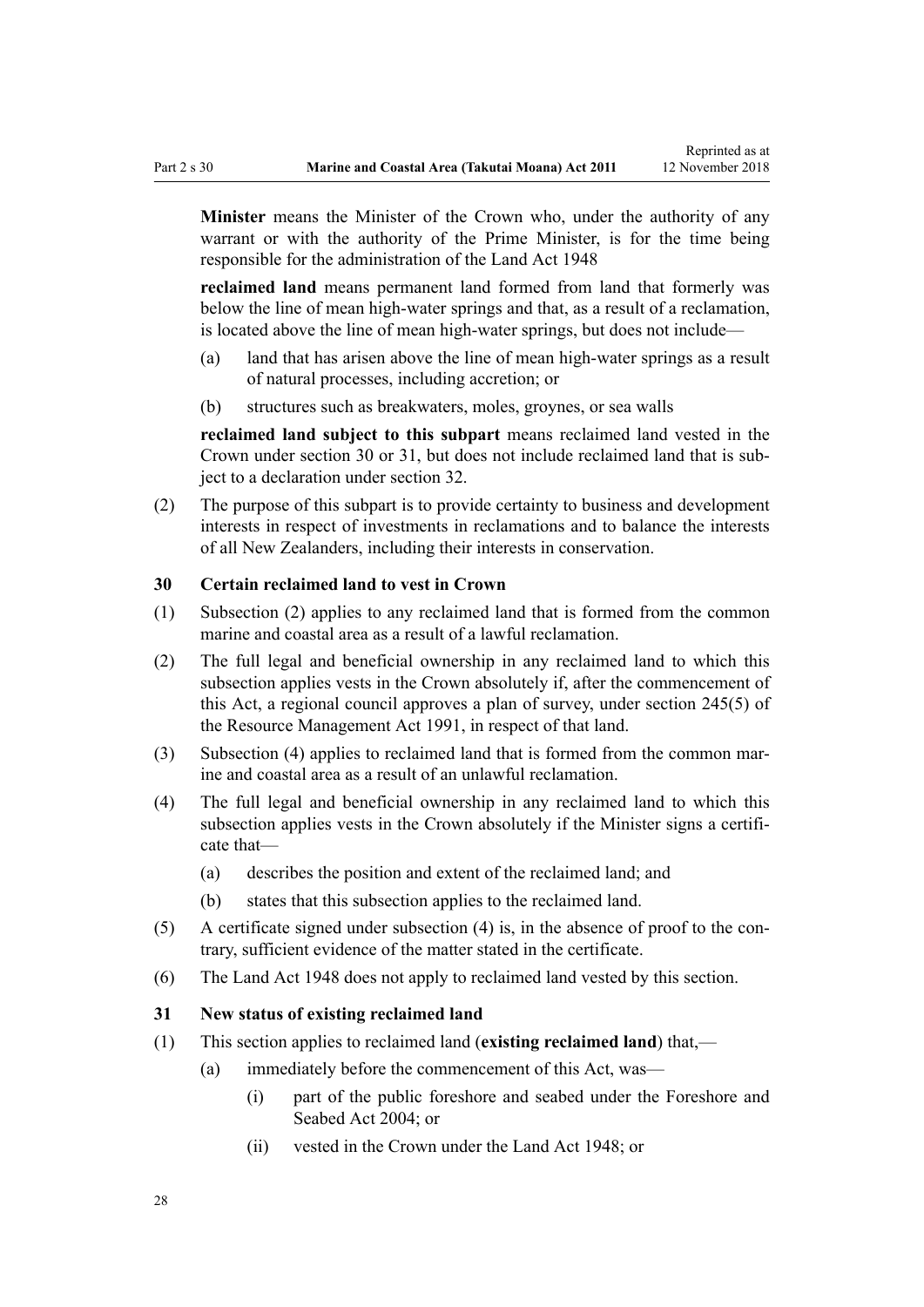**Minister** means the Minister of the Crown who, under the authority of any warrant or with the authority of the Prime Minister, is for the time being responsible for the administration of the Land Act 1948

**reclaimed land** means permanent land formed from land that formerly was below the line of mean high-water springs and that, as a result of a reclamation, is located above the line of mean high-water springs, but does not include—

- (a) land that has arisen above the line of mean high-water springs as a result of natural processes, including accretion; or
- (b) structures such as breakwaters, moles, groynes, or sea walls

**reclaimed land subject to this subpart** means reclaimed land vested in the Crown under section 30 or 31, but does not include reclaimed land that is subject to a declaration under section 32.

(2) The purpose of this subpart is to provide certainty to business and development interests in respect of investments in reclamations and to balance the interests of all New Zealanders, including their interests in conservation.

### 30 Certain reclaimed land to vest in Crown

(1) Subsection (2) applies to any reclaimed land that is formed from the common marine and coastal area as a result of a lawful reclamation.

(2) The full legal and beneficial ownership in any reclaimed land to which this subsection applies vests in the Crown absolutely if, after the commencement of this Act, a regional council approves a plan of survey, under section 245(5) of the Resource Management Act 1991, in respect of that land.

(3) Subsection (4) applies to reclaimed land that is formed from the common marine and coastal area as a result of an unlawful reclamation.

(4) The full legal and beneficial ownership in any reclaimed land to which this subsection applies vests in the Crown absolutely if the Minister signs a certificate that—

- (a) describes the position and extent of the reclaimed land; and
- (b) states that this subsection applies to the reclaimed land.

(5) A certificate signed under subsection (4) is, in the absence of proof to the contrary, sufficient evidence of the matter stated in the certificate.

(6) The Land Act 1948 does not apply to reclaimed land vested by this section.

### 31 New status of existing reclaimed land

(1) This section applies to reclaimed land (**existing reclaimed land**) that,—

- (a) immediately before the commencement of this Act, was—
  - (i) part of the public foreshore and seabed under the Foreshore and Seabed Act 2004; or
  - (ii) vested in the Crown under the Land Act 1948; or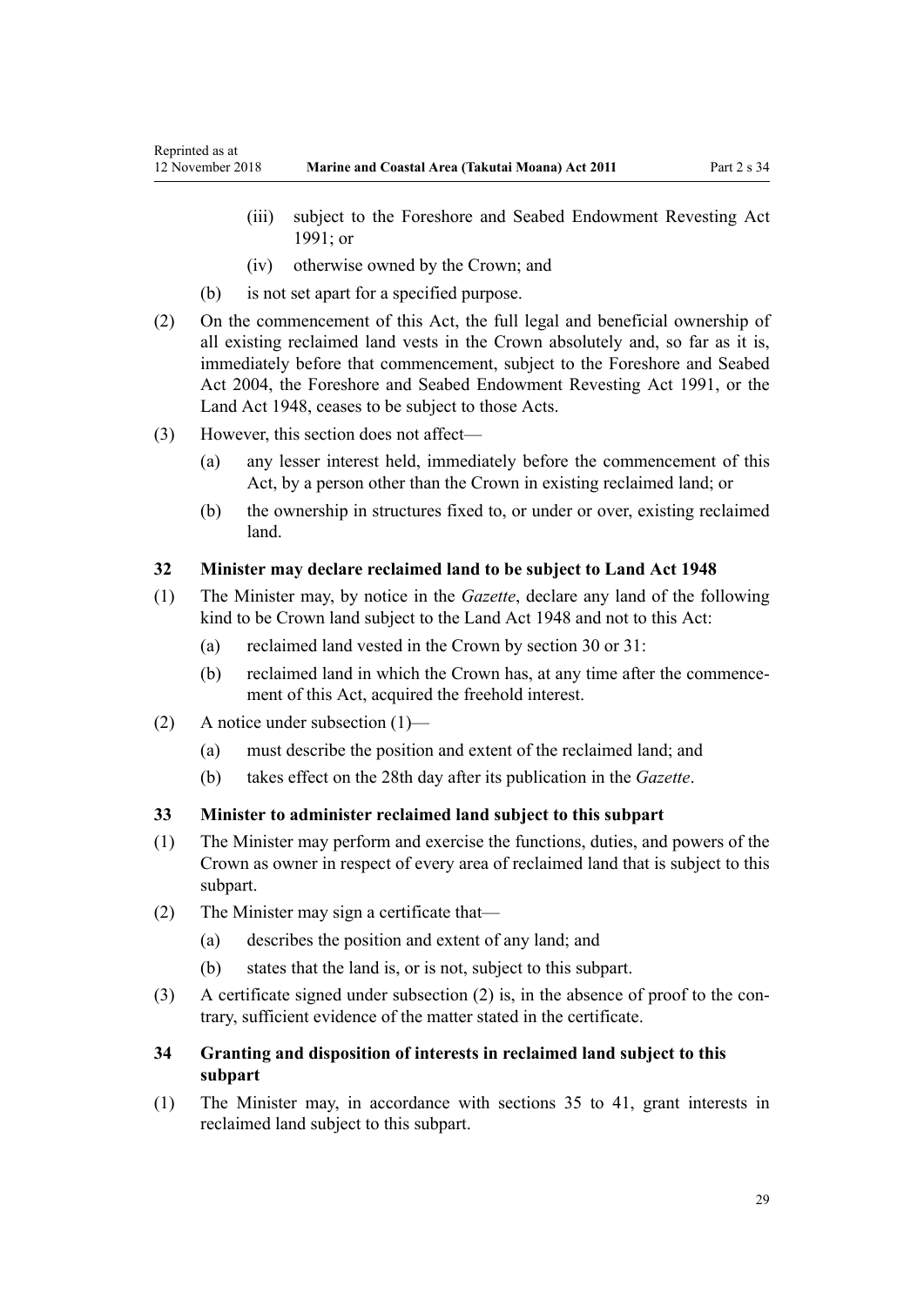(iii) subject to the Foreshore and Seabed Endowment Revesting Act 1991; or

(iv) otherwise owned by the Crown; and

(b) is not set apart for a specified purpose.

(2) On the commencement of this Act, the full legal and beneficial ownership of all existing reclaimed land vests in the Crown absolutely and, so far as it is, immediately before that commencement, subject to the Foreshore and Seabed Act 2004, the Foreshore and Seabed Endowment Revesting Act 1991, or the Land Act 1948, ceases to be subject to those Acts.

(3) However, this section does not affect—

(a) any lesser interest held, immediately before the commencement of this Act, by a person other than the Crown in existing reclaimed land; or

(b) the ownership in structures fixed to, or under or over, existing reclaimed land.

### 32 Minister may declare reclaimed land to be subject to Land Act 1948

(1) The Minister may, by notice in the *Gazette*, declare any land of the following kind to be Crown land subject to the Land Act 1948 and not to this Act:

(a) reclaimed land vested in the Crown by section 30 or 31:

(b) reclaimed land in which the Crown has, at any time after the commencement of this Act, acquired the freehold interest.

(2) A notice under subsection (1)—

(a) must describe the position and extent of the reclaimed land; and

(b) takes effect on the 28th day after its publication in the *Gazette*.

### 33 Minister to administer reclaimed land subject to this subpart

(1) The Minister may perform and exercise the functions, duties, and powers of the Crown as owner in respect of every area of reclaimed land that is subject to this subpart.

(2) The Minister may sign a certificate that—

(a) describes the position and extent of any land; and

(b) states that the land is, or is not, subject to this subpart.

(3) A certificate signed under subsection (2) is, in the absence of proof to the contrary, sufficient evidence of the matter stated in the certificate.

### 34 Granting and disposition of interests in reclaimed land subject to this subpart

(1) The Minister may, in accordance with sections 35 to 41, grant interests in reclaimed land subject to this subpart.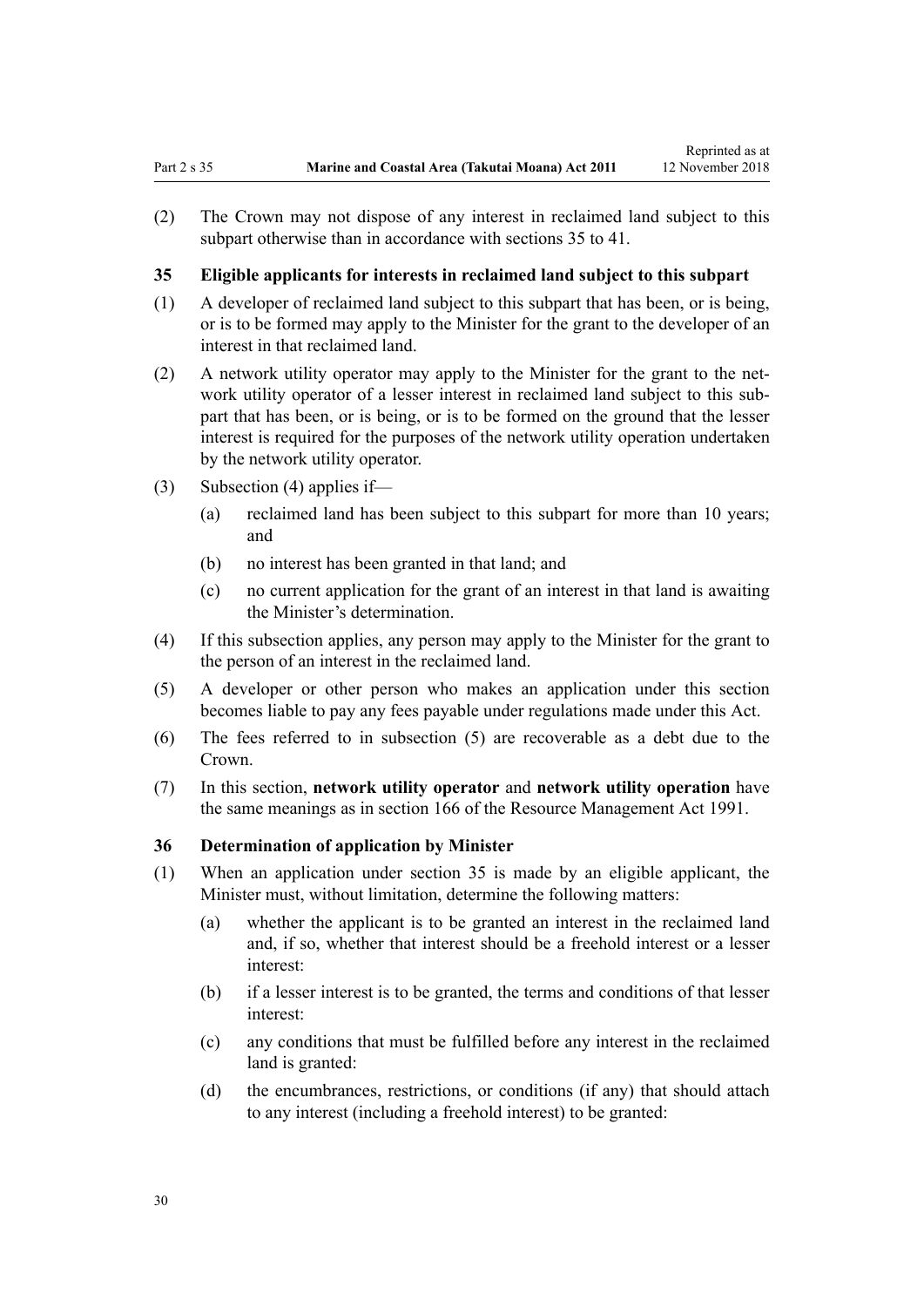(2) The Crown may not dispose of any interest in reclaimed land subject to this subpart otherwise than in accordance with sections 35 to 41.

### 35 Eligible applicants for interests in reclaimed land subject to this subpart

(1) A developer of reclaimed land subject to this subpart that has been, or is being, or is to be formed may apply to the Minister for the grant to the developer of an interest in that reclaimed land.

(2) A network utility operator may apply to the Minister for the grant to the network utility operator of a lesser interest in reclaimed land subject to this subpart that has been, or is being, or is to be formed on the ground that the lesser interest is required for the purposes of the network utility operation undertaken by the network utility operator.

(3) Subsection (4) applies if—

  (a) reclaimed land has been subject to this subpart for more than 10 years; and

  (b) no interest has been granted in that land; and

  (c) no current application for the grant of an interest in that land is awaiting the Minister's determination.

(4) If this subsection applies, any person may apply to the Minister for the grant to the person of an interest in the reclaimed land.

(5) A developer or other person who makes an application under this section becomes liable to pay any fees payable under regulations made under this Act.

(6) The fees referred to in subsection (5) are recoverable as a debt due to the Crown.

(7) In this section, **network utility operator** and **network utility operation** have the same meanings as in section 166 of the Resource Management Act 1991.

### 36 Determination of application by Minister

(1) When an application under section 35 is made by an eligible applicant, the Minister must, without limitation, determine the following matters:

  (a) whether the applicant is to be granted an interest in the reclaimed land and, if so, whether that interest should be a freehold interest or a lesser interest:

  (b) if a lesser interest is to be granted, the terms and conditions of that lesser interest:

  (c) any conditions that must be fulfilled before any interest in the reclaimed land is granted:

  (d) the encumbrances, restrictions, or conditions (if any) that should attach to any interest (including a freehold interest) to be granted: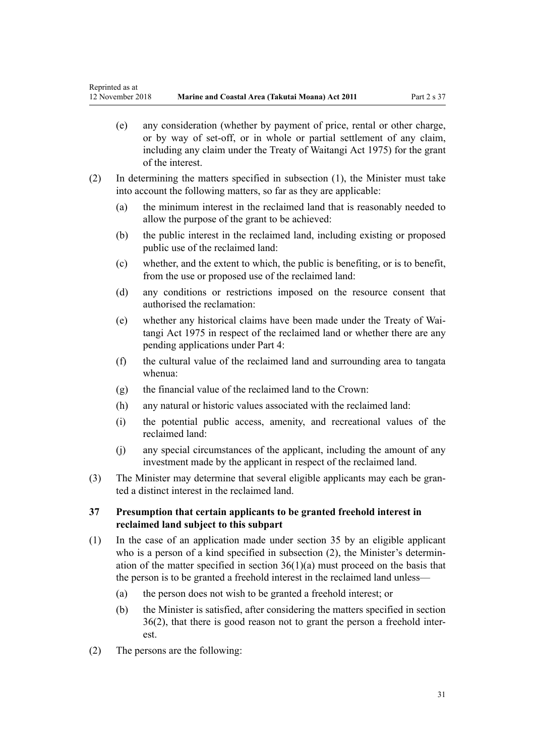(e) any consideration (whether by payment of price, rental or other charge, or by way of set-off, or in whole or partial settlement of any claim, including any claim under the Treaty of Waitangi Act 1975) for the grant of the interest.

(2) In determining the matters specified in subsection (1), the Minister must take into account the following matters, so far as they are applicable:

(a) the minimum interest in the reclaimed land that is reasonably needed to allow the purpose of the grant to be achieved:

(b) the public interest in the reclaimed land, including existing or proposed public use of the reclaimed land:

(c) whether, and the extent to which, the public is benefiting, or is to benefit, from the use or proposed use of the reclaimed land:

(d) any conditions or restrictions imposed on the resource consent that authorised the reclamation:

(e) whether any historical claims have been made under the Treaty of Waitangi Act 1975 in respect of the reclaimed land or whether there are any pending applications under Part 4:

(f) the cultural value of the reclaimed land and surrounding area to tangata whenua:

(g) the financial value of the reclaimed land to the Crown:

(h) any natural or historic values associated with the reclaimed land:

(i) the potential public access, amenity, and recreational values of the reclaimed land:

(j) any special circumstances of the applicant, including the amount of any investment made by the applicant in respect of the reclaimed land.

(3) The Minister may determine that several eligible applicants may each be granted a distinct interest in the reclaimed land.

### 37 Presumption that certain applicants to be granted freehold interest in reclaimed land subject to this subpart

(1) In the case of an application made under section 35 by an eligible applicant who is a person of a kind specified in subsection (2), the Minister's determination of the matter specified in section 36(1)(a) must proceed on the basis that the person is to be granted a freehold interest in the reclaimed land unless—

(a) the person does not wish to be granted a freehold interest; or

(b) the Minister is satisfied, after considering the matters specified in section 36(2), that there is good reason not to grant the person a freehold interest.

(2) The persons are the following: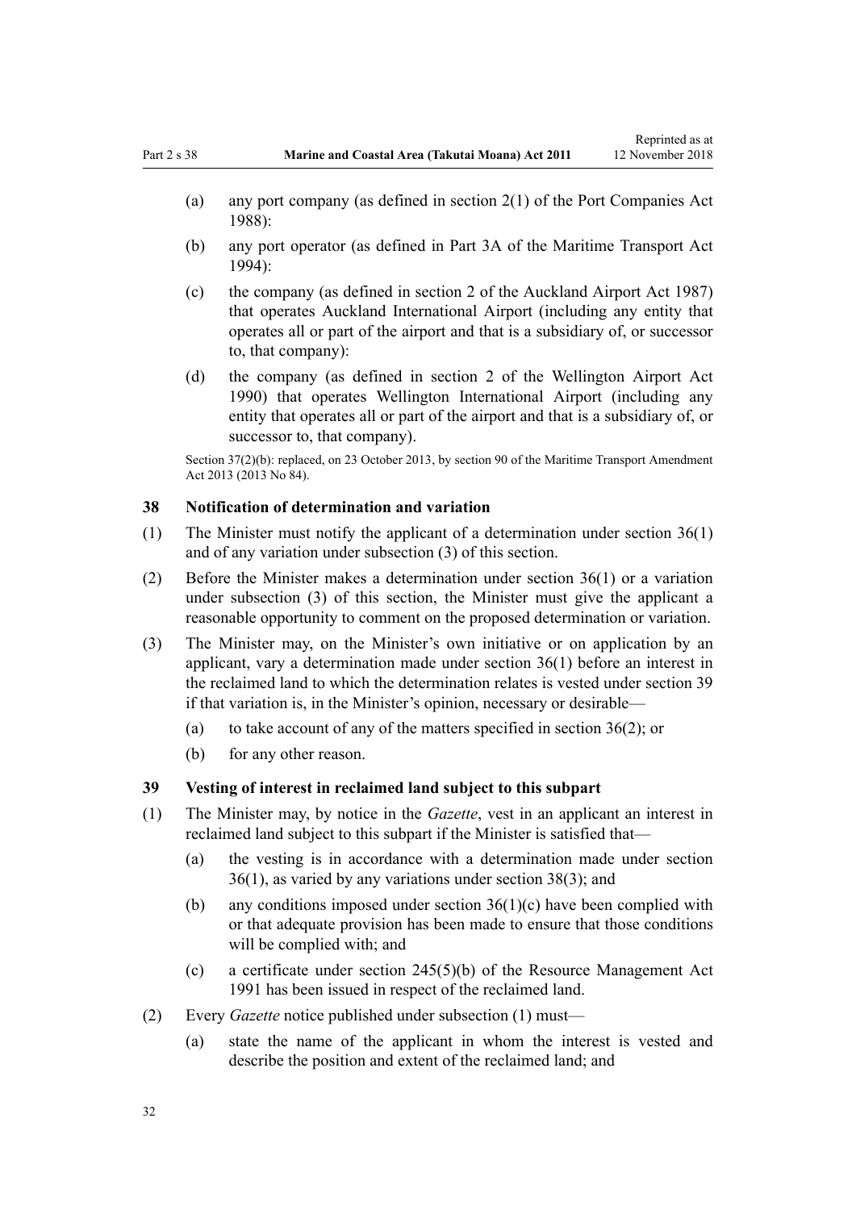(a) any port company (as defined in section 2(1) of the Port Companies Act 1988):

(b) any port operator (as defined in Part 3A of the Maritime Transport Act 1994):

(c) the company (as defined in section 2 of the Auckland Airport Act 1987) that operates Auckland International Airport (including any entity that operates all or part of the airport and that is a subsidiary of, or successor to, that company):

(d) the company (as defined in section 2 of the Wellington Airport Act 1990) that operates Wellington International Airport (including any entity that operates all or part of the airport and that is a subsidiary of, or successor to, that company).

Section 37(2)(b): replaced, on 23 October 2013, by section 90 of the Maritime Transport Amendment Act 2013 (2013 No 84).

### 38 Notification of determination and variation

(1) The Minister must notify the applicant of a determination under section 36(1) and of any variation under subsection (3) of this section.

(2) Before the Minister makes a determination under section 36(1) or a variation under subsection (3) of this section, the Minister must give the applicant a reasonable opportunity to comment on the proposed determination or variation.

(3) The Minister may, on the Minister's own initiative or on application by an applicant, vary a determination made under section 36(1) before an interest in the reclaimed land to which the determination relates is vested under section 39 if that variation is, in the Minister's opinion, necessary or desirable—

(a) to take account of any of the matters specified in section 36(2); or

(b) for any other reason.

### 39 Vesting of interest in reclaimed land subject to this subpart

(1) The Minister may, by notice in the *Gazette*, vest in an applicant an interest in reclaimed land subject to this subpart if the Minister is satisfied that—

(a) the vesting is in accordance with a determination made under section 36(1), as varied by any variations under section 38(3); and

(b) any conditions imposed under section 36(1)(c) have been complied with or that adequate provision has been made to ensure that those conditions will be complied with; and

(c) a certificate under section 245(5)(b) of the Resource Management Act 1991 has been issued in respect of the reclaimed land.

(2) Every *Gazette* notice published under subsection (1) must—

(a) state the name of the applicant in whom the interest is vested and describe the position and extent of the reclaimed land; and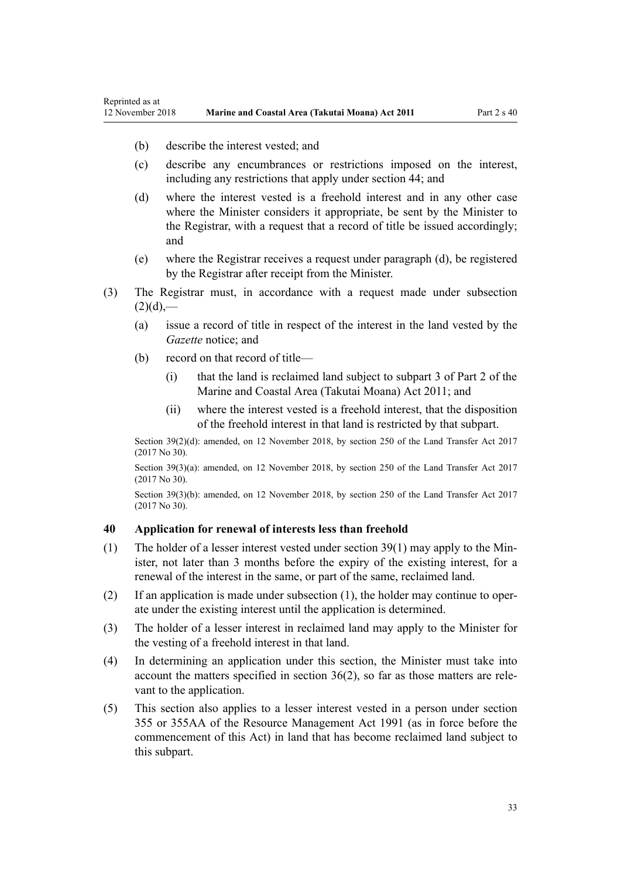(b) describe the interest vested; and

(c) describe any encumbrances or restrictions imposed on the interest, including any restrictions that apply under section 44; and

(d) where the interest vested is a freehold interest and in any other case where the Minister considers it appropriate, be sent by the Minister to the Registrar, with a request that a record of title be issued accordingly; and

(e) where the Registrar receives a request under paragraph (d), be registered by the Registrar after receipt from the Minister.

(3) The Registrar must, in accordance with a request made under subsection (2)(d),—

(a) issue a record of title in respect of the interest in the land vested by the *Gazette* notice; and

(b) record on that record of title—

(i) that the land is reclaimed land subject to subpart 3 of Part 2 of the Marine and Coastal Area (Takutai Moana) Act 2011; and

(ii) where the interest vested is a freehold interest, that the disposition of the freehold interest in that land is restricted by that subpart.

Section 39(2)(d): amended, on 12 November 2018, by section 250 of the Land Transfer Act 2017 (2017 No 30).

Section 39(3)(a): amended, on 12 November 2018, by section 250 of the Land Transfer Act 2017 (2017 No 30).

Section 39(3)(b): amended, on 12 November 2018, by section 250 of the Land Transfer Act 2017 (2017 No 30).

### 40 Application for renewal of interests less than freehold

(1) The holder of a lesser interest vested under section 39(1) may apply to the Minister, not later than 3 months before the expiry of the existing interest, for a renewal of the interest in the same, or part of the same, reclaimed land.

(2) If an application is made under subsection (1), the holder may continue to operate under the existing interest until the application is determined.

(3) The holder of a lesser interest in reclaimed land may apply to the Minister for the vesting of a freehold interest in that land.

(4) In determining an application under this section, the Minister must take into account the matters specified in section 36(2), so far as those matters are relevant to the application.

(5) This section also applies to a lesser interest vested in a person under section 355 or 355AA of the Resource Management Act 1991 (as in force before the commencement of this Act) in land that has become reclaimed land subject to this subpart.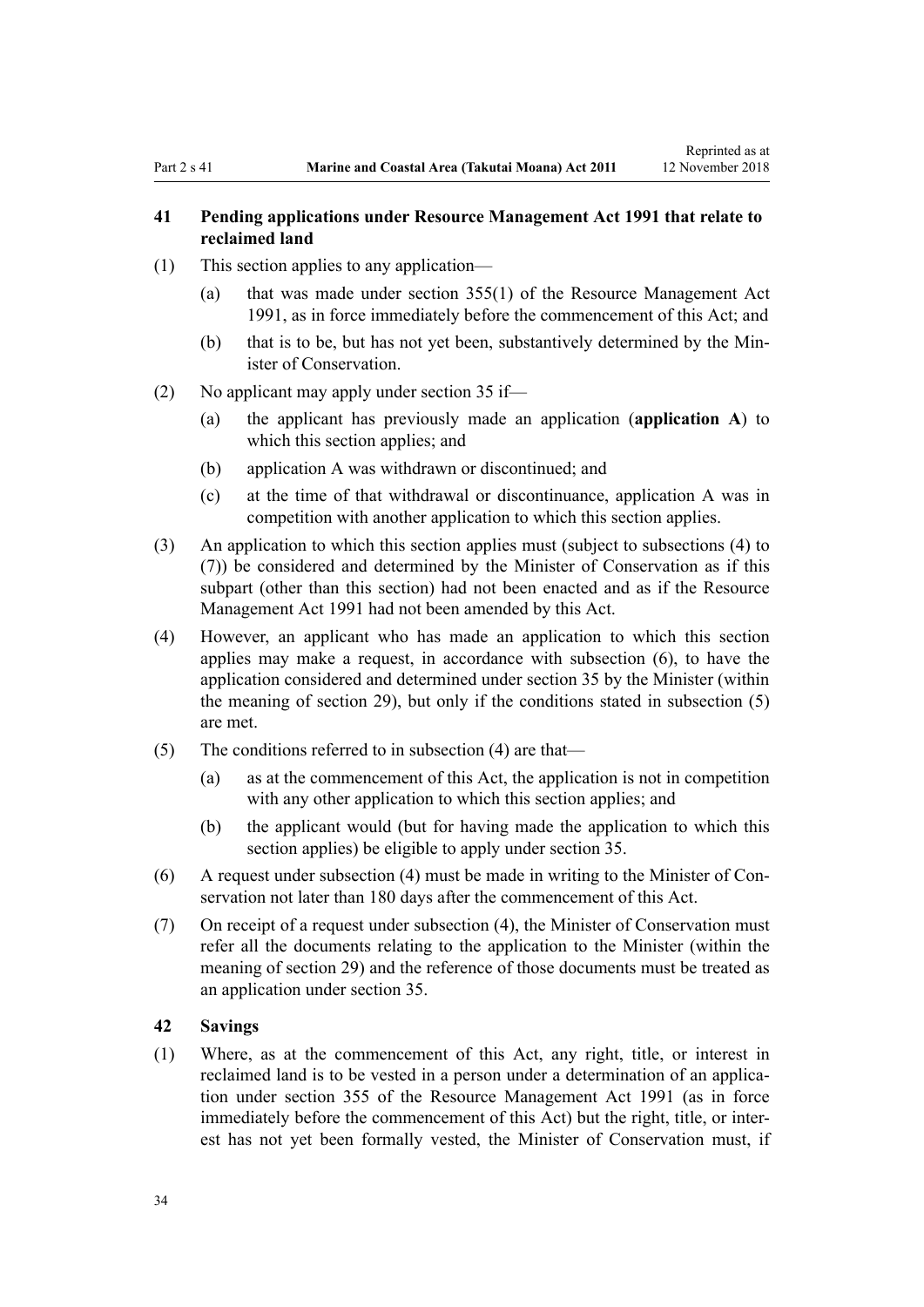### 41 Pending applications under Resource Management Act 1991 that relate to reclaimed land

(1) This section applies to any application—

(a) that was made under section 355(1) of the Resource Management Act 1991, as in force immediately before the commencement of this Act; and

(b) that is to be, but has not yet been, substantively determined by the Minister of Conservation.

(2) No applicant may apply under section 35 if—

(a) the applicant has previously made an application (**application A**) to which this section applies; and

(b) application A was withdrawn or discontinued; and

(c) at the time of that withdrawal or discontinuance, application A was in competition with another application to which this section applies.

(3) An application to which this section applies must (subject to subsections (4) to (7)) be considered and determined by the Minister of Conservation as if this subpart (other than this section) had not been enacted and as if the Resource Management Act 1991 had not been amended by this Act.

(4) However, an applicant who has made an application to which this section applies may make a request, in accordance with subsection (6), to have the application considered and determined under section 35 by the Minister (within the meaning of section 29), but only if the conditions stated in subsection (5) are met.

(5) The conditions referred to in subsection (4) are that—

(a) as at the commencement of this Act, the application is not in competition with any other application to which this section applies; and

(b) the applicant would (but for having made the application to which this section applies) be eligible to apply under section 35.

(6) A request under subsection (4) must be made in writing to the Minister of Conservation not later than 180 days after the commencement of this Act.

(7) On receipt of a request under subsection (4), the Minister of Conservation must refer all the documents relating to the application to the Minister (within the meaning of section 29) and the reference of those documents must be treated as an application under section 35.

### 42 Savings

(1) Where, as at the commencement of this Act, any right, title, or interest in reclaimed land is to be vested in a person under a determination of an application under section 355 of the Resource Management Act 1991 (as in force immediately before the commencement of this Act) but the right, title, or interest has not yet been formally vested, the Minister of Conservation must, if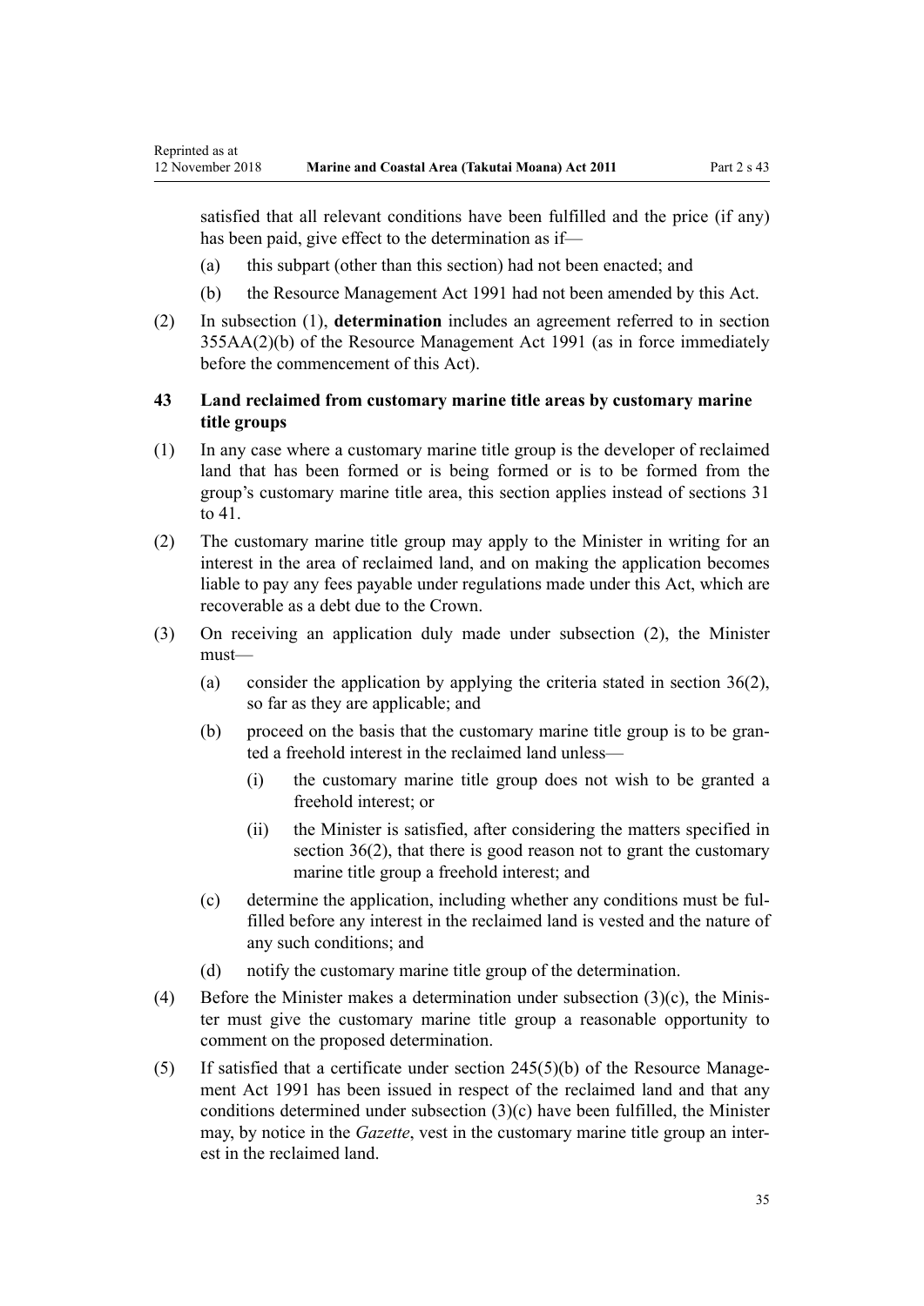satisfied that all relevant conditions have been fulfilled and the price (if any) has been paid, give effect to the determination as if—

(a) this subpart (other than this section) had not been enacted; and

(b) the Resource Management Act 1991 had not been amended by this Act.

(2) In subsection (1), **determination** includes an agreement referred to in section 355AA(2)(b) of the Resource Management Act 1991 (as in force immediately before the commencement of this Act).

### 43 Land reclaimed from customary marine title areas by customary marine title groups

(1) In any case where a customary marine title group is the developer of reclaimed land that has been formed or is being formed or is to be formed from the group's customary marine title area, this section applies instead of sections 31 to 41.

(2) The customary marine title group may apply to the Minister in writing for an interest in the area of reclaimed land, and on making the application becomes liable to pay any fees payable under regulations made under this Act, which are recoverable as a debt due to the Crown.

(3) On receiving an application duly made under subsection (2), the Minister must—

(a) consider the application by applying the criteria stated in section 36(2), so far as they are applicable; and

(b) proceed on the basis that the customary marine title group is to be granted a freehold interest in the reclaimed land unless—

(i) the customary marine title group does not wish to be granted a freehold interest; or

(ii) the Minister is satisfied, after considering the matters specified in section 36(2), that there is good reason not to grant the customary marine title group a freehold interest; and

(c) determine the application, including whether any conditions must be fulfilled before any interest in the reclaimed land is vested and the nature of any such conditions; and

(d) notify the customary marine title group of the determination.

(4) Before the Minister makes a determination under subsection (3)(c), the Minister must give the customary marine title group a reasonable opportunity to comment on the proposed determination.

(5) If satisfied that a certificate under section 245(5)(b) of the Resource Management Act 1991 has been issued in respect of the reclaimed land and that any conditions determined under subsection (3)(c) have been fulfilled, the Minister may, by notice in the *Gazette*, vest in the customary marine title group an interest in the reclaimed land.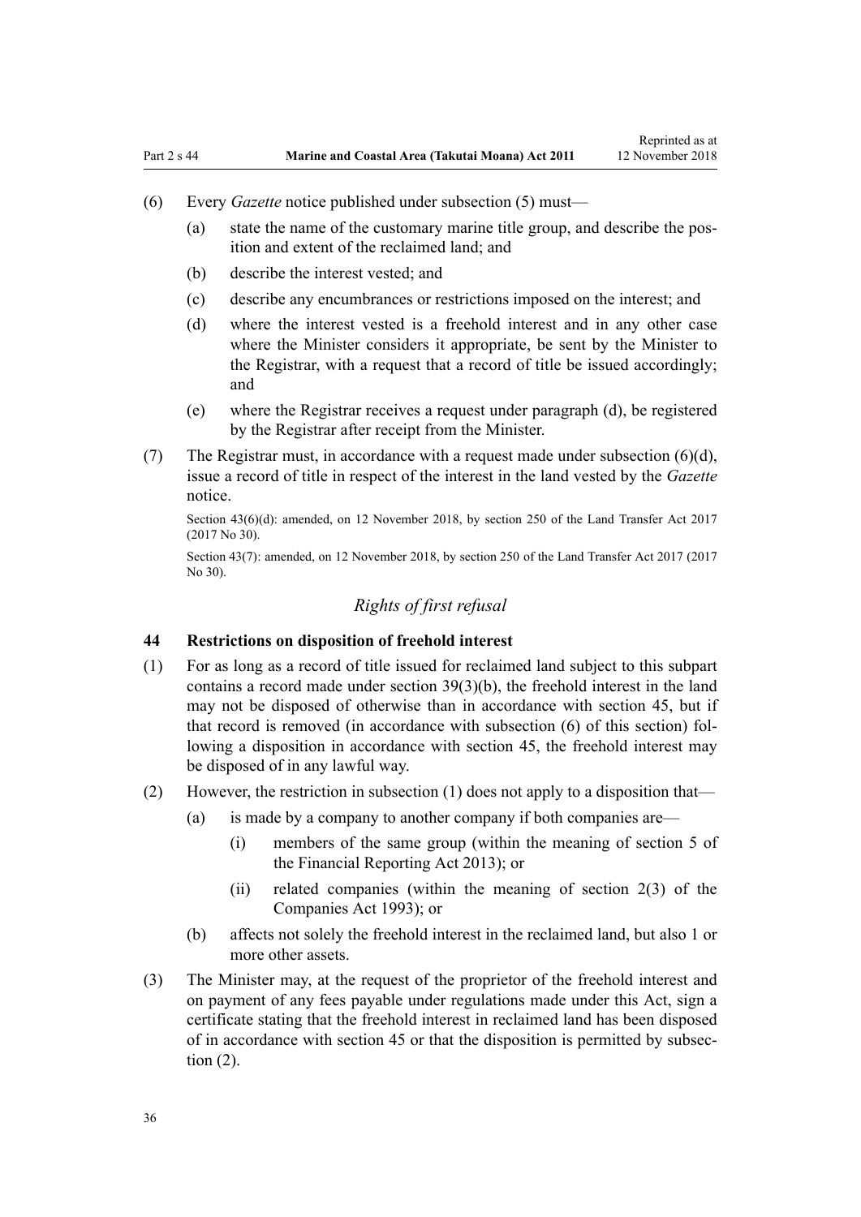(6) Every *Gazette* notice published under subsection (5) must—

(a) state the name of the customary marine title group, and describe the position and extent of the reclaimed land; and

(b) describe the interest vested; and

(c) describe any encumbrances or restrictions imposed on the interest; and

(d) where the interest vested is a freehold interest and in any other case where the Minister considers it appropriate, be sent by the Minister to the Registrar, with a request that a record of title be issued accordingly; and

(e) where the Registrar receives a request under paragraph (d), be registered by the Registrar after receipt from the Minister.

(7) The Registrar must, in accordance with a request made under subsection (6)(d), issue a record of title in respect of the interest in the land vested by the *Gazette* notice.

Section 43(6)(d): amended, on 12 November 2018, by section 250 of the Land Transfer Act 2017 (2017 No 30).

Section 43(7): amended, on 12 November 2018, by section 250 of the Land Transfer Act 2017 (2017 No 30).

### *Rights of first refusal*

**44 Restrictions on disposition of freehold interest**

(1) For as long as a record of title issued for reclaimed land subject to this subpart contains a record made under section 39(3)(b), the freehold interest in the land may not be disposed of otherwise than in accordance with section 45, but if that record is removed (in accordance with subsection (6) of this section) following a disposition in accordance with section 45, the freehold interest may be disposed of in any lawful way.

(2) However, the restriction in subsection (1) does not apply to a disposition that—

(a) is made by a company to another company if both companies are—

(i) members of the same group (within the meaning of section 5 of the Financial Reporting Act 2013); or

(ii) related companies (within the meaning of section 2(3) of the Companies Act 1993); or

(b) affects not solely the freehold interest in the reclaimed land, but also 1 or more other assets.

(3) The Minister may, at the request of the proprietor of the freehold interest and on payment of any fees payable under regulations made under this Act, sign a certificate stating that the freehold interest in reclaimed land has been disposed of in accordance with section 45 or that the disposition is permitted by subsection (2).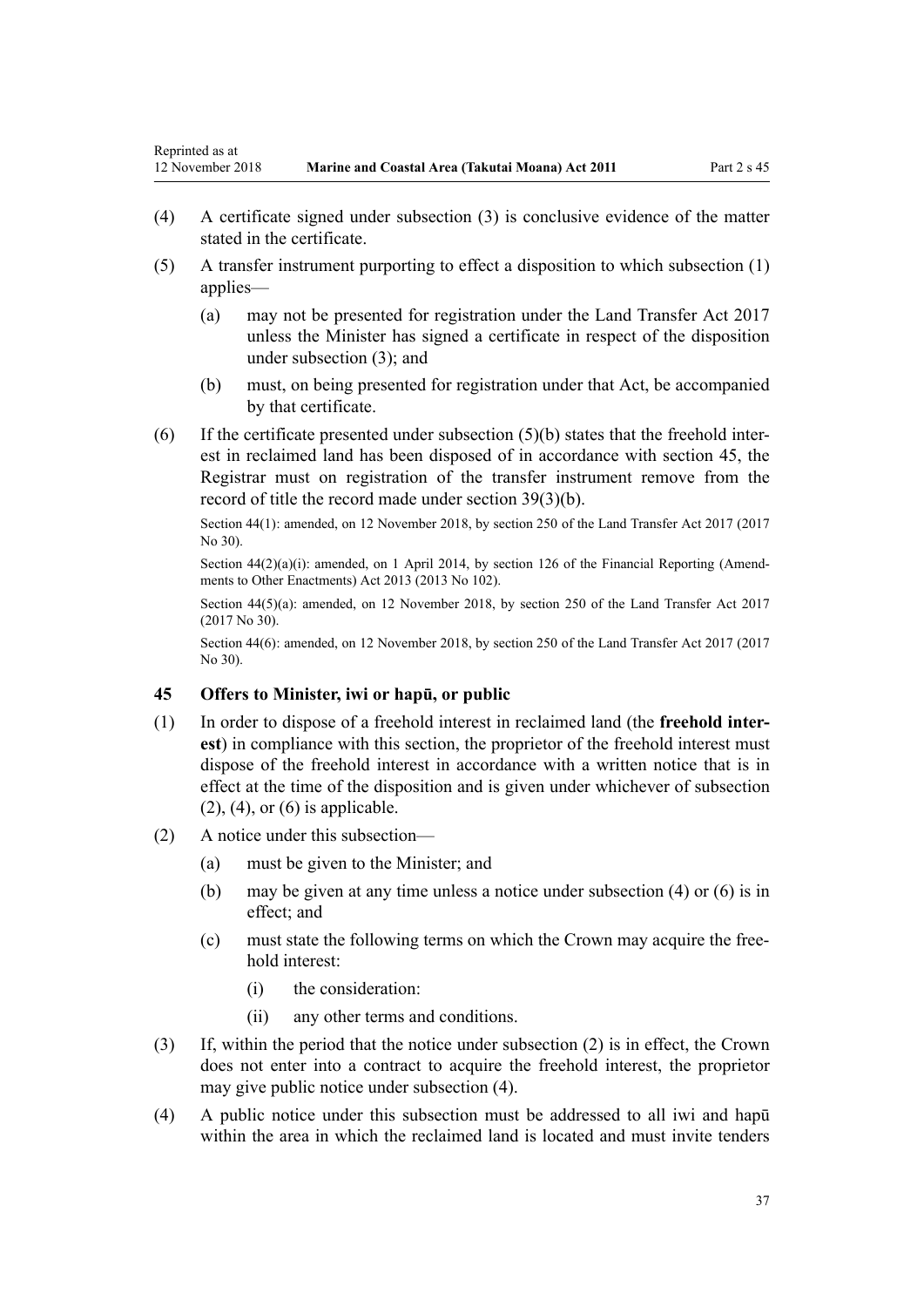(4) A certificate signed under subsection (3) is conclusive evidence of the matter stated in the certificate.

(5) A transfer instrument purporting to effect a disposition to which subsection (1) applies—

  (a) may not be presented for registration under the Land Transfer Act 2017 unless the Minister has signed a certificate in respect of the disposition under subsection (3); and

  (b) must, on being presented for registration under that Act, be accompanied by that certificate.

(6) If the certificate presented under subsection (5)(b) states that the freehold interest in reclaimed land has been disposed of in accordance with section 45, the Registrar must on registration of the transfer instrument remove from the record of title the record made under section 39(3)(b).

Section 44(1): amended, on 12 November 2018, by section 250 of the Land Transfer Act 2017 (2017 No 30).

Section 44(2)(a)(i): amended, on 1 April 2014, by section 126 of the Financial Reporting (Amendments to Other Enactments) Act 2013 (2013 No 102).

Section 44(5)(a): amended, on 12 November 2018, by section 250 of the Land Transfer Act 2017 (2017 No 30).

Section 44(6): amended, on 12 November 2018, by section 250 of the Land Transfer Act 2017 (2017 No 30).

### 45 Offers to Minister, iwi or hapū, or public

(1) In order to dispose of a freehold interest in reclaimed land (the **freehold interest**) in compliance with this section, the proprietor of the freehold interest must dispose of the freehold interest in accordance with a written notice that is in effect at the time of the disposition and is given under whichever of subsection (2), (4), or (6) is applicable.

(2) A notice under this subsection—

  (a) must be given to the Minister; and

  (b) may be given at any time unless a notice under subsection (4) or (6) is in effect; and

  (c) must state the following terms on which the Crown may acquire the freehold interest:

    (i) the consideration:

    (ii) any other terms and conditions.

(3) If, within the period that the notice under subsection (2) is in effect, the Crown does not enter into a contract to acquire the freehold interest, the proprietor may give public notice under subsection (4).

(4) A public notice under this subsection must be addressed to all iwi and hapū within the area in which the reclaimed land is located and must invite tenders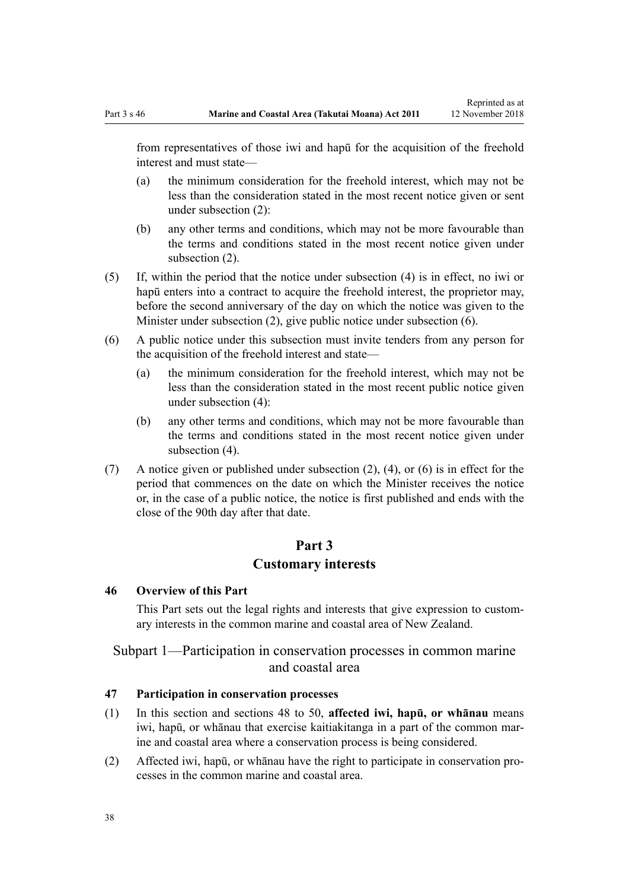from representatives of those iwi and hapū for the acquisition of the freehold interest and must state—

(a) the minimum consideration for the freehold interest, which may not be less than the consideration stated in the most recent notice given or sent under subsection (2):

(b) any other terms and conditions, which may not be more favourable than the terms and conditions stated in the most recent notice given under subsection (2).

(5) If, within the period that the notice under subsection (4) is in effect, no iwi or hapū enters into a contract to acquire the freehold interest, the proprietor may, before the second anniversary of the day on which the notice was given to the Minister under subsection (2), give public notice under subsection (6).

(6) A public notice under this subsection must invite tenders from any person for the acquisition of the freehold interest and state—

(a) the minimum consideration for the freehold interest, which may not be less than the consideration stated in the most recent public notice given under subsection (4):

(b) any other terms and conditions, which may not be more favourable than the terms and conditions stated in the most recent notice given under subsection (4).

(7) A notice given or published under subsection (2), (4), or (6) is in effect for the period that commences on the date on which the Minister receives the notice or, in the case of a public notice, the notice is first published and ends with the close of the 90th day after that date.

# Part 3
# Customary interests

### 46 Overview of this Part

This Part sets out the legal rights and interests that give expression to customary interests in the common marine and coastal area of New Zealand.

## Subpart 1—Participation in conservation processes in common marine and coastal area

### 47 Participation in conservation processes

(1) In this section and sections 48 to 50, **affected iwi, hapū, or whānau** means iwi, hapū, or whānau that exercise kaitiakitanga in a part of the common marine and coastal area where a conservation process is being considered.

(2) Affected iwi, hapū, or whānau have the right to participate in conservation processes in the common marine and coastal area.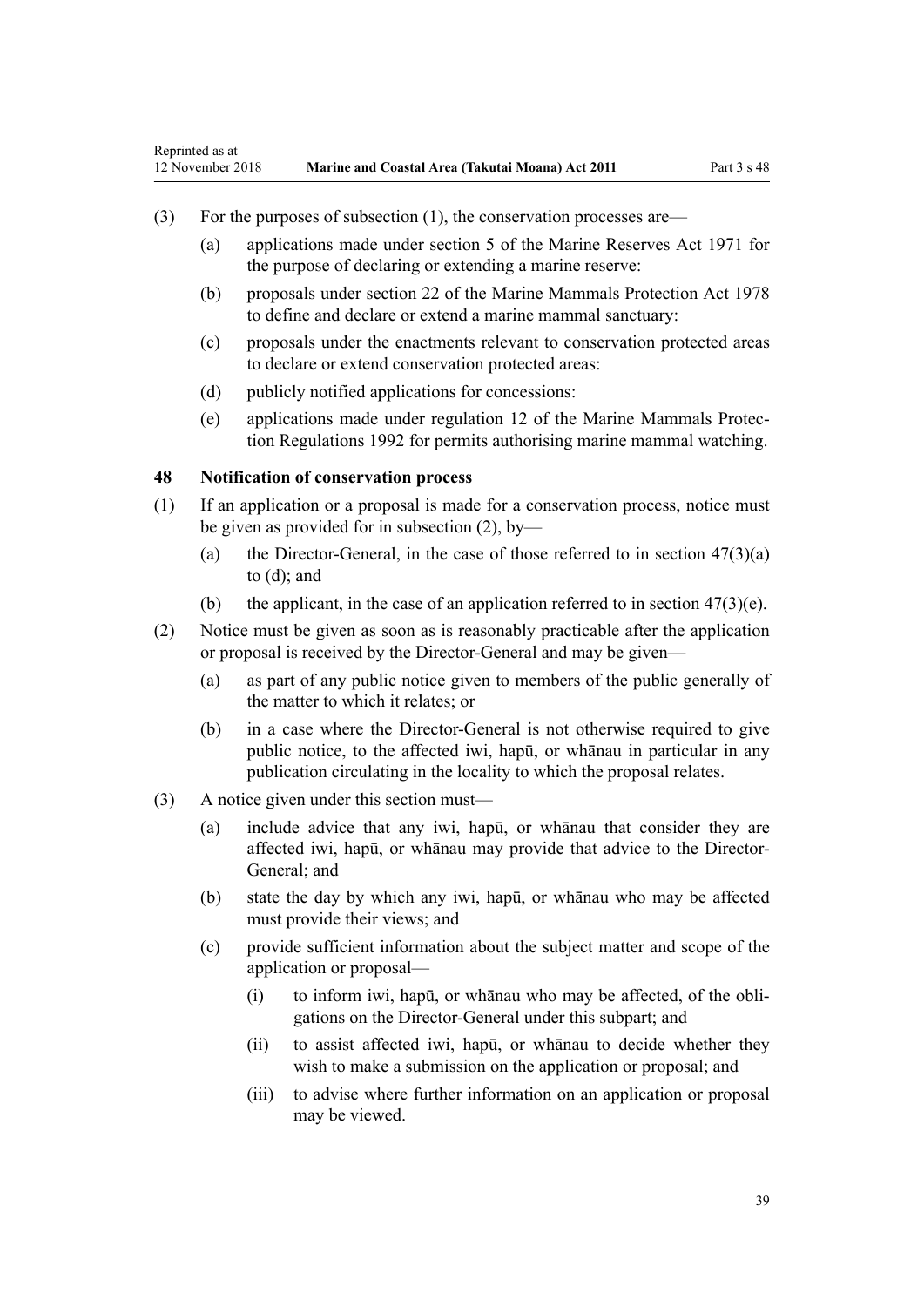(3) For the purposes of subsection (1), the conservation processes are—

(a) applications made under section 5 of the Marine Reserves Act 1971 for the purpose of declaring or extending a marine reserve:

(b) proposals under section 22 of the Marine Mammals Protection Act 1978 to define and declare or extend a marine mammal sanctuary:

(c) proposals under the enactments relevant to conservation protected areas to declare or extend conservation protected areas:

(d) publicly notified applications for concessions:

(e) applications made under regulation 12 of the Marine Mammals Protection Regulations 1992 for permits authorising marine mammal watching.

### 48 Notification of conservation process

(1) If an application or a proposal is made for a conservation process, notice must be given as provided for in subsection (2), by—

(a) the Director-General, in the case of those referred to in section 47(3)(a) to (d); and

(b) the applicant, in the case of an application referred to in section 47(3)(e).

(2) Notice must be given as soon as is reasonably practicable after the application or proposal is received by the Director-General and may be given—

(a) as part of any public notice given to members of the public generally of the matter to which it relates; or

(b) in a case where the Director-General is not otherwise required to give public notice, to the affected iwi, hapū, or whānau in particular in any publication circulating in the locality to which the proposal relates.

(3) A notice given under this section must—

(a) include advice that any iwi, hapū, or whānau that consider they are affected iwi, hapū, or whānau may provide that advice to the Director-General; and

(b) state the day by which any iwi, hapū, or whānau who may be affected must provide their views; and

(c) provide sufficient information about the subject matter and scope of the application or proposal—

(i) to inform iwi, hapū, or whānau who may be affected, of the obligations on the Director-General under this subpart; and

(ii) to assist affected iwi, hapū, or whānau to decide whether they wish to make a submission on the application or proposal; and

(iii) to advise where further information on an application or proposal may be viewed.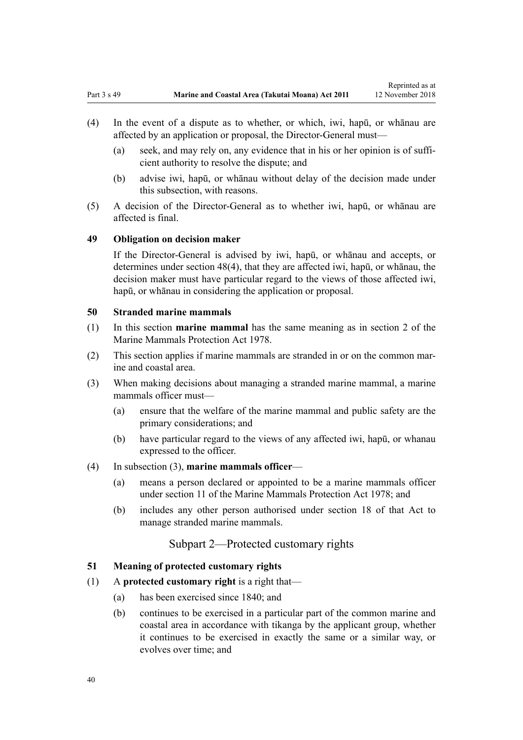(4) In the event of a dispute as to whether, or which, iwi, hapū, or whānau are affected by an application or proposal, the Director-General must—

 (a) seek, and may rely on, any evidence that in his or her opinion is of sufficient authority to resolve the dispute; and

 (b) advise iwi, hapū, or whānau without delay of the decision made under this subsection, with reasons.

(5) A decision of the Director-General as to whether iwi, hapū, or whānau are affected is final.

### 49 Obligation on decision maker

If the Director-General is advised by iwi, hapū, or whānau and accepts, or determines under section 48(4), that they are affected iwi, hapū, or whānau, the decision maker must have particular regard to the views of those affected iwi, hapū, or whānau in considering the application or proposal.

### 50 Stranded marine mammals

(1) In this section **marine mammal** has the same meaning as in section 2 of the Marine Mammals Protection Act 1978.

(2) This section applies if marine mammals are stranded in or on the common marine and coastal area.

(3) When making decisions about managing a stranded marine mammal, a marine mammals officer must—

 (a) ensure that the welfare of the marine mammal and public safety are the primary considerations; and

 (b) have particular regard to the views of any affected iwi, hapū, or whanau expressed to the officer.

(4) In subsection (3), **marine mammals officer**—

 (a) means a person declared or appointed to be a marine mammals officer under section 11 of the Marine Mammals Protection Act 1978; and

 (b) includes any other person authorised under section 18 of that Act to manage stranded marine mammals.

## Subpart 2—Protected customary rights

### 51 Meaning of protected customary rights

(1) A **protected customary right** is a right that—

 (a) has been exercised since 1840; and

 (b) continues to be exercised in a particular part of the common marine and coastal area in accordance with tikanga by the applicant group, whether it continues to be exercised in exactly the same or a similar way, or evolves over time; and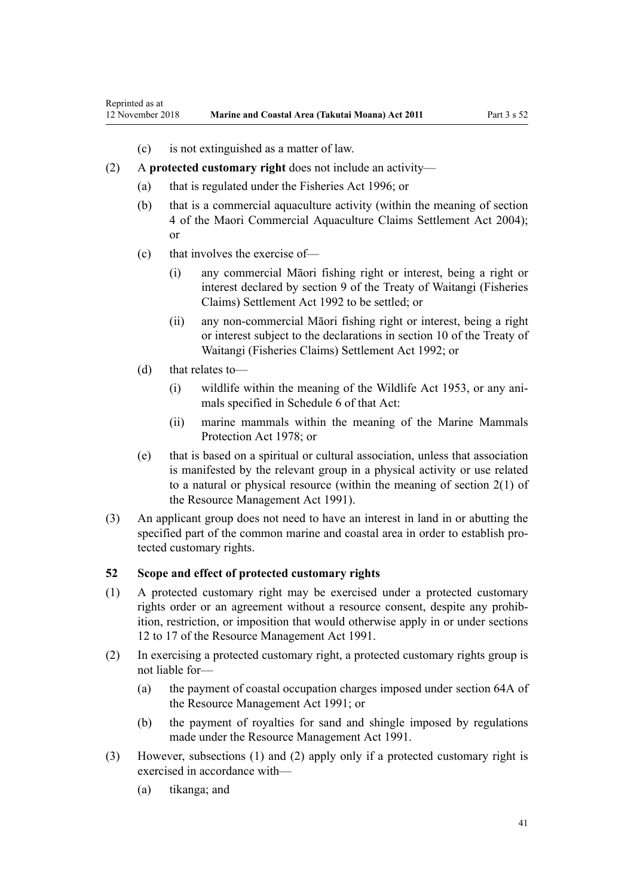(c) is not extinguished as a matter of law.

(2) A **protected customary right** does not include an activity—

(a) that is regulated under the Fisheries Act 1996; or

(b) that is a commercial aquaculture activity (within the meaning of section 4 of the Maori Commercial Aquaculture Claims Settlement Act 2004); or

(c) that involves the exercise of—

(i) any commercial Māori fishing right or interest, being a right or interest declared by section 9 of the Treaty of Waitangi (Fisheries Claims) Settlement Act 1992 to be settled; or

(ii) any non-commercial Māori fishing right or interest, being a right or interest subject to the declarations in section 10 of the Treaty of Waitangi (Fisheries Claims) Settlement Act 1992; or

(d) that relates to—

(i) wildlife within the meaning of the Wildlife Act 1953, or any animals specified in Schedule 6 of that Act:

(ii) marine mammals within the meaning of the Marine Mammals Protection Act 1978; or

(e) that is based on a spiritual or cultural association, unless that association is manifested by the relevant group in a physical activity or use related to a natural or physical resource (within the meaning of section 2(1) of the Resource Management Act 1991).

(3) An applicant group does not need to have an interest in land in or abutting the specified part of the common marine and coastal area in order to establish protected customary rights.

### 52 Scope and effect of protected customary rights

(1) A protected customary right may be exercised under a protected customary rights order or an agreement without a resource consent, despite any prohibition, restriction, or imposition that would otherwise apply in or under sections 12 to 17 of the Resource Management Act 1991.

(2) In exercising a protected customary right, a protected customary rights group is not liable for—

(a) the payment of coastal occupation charges imposed under section 64A of the Resource Management Act 1991; or

(b) the payment of royalties for sand and shingle imposed by regulations made under the Resource Management Act 1991.

(3) However, subsections (1) and (2) apply only if a protected customary right is exercised in accordance with—

(a) tikanga; and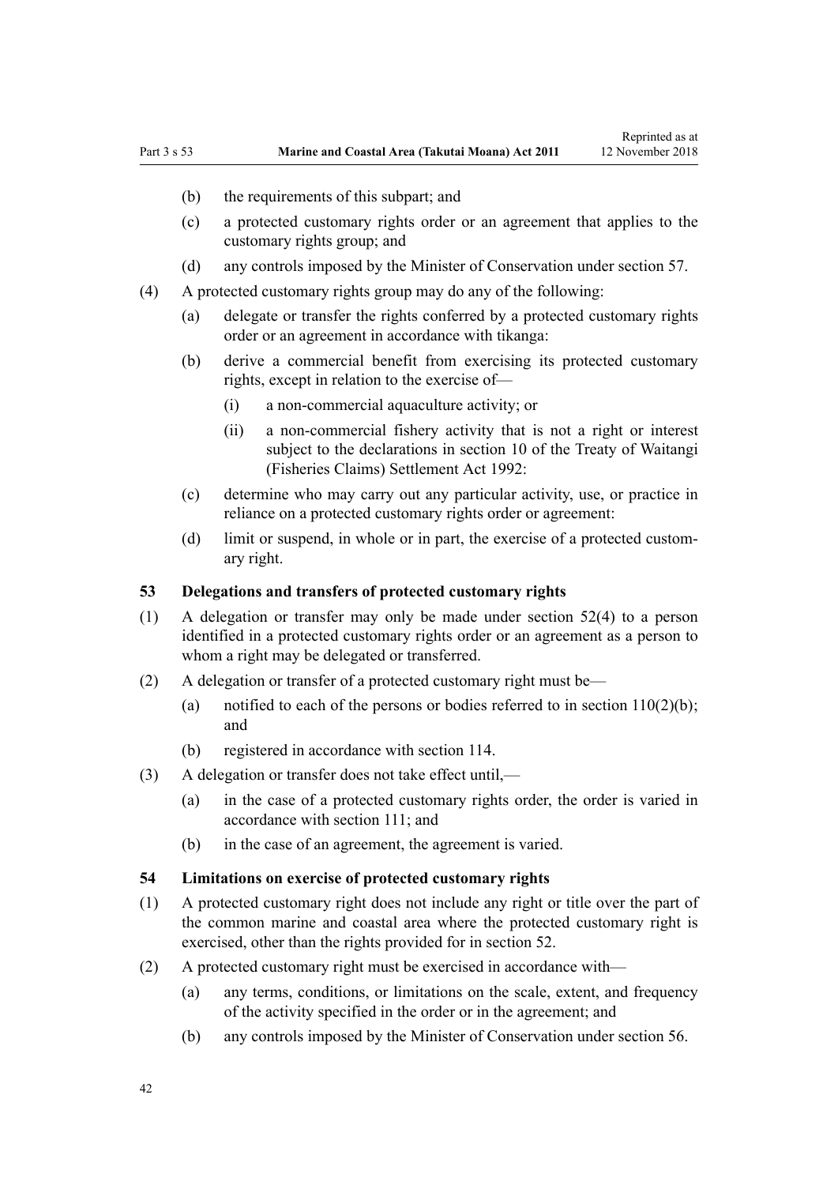- (b) the requirements of this subpart; and
- (c) a protected customary rights order or an agreement that applies to the customary rights group; and
- (d) any controls imposed by the Minister of Conservation under section 57.

(4) A protected customary rights group may do any of the following:

- (a) delegate or transfer the rights conferred by a protected customary rights order or an agreement in accordance with tikanga:
- (b) derive a commercial benefit from exercising its protected customary rights, except in relation to the exercise of—
  - (i) a non-commercial aquaculture activity; or
  - (ii) a non-commercial fishery activity that is not a right or interest subject to the declarations in section 10 of the Treaty of Waitangi (Fisheries Claims) Settlement Act 1992:
- (c) determine who may carry out any particular activity, use, or practice in reliance on a protected customary rights order or agreement:
- (d) limit or suspend, in whole or in part, the exercise of a protected customary right.

### 53 Delegations and transfers of protected customary rights

(1) A delegation or transfer may only be made under section 52(4) to a person identified in a protected customary rights order or an agreement as a person to whom a right may be delegated or transferred.

(2) A delegation or transfer of a protected customary right must be—

- (a) notified to each of the persons or bodies referred to in section 110(2)(b); and
- (b) registered in accordance with section 114.

(3) A delegation or transfer does not take effect until,—

- (a) in the case of a protected customary rights order, the order is varied in accordance with section 111; and
- (b) in the case of an agreement, the agreement is varied.

### 54 Limitations on exercise of protected customary rights

(1) A protected customary right does not include any right or title over the part of the common marine and coastal area where the protected customary right is exercised, other than the rights provided for in section 52.

(2) A protected customary right must be exercised in accordance with—

- (a) any terms, conditions, or limitations on the scale, extent, and frequency of the activity specified in the order or in the agreement; and
- (b) any controls imposed by the Minister of Conservation under section 56.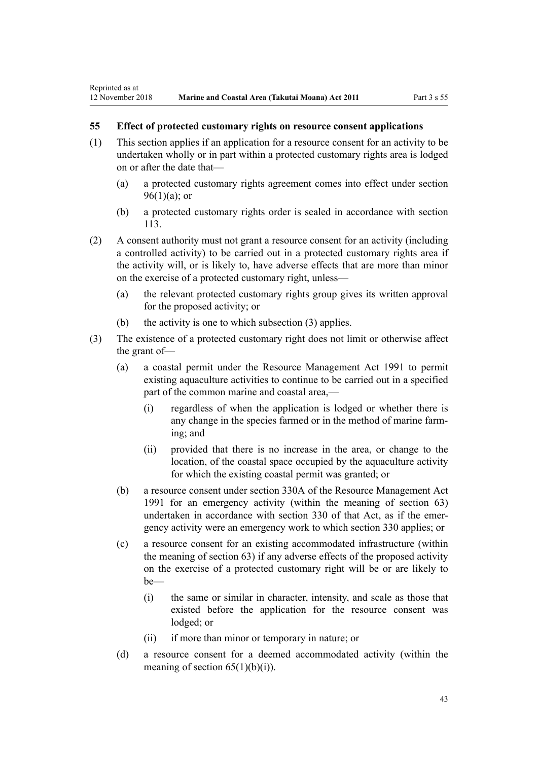## 55 Effect of protected customary rights on resource consent applications

(1) This section applies if an application for a resource consent for an activity to be undertaken wholly or in part within a protected customary rights area is lodged on or after the date that—

  (a) a protected customary rights agreement comes into effect under section 96(1)(a); or

  (b) a protected customary rights order is sealed in accordance with section 113.

(2) A consent authority must not grant a resource consent for an activity (including a controlled activity) to be carried out in a protected customary rights area if the activity will, or is likely to, have adverse effects that are more than minor on the exercise of a protected customary right, unless—

  (a) the relevant protected customary rights group gives its written approval for the proposed activity; or

  (b) the activity is one to which subsection (3) applies.

(3) The existence of a protected customary right does not limit or otherwise affect the grant of—

  (a) a coastal permit under the Resource Management Act 1991 to permit existing aquaculture activities to continue to be carried out in a specified part of the common marine and coastal area,—

    (i) regardless of when the application is lodged or whether there is any change in the species farmed or in the method of marine farming; and

    (ii) provided that there is no increase in the area, or change to the location, of the coastal space occupied by the aquaculture activity for which the existing coastal permit was granted; or

  (b) a resource consent under section 330A of the Resource Management Act 1991 for an emergency activity (within the meaning of section 63) undertaken in accordance with section 330 of that Act, as if the emergency activity were an emergency work to which section 330 applies; or

  (c) a resource consent for an existing accommodated infrastructure (within the meaning of section 63) if any adverse effects of the proposed activity on the exercise of a protected customary right will be or are likely to be—

    (i) the same or similar in character, intensity, and scale as those that existed before the application for the resource consent was lodged; or

    (ii) if more than minor or temporary in nature; or

  (d) a resource consent for a deemed accommodated activity (within the meaning of section 65(1)(b)(i)).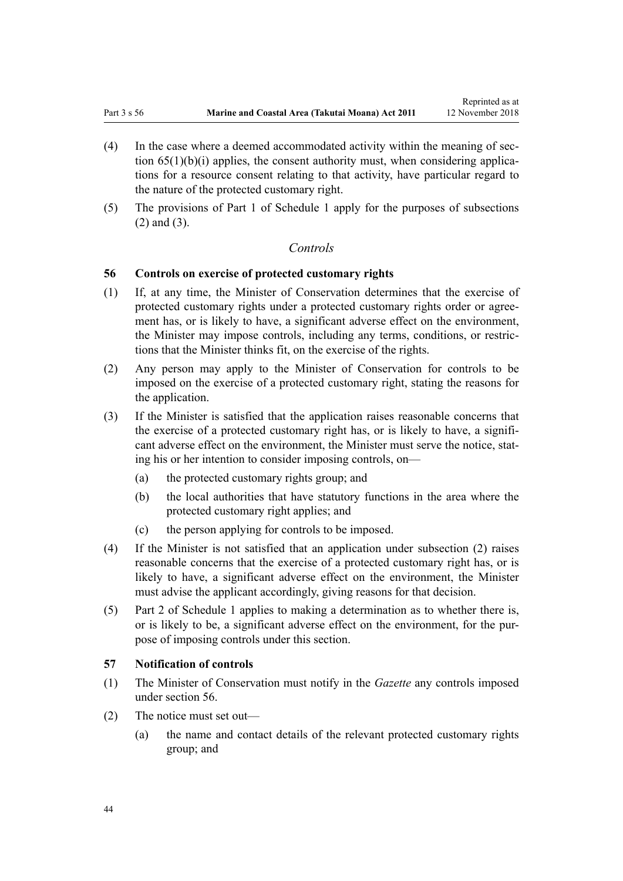(4) In the case where a deemed accommodated activity within the meaning of section 65(1)(b)(i) applies, the consent authority must, when considering applications for a resource consent relating to that activity, have particular regard to the nature of the protected customary right.

(5) The provisions of Part 1 of Schedule 1 apply for the purposes of subsections (2) and (3).

*Controls*

### 56 Controls on exercise of protected customary rights

(1) If, at any time, the Minister of Conservation determines that the exercise of protected customary rights under a protected customary rights order or agreement has, or is likely to have, a significant adverse effect on the environment, the Minister may impose controls, including any terms, conditions, or restrictions that the Minister thinks fit, on the exercise of the rights.

(2) Any person may apply to the Minister of Conservation for controls to be imposed on the exercise of a protected customary right, stating the reasons for the application.

(3) If the Minister is satisfied that the application raises reasonable concerns that the exercise of a protected customary right has, or is likely to have, a significant adverse effect on the environment, the Minister must serve the notice, stating his or her intention to consider imposing controls, on—

- (a) the protected customary rights group; and
- (b) the local authorities that have statutory functions in the area where the protected customary right applies; and
- (c) the person applying for controls to be imposed.

(4) If the Minister is not satisfied that an application under subsection (2) raises reasonable concerns that the exercise of a protected customary right has, or is likely to have, a significant adverse effect on the environment, the Minister must advise the applicant accordingly, giving reasons for that decision.

(5) Part 2 of Schedule 1 applies to making a determination as to whether there is, or is likely to be, a significant adverse effect on the environment, for the purpose of imposing controls under this section.

### 57 Notification of controls

(1) The Minister of Conservation must notify in the *Gazette* any controls imposed under section 56.

(2) The notice must set out—

- (a) the name and contact details of the relevant protected customary rights group; and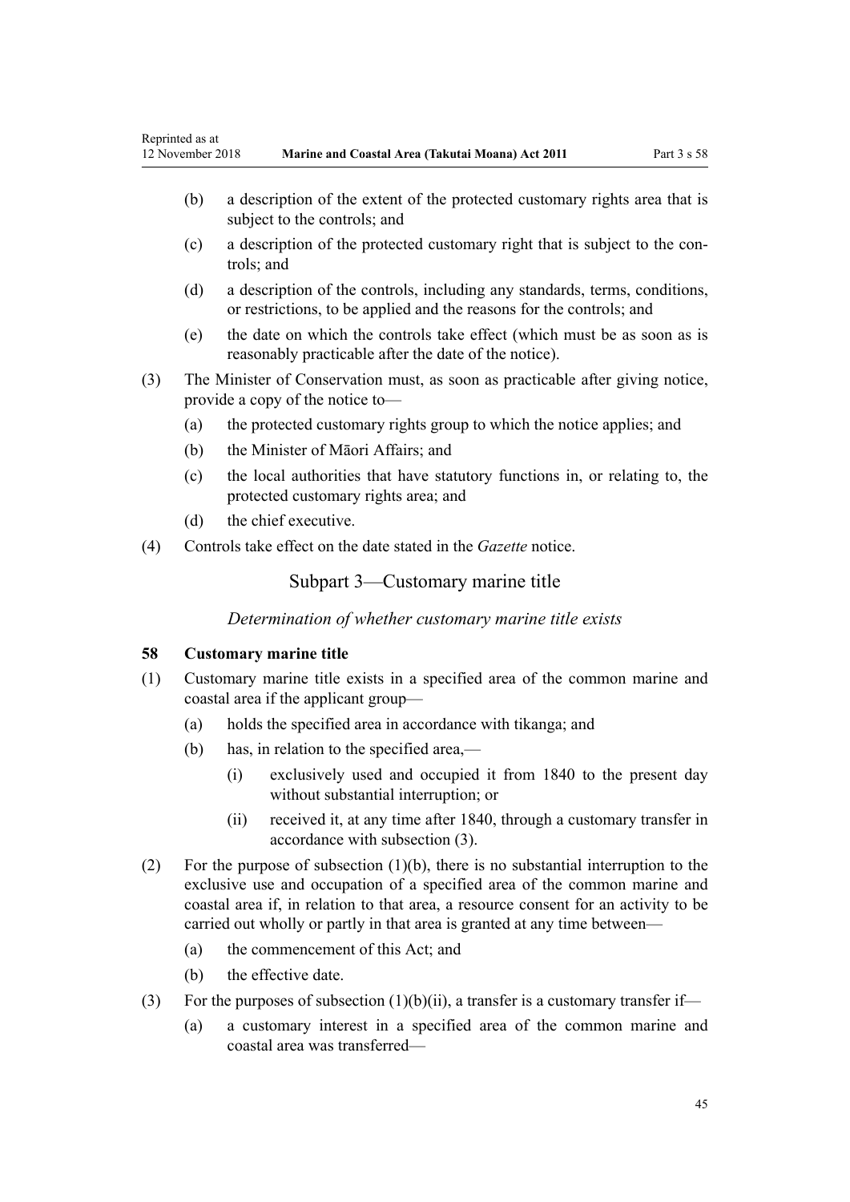(b) a description of the extent of the protected customary rights area that is subject to the controls; and

(c) a description of the protected customary right that is subject to the controls; and

(d) a description of the controls, including any standards, terms, conditions, or restrictions, to be applied and the reasons for the controls; and

(e) the date on which the controls take effect (which must be as soon as is reasonably practicable after the date of the notice).

(3) The Minister of Conservation must, as soon as practicable after giving notice, provide a copy of the notice to—

(a) the protected customary rights group to which the notice applies; and

(b) the Minister of Māori Affairs; and

(c) the local authorities that have statutory functions in, or relating to, the protected customary rights area; and

(d) the chief executive.

(4) Controls take effect on the date stated in the *Gazette* notice.

## Subpart 3—Customary marine title

*Determination of whether customary marine title exists*

### 58 Customary marine title

(1) Customary marine title exists in a specified area of the common marine and coastal area if the applicant group—

(a) holds the specified area in accordance with tikanga; and

(b) has, in relation to the specified area,—

(i) exclusively used and occupied it from 1840 to the present day without substantial interruption; or

(ii) received it, at any time after 1840, through a customary transfer in accordance with subsection (3).

(2) For the purpose of subsection (1)(b), there is no substantial interruption to the exclusive use and occupation of a specified area of the common marine and coastal area if, in relation to that area, a resource consent for an activity to be carried out wholly or partly in that area is granted at any time between—

(a) the commencement of this Act; and

(b) the effective date.

(3) For the purposes of subsection (1)(b)(ii), a transfer is a customary transfer if—

(a) a customary interest in a specified area of the common marine and coastal area was transferred—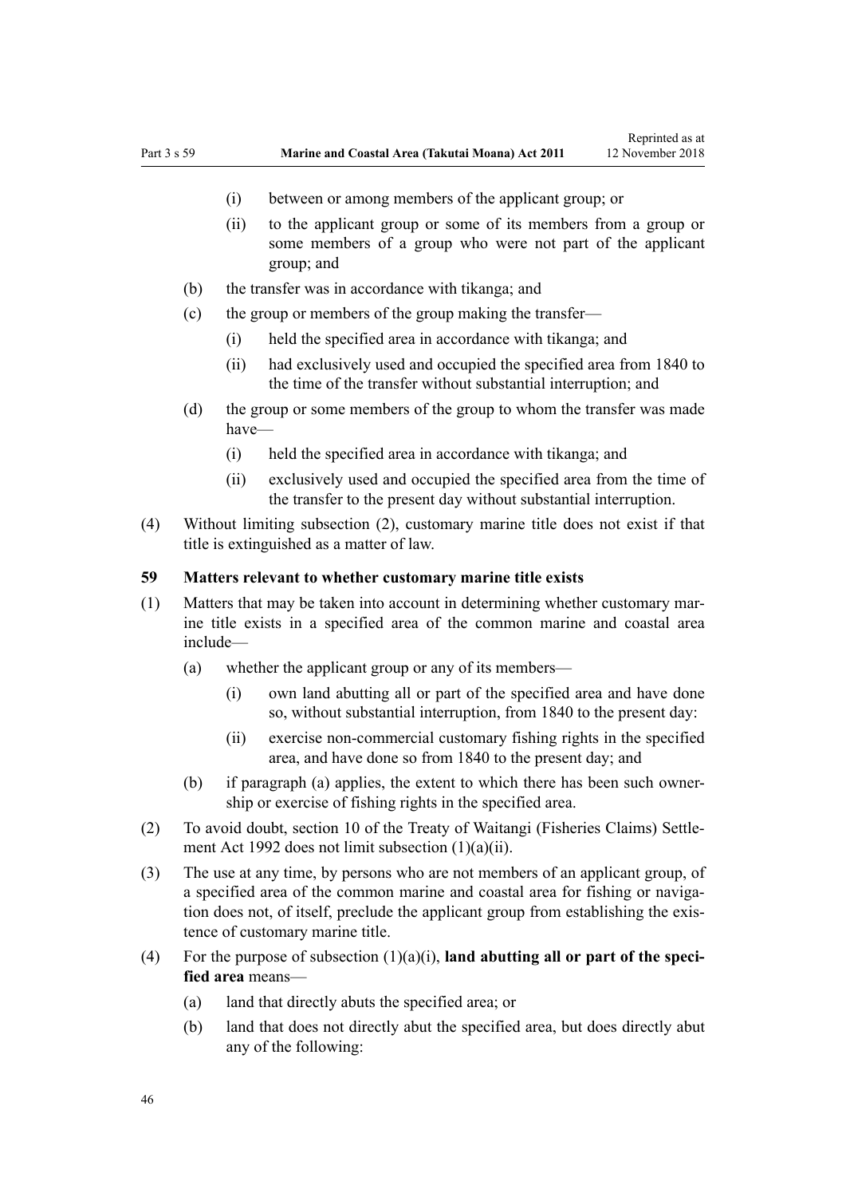(i) between or among members of the applicant group; or

(ii) to the applicant group or some of its members from a group or some members of a group who were not part of the applicant group; and

(b) the transfer was in accordance with tikanga; and

(c) the group or members of the group making the transfer—

(i) held the specified area in accordance with tikanga; and

(ii) had exclusively used and occupied the specified area from 1840 to the time of the transfer without substantial interruption; and

(d) the group or some members of the group to whom the transfer was made have—

(i) held the specified area in accordance with tikanga; and

(ii) exclusively used and occupied the specified area from the time of the transfer to the present day without substantial interruption.

(4) Without limiting subsection (2), customary marine title does not exist if that title is extinguished as a matter of law.

### 59 Matters relevant to whether customary marine title exists

(1) Matters that may be taken into account in determining whether customary marine title exists in a specified area of the common marine and coastal area include—

(a) whether the applicant group or any of its members—

(i) own land abutting all or part of the specified area and have done so, without substantial interruption, from 1840 to the present day:

(ii) exercise non-commercial customary fishing rights in the specified area, and have done so from 1840 to the present day; and

(b) if paragraph (a) applies, the extent to which there has been such ownership or exercise of fishing rights in the specified area.

(2) To avoid doubt, section 10 of the Treaty of Waitangi (Fisheries Claims) Settlement Act 1992 does not limit subsection (1)(a)(ii).

(3) The use at any time, by persons who are not members of an applicant group, of a specified area of the common marine and coastal area for fishing or navigation does not, of itself, preclude the applicant group from establishing the existence of customary marine title.

(4) For the purpose of subsection (1)(a)(i), **land abutting all or part of the specified area** means—

(a) land that directly abuts the specified area; or

(b) land that does not directly abut the specified area, but does directly abut any of the following: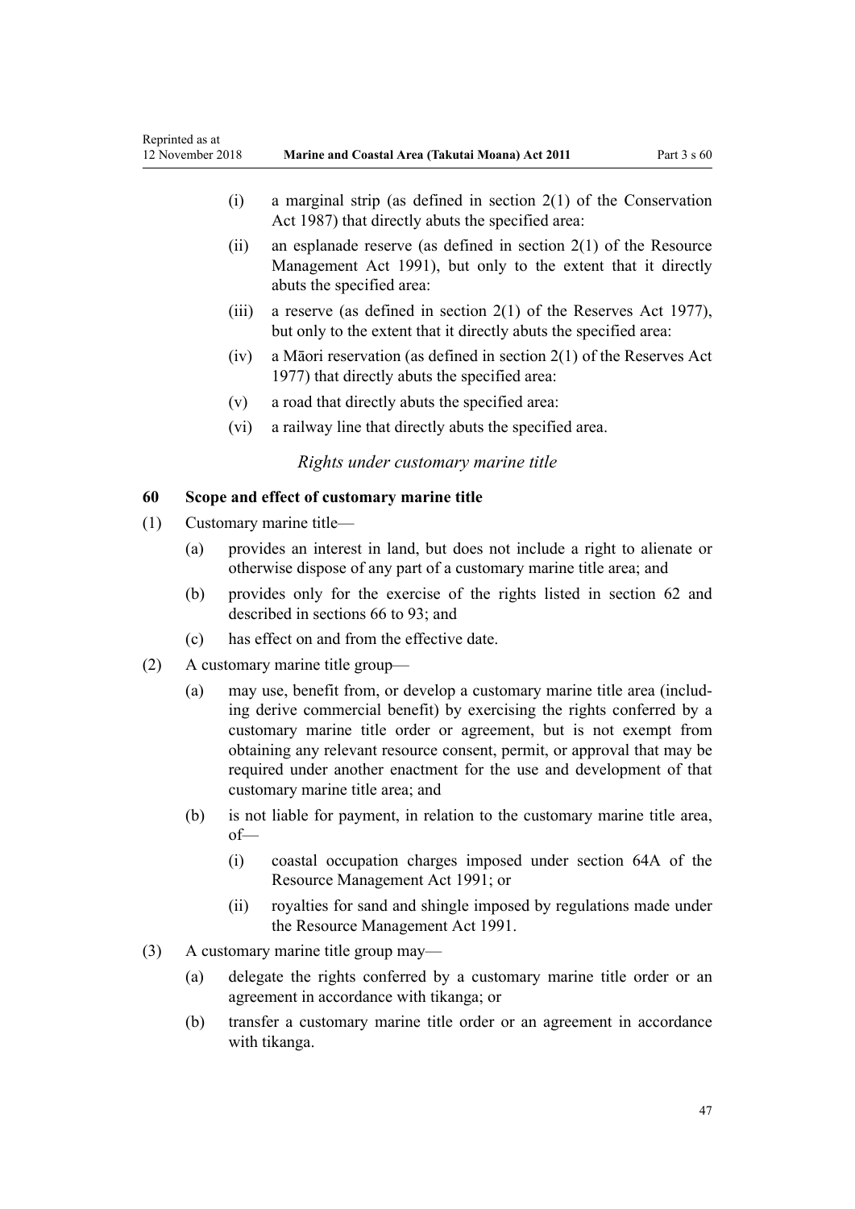(i) a marginal strip (as defined in section 2(1) of the Conservation Act 1987) that directly abuts the specified area:

(ii) an esplanade reserve (as defined in section 2(1) of the Resource Management Act 1991), but only to the extent that it directly abuts the specified area:

(iii) a reserve (as defined in section 2(1) of the Reserves Act 1977), but only to the extent that it directly abuts the specified area:

(iv) a Māori reservation (as defined in section 2(1) of the Reserves Act 1977) that directly abuts the specified area:

(v) a road that directly abuts the specified area:

(vi) a railway line that directly abuts the specified area.

*Rights under customary marine title*

### 60 Scope and effect of customary marine title

(1) Customary marine title—

(a) provides an interest in land, but does not include a right to alienate or otherwise dispose of any part of a customary marine title area; and

(b) provides only for the exercise of the rights listed in section 62 and described in sections 66 to 93; and

(c) has effect on and from the effective date.

(2) A customary marine title group—

(a) may use, benefit from, or develop a customary marine title area (including derive commercial benefit) by exercising the rights conferred by a customary marine title order or agreement, but is not exempt from obtaining any relevant resource consent, permit, or approval that may be required under another enactment for the use and development of that customary marine title area; and

(b) is not liable for payment, in relation to the customary marine title area, of—

(i) coastal occupation charges imposed under section 64A of the Resource Management Act 1991; or

(ii) royalties for sand and shingle imposed by regulations made under the Resource Management Act 1991.

(3) A customary marine title group may—

(a) delegate the rights conferred by a customary marine title order or an agreement in accordance with tikanga; or

(b) transfer a customary marine title order or an agreement in accordance with tikanga.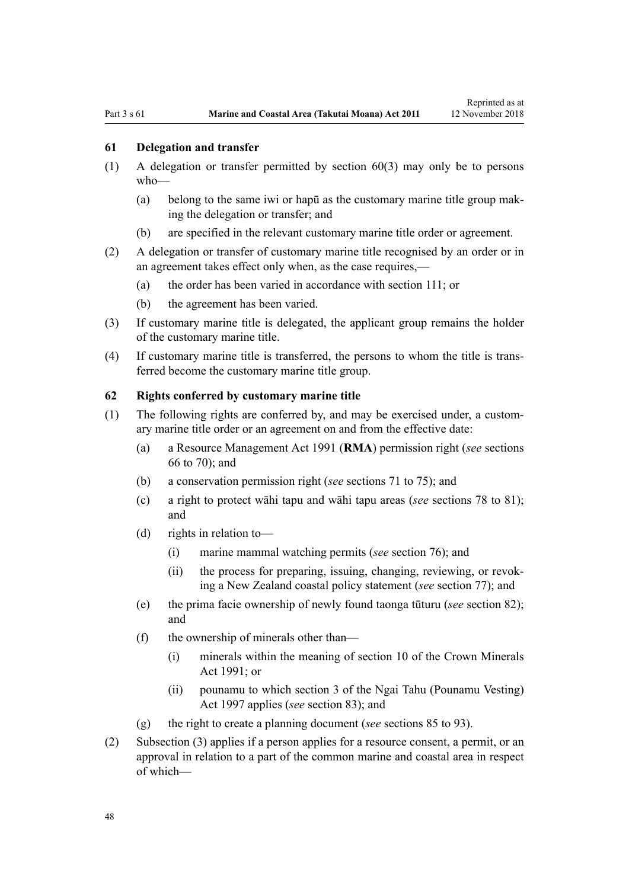### 61 Delegation and transfer

(1) A delegation or transfer permitted by section 60(3) may only be to persons who—

(a) belong to the same iwi or hapū as the customary marine title group making the delegation or transfer; and

(b) are specified in the relevant customary marine title order or agreement.

(2) A delegation or transfer of customary marine title recognised by an order or in an agreement takes effect only when, as the case requires,—

(a) the order has been varied in accordance with section 111; or

(b) the agreement has been varied.

(3) If customary marine title is delegated, the applicant group remains the holder of the customary marine title.

(4) If customary marine title is transferred, the persons to whom the title is transferred become the customary marine title group.

### 62 Rights conferred by customary marine title

(1) The following rights are conferred by, and may be exercised under, a customary marine title order or an agreement on and from the effective date:

(a) a Resource Management Act 1991 (**RMA**) permission right (*see* sections 66 to 70); and

(b) a conservation permission right (*see* sections 71 to 75); and

(c) a right to protect wāhi tapu and wāhi tapu areas (*see* sections 78 to 81); and

(d) rights in relation to—

(i) marine mammal watching permits (*see* section 76); and

(ii) the process for preparing, issuing, changing, reviewing, or revoking a New Zealand coastal policy statement (*see* section 77); and

(e) the prima facie ownership of newly found taonga tūturu (*see* section 82); and

(f) the ownership of minerals other than—

(i) minerals within the meaning of section 10 of the Crown Minerals Act 1991; or

(ii) pounamu to which section 3 of the Ngai Tahu (Pounamu Vesting) Act 1997 applies (*see* section 83); and

(g) the right to create a planning document (*see* sections 85 to 93).

(2) Subsection (3) applies if a person applies for a resource consent, a permit, or an approval in relation to a part of the common marine and coastal area in respect of which—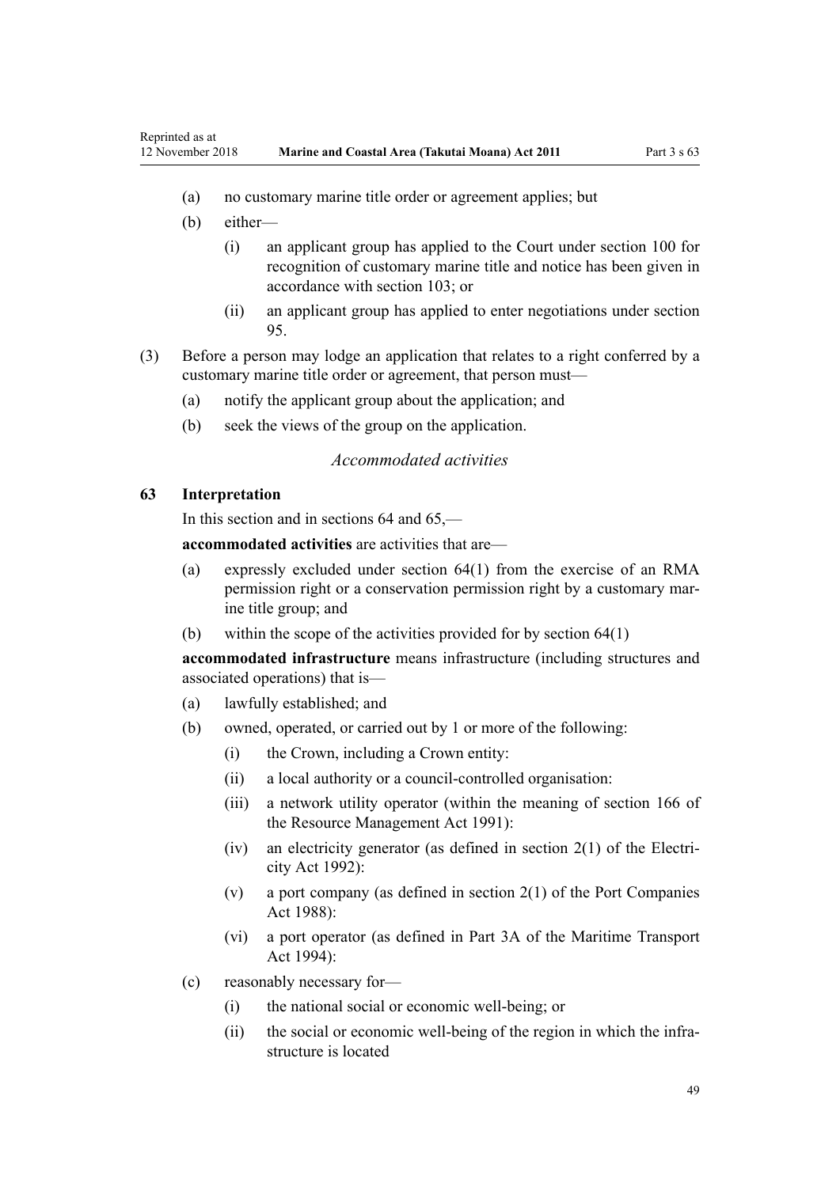(a) no customary marine title order or agreement applies; but

(b) either—

(i) an applicant group has applied to the Court under section 100 for recognition of customary marine title and notice has been given in accordance with section 103; or

(ii) an applicant group has applied to enter negotiations under section 95.

(3) Before a person may lodge an application that relates to a right conferred by a customary marine title order or agreement, that person must—

(a) notify the applicant group about the application; and

(b) seek the views of the group on the application.

*Accommodated activities*

**63 Interpretation**

In this section and in sections 64 and 65,—

**accommodated activities** are activities that are—

(a) expressly excluded under section 64(1) from the exercise of an RMA permission right or a conservation permission right by a customary marine title group; and

(b) within the scope of the activities provided for by section 64(1)

**accommodated infrastructure** means infrastructure (including structures and associated operations) that is—

(a) lawfully established; and

(b) owned, operated, or carried out by 1 or more of the following:

(i) the Crown, including a Crown entity:

(ii) a local authority or a council-controlled organisation:

(iii) a network utility operator (within the meaning of section 166 of the Resource Management Act 1991):

(iv) an electricity generator (as defined in section 2(1) of the Electricity Act 1992):

(v) a port company (as defined in section 2(1) of the Port Companies Act 1988):

(vi) a port operator (as defined in Part 3A of the Maritime Transport Act 1994):

(c) reasonably necessary for—

(i) the national social or economic well-being; or

(ii) the social or economic well-being of the region in which the infrastructure is located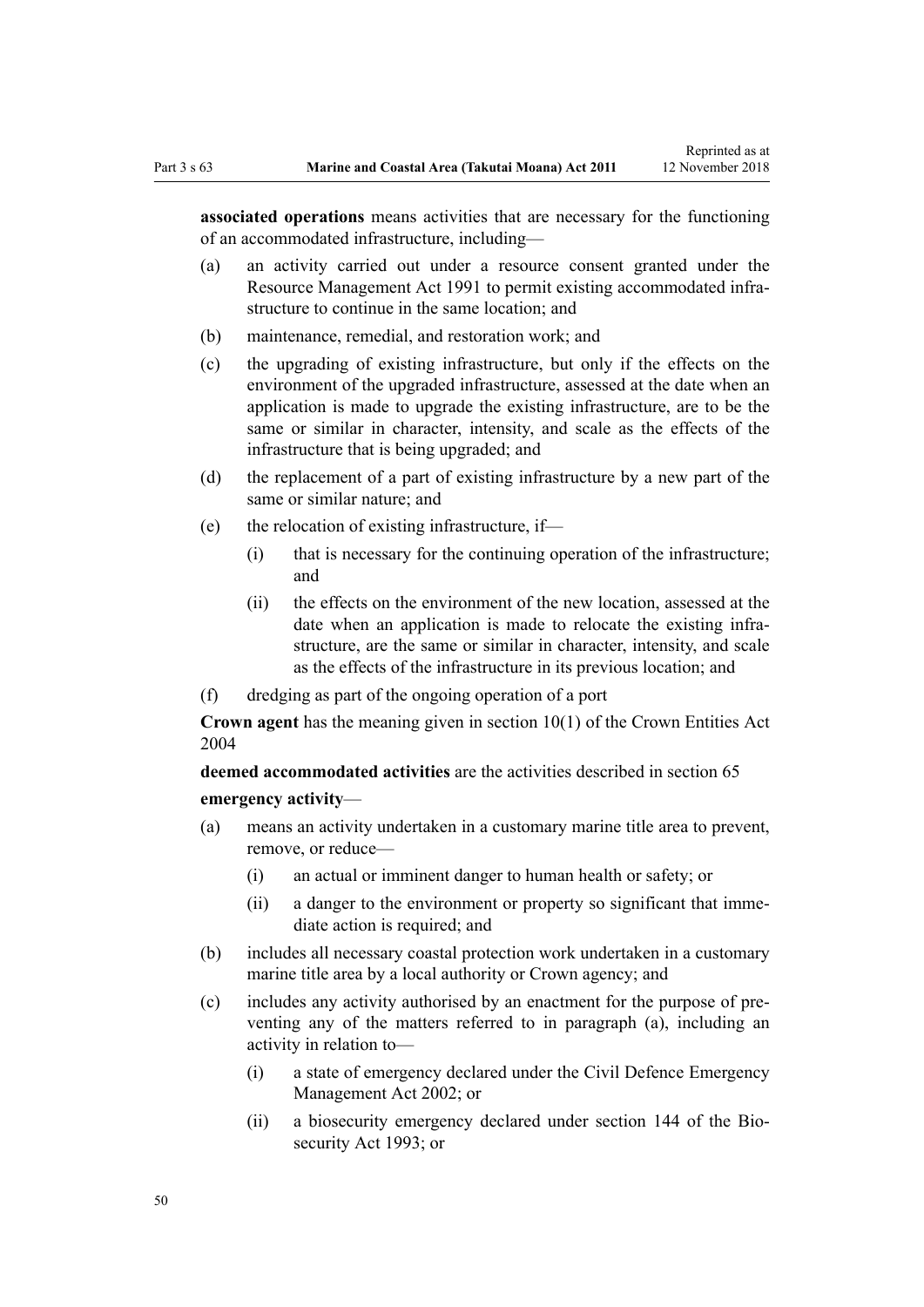**associated operations** means activities that are necessary for the functioning of an accommodated infrastructure, including—

- (a) an activity carried out under a resource consent granted under the Resource Management Act 1991 to permit existing accommodated infrastructure to continue in the same location; and
- (b) maintenance, remedial, and restoration work; and
- (c) the upgrading of existing infrastructure, but only if the effects on the environment of the upgraded infrastructure, assessed at the date when an application is made to upgrade the existing infrastructure, are to be the same or similar in character, intensity, and scale as the effects of the infrastructure that is being upgraded; and
- (d) the replacement of a part of existing infrastructure by a new part of the same or similar nature; and
- (e) the relocation of existing infrastructure, if—
  - (i) that is necessary for the continuing operation of the infrastructure; and
  - (ii) the effects on the environment of the new location, assessed at the date when an application is made to relocate the existing infrastructure, are the same or similar in character, intensity, and scale as the effects of the infrastructure in its previous location; and
- (f) dredging as part of the ongoing operation of a port

**Crown agent** has the meaning given in section 10(1) of the Crown Entities Act 2004

**deemed accommodated activities** are the activities described in section 65

**emergency activity**—

- (a) means an activity undertaken in a customary marine title area to prevent, remove, or reduce—
  - (i) an actual or imminent danger to human health or safety; or
  - (ii) a danger to the environment or property so significant that immediate action is required; and
- (b) includes all necessary coastal protection work undertaken in a customary marine title area by a local authority or Crown agency; and
- (c) includes any activity authorised by an enactment for the purpose of preventing any of the matters referred to in paragraph (a), including an activity in relation to—
  - (i) a state of emergency declared under the Civil Defence Emergency Management Act 2002; or
  - (ii) a biosecurity emergency declared under section 144 of the Biosecurity Act 1993; or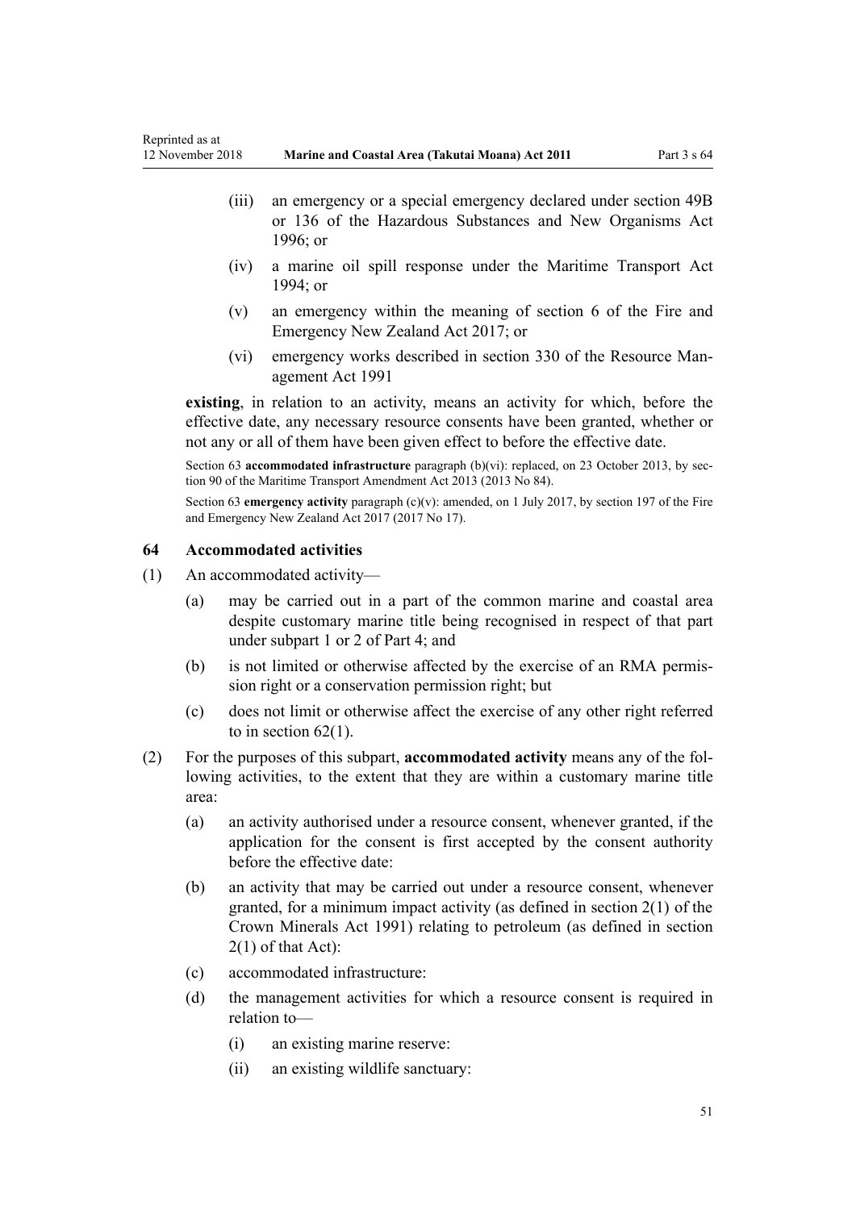- (iii) an emergency or a special emergency declared under section 49B or 136 of the Hazardous Substances and New Organisms Act 1996; or
- (iv) a marine oil spill response under the Maritime Transport Act 1994; or
- (v) an emergency within the meaning of section 6 of the Fire and Emergency New Zealand Act 2017; or
- (vi) emergency works described in section 330 of the Resource Management Act 1991

**existing**, in relation to an activity, means an activity for which, before the effective date, any necessary resource consents have been granted, whether or not any or all of them have been given effect to before the effective date.

Section 63 **accommodated infrastructure** paragraph (b)(vi): replaced, on 23 October 2013, by section 90 of the Maritime Transport Amendment Act 2013 (2013 No 84).

Section 63 **emergency activity** paragraph (c)(v): amended, on 1 July 2017, by section 197 of the Fire and Emergency New Zealand Act 2017 (2017 No 17).

### 64 Accommodated activities

(1) An accommodated activity—

- (a) may be carried out in a part of the common marine and coastal area despite customary marine title being recognised in respect of that part under subpart 1 or 2 of Part 4; and
- (b) is not limited or otherwise affected by the exercise of an RMA permission right or a conservation permission right; but
- (c) does not limit or otherwise affect the exercise of any other right referred to in section 62(1).

(2) For the purposes of this subpart, **accommodated activity** means any of the following activities, to the extent that they are within a customary marine title area:

- (a) an activity authorised under a resource consent, whenever granted, if the application for the consent is first accepted by the consent authority before the effective date:
- (b) an activity that may be carried out under a resource consent, whenever granted, for a minimum impact activity (as defined in section 2(1) of the Crown Minerals Act 1991) relating to petroleum (as defined in section 2(1) of that Act):
- (c) accommodated infrastructure:
- (d) the management activities for which a resource consent is required in relation to—
  - (i) an existing marine reserve:
  - (ii) an existing wildlife sanctuary: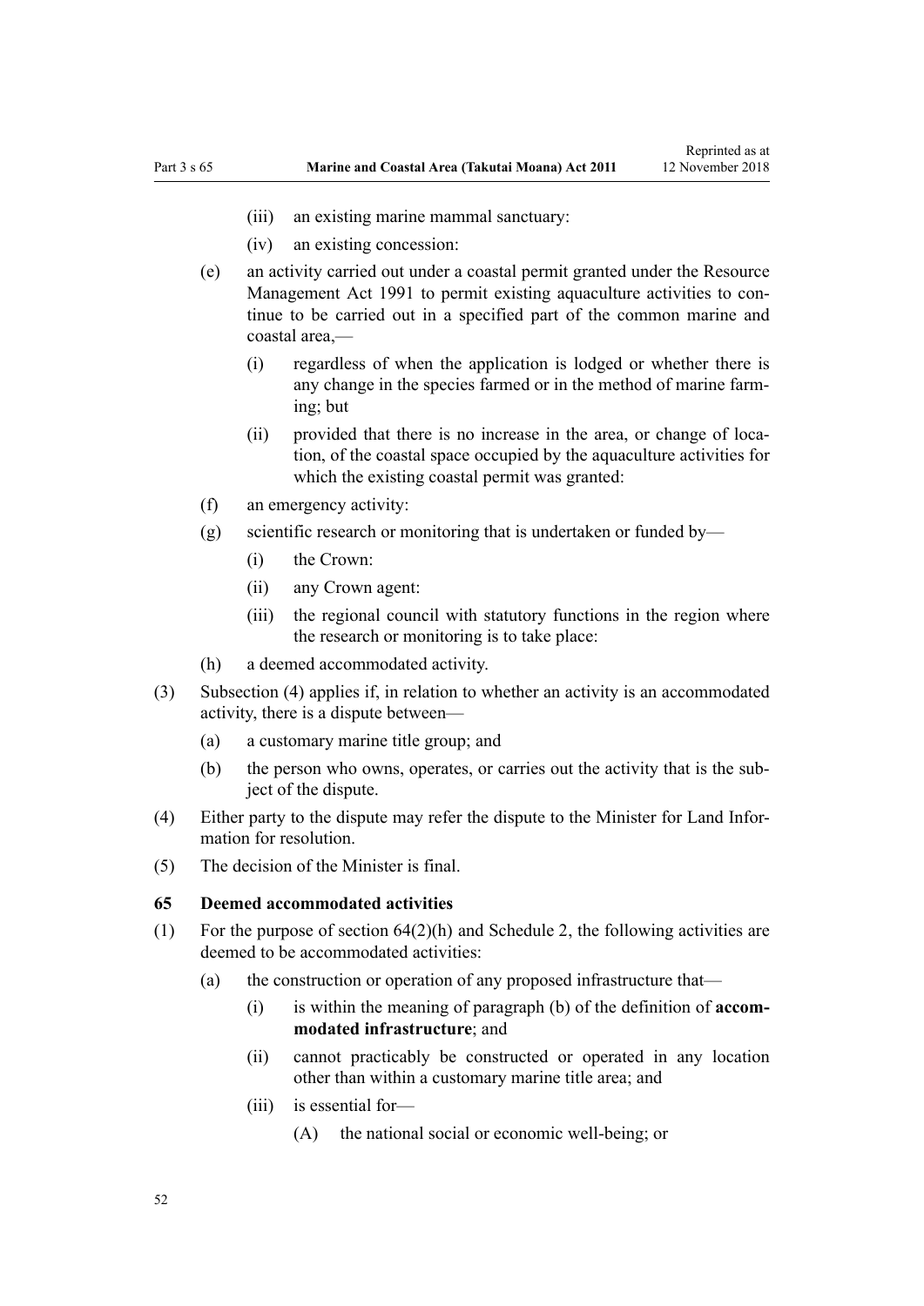(iii) an existing marine mammal sanctuary:

(iv) an existing concession:

(e) an activity carried out under a coastal permit granted under the Resource Management Act 1991 to permit existing aquaculture activities to continue to be carried out in a specified part of the common marine and coastal area,—

(i) regardless of when the application is lodged or whether there is any change in the species farmed or in the method of marine farming; but

(ii) provided that there is no increase in the area, or change of location, of the coastal space occupied by the aquaculture activities for which the existing coastal permit was granted:

(f) an emergency activity:

(g) scientific research or monitoring that is undertaken or funded by—

(i) the Crown:

(ii) any Crown agent:

(iii) the regional council with statutory functions in the region where the research or monitoring is to take place:

(h) a deemed accommodated activity.

(3) Subsection (4) applies if, in relation to whether an activity is an accommodated activity, there is a dispute between—

(a) a customary marine title group; and

(b) the person who owns, operates, or carries out the activity that is the subject of the dispute.

(4) Either party to the dispute may refer the dispute to the Minister for Land Information for resolution.

(5) The decision of the Minister is final.

### 65 Deemed accommodated activities

(1) For the purpose of section 64(2)(h) and Schedule 2, the following activities are deemed to be accommodated activities:

(a) the construction or operation of any proposed infrastructure that—

(i) is within the meaning of paragraph (b) of the definition of **accommodated infrastructure**; and

(ii) cannot practicably be constructed or operated in any location other than within a customary marine title area; and

(iii) is essential for—

(A) the national social or economic well-being; or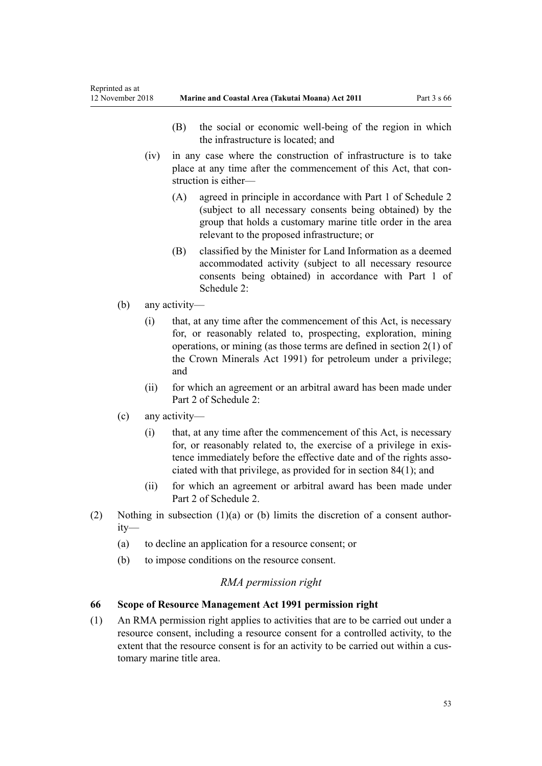(B) the social or economic well-being of the region in which the infrastructure is located; and

(iv) in any case where the construction of infrastructure is to take place at any time after the commencement of this Act, that construction is either—

(A) agreed in principle in accordance with Part 1 of Schedule 2 (subject to all necessary consents being obtained) by the group that holds a customary marine title order in the area relevant to the proposed infrastructure; or

(B) classified by the Minister for Land Information as a deemed accommodated activity (subject to all necessary resource consents being obtained) in accordance with Part 1 of Schedule 2:

(b) any activity—

(i) that, at any time after the commencement of this Act, is necessary for, or reasonably related to, prospecting, exploration, mining operations, or mining (as those terms are defined in section 2(1) of the Crown Minerals Act 1991) for petroleum under a privilege; and

(ii) for which an agreement or an arbitral award has been made under Part 2 of Schedule 2:

(c) any activity—

(i) that, at any time after the commencement of this Act, is necessary for, or reasonably related to, the exercise of a privilege in existence immediately before the effective date and of the rights associated with that privilege, as provided for in section 84(1); and

(ii) for which an agreement or arbitral award has been made under Part 2 of Schedule 2.

(2) Nothing in subsection (1)(a) or (b) limits the discretion of a consent authority—

(a) to decline an application for a resource consent; or

(b) to impose conditions on the resource consent.

*RMA permission right*

**66 Scope of Resource Management Act 1991 permission right**

(1) An RMA permission right applies to activities that are to be carried out under a resource consent, including a resource consent for a controlled activity, to the extent that the resource consent is for an activity to be carried out within a customary marine title area.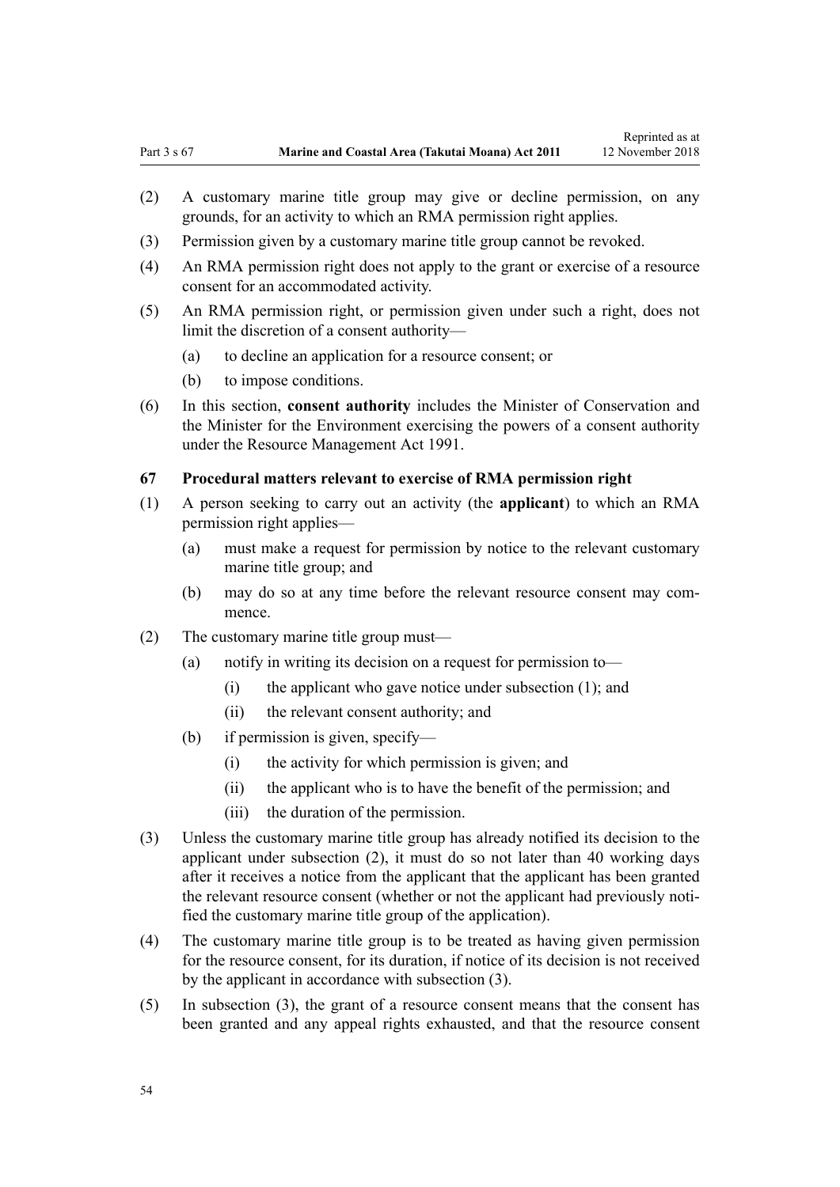(2) A customary marine title group may give or decline permission, on any grounds, for an activity to which an RMA permission right applies.

(3) Permission given by a customary marine title group cannot be revoked.

(4) An RMA permission right does not apply to the grant or exercise of a resource consent for an accommodated activity.

(5) An RMA permission right, or permission given under such a right, does not limit the discretion of a consent authority—

  (a) to decline an application for a resource consent; or

  (b) to impose conditions.

(6) In this section, **consent authority** includes the Minister of Conservation and the Minister for the Environment exercising the powers of a consent authority under the Resource Management Act 1991.

### 67 Procedural matters relevant to exercise of RMA permission right

(1) A person seeking to carry out an activity (the **applicant**) to which an RMA permission right applies—

  (a) must make a request for permission by notice to the relevant customary marine title group; and

  (b) may do so at any time before the relevant resource consent may commence.

(2) The customary marine title group must—

  (a) notify in writing its decision on a request for permission to—

    (i) the applicant who gave notice under subsection (1); and

    (ii) the relevant consent authority; and

  (b) if permission is given, specify—

    (i) the activity for which permission is given; and

    (ii) the applicant who is to have the benefit of the permission; and

    (iii) the duration of the permission.

(3) Unless the customary marine title group has already notified its decision to the applicant under subsection (2), it must do so not later than 40 working days after it receives a notice from the applicant that the applicant has been granted the relevant resource consent (whether or not the applicant had previously notified the customary marine title group of the application).

(4) The customary marine title group is to be treated as having given permission for the resource consent, for its duration, if notice of its decision is not received by the applicant in accordance with subsection (3).

(5) In subsection (3), the grant of a resource consent means that the consent has been granted and any appeal rights exhausted, and that the resource consent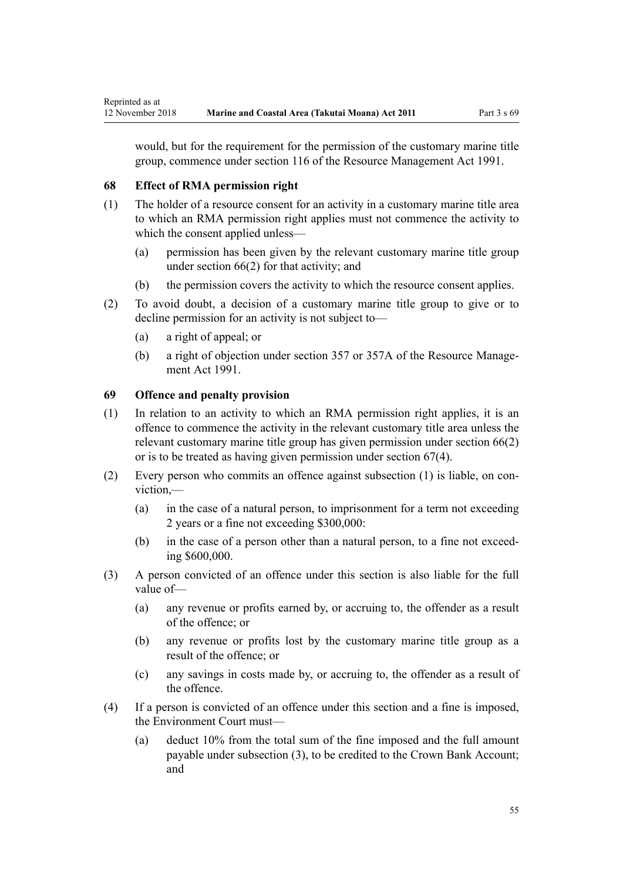would, but for the requirement for the permission of the customary marine title group, commence under section 116 of the Resource Management Act 1991.

### 68 Effect of RMA permission right

(1) The holder of a resource consent for an activity in a customary marine title area to which an RMA permission right applies must not commence the activity to which the consent applied unless—

  (a) permission has been given by the relevant customary marine title group under section 66(2) for that activity; and

  (b) the permission covers the activity to which the resource consent applies.

(2) To avoid doubt, a decision of a customary marine title group to give or to decline permission for an activity is not subject to—

  (a) a right of appeal; or

  (b) a right of objection under section 357 or 357A of the Resource Management Act 1991.

### 69 Offence and penalty provision

(1) In relation to an activity to which an RMA permission right applies, it is an offence to commence the activity in the relevant customary title area unless the relevant customary marine title group has given permission under section 66(2) or is to be treated as having given permission under section 67(4).

(2) Every person who commits an offence against subsection (1) is liable, on conviction,—

  (a) in the case of a natural person, to imprisonment for a term not exceeding 2 years or a fine not exceeding $300,000:

  (b) in the case of a person other than a natural person, to a fine not exceeding $600,000.

(3) A person convicted of an offence under this section is also liable for the full value of—

  (a) any revenue or profits earned by, or accruing to, the offender as a result of the offence; or

  (b) any revenue or profits lost by the customary marine title group as a result of the offence; or

  (c) any savings in costs made by, or accruing to, the offender as a result of the offence.

(4) If a person is convicted of an offence under this section and a fine is imposed, the Environment Court must—

  (a) deduct 10% from the total sum of the fine imposed and the full amount payable under subsection (3), to be credited to the Crown Bank Account; and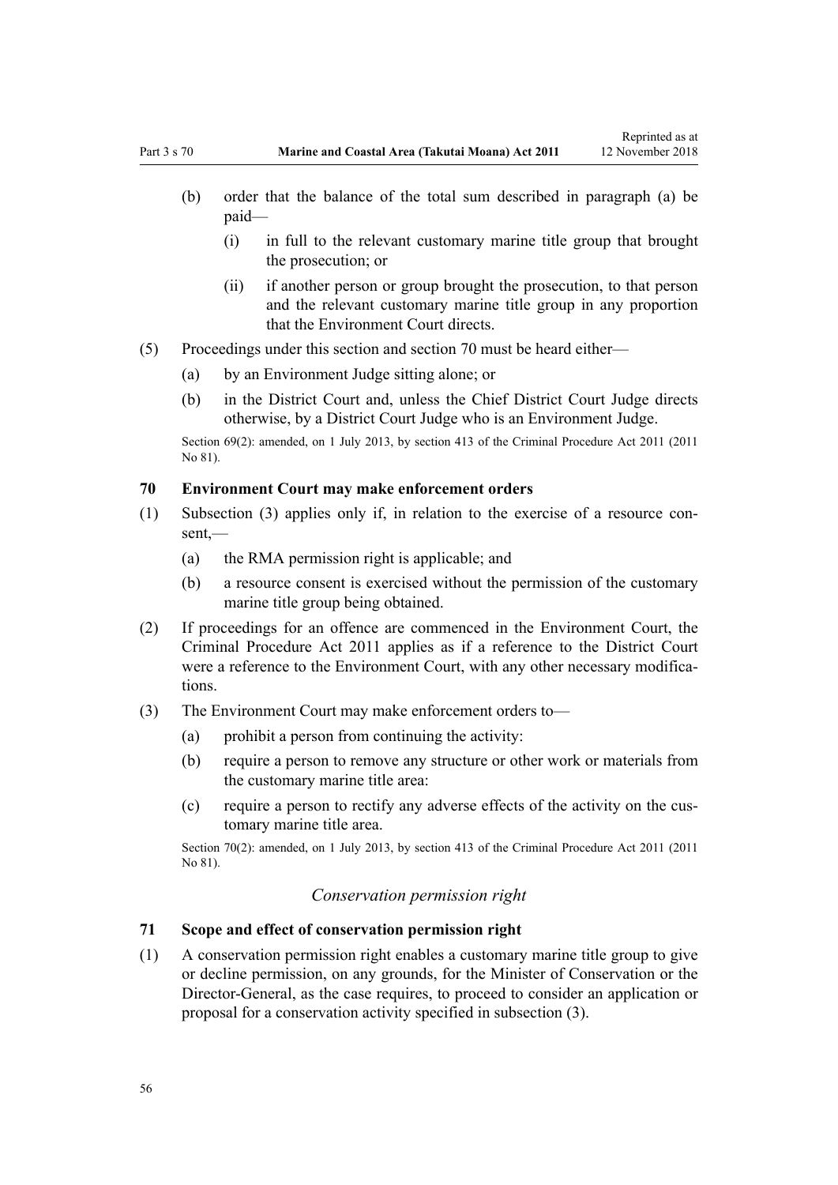(b) order that the balance of the total sum described in paragraph (a) be paid—

   (i) in full to the relevant customary marine title group that brought the prosecution; or

   (ii) if another person or group brought the prosecution, to that person and the relevant customary marine title group in any proportion that the Environment Court directs.

(5) Proceedings under this section and section 70 must be heard either—

   (a) by an Environment Judge sitting alone; or

   (b) in the District Court and, unless the Chief District Court Judge directs otherwise, by a District Court Judge who is an Environment Judge.

Section 69(2): amended, on 1 July 2013, by section 413 of the Criminal Procedure Act 2011 (2011 No 81).

### 70 Environment Court may make enforcement orders

(1) Subsection (3) applies only if, in relation to the exercise of a resource consent,—

   (a) the RMA permission right is applicable; and

   (b) a resource consent is exercised without the permission of the customary marine title group being obtained.

(2) If proceedings for an offence are commenced in the Environment Court, the Criminal Procedure Act 2011 applies as if a reference to the District Court were a reference to the Environment Court, with any other necessary modifications.

(3) The Environment Court may make enforcement orders to—

   (a) prohibit a person from continuing the activity:

   (b) require a person to remove any structure or other work or materials from the customary marine title area:

   (c) require a person to rectify any adverse effects of the activity on the customary marine title area.

Section 70(2): amended, on 1 July 2013, by section 413 of the Criminal Procedure Act 2011 (2011 No 81).

*Conservation permission right*

### 71 Scope and effect of conservation permission right

(1) A conservation permission right enables a customary marine title group to give or decline permission, on any grounds, for the Minister of Conservation or the Director-General, as the case requires, to proceed to consider an application or proposal for a conservation activity specified in subsection (3).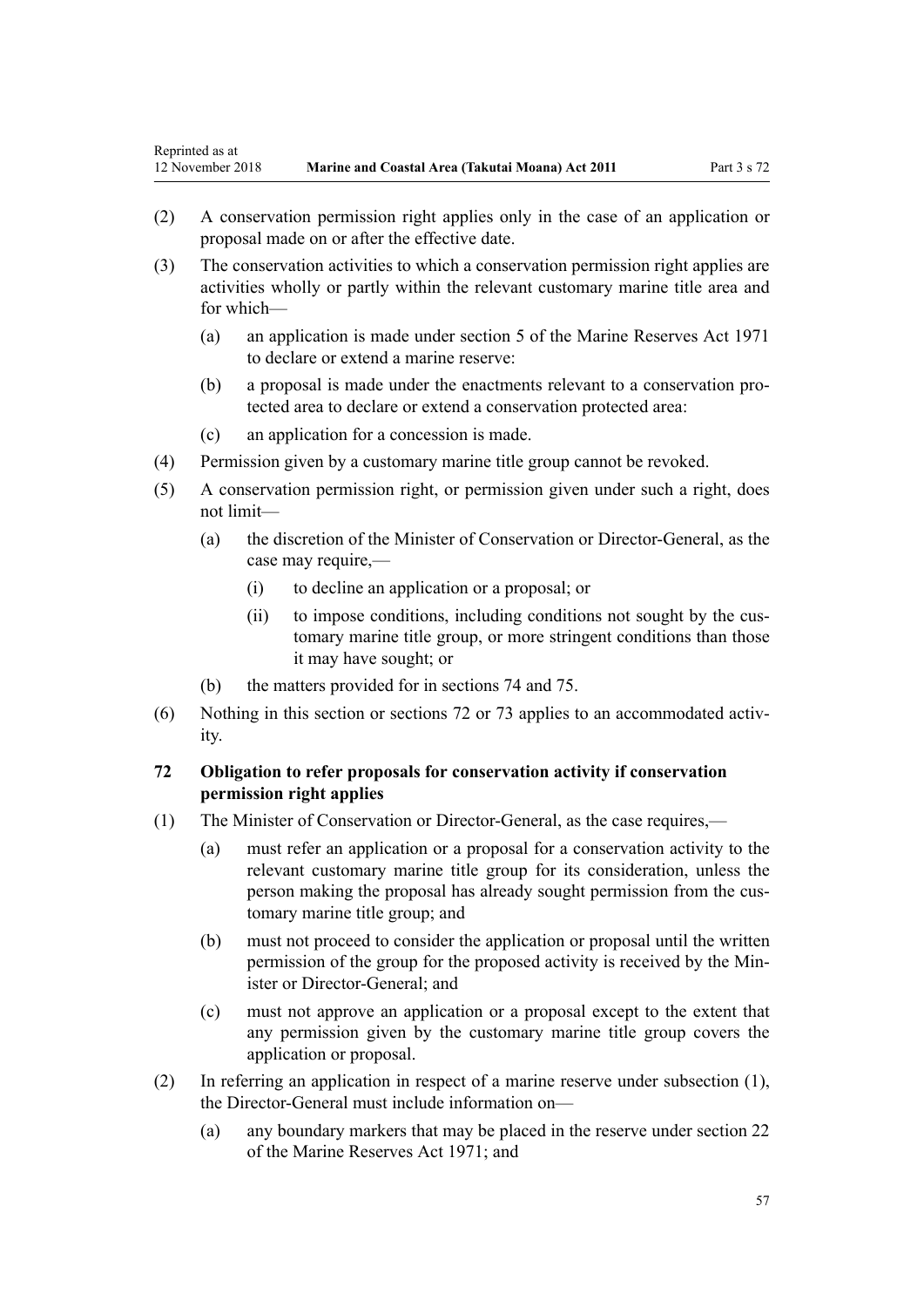(2) A conservation permission right applies only in the case of an application or proposal made on or after the effective date.

(3) The conservation activities to which a conservation permission right applies are activities wholly or partly within the relevant customary marine title area and for which—

 (a) an application is made under section 5 of the Marine Reserves Act 1971 to declare or extend a marine reserve:

 (b) a proposal is made under the enactments relevant to a conservation protected area to declare or extend a conservation protected area:

 (c) an application for a concession is made.

(4) Permission given by a customary marine title group cannot be revoked.

(5) A conservation permission right, or permission given under such a right, does not limit—

 (a) the discretion of the Minister of Conservation or Director-General, as the case may require,—

  (i) to decline an application or a proposal; or

  (ii) to impose conditions, including conditions not sought by the customary marine title group, or more stringent conditions than those it may have sought; or

 (b) the matters provided for in sections 74 and 75.

(6) Nothing in this section or sections 72 or 73 applies to an accommodated activity.

### 72 Obligation to refer proposals for conservation activity if conservation permission right applies

(1) The Minister of Conservation or Director-General, as the case requires,—

 (a) must refer an application or a proposal for a conservation activity to the relevant customary marine title group for its consideration, unless the person making the proposal has already sought permission from the customary marine title group; and

 (b) must not proceed to consider the application or proposal until the written permission of the group for the proposed activity is received by the Minister or Director-General; and

 (c) must not approve an application or a proposal except to the extent that any permission given by the customary marine title group covers the application or proposal.

(2) In referring an application in respect of a marine reserve under subsection (1), the Director-General must include information on—

 (a) any boundary markers that may be placed in the reserve under section 22 of the Marine Reserves Act 1971; and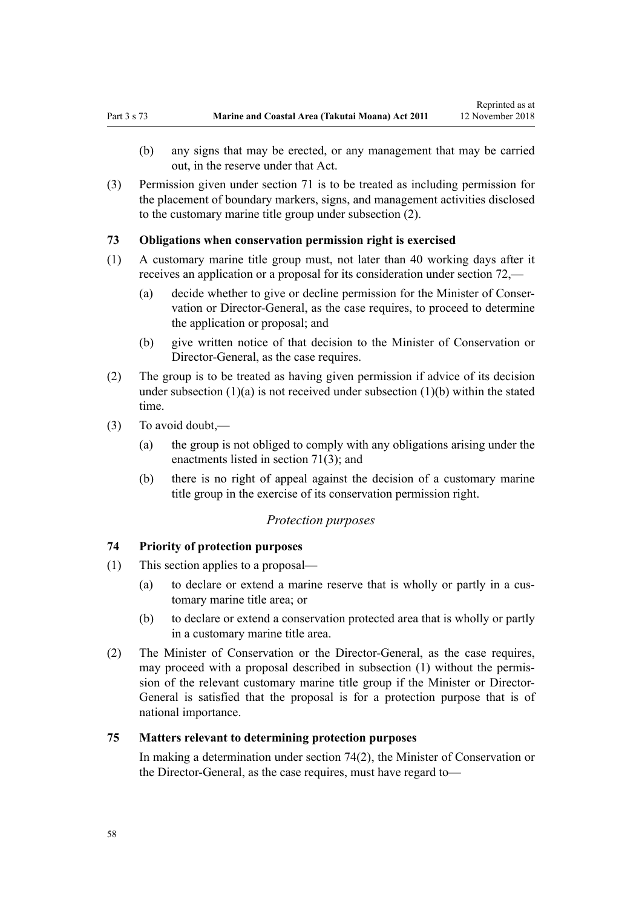(b) any signs that may be erected, or any management that may be carried out, in the reserve under that Act.

(3) Permission given under section 71 is to be treated as including permission for the placement of boundary markers, signs, and management activities disclosed to the customary marine title group under subsection (2).

### 73 Obligations when conservation permission right is exercised

(1) A customary marine title group must, not later than 40 working days after it receives an application or a proposal for its consideration under section 72,—

(a) decide whether to give or decline permission for the Minister of Conservation or Director-General, as the case requires, to proceed to determine the application or proposal; and

(b) give written notice of that decision to the Minister of Conservation or Director-General, as the case requires.

(2) The group is to be treated as having given permission if advice of its decision under subsection (1)(a) is not received under subsection (1)(b) within the stated time.

(3) To avoid doubt,—

(a) the group is not obliged to comply with any obligations arising under the enactments listed in section 71(3); and

(b) there is no right of appeal against the decision of a customary marine title group in the exercise of its conservation permission right.

*Protection purposes*

### 74 Priority of protection purposes

(1) This section applies to a proposal—

(a) to declare or extend a marine reserve that is wholly or partly in a customary marine title area; or

(b) to declare or extend a conservation protected area that is wholly or partly in a customary marine title area.

(2) The Minister of Conservation or the Director-General, as the case requires, may proceed with a proposal described in subsection (1) without the permission of the relevant customary marine title group if the Minister or Director-General is satisfied that the proposal is for a protection purpose that is of national importance.

### 75 Matters relevant to determining protection purposes

In making a determination under section 74(2), the Minister of Conservation or the Director-General, as the case requires, must have regard to—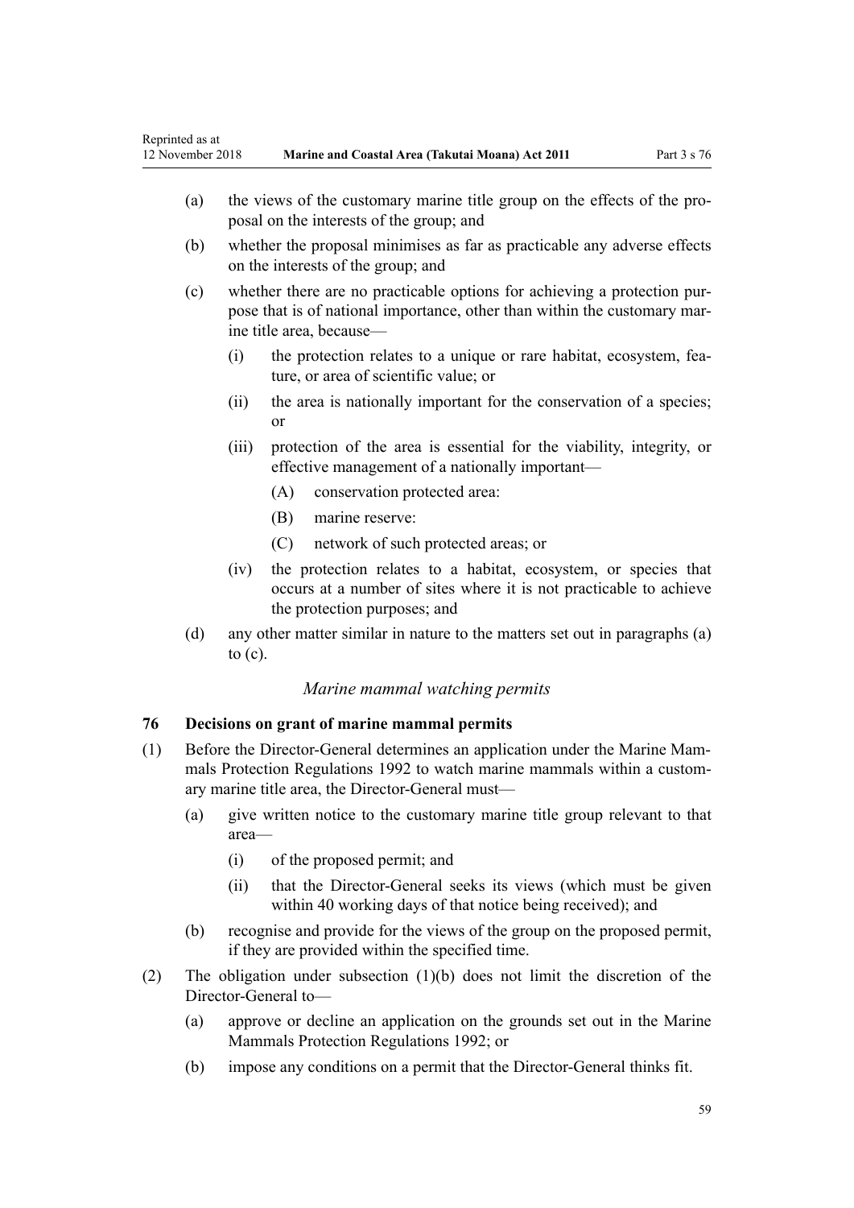(a) the views of the customary marine title group on the effects of the proposal on the interests of the group; and

(b) whether the proposal minimises as far as practicable any adverse effects on the interests of the group; and

(c) whether there are no practicable options for achieving a protection purpose that is of national importance, other than within the customary marine title area, because—

  (i) the protection relates to a unique or rare habitat, ecosystem, feature, or area of scientific value; or

  (ii) the area is nationally important for the conservation of a species; or

  (iii) protection of the area is essential for the viability, integrity, or effective management of a nationally important—

    (A) conservation protected area:

    (B) marine reserve:

    (C) network of such protected areas; or

  (iv) the protection relates to a habitat, ecosystem, or species that occurs at a number of sites where it is not practicable to achieve the protection purposes; and

(d) any other matter similar in nature to the matters set out in paragraphs (a) to (c).

*Marine mammal watching permits*

### 76 Decisions on grant of marine mammal permits

(1) Before the Director-General determines an application under the Marine Mammals Protection Regulations 1992 to watch marine mammals within a customary marine title area, the Director-General must—

  (a) give written notice to the customary marine title group relevant to that area—

    (i) of the proposed permit; and

    (ii) that the Director-General seeks its views (which must be given within 40 working days of that notice being received); and

  (b) recognise and provide for the views of the group on the proposed permit, if they are provided within the specified time.

(2) The obligation under subsection (1)(b) does not limit the discretion of the Director-General to—

  (a) approve or decline an application on the grounds set out in the Marine Mammals Protection Regulations 1992; or

  (b) impose any conditions on a permit that the Director-General thinks fit.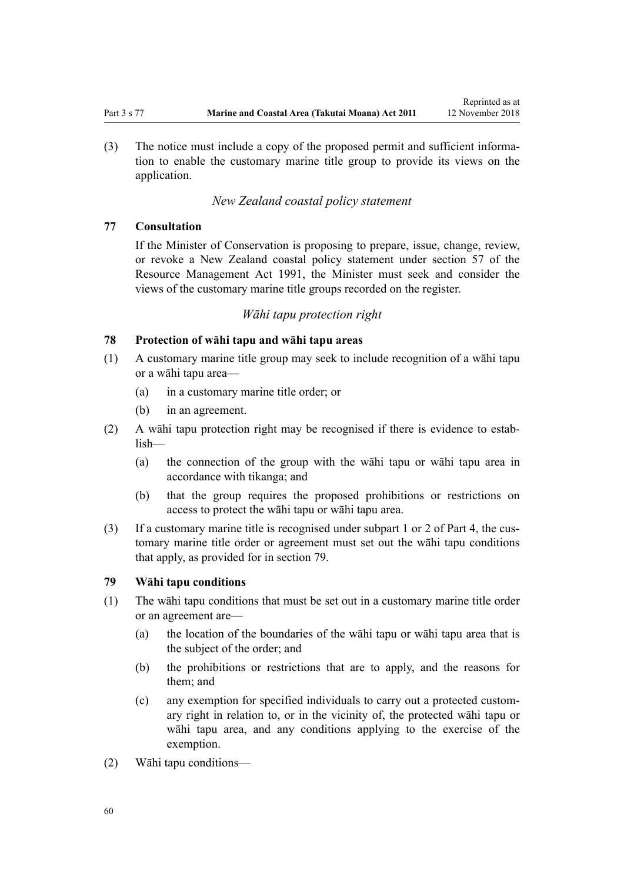(3) The notice must include a copy of the proposed permit and sufficient information to enable the customary marine title group to provide its views on the application.

*New Zealand coastal policy statement*

### 77 Consultation

If the Minister of Conservation is proposing to prepare, issue, change, review, or revoke a New Zealand coastal policy statement under section 57 of the Resource Management Act 1991, the Minister must seek and consider the views of the customary marine title groups recorded on the register.

*Wāhi tapu protection right*

### 78 Protection of wāhi tapu and wāhi tapu areas

(1) A customary marine title group may seek to include recognition of a wāhi tapu or a wāhi tapu area—

- (a) in a customary marine title order; or
- (b) in an agreement.

(2) A wāhi tapu protection right may be recognised if there is evidence to establish—

- (a) the connection of the group with the wāhi tapu or wāhi tapu area in accordance with tikanga; and
- (b) that the group requires the proposed prohibitions or restrictions on access to protect the wāhi tapu or wāhi tapu area.

(3) If a customary marine title is recognised under subpart 1 or 2 of Part 4, the customary marine title order or agreement must set out the wāhi tapu conditions that apply, as provided for in section 79.

### 79 Wāhi tapu conditions

(1) The wāhi tapu conditions that must be set out in a customary marine title order or an agreement are—

- (a) the location of the boundaries of the wāhi tapu or wāhi tapu area that is the subject of the order; and
- (b) the prohibitions or restrictions that are to apply, and the reasons for them; and
- (c) any exemption for specified individuals to carry out a protected customary right in relation to, or in the vicinity of, the protected wāhi tapu or wāhi tapu area, and any conditions applying to the exercise of the exemption.

(2) Wāhi tapu conditions—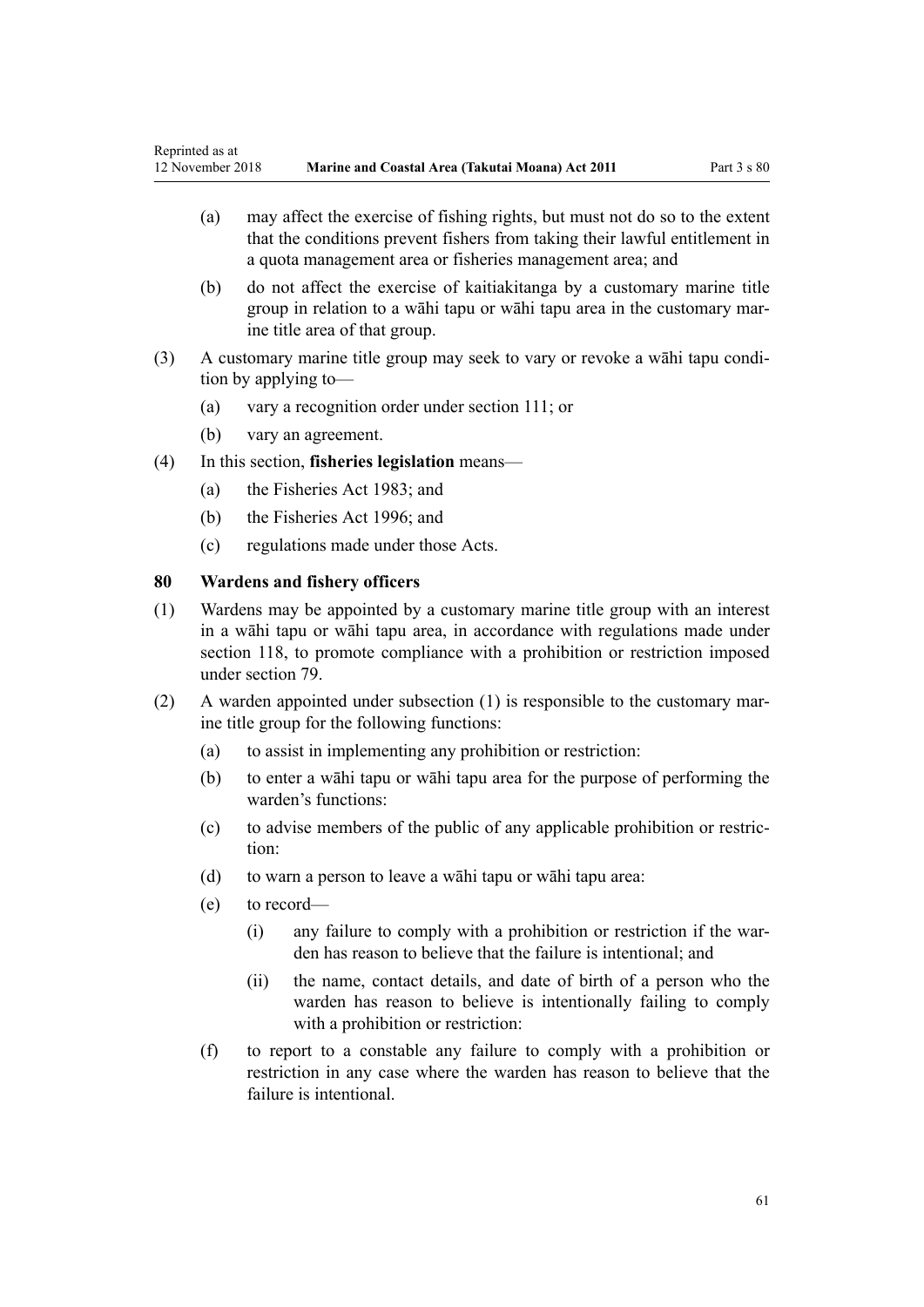(a) may affect the exercise of fishing rights, but must not do so to the extent that the conditions prevent fishers from taking their lawful entitlement in a quota management area or fisheries management area; and

(b) do not affect the exercise of kaitiakitanga by a customary marine title group in relation to a wāhi tapu or wāhi tapu area in the customary marine title area of that group.

(3) A customary marine title group may seek to vary or revoke a wāhi tapu condition by applying to—

(a) vary a recognition order under section 111; or

(b) vary an agreement.

(4) In this section, **fisheries legislation** means—

(a) the Fisheries Act 1983; and

(b) the Fisheries Act 1996; and

(c) regulations made under those Acts.

### 80 Wardens and fishery officers

(1) Wardens may be appointed by a customary marine title group with an interest in a wāhi tapu or wāhi tapu area, in accordance with regulations made under section 118, to promote compliance with a prohibition or restriction imposed under section 79.

(2) A warden appointed under subsection (1) is responsible to the customary marine title group for the following functions:

(a) to assist in implementing any prohibition or restriction:

(b) to enter a wāhi tapu or wāhi tapu area for the purpose of performing the warden's functions:

(c) to advise members of the public of any applicable prohibition or restriction:

(d) to warn a person to leave a wāhi tapu or wāhi tapu area:

(e) to record—

(i) any failure to comply with a prohibition or restriction if the warden has reason to believe that the failure is intentional; and

(ii) the name, contact details, and date of birth of a person who the warden has reason to believe is intentionally failing to comply with a prohibition or restriction:

(f) to report to a constable any failure to comply with a prohibition or restriction in any case where the warden has reason to believe that the failure is intentional.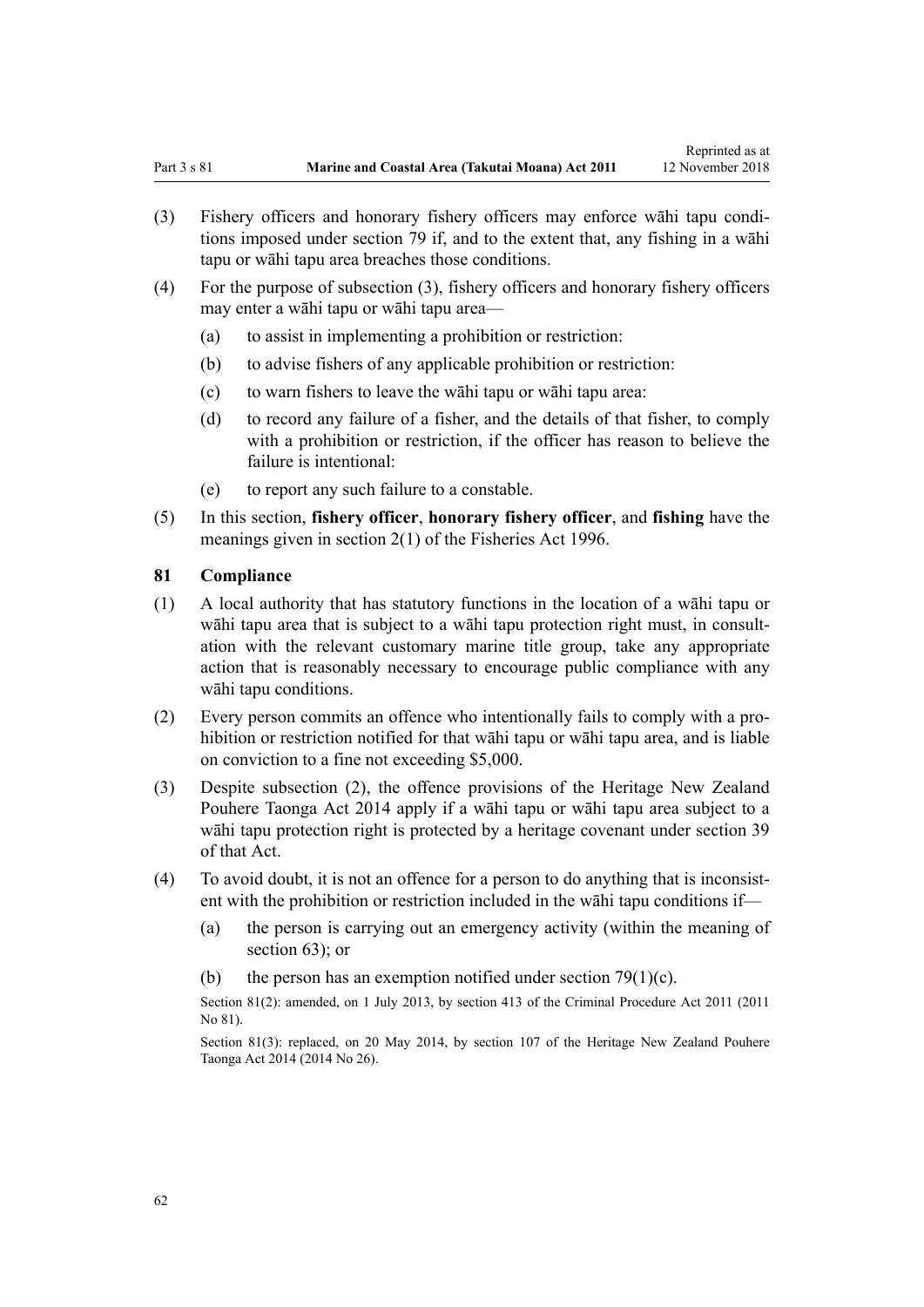(3) Fishery officers and honorary fishery officers may enforce wāhi tapu conditions imposed under section 79 if, and to the extent that, any fishing in a wāhi tapu or wāhi tapu area breaches those conditions.

(4) For the purpose of subsection (3), fishery officers and honorary fishery officers may enter a wāhi tapu or wāhi tapu area—

(a) to assist in implementing a prohibition or restriction:

(b) to advise fishers of any applicable prohibition or restriction:

(c) to warn fishers to leave the wāhi tapu or wāhi tapu area:

(d) to record any failure of a fisher, and the details of that fisher, to comply with a prohibition or restriction, if the officer has reason to believe the failure is intentional:

(e) to report any such failure to a constable.

(5) In this section, **fishery officer**, **honorary fishery officer**, and **fishing** have the meanings given in section 2(1) of the Fisheries Act 1996.

### 81 Compliance

(1) A local authority that has statutory functions in the location of a wāhi tapu or wāhi tapu area that is subject to a wāhi tapu protection right must, in consultation with the relevant customary marine title group, take any appropriate action that is reasonably necessary to encourage public compliance with any wāhi tapu conditions.

(2) Every person commits an offence who intentionally fails to comply with a prohibition or restriction notified for that wāhi tapu or wāhi tapu area, and is liable on conviction to a fine not exceeding $5,000.

(3) Despite subsection (2), the offence provisions of the Heritage New Zealand Pouhere Taonga Act 2014 apply if a wāhi tapu or wāhi tapu area subject to a wāhi tapu protection right is protected by a heritage covenant under section 39 of that Act.

(4) To avoid doubt, it is not an offence for a person to do anything that is inconsistent with the prohibition or restriction included in the wāhi tapu conditions if—

(a) the person is carrying out an emergency activity (within the meaning of section 63); or

(b) the person has an exemption notified under section 79(1)(c).

Section 81(2): amended, on 1 July 2013, by section 413 of the Criminal Procedure Act 2011 (2011 No 81).

Section 81(3): replaced, on 20 May 2014, by section 107 of the Heritage New Zealand Pouhere Taonga Act 2014 (2014 No 26).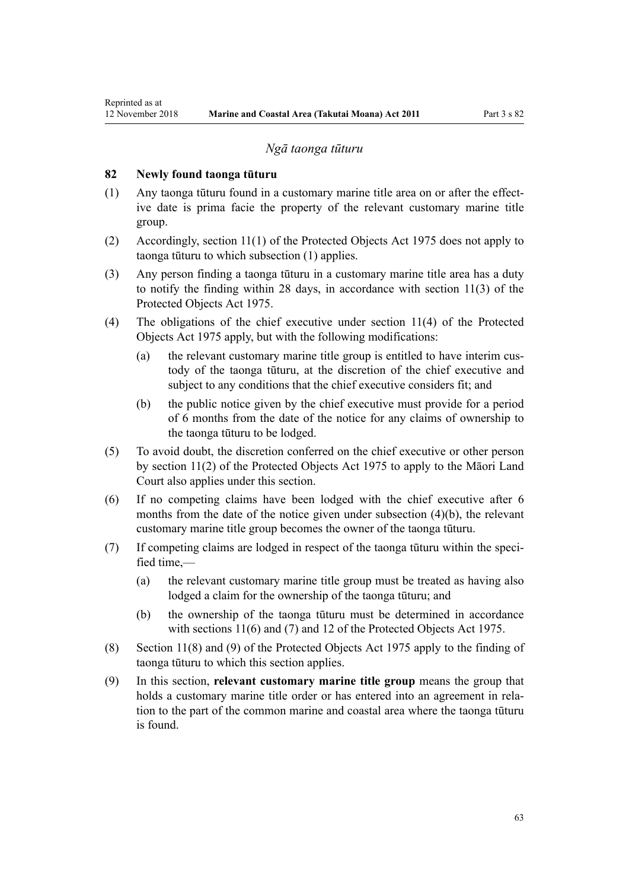*Ngā taonga tūturu*

**82 Newly found taonga tūturu**

(1) Any taonga tūturu found in a customary marine title area on or after the effective date is prima facie the property of the relevant customary marine title group.

(2) Accordingly, section 11(1) of the Protected Objects Act 1975 does not apply to taonga tūturu to which subsection (1) applies.

(3) Any person finding a taonga tūturu in a customary marine title area has a duty to notify the finding within 28 days, in accordance with section 11(3) of the Protected Objects Act 1975.

(4) The obligations of the chief executive under section 11(4) of the Protected Objects Act 1975 apply, but with the following modifications:

- (a) the relevant customary marine title group is entitled to have interim custody of the taonga tūturu, at the discretion of the chief executive and subject to any conditions that the chief executive considers fit; and
- (b) the public notice given by the chief executive must provide for a period of 6 months from the date of the notice for any claims of ownership to the taonga tūturu to be lodged.

(5) To avoid doubt, the discretion conferred on the chief executive or other person by section 11(2) of the Protected Objects Act 1975 to apply to the Māori Land Court also applies under this section.

(6) If no competing claims have been lodged with the chief executive after 6 months from the date of the notice given under subsection (4)(b), the relevant customary marine title group becomes the owner of the taonga tūturu.

(7) If competing claims are lodged in respect of the taonga tūturu within the specified time,—

- (a) the relevant customary marine title group must be treated as having also lodged a claim for the ownership of the taonga tūturu; and
- (b) the ownership of the taonga tūturu must be determined in accordance with sections 11(6) and (7) and 12 of the Protected Objects Act 1975.

(8) Section 11(8) and (9) of the Protected Objects Act 1975 apply to the finding of taonga tūturu to which this section applies.

(9) In this section, **relevant customary marine title group** means the group that holds a customary marine title order or has entered into an agreement in relation to the part of the common marine and coastal area where the taonga tūturu is found.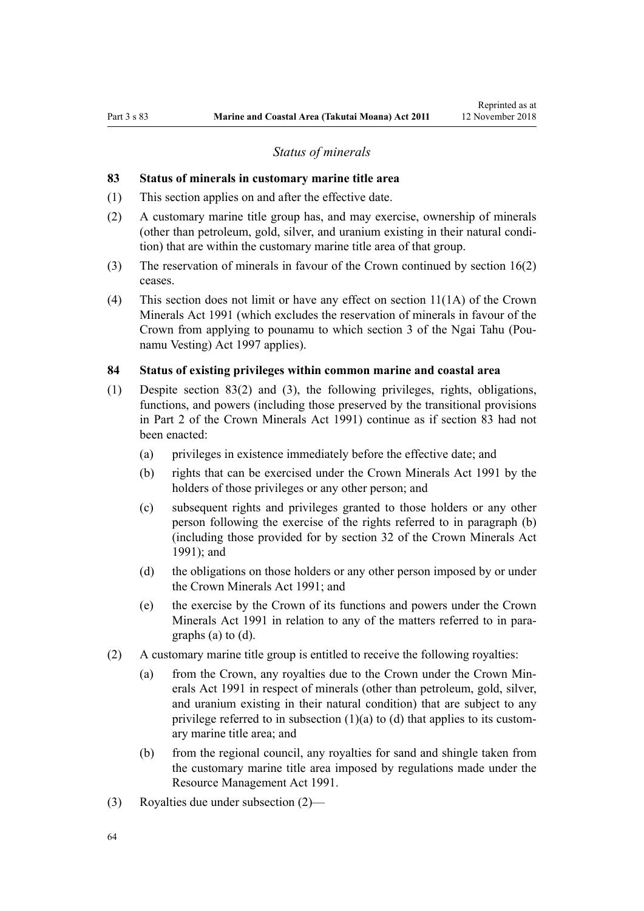*Status of minerals*

### 83 Status of minerals in customary marine title area

(1) This section applies on and after the effective date.

(2) A customary marine title group has, and may exercise, ownership of minerals (other than petroleum, gold, silver, and uranium existing in their natural condition) that are within the customary marine title area of that group.

(3) The reservation of minerals in favour of the Crown continued by section 16(2) ceases.

(4) This section does not limit or have any effect on section 11(1A) of the Crown Minerals Act 1991 (which excludes the reservation of minerals in favour of the Crown from applying to pounamu to which section 3 of the Ngai Tahu (Pounamu Vesting) Act 1997 applies).

### 84 Status of existing privileges within common marine and coastal area

(1) Despite section 83(2) and (3), the following privileges, rights, obligations, functions, and powers (including those preserved by the transitional provisions in Part 2 of the Crown Minerals Act 1991) continue as if section 83 had not been enacted:

  (a) privileges in existence immediately before the effective date; and

  (b) rights that can be exercised under the Crown Minerals Act 1991 by the holders of those privileges or any other person; and

  (c) subsequent rights and privileges granted to those holders or any other person following the exercise of the rights referred to in paragraph (b) (including those provided for by section 32 of the Crown Minerals Act 1991); and

  (d) the obligations on those holders or any other person imposed by or under the Crown Minerals Act 1991; and

  (e) the exercise by the Crown of its functions and powers under the Crown Minerals Act 1991 in relation to any of the matters referred to in paragraphs (a) to (d).

(2) A customary marine title group is entitled to receive the following royalties:

  (a) from the Crown, any royalties due to the Crown under the Crown Minerals Act 1991 in respect of minerals (other than petroleum, gold, silver, and uranium existing in their natural condition) that are subject to any privilege referred to in subsection (1)(a) to (d) that applies to its customary marine title area; and

  (b) from the regional council, any royalties for sand and shingle taken from the customary marine title area imposed by regulations made under the Resource Management Act 1991.

(3) Royalties due under subsection (2)—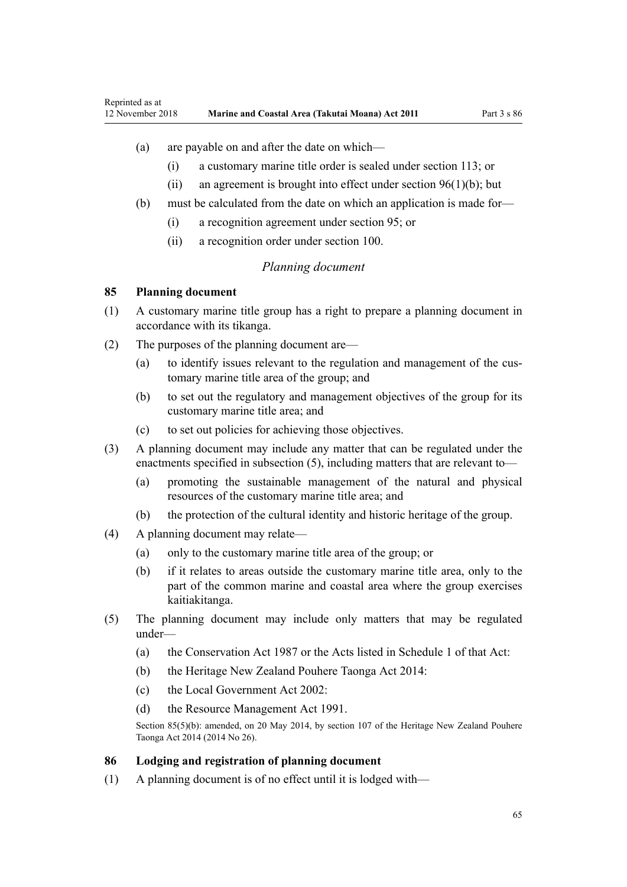(a) are payable on and after the date on which—

  (i) a customary marine title order is sealed under section 113; or

  (ii) an agreement is brought into effect under section 96(1)(b); but

(b) must be calculated from the date on which an application is made for—

  (i) a recognition agreement under section 95; or

  (ii) a recognition order under section 100.

*Planning document*

### 85 Planning document

(1) A customary marine title group has a right to prepare a planning document in accordance with its tikanga.

(2) The purposes of the planning document are—

  (a) to identify issues relevant to the regulation and management of the customary marine title area of the group; and

  (b) to set out the regulatory and management objectives of the group for its customary marine title area; and

  (c) to set out policies for achieving those objectives.

(3) A planning document may include any matter that can be regulated under the enactments specified in subsection (5), including matters that are relevant to—

  (a) promoting the sustainable management of the natural and physical resources of the customary marine title area; and

  (b) the protection of the cultural identity and historic heritage of the group.

(4) A planning document may relate—

  (a) only to the customary marine title area of the group; or

  (b) if it relates to areas outside the customary marine title area, only to the part of the common marine and coastal area where the group exercises kaitiakitanga.

(5) The planning document may include only matters that may be regulated under—

  (a) the Conservation Act 1987 or the Acts listed in Schedule 1 of that Act:

  (b) the Heritage New Zealand Pouhere Taonga Act 2014:

  (c) the Local Government Act 2002:

  (d) the Resource Management Act 1991.

Section 85(5)(b): amended, on 20 May 2014, by section 107 of the Heritage New Zealand Pouhere Taonga Act 2014 (2014 No 26).

### 86 Lodging and registration of planning document

(1) A planning document is of no effect until it is lodged with—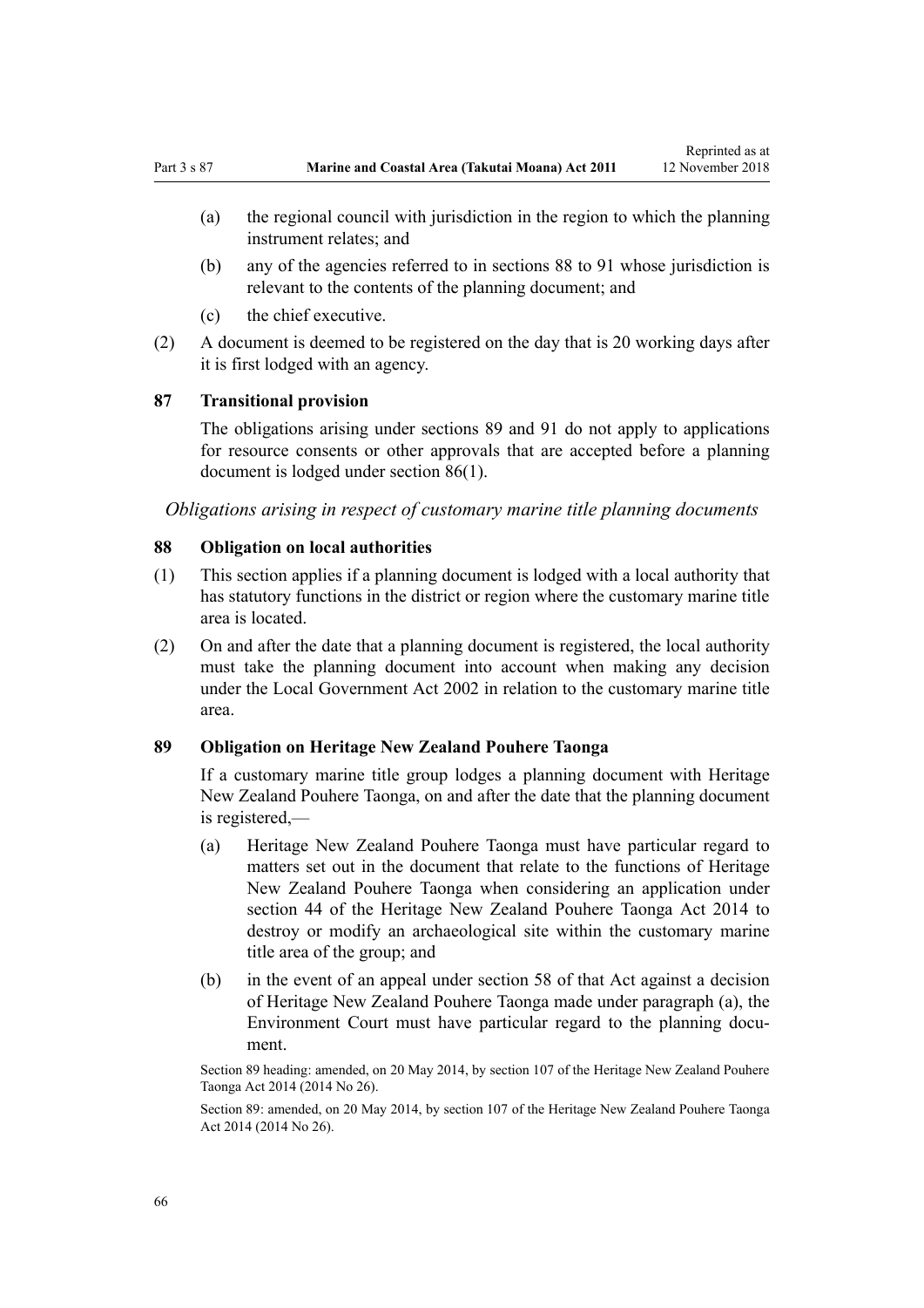(a) the regional council with jurisdiction in the region to which the planning instrument relates; and

(b) any of the agencies referred to in sections 88 to 91 whose jurisdiction is relevant to the contents of the planning document; and

(c) the chief executive.

(2) A document is deemed to be registered on the day that is 20 working days after it is first lodged with an agency.

### 87 Transitional provision

The obligations arising under sections 89 and 91 do not apply to applications for resource consents or other approvals that are accepted before a planning document is lodged under section 86(1).

*Obligations arising in respect of customary marine title planning documents*

### 88 Obligation on local authorities

(1) This section applies if a planning document is lodged with a local authority that has statutory functions in the district or region where the customary marine title area is located.

(2) On and after the date that a planning document is registered, the local authority must take the planning document into account when making any decision under the Local Government Act 2002 in relation to the customary marine title area.

### 89 Obligation on Heritage New Zealand Pouhere Taonga

If a customary marine title group lodges a planning document with Heritage New Zealand Pouhere Taonga, on and after the date that the planning document is registered,—

(a) Heritage New Zealand Pouhere Taonga must have particular regard to matters set out in the document that relate to the functions of Heritage New Zealand Pouhere Taonga when considering an application under section 44 of the Heritage New Zealand Pouhere Taonga Act 2014 to destroy or modify an archaeological site within the customary marine title area of the group; and

(b) in the event of an appeal under section 58 of that Act against a decision of Heritage New Zealand Pouhere Taonga made under paragraph (a), the Environment Court must have particular regard to the planning document.

Section 89 heading: amended, on 20 May 2014, by section 107 of the Heritage New Zealand Pouhere Taonga Act 2014 (2014 No 26).

Section 89: amended, on 20 May 2014, by section 107 of the Heritage New Zealand Pouhere Taonga Act 2014 (2014 No 26).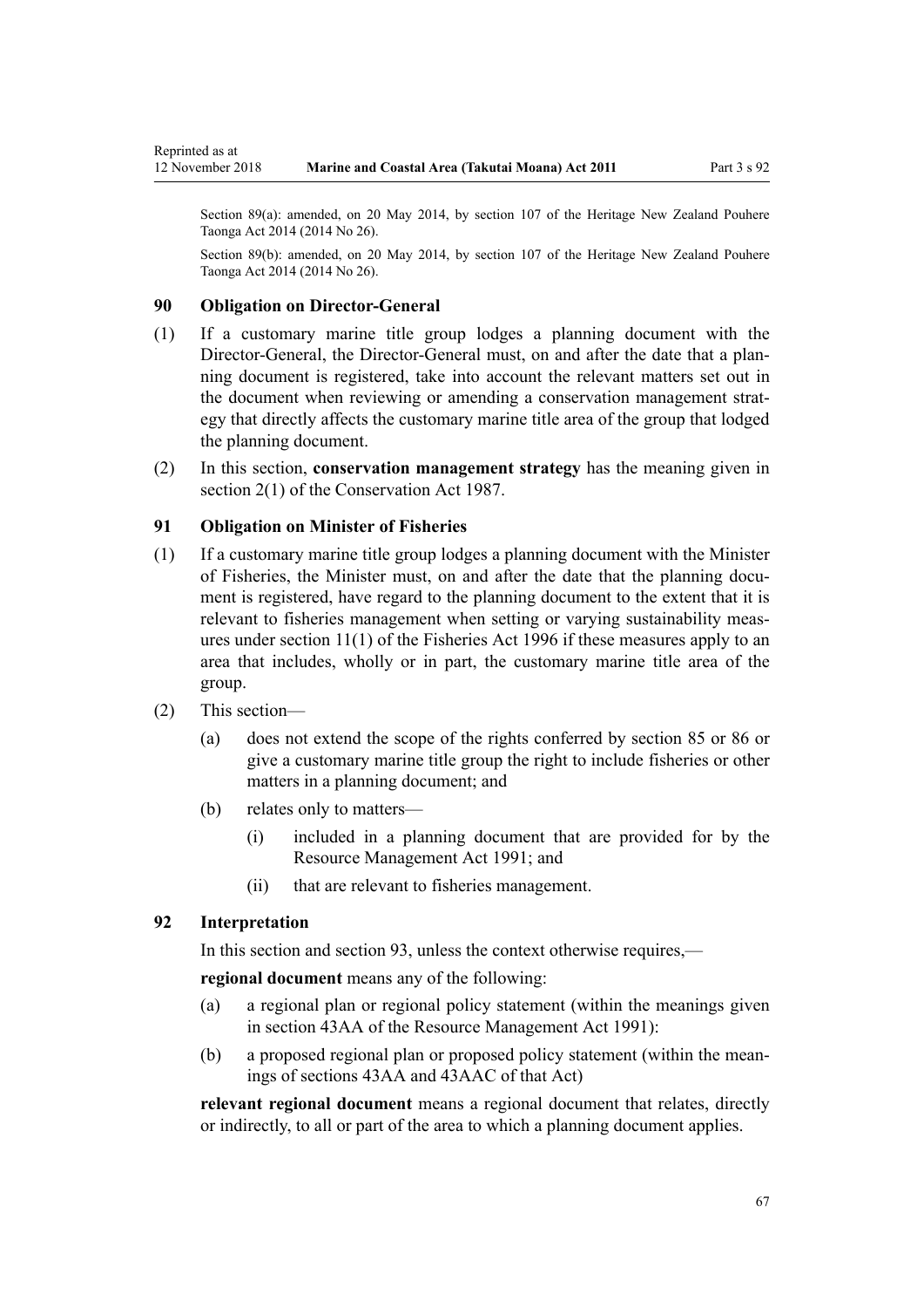Section 89(a): amended, on 20 May 2014, by section 107 of the Heritage New Zealand Pouhere Taonga Act 2014 (2014 No 26).

Section 89(b): amended, on 20 May 2014, by section 107 of the Heritage New Zealand Pouhere Taonga Act 2014 (2014 No 26).

### 90 Obligation on Director-General

(1) If a customary marine title group lodges a planning document with the Director-General, the Director-General must, on and after the date that a planning document is registered, take into account the relevant matters set out in the document when reviewing or amending a conservation management strategy that directly affects the customary marine title area of the group that lodged the planning document.

(2) In this section, **conservation management strategy** has the meaning given in section 2(1) of the Conservation Act 1987.

### 91 Obligation on Minister of Fisheries

(1) If a customary marine title group lodges a planning document with the Minister of Fisheries, the Minister must, on and after the date that the planning document is registered, have regard to the planning document to the extent that it is relevant to fisheries management when setting or varying sustainability measures under section 11(1) of the Fisheries Act 1996 if these measures apply to an area that includes, wholly or in part, the customary marine title area of the group.

(2) This section—

  (a) does not extend the scope of the rights conferred by section 85 or 86 or give a customary marine title group the right to include fisheries or other matters in a planning document; and

  (b) relates only to matters—

    (i) included in a planning document that are provided for by the Resource Management Act 1991; and

    (ii) that are relevant to fisheries management.

### 92 Interpretation

In this section and section 93, unless the context otherwise requires,—

**regional document** means any of the following:

  (a) a regional plan or regional policy statement (within the meanings given in section 43AA of the Resource Management Act 1991):

  (b) a proposed regional plan or proposed policy statement (within the meanings of sections 43AA and 43AAC of that Act)

**relevant regional document** means a regional document that relates, directly or indirectly, to all or part of the area to which a planning document applies.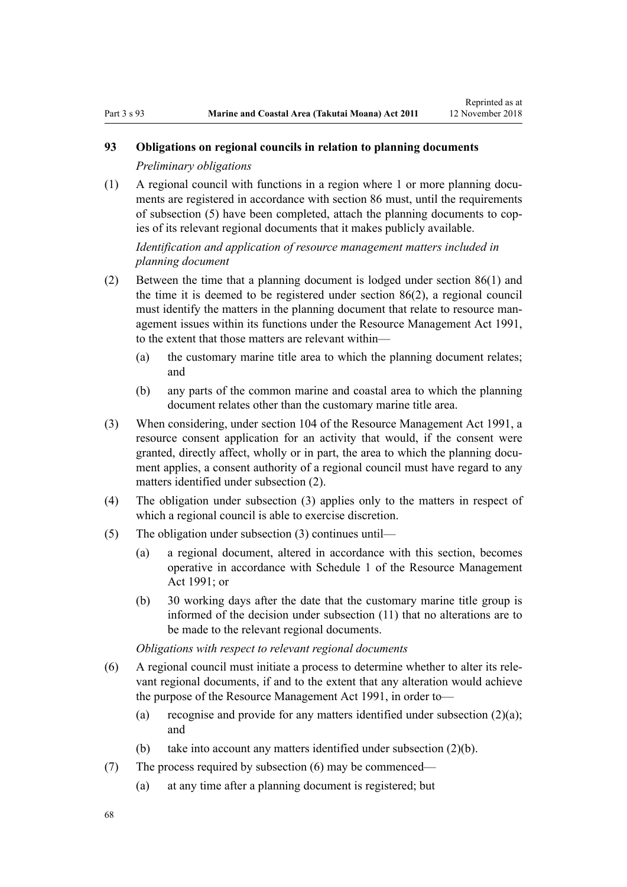### 93 Obligations on regional councils in relation to planning documents

*Preliminary obligations*

(1) A regional council with functions in a region where 1 or more planning documents are registered in accordance with section 86 must, until the requirements of subsection (5) have been completed, attach the planning documents to copies of its relevant regional documents that it makes publicly available.

*Identification and application of resource management matters included in planning document*

(2) Between the time that a planning document is lodged under section 86(1) and the time it is deemed to be registered under section 86(2), a regional council must identify the matters in the planning document that relate to resource management issues within its functions under the Resource Management Act 1991, to the extent that those matters are relevant within—

- (a) the customary marine title area to which the planning document relates; and
- (b) any parts of the common marine and coastal area to which the planning document relates other than the customary marine title area.

(3) When considering, under section 104 of the Resource Management Act 1991, a resource consent application for an activity that would, if the consent were granted, directly affect, wholly or in part, the area to which the planning document applies, a consent authority of a regional council must have regard to any matters identified under subsection (2).

(4) The obligation under subsection (3) applies only to the matters in respect of which a regional council is able to exercise discretion.

(5) The obligation under subsection (3) continues until—

- (a) a regional document, altered in accordance with this section, becomes operative in accordance with Schedule 1 of the Resource Management Act 1991; or
- (b) 30 working days after the date that the customary marine title group is informed of the decision under subsection (11) that no alterations are to be made to the relevant regional documents.

*Obligations with respect to relevant regional documents*

(6) A regional council must initiate a process to determine whether to alter its relevant regional documents, if and to the extent that any alteration would achieve the purpose of the Resource Management Act 1991, in order to—

- (a) recognise and provide for any matters identified under subsection (2)(a); and
- (b) take into account any matters identified under subsection (2)(b).

(7) The process required by subsection (6) may be commenced—

- (a) at any time after a planning document is registered; but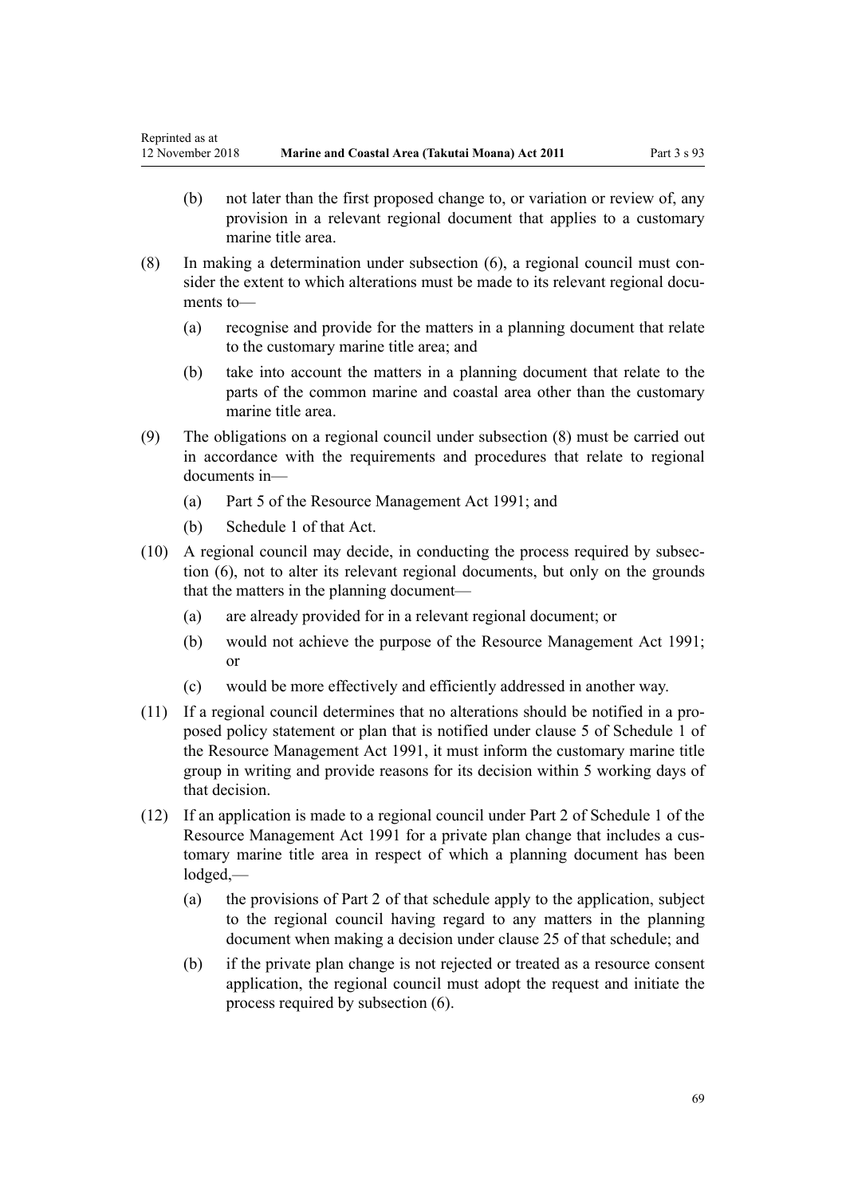(b) not later than the first proposed change to, or variation or review of, any provision in a relevant regional document that applies to a customary marine title area.

(8) In making a determination under subsection (6), a regional council must consider the extent to which alterations must be made to its relevant regional documents to—

(a) recognise and provide for the matters in a planning document that relate to the customary marine title area; and

(b) take into account the matters in a planning document that relate to the parts of the common marine and coastal area other than the customary marine title area.

(9) The obligations on a regional council under subsection (8) must be carried out in accordance with the requirements and procedures that relate to regional documents in—

(a) Part 5 of the Resource Management Act 1991; and

(b) Schedule 1 of that Act.

(10) A regional council may decide, in conducting the process required by subsection (6), not to alter its relevant regional documents, but only on the grounds that the matters in the planning document—

(a) are already provided for in a relevant regional document; or

(b) would not achieve the purpose of the Resource Management Act 1991; or

(c) would be more effectively and efficiently addressed in another way.

(11) If a regional council determines that no alterations should be notified in a proposed policy statement or plan that is notified under clause 5 of Schedule 1 of the Resource Management Act 1991, it must inform the customary marine title group in writing and provide reasons for its decision within 5 working days of that decision.

(12) If an application is made to a regional council under Part 2 of Schedule 1 of the Resource Management Act 1991 for a private plan change that includes a customary marine title area in respect of which a planning document has been lodged,—

(a) the provisions of Part 2 of that schedule apply to the application, subject to the regional council having regard to any matters in the planning document when making a decision under clause 25 of that schedule; and

(b) if the private plan change is not rejected or treated as a resource consent application, the regional council must adopt the request and initiate the process required by subsection (6).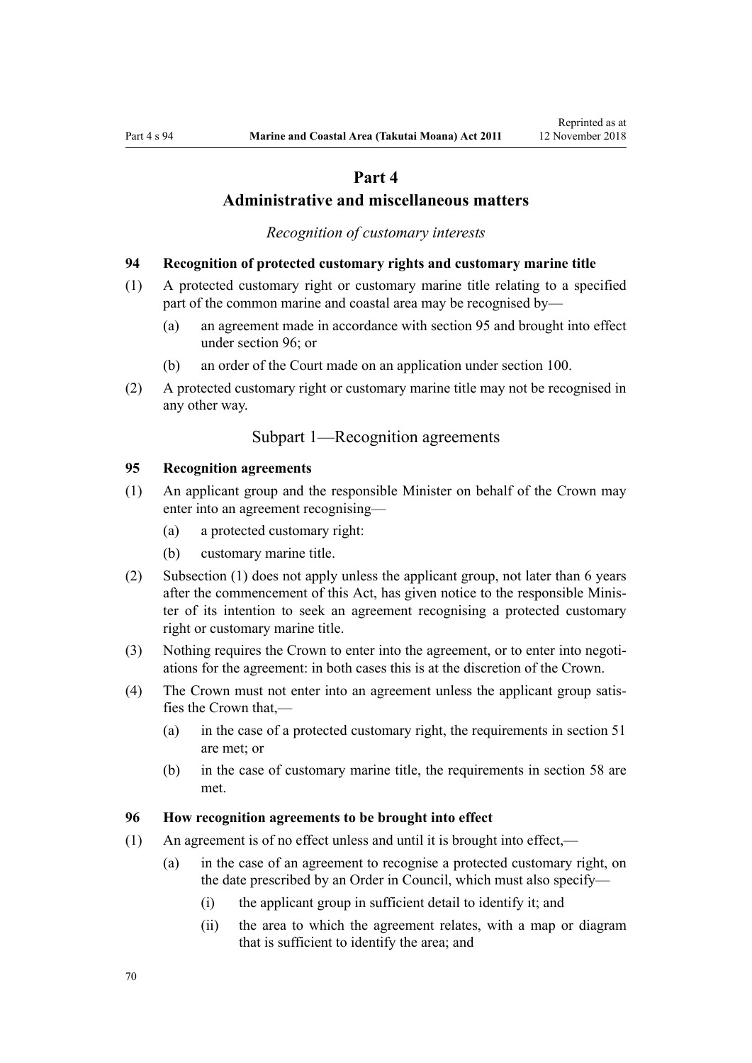# Part 4
# Administrative and miscellaneous matters

*Recognition of customary interests*

### 94 Recognition of protected customary rights and customary marine title

(1) A protected customary right or customary marine title relating to a specified part of the common marine and coastal area may be recognised by—

- (a) an agreement made in accordance with section 95 and brought into effect under section 96; or
- (b) an order of the Court made on an application under section 100.

(2) A protected customary right or customary marine title may not be recognised in any other way.

## Subpart 1—Recognition agreements

### 95 Recognition agreements

(1) An applicant group and the responsible Minister on behalf of the Crown may enter into an agreement recognising—

- (a) a protected customary right:
- (b) customary marine title.

(2) Subsection (1) does not apply unless the applicant group, not later than 6 years after the commencement of this Act, has given notice to the responsible Minister of its intention to seek an agreement recognising a protected customary right or customary marine title.

(3) Nothing requires the Crown to enter into the agreement, or to enter into negotiations for the agreement: in both cases this is at the discretion of the Crown.

(4) The Crown must not enter into an agreement unless the applicant group satisfies the Crown that,—

- (a) in the case of a protected customary right, the requirements in section 51 are met; or
- (b) in the case of customary marine title, the requirements in section 58 are met.

### 96 How recognition agreements to be brought into effect

(1) An agreement is of no effect unless and until it is brought into effect,—

- (a) in the case of an agreement to recognise a protected customary right, on the date prescribed by an Order in Council, which must also specify—
  - (i) the applicant group in sufficient detail to identify it; and
  - (ii) the area to which the agreement relates, with a map or diagram that is sufficient to identify the area; and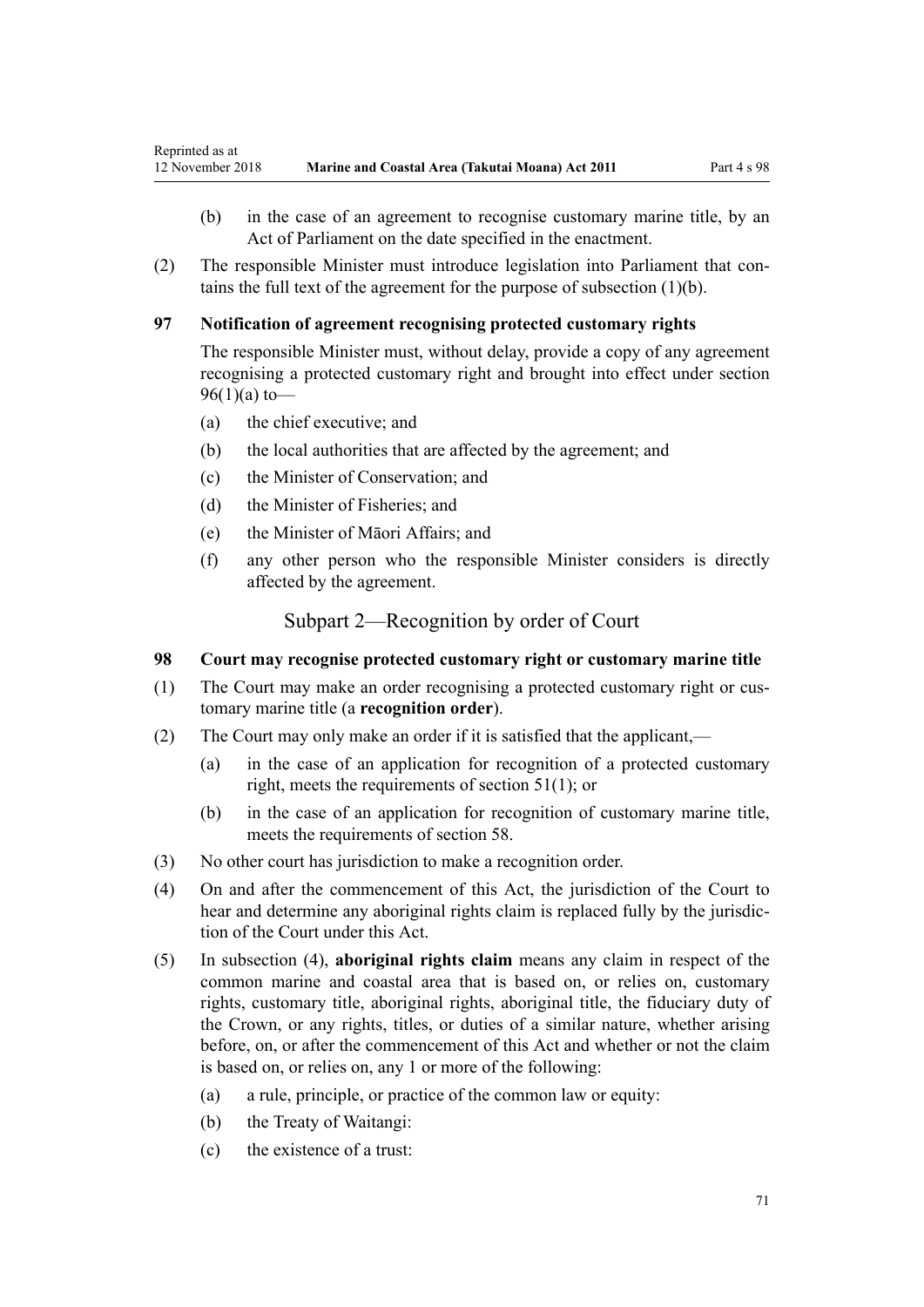(b) in the case of an agreement to recognise customary marine title, by an Act of Parliament on the date specified in the enactment.

(2) The responsible Minister must introduce legislation into Parliament that contains the full text of the agreement for the purpose of subsection (1)(b).

### 97 Notification of agreement recognising protected customary rights

The responsible Minister must, without delay, provide a copy of any agreement recognising a protected customary right and brought into effect under section 96(1)(a) to—

(a) the chief executive; and

(b) the local authorities that are affected by the agreement; and

(c) the Minister of Conservation; and

(d) the Minister of Fisheries; and

(e) the Minister of Māori Affairs; and

(f) any other person who the responsible Minister considers is directly affected by the agreement.

## Subpart 2—Recognition by order of Court

### 98 Court may recognise protected customary right or customary marine title

(1) The Court may make an order recognising a protected customary right or customary marine title (a **recognition order**).

(2) The Court may only make an order if it is satisfied that the applicant,—

(a) in the case of an application for recognition of a protected customary right, meets the requirements of section 51(1); or

(b) in the case of an application for recognition of customary marine title, meets the requirements of section 58.

(3) No other court has jurisdiction to make a recognition order.

(4) On and after the commencement of this Act, the jurisdiction of the Court to hear and determine any aboriginal rights claim is replaced fully by the jurisdiction of the Court under this Act.

(5) In subsection (4), **aboriginal rights claim** means any claim in respect of the common marine and coastal area that is based on, or relies on, customary rights, customary title, aboriginal rights, aboriginal title, the fiduciary duty of the Crown, or any rights, titles, or duties of a similar nature, whether arising before, on, or after the commencement of this Act and whether or not the claim is based on, or relies on, any 1 or more of the following:

(a) a rule, principle, or practice of the common law or equity:

(b) the Treaty of Waitangi:

(c) the existence of a trust: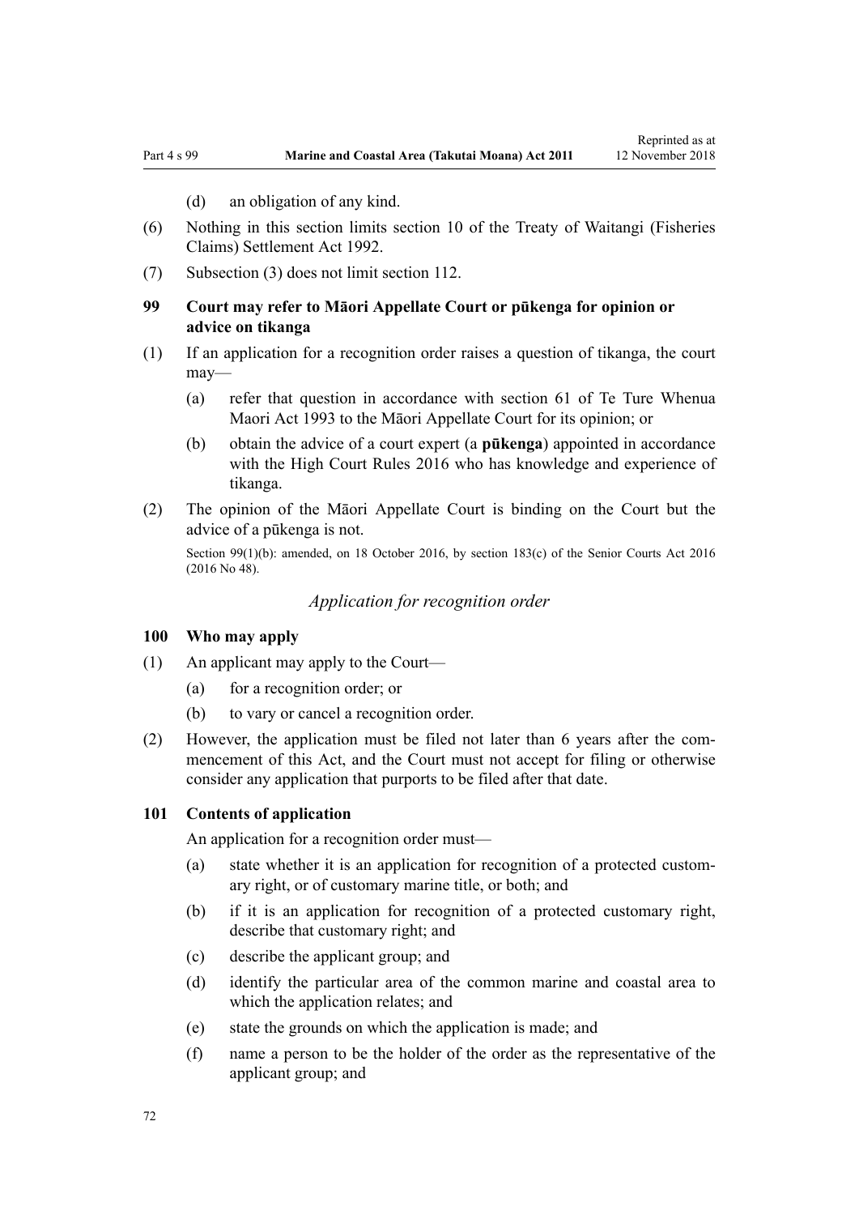(d) an obligation of any kind.

(6) Nothing in this section limits section 10 of the Treaty of Waitangi (Fisheries Claims) Settlement Act 1992.

(7) Subsection (3) does not limit section 112.

### 99 Court may refer to Māori Appellate Court or pūkenga for opinion or advice on tikanga

(1) If an application for a recognition order raises a question of tikanga, the court may—

(a) refer that question in accordance with section 61 of Te Ture Whenua Maori Act 1993 to the Māori Appellate Court for its opinion; or

(b) obtain the advice of a court expert (a **pūkenga**) appointed in accordance with the High Court Rules 2016 who has knowledge and experience of tikanga.

(2) The opinion of the Māori Appellate Court is binding on the Court but the advice of a pūkenga is not.

Section 99(1)(b): amended, on 18 October 2016, by section 183(c) of the Senior Courts Act 2016 (2016 No 48).

*Application for recognition order*

### 100 Who may apply

(1) An applicant may apply to the Court—

(a) for a recognition order; or

(b) to vary or cancel a recognition order.

(2) However, the application must be filed not later than 6 years after the commencement of this Act, and the Court must not accept for filing or otherwise consider any application that purports to be filed after that date.

### 101 Contents of application

An application for a recognition order must—

(a) state whether it is an application for recognition of a protected customary right, or of customary marine title, or both; and

(b) if it is an application for recognition of a protected customary right, describe that customary right; and

(c) describe the applicant group; and

(d) identify the particular area of the common marine and coastal area to which the application relates; and

(e) state the grounds on which the application is made; and

(f) name a person to be the holder of the order as the representative of the applicant group; and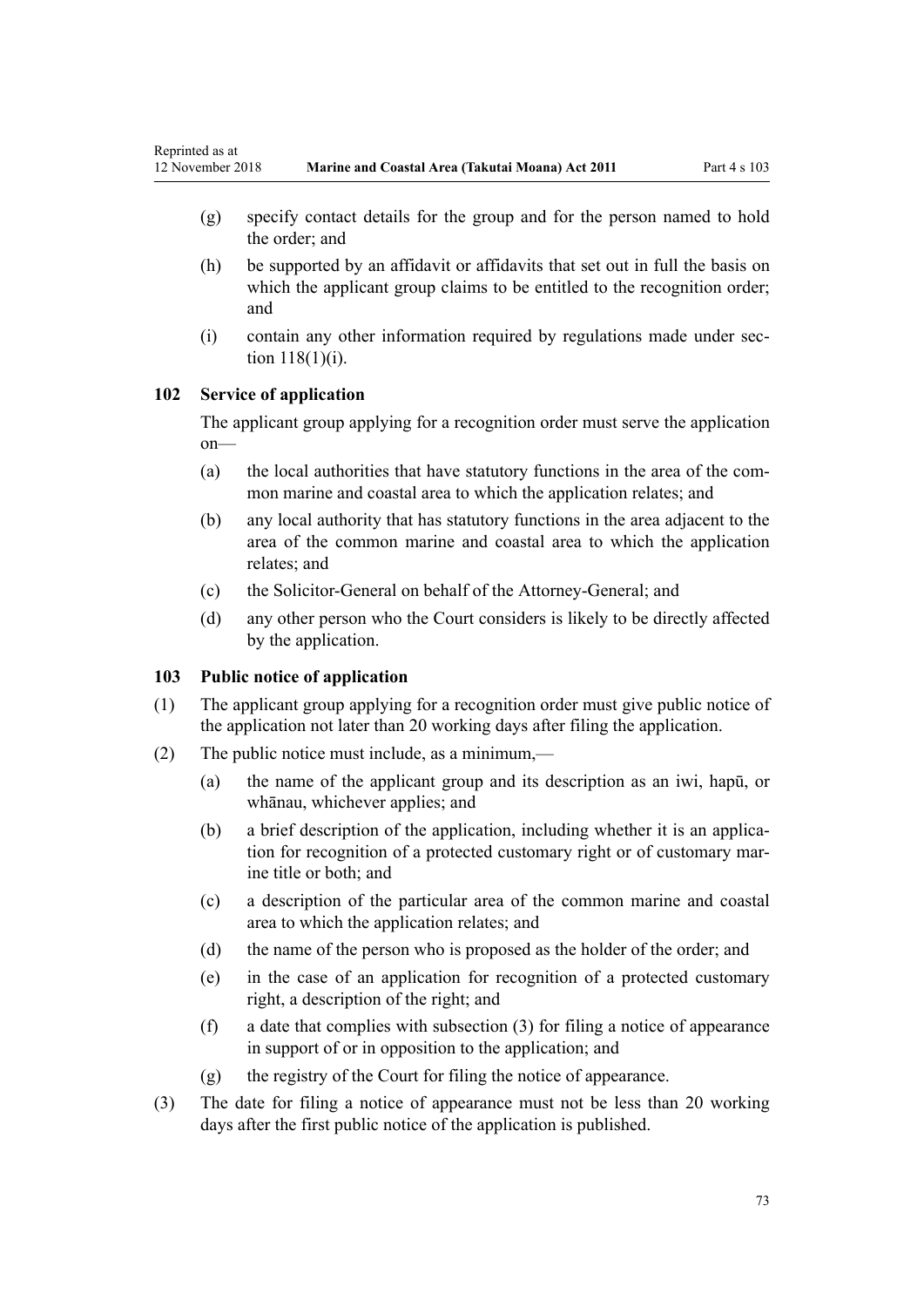(g) specify contact details for the group and for the person named to hold the order; and

(h) be supported by an affidavit or affidavits that set out in full the basis on which the applicant group claims to be entitled to the recognition order; and

(i) contain any other information required by regulations made under section 118(1)(i).

### 102 Service of application

The applicant group applying for a recognition order must serve the application on—

(a) the local authorities that have statutory functions in the area of the common marine and coastal area to which the application relates; and

(b) any local authority that has statutory functions in the area adjacent to the area of the common marine and coastal area to which the application relates; and

(c) the Solicitor-General on behalf of the Attorney-General; and

(d) any other person who the Court considers is likely to be directly affected by the application.

### 103 Public notice of application

(1) The applicant group applying for a recognition order must give public notice of the application not later than 20 working days after filing the application.

(2) The public notice must include, as a minimum,—

(a) the name of the applicant group and its description as an iwi, hapū, or whānau, whichever applies; and

(b) a brief description of the application, including whether it is an application for recognition of a protected customary right or of customary marine title or both; and

(c) a description of the particular area of the common marine and coastal area to which the application relates; and

(d) the name of the person who is proposed as the holder of the order; and

(e) in the case of an application for recognition of a protected customary right, a description of the right; and

(f) a date that complies with subsection (3) for filing a notice of appearance in support of or in opposition to the application; and

(g) the registry of the Court for filing the notice of appearance.

(3) The date for filing a notice of appearance must not be less than 20 working days after the first public notice of the application is published.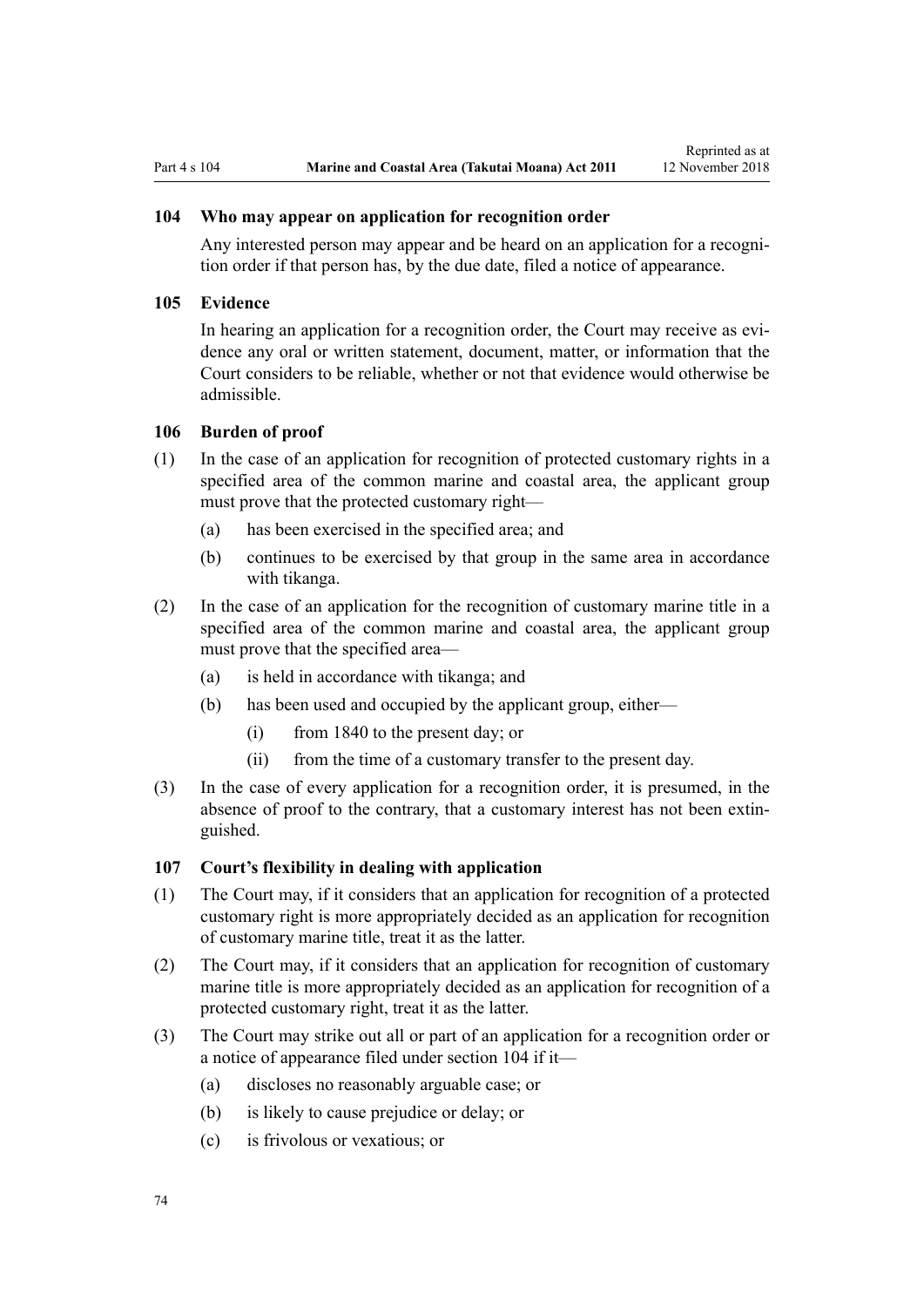### 104 Who may appear on application for recognition order

Any interested person may appear and be heard on an application for a recognition order if that person has, by the due date, filed a notice of appearance.

### 105 Evidence

In hearing an application for a recognition order, the Court may receive as evidence any oral or written statement, document, matter, or information that the Court considers to be reliable, whether or not that evidence would otherwise be admissible.

### 106 Burden of proof

(1) In the case of an application for recognition of protected customary rights in a specified area of the common marine and coastal area, the applicant group must prove that the protected customary right—

- (a) has been exercised in the specified area; and
- (b) continues to be exercised by that group in the same area in accordance with tikanga.

(2) In the case of an application for the recognition of customary marine title in a specified area of the common marine and coastal area, the applicant group must prove that the specified area—

- (a) is held in accordance with tikanga; and
- (b) has been used and occupied by the applicant group, either—
  - (i) from 1840 to the present day; or
  - (ii) from the time of a customary transfer to the present day.

(3) In the case of every application for a recognition order, it is presumed, in the absence of proof to the contrary, that a customary interest has not been extinguished.

### 107 Court's flexibility in dealing with application

(1) The Court may, if it considers that an application for recognition of a protected customary right is more appropriately decided as an application for recognition of customary marine title, treat it as the latter.

(2) The Court may, if it considers that an application for recognition of customary marine title is more appropriately decided as an application for recognition of a protected customary right, treat it as the latter.

(3) The Court may strike out all or part of an application for a recognition order or a notice of appearance filed under section 104 if it—

- (a) discloses no reasonably arguable case; or
- (b) is likely to cause prejudice or delay; or
- (c) is frivolous or vexatious; or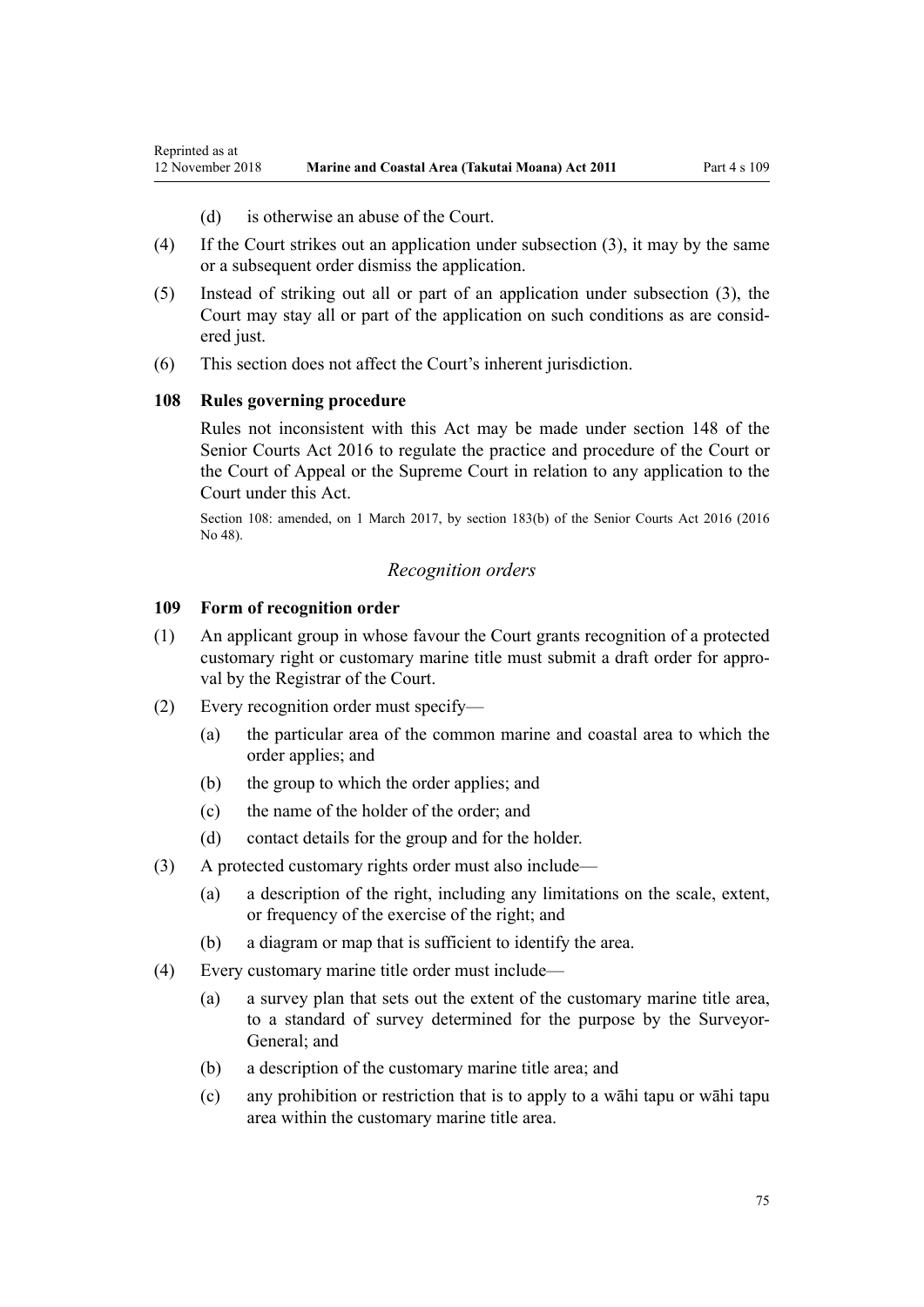(d) is otherwise an abuse of the Court.

(4) If the Court strikes out an application under subsection (3), it may by the same or a subsequent order dismiss the application.

(5) Instead of striking out all or part of an application under subsection (3), the Court may stay all or part of the application on such conditions as are considered just.

(6) This section does not affect the Court's inherent jurisdiction.

### 108 Rules governing procedure

Rules not inconsistent with this Act may be made under section 148 of the Senior Courts Act 2016 to regulate the practice and procedure of the Court or the Court of Appeal or the Supreme Court in relation to any application to the Court under this Act.

Section 108: amended, on 1 March 2017, by section 183(b) of the Senior Courts Act 2016 (2016 No 48).

## *Recognition orders*

### 109 Form of recognition order

(1) An applicant group in whose favour the Court grants recognition of a protected customary right or customary marine title must submit a draft order for approval by the Registrar of the Court.

(2) Every recognition order must specify—

(a) the particular area of the common marine and coastal area to which the order applies; and

(b) the group to which the order applies; and

(c) the name of the holder of the order; and

(d) contact details for the group and for the holder.

(3) A protected customary rights order must also include—

(a) a description of the right, including any limitations on the scale, extent, or frequency of the exercise of the right; and

(b) a diagram or map that is sufficient to identify the area.

(4) Every customary marine title order must include—

(a) a survey plan that sets out the extent of the customary marine title area, to a standard of survey determined for the purpose by the Surveyor-General; and

(b) a description of the customary marine title area; and

(c) any prohibition or restriction that is to apply to a wāhi tapu or wāhi tapu area within the customary marine title area.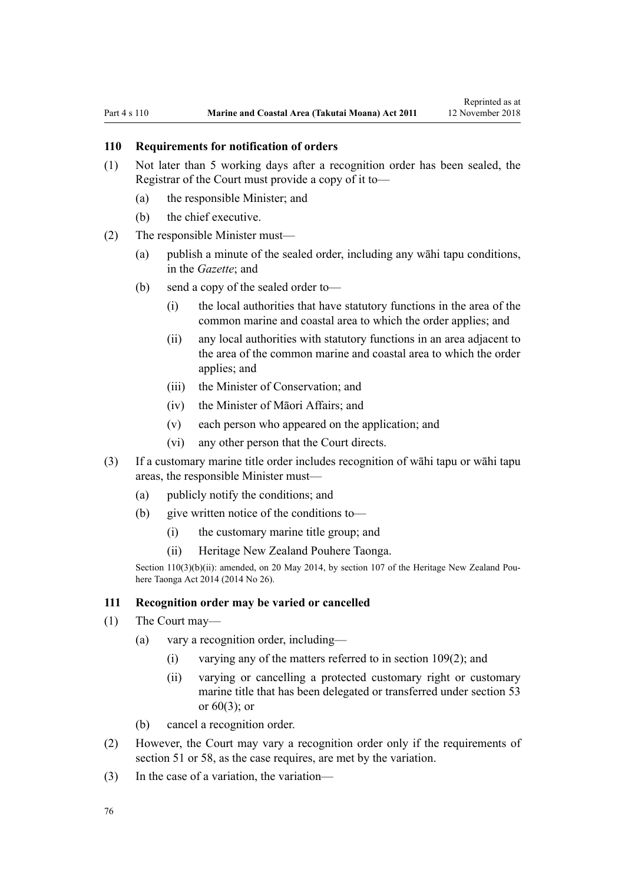### 110 Requirements for notification of orders

(1) Not later than 5 working days after a recognition order has been sealed, the Registrar of the Court must provide a copy of it to—

- (a) the responsible Minister; and
- (b) the chief executive.

(2) The responsible Minister must—

- (a) publish a minute of the sealed order, including any wāhi tapu conditions, in the *Gazette*; and
- (b) send a copy of the sealed order to—
  - (i) the local authorities that have statutory functions in the area of the common marine and coastal area to which the order applies; and
  - (ii) any local authorities with statutory functions in an area adjacent to the area of the common marine and coastal area to which the order applies; and
  - (iii) the Minister of Conservation; and
  - (iv) the Minister of Māori Affairs; and
  - (v) each person who appeared on the application; and
  - (vi) any other person that the Court directs.

(3) If a customary marine title order includes recognition of wāhi tapu or wāhi tapu areas, the responsible Minister must—

- (a) publicly notify the conditions; and
- (b) give written notice of the conditions to—
  - (i) the customary marine title group; and
  - (ii) Heritage New Zealand Pouhere Taonga.

Section 110(3)(b)(ii): amended, on 20 May 2014, by section 107 of the Heritage New Zealand Pouhere Taonga Act 2014 (2014 No 26).

### 111 Recognition order may be varied or cancelled

(1) The Court may—

- (a) vary a recognition order, including—
  - (i) varying any of the matters referred to in section 109(2); and
  - (ii) varying or cancelling a protected customary right or customary marine title that has been delegated or transferred under section 53 or 60(3); or
- (b) cancel a recognition order.

(2) However, the Court may vary a recognition order only if the requirements of section 51 or 58, as the case requires, are met by the variation.

(3) In the case of a variation, the variation—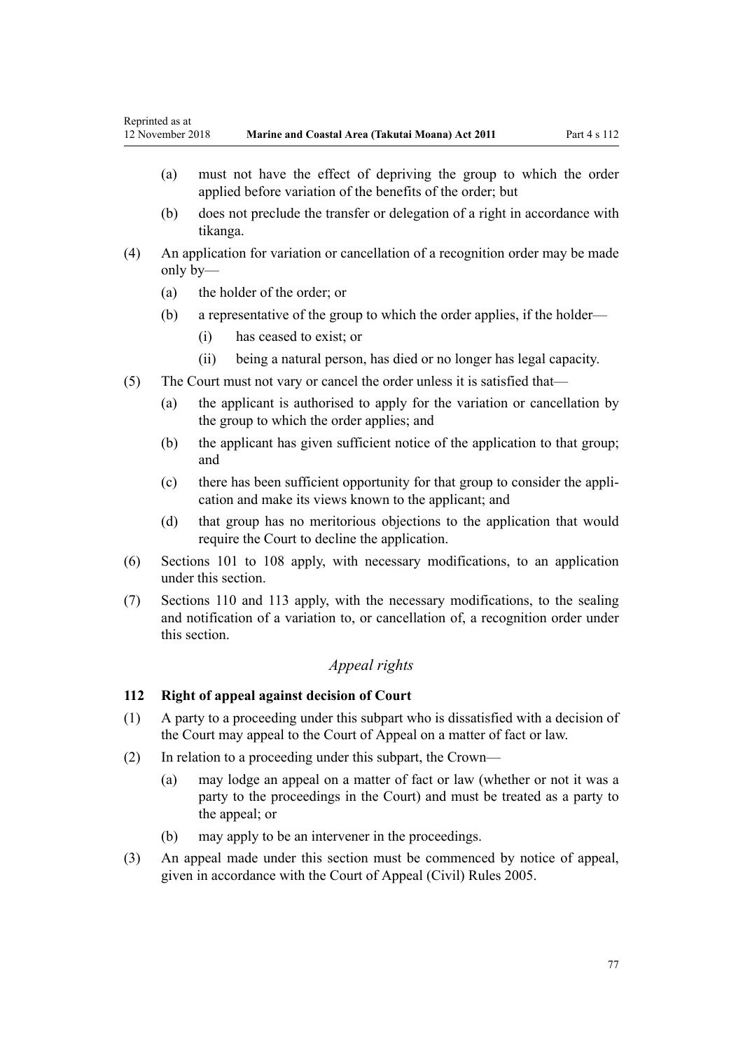(a) must not have the effect of depriving the group to which the order applied before variation of the benefits of the order; but

(b) does not preclude the transfer or delegation of a right in accordance with tikanga.

(4) An application for variation or cancellation of a recognition order may be made only by—

(a) the holder of the order; or

(b) a representative of the group to which the order applies, if the holder—

(i) has ceased to exist; or

(ii) being a natural person, has died or no longer has legal capacity.

(5) The Court must not vary or cancel the order unless it is satisfied that—

(a) the applicant is authorised to apply for the variation or cancellation by the group to which the order applies; and

(b) the applicant has given sufficient notice of the application to that group; and

(c) there has been sufficient opportunity for that group to consider the application and make its views known to the applicant; and

(d) that group has no meritorious objections to the application that would require the Court to decline the application.

(6) Sections 101 to 108 apply, with necessary modifications, to an application under this section.

(7) Sections 110 and 113 apply, with the necessary modifications, to the sealing and notification of a variation to, or cancellation of, a recognition order under this section.

*Appeal rights*

### 112 Right of appeal against decision of Court

(1) A party to a proceeding under this subpart who is dissatisfied with a decision of the Court may appeal to the Court of Appeal on a matter of fact or law.

(2) In relation to a proceeding under this subpart, the Crown—

(a) may lodge an appeal on a matter of fact or law (whether or not it was a party to the proceedings in the Court) and must be treated as a party to the appeal; or

(b) may apply to be an intervener in the proceedings.

(3) An appeal made under this section must be commenced by notice of appeal, given in accordance with the Court of Appeal (Civil) Rules 2005.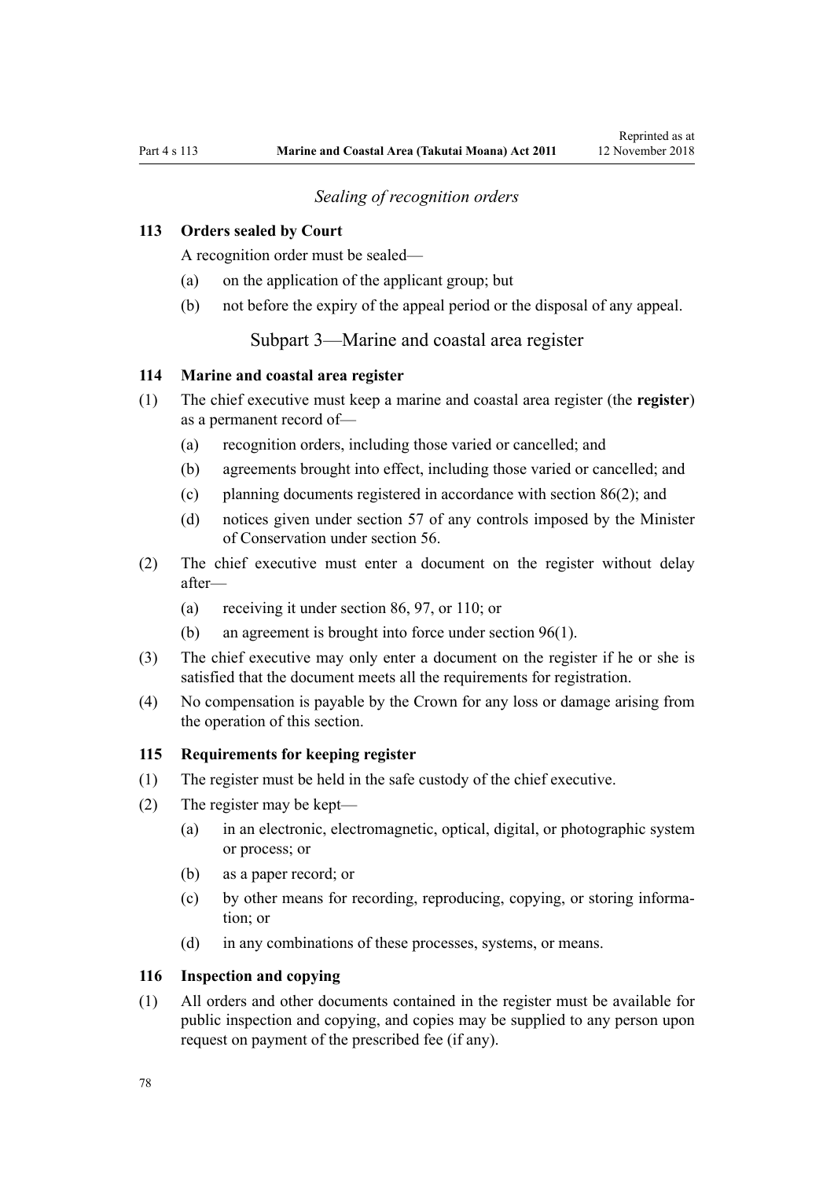*Sealing of recognition orders*

### 113 Orders sealed by Court

A recognition order must be sealed—

(a) on the application of the applicant group; but

(b) not before the expiry of the appeal period or the disposal of any appeal.

## Subpart 3—Marine and coastal area register

### 114 Marine and coastal area register

(1) The chief executive must keep a marine and coastal area register (the **register**) as a permanent record of—

(a) recognition orders, including those varied or cancelled; and

(b) agreements brought into effect, including those varied or cancelled; and

(c) planning documents registered in accordance with section 86(2); and

(d) notices given under section 57 of any controls imposed by the Minister of Conservation under section 56.

(2) The chief executive must enter a document on the register without delay after—

(a) receiving it under section 86, 97, or 110; or

(b) an agreement is brought into force under section 96(1).

(3) The chief executive may only enter a document on the register if he or she is satisfied that the document meets all the requirements for registration.

(4) No compensation is payable by the Crown for any loss or damage arising from the operation of this section.

### 115 Requirements for keeping register

(1) The register must be held in the safe custody of the chief executive.

(2) The register may be kept—

(a) in an electronic, electromagnetic, optical, digital, or photographic system or process; or

(b) as a paper record; or

(c) by other means for recording, reproducing, copying, or storing information; or

(d) in any combinations of these processes, systems, or means.

### 116 Inspection and copying

(1) All orders and other documents contained in the register must be available for public inspection and copying, and copies may be supplied to any person upon request on payment of the prescribed fee (if any).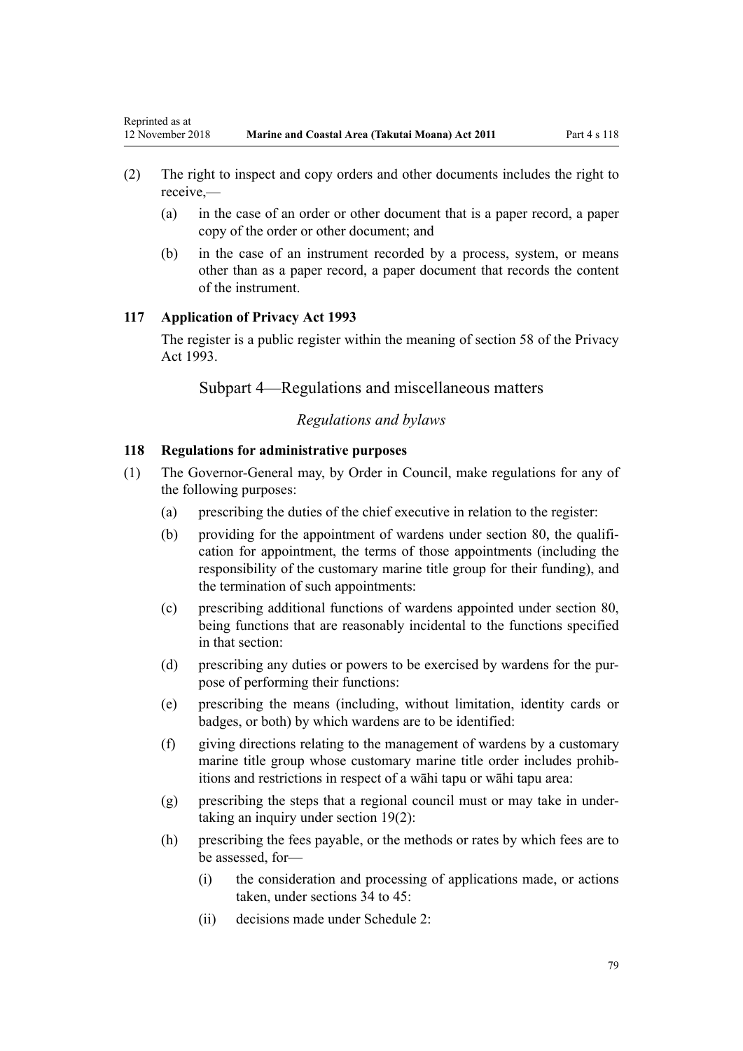(2) The right to inspect and copy orders and other documents includes the right to receive,—

  (a) in the case of an order or other document that is a paper record, a paper copy of the order or other document; and

  (b) in the case of an instrument recorded by a process, system, or means other than as a paper record, a paper document that records the content of the instrument.

### 117 Application of Privacy Act 1993

The register is a public register within the meaning of section 58 of the Privacy Act 1993.

## Subpart 4—Regulations and miscellaneous matters

*Regulations and bylaws*

### 118 Regulations for administrative purposes

(1) The Governor-General may, by Order in Council, make regulations for any of the following purposes:

  (a) prescribing the duties of the chief executive in relation to the register:

  (b) providing for the appointment of wardens under section 80, the qualification for appointment, the terms of those appointments (including the responsibility of the customary marine title group for their funding), and the termination of such appointments:

  (c) prescribing additional functions of wardens appointed under section 80, being functions that are reasonably incidental to the functions specified in that section:

  (d) prescribing any duties or powers to be exercised by wardens for the purpose of performing their functions:

  (e) prescribing the means (including, without limitation, identity cards or badges, or both) by which wardens are to be identified:

  (f) giving directions relating to the management of wardens by a customary marine title group whose customary marine title order includes prohibitions and restrictions in respect of a wāhi tapu or wāhi tapu area:

  (g) prescribing the steps that a regional council must or may take in undertaking an inquiry under section 19(2):

  (h) prescribing the fees payable, or the methods or rates by which fees are to be assessed, for—

    (i) the consideration and processing of applications made, or actions taken, under sections 34 to 45:

    (ii) decisions made under Schedule 2: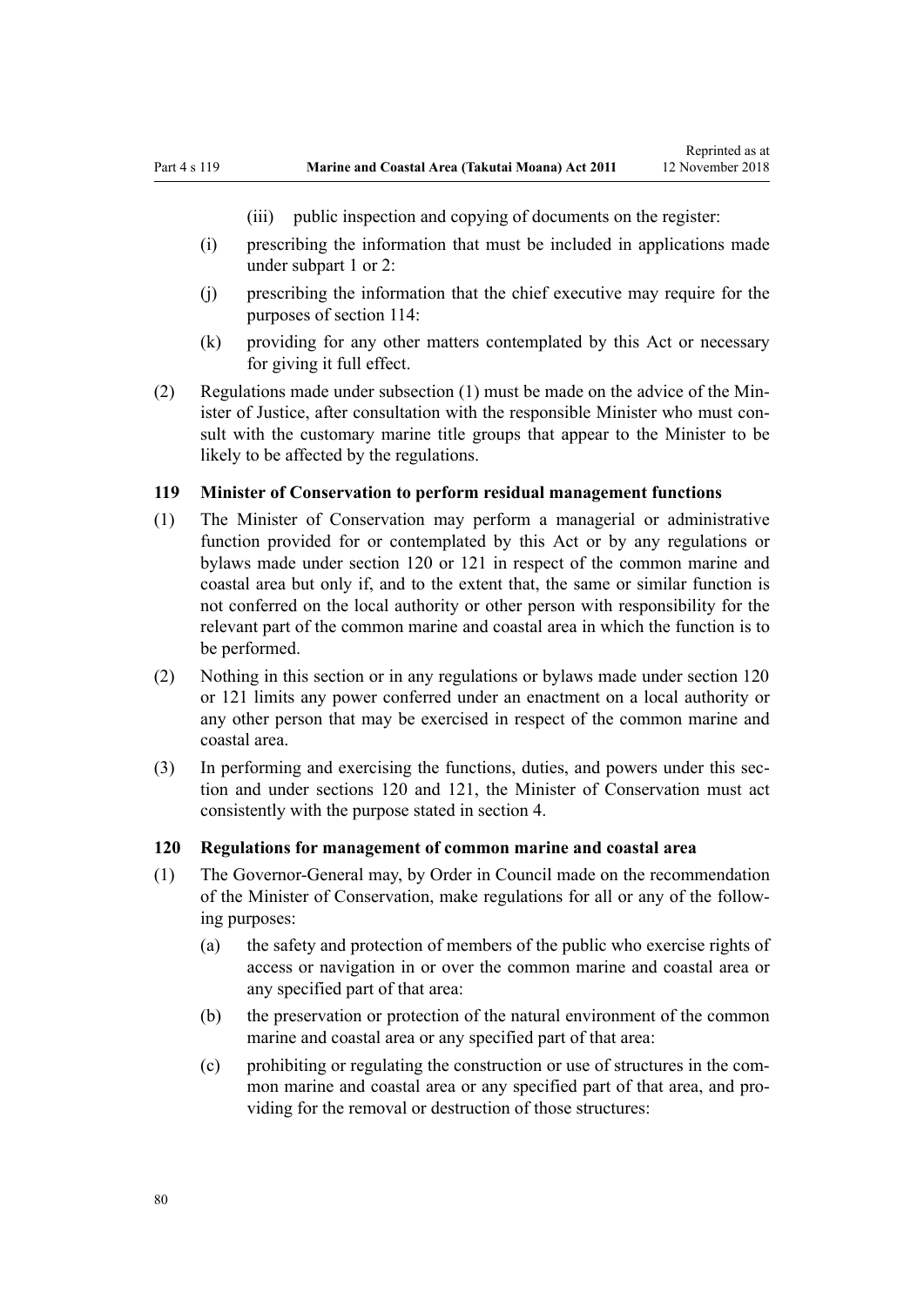(iii) public inspection and copying of documents on the register:

(i) prescribing the information that must be included in applications made under subpart 1 or 2:

(j) prescribing the information that the chief executive may require for the purposes of section 114:

(k) providing for any other matters contemplated by this Act or necessary for giving it full effect.

(2) Regulations made under subsection (1) must be made on the advice of the Minister of Justice, after consultation with the responsible Minister who must consult with the customary marine title groups that appear to the Minister to be likely to be affected by the regulations.

### 119 Minister of Conservation to perform residual management functions

(1) The Minister of Conservation may perform a managerial or administrative function provided for or contemplated by this Act or by any regulations or bylaws made under section 120 or 121 in respect of the common marine and coastal area but only if, and to the extent that, the same or similar function is not conferred on the local authority or other person with responsibility for the relevant part of the common marine and coastal area in which the function is to be performed.

(2) Nothing in this section or in any regulations or bylaws made under section 120 or 121 limits any power conferred under an enactment on a local authority or any other person that may be exercised in respect of the common marine and coastal area.

(3) In performing and exercising the functions, duties, and powers under this section and under sections 120 and 121, the Minister of Conservation must act consistently with the purpose stated in section 4.

### 120 Regulations for management of common marine and coastal area

(1) The Governor-General may, by Order in Council made on the recommendation of the Minister of Conservation, make regulations for all or any of the following purposes:

(a) the safety and protection of members of the public who exercise rights of access or navigation in or over the common marine and coastal area or any specified part of that area:

(b) the preservation or protection of the natural environment of the common marine and coastal area or any specified part of that area:

(c) prohibiting or regulating the construction or use of structures in the common marine and coastal area or any specified part of that area, and providing for the removal or destruction of those structures: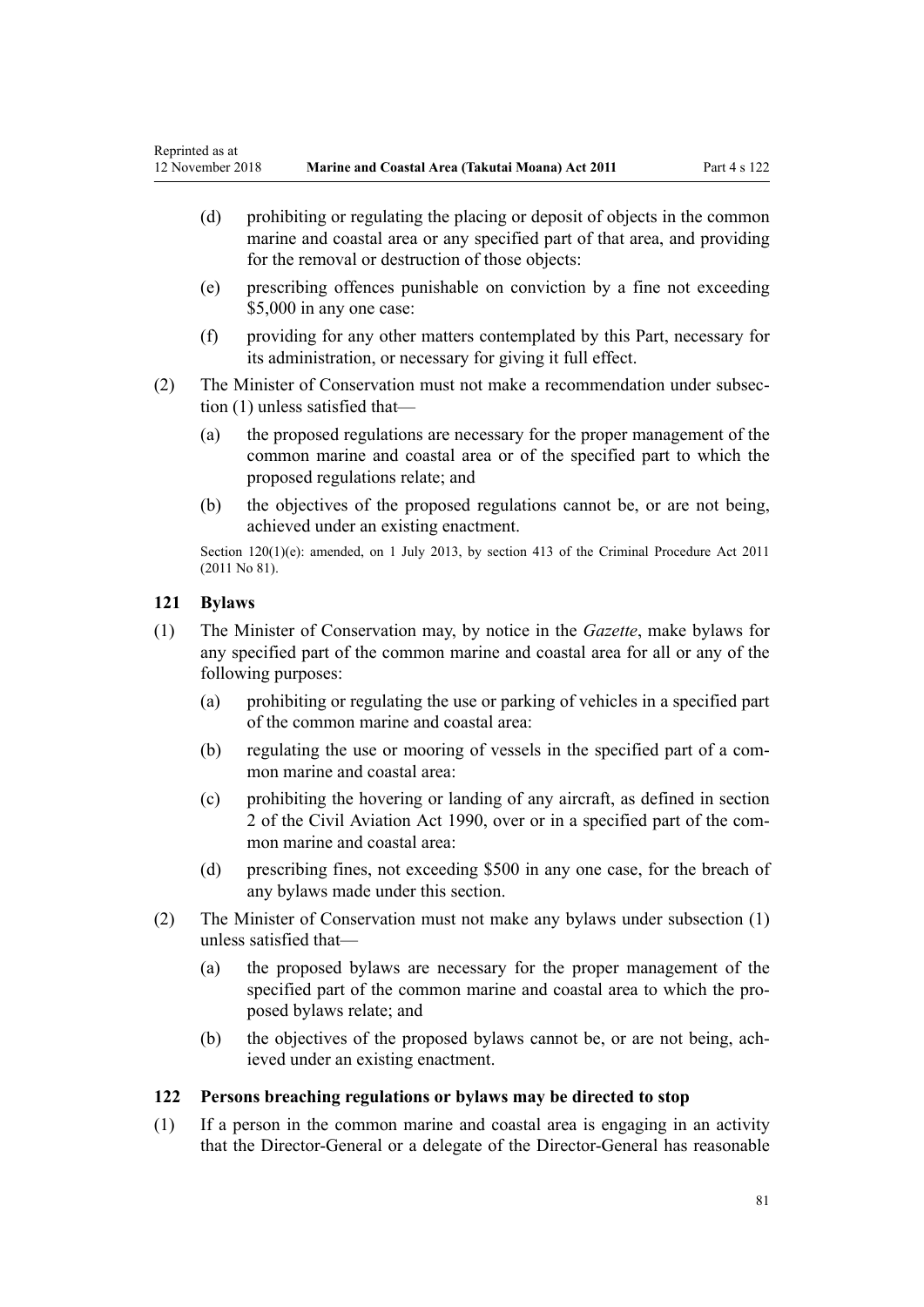(d) prohibiting or regulating the placing or deposit of objects in the common marine and coastal area or any specified part of that area, and providing for the removal or destruction of those objects:

(e) prescribing offences punishable on conviction by a fine not exceeding $5,000 in any one case:

(f) providing for any other matters contemplated by this Part, necessary for its administration, or necessary for giving it full effect.

(2) The Minister of Conservation must not make a recommendation under subsection (1) unless satisfied that—

(a) the proposed regulations are necessary for the proper management of the common marine and coastal area or of the specified part to which the proposed regulations relate; and

(b) the objectives of the proposed regulations cannot be, or are not being, achieved under an existing enactment.

Section 120(1)(e): amended, on 1 July 2013, by section 413 of the Criminal Procedure Act 2011 (2011 No 81).

### 121 Bylaws

(1) The Minister of Conservation may, by notice in the *Gazette*, make bylaws for any specified part of the common marine and coastal area for all or any of the following purposes:

(a) prohibiting or regulating the use or parking of vehicles in a specified part of the common marine and coastal area:

(b) regulating the use or mooring of vessels in the specified part of a common marine and coastal area:

(c) prohibiting the hovering or landing of any aircraft, as defined in section 2 of the Civil Aviation Act 1990, over or in a specified part of the common marine and coastal area:

(d) prescribing fines, not exceeding $500 in any one case, for the breach of any bylaws made under this section.

(2) The Minister of Conservation must not make any bylaws under subsection (1) unless satisfied that—

(a) the proposed bylaws are necessary for the proper management of the specified part of the common marine and coastal area to which the proposed bylaws relate; and

(b) the objectives of the proposed bylaws cannot be, or are not being, achieved under an existing enactment.

### 122 Persons breaching regulations or bylaws may be directed to stop

(1) If a person in the common marine and coastal area is engaging in an activity that the Director-General or a delegate of the Director-General has reasonable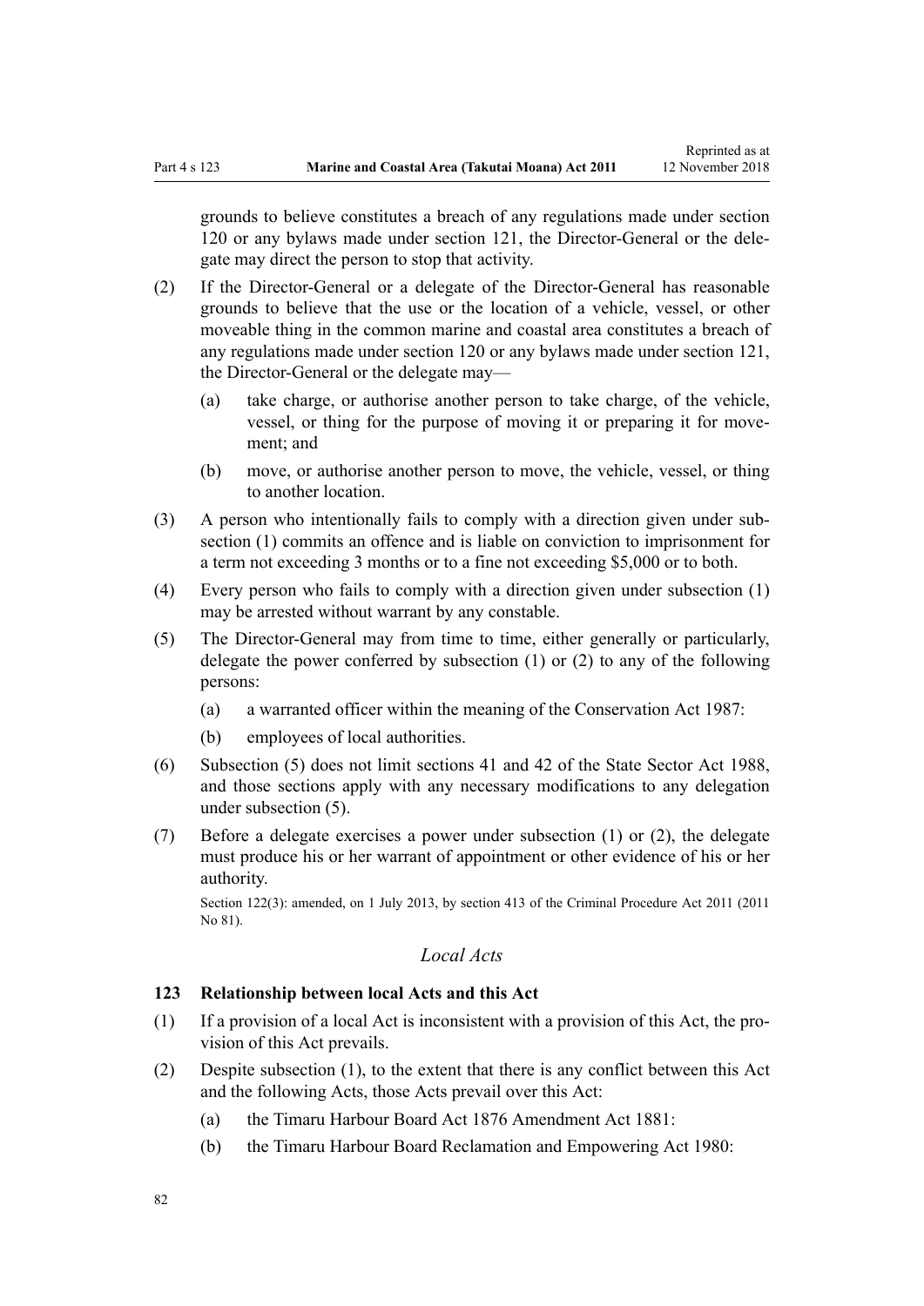grounds to believe constitutes a breach of any regulations made under section 120 or any bylaws made under section 121, the Director-General or the delegate may direct the person to stop that activity.

(2) If the Director-General or a delegate of the Director-General has reasonable grounds to believe that the use or the location of a vehicle, vessel, or other moveable thing in the common marine and coastal area constitutes a breach of any regulations made under section 120 or any bylaws made under section 121, the Director-General or the delegate may—

 (a) take charge, or authorise another person to take charge, of the vehicle, vessel, or thing for the purpose of moving it or preparing it for movement; and

 (b) move, or authorise another person to move, the vehicle, vessel, or thing to another location.

(3) A person who intentionally fails to comply with a direction given under subsection (1) commits an offence and is liable on conviction to imprisonment for a term not exceeding 3 months or to a fine not exceeding $5,000 or to both.

(4) Every person who fails to comply with a direction given under subsection (1) may be arrested without warrant by any constable.

(5) The Director-General may from time to time, either generally or particularly, delegate the power conferred by subsection (1) or (2) to any of the following persons:

 (a) a warranted officer within the meaning of the Conservation Act 1987:

 (b) employees of local authorities.

(6) Subsection (5) does not limit sections 41 and 42 of the State Sector Act 1988, and those sections apply with any necessary modifications to any delegation under subsection (5).

(7) Before a delegate exercises a power under subsection (1) or (2), the delegate must produce his or her warrant of appointment or other evidence of his or her authority.

Section 122(3): amended, on 1 July 2013, by section 413 of the Criminal Procedure Act 2011 (2011 No 81).

*Local Acts*

### 123 Relationship between local Acts and this Act

(1) If a provision of a local Act is inconsistent with a provision of this Act, the provision of this Act prevails.

(2) Despite subsection (1), to the extent that there is any conflict between this Act and the following Acts, those Acts prevail over this Act:

 (a) the Timaru Harbour Board Act 1876 Amendment Act 1881:

 (b) the Timaru Harbour Board Reclamation and Empowering Act 1980: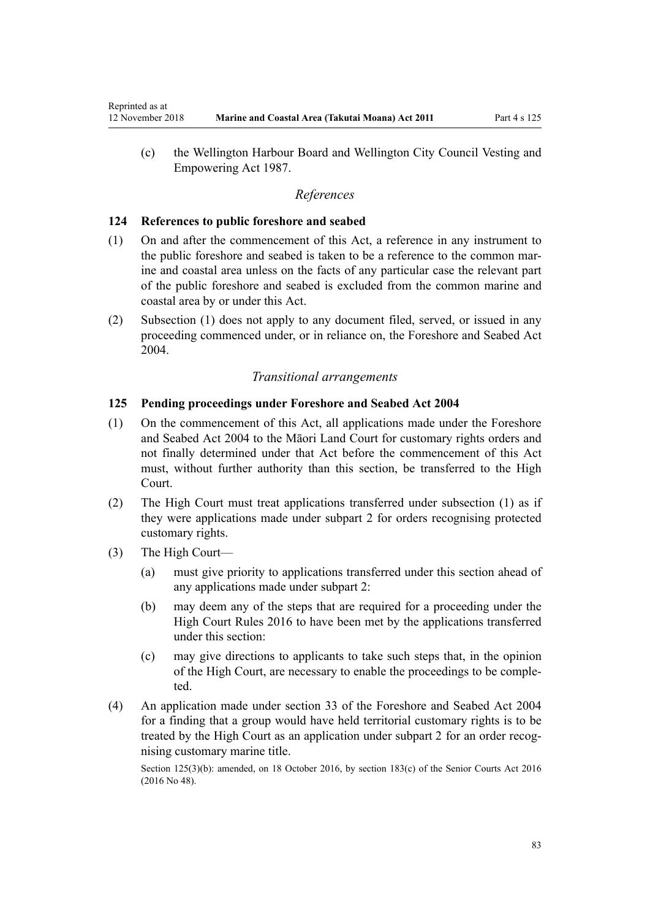(c) the Wellington Harbour Board and Wellington City Council Vesting and Empowering Act 1987.

*References*

### 124 References to public foreshore and seabed

(1) On and after the commencement of this Act, a reference in any instrument to the public foreshore and seabed is taken to be a reference to the common marine and coastal area unless on the facts of any particular case the relevant part of the public foreshore and seabed is excluded from the common marine and coastal area by or under this Act.

(2) Subsection (1) does not apply to any document filed, served, or issued in any proceeding commenced under, or in reliance on, the Foreshore and Seabed Act 2004.

*Transitional arrangements*

### 125 Pending proceedings under Foreshore and Seabed Act 2004

(1) On the commencement of this Act, all applications made under the Foreshore and Seabed Act 2004 to the Māori Land Court for customary rights orders and not finally determined under that Act before the commencement of this Act must, without further authority than this section, be transferred to the High Court.

(2) The High Court must treat applications transferred under subsection (1) as if they were applications made under subpart 2 for orders recognising protected customary rights.

(3) The High Court—

(a) must give priority to applications transferred under this section ahead of any applications made under subpart 2:

(b) may deem any of the steps that are required for a proceeding under the High Court Rules 2016 to have been met by the applications transferred under this section:

(c) may give directions to applicants to take such steps that, in the opinion of the High Court, are necessary to enable the proceedings to be completed.

(4) An application made under section 33 of the Foreshore and Seabed Act 2004 for a finding that a group would have held territorial customary rights is to be treated by the High Court as an application under subpart 2 for an order recognising customary marine title.

Section 125(3)(b): amended, on 18 October 2016, by section 183(c) of the Senior Courts Act 2016 (2016 No 48).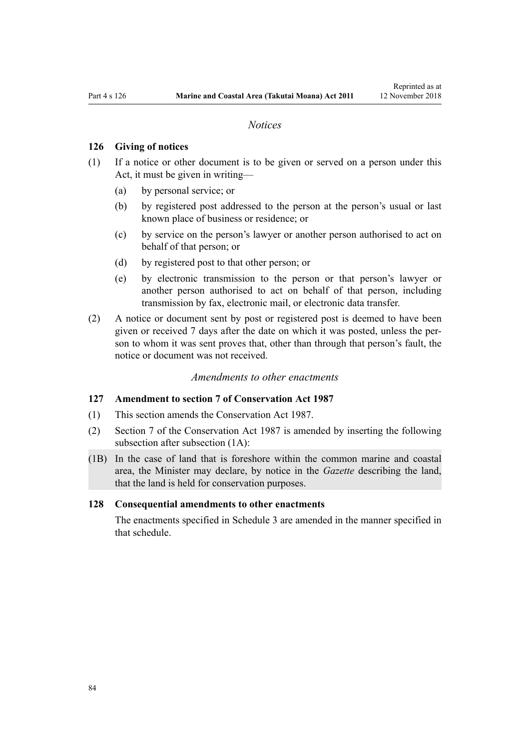*Notices*

**126 Giving of notices**

(1) If a notice or other document is to be given or served on a person under this Act, it must be given in writing—

(a) by personal service; or

(b) by registered post addressed to the person at the person's usual or last known place of business or residence; or

(c) by service on the person's lawyer or another person authorised to act on behalf of that person; or

(d) by registered post to that other person; or

(e) by electronic transmission to the person or that person's lawyer or another person authorised to act on behalf of that person, including transmission by fax, electronic mail, or electronic data transfer.

(2) A notice or document sent by post or registered post is deemed to have been given or received 7 days after the date on which it was posted, unless the person to whom it was sent proves that, other than through that person's fault, the notice or document was not received.

*Amendments to other enactments*

**127 Amendment to section 7 of Conservation Act 1987**

(1) This section amends the Conservation Act 1987.

(2) Section 7 of the Conservation Act 1987 is amended by inserting the following subsection after subsection (1A):

(1B) In the case of land that is foreshore within the common marine and coastal area, the Minister may declare, by notice in the *Gazette* describing the land, that the land is held for conservation purposes.

**128 Consequential amendments to other enactments**

The enactments specified in Schedule 3 are amended in the manner specified in that schedule.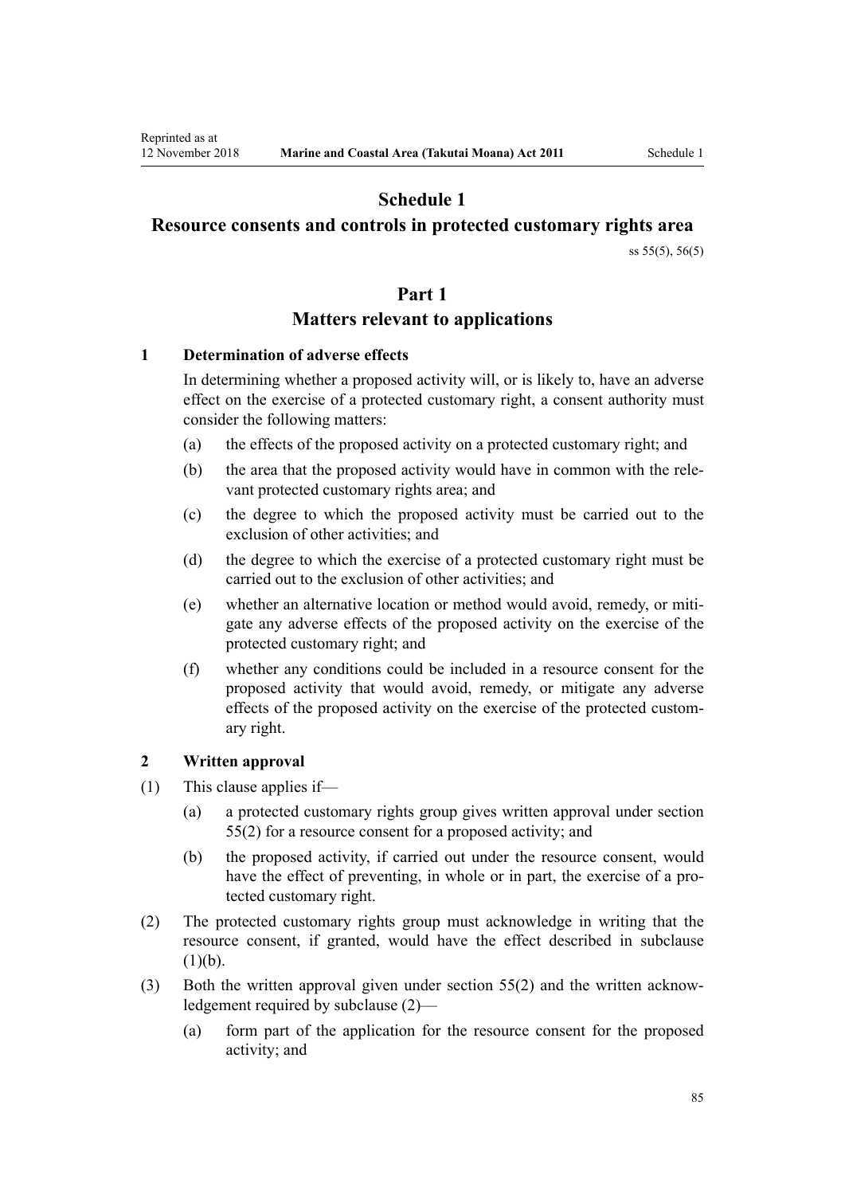# Schedule 1
## Resource consents and controls in protected customary rights area

ss 55(5), 56(5)

## Part 1
## Matters relevant to applications

### 1 Determination of adverse effects

In determining whether a proposed activity will, or is likely to, have an adverse effect on the exercise of a protected customary right, a consent authority must consider the following matters:

(a) the effects of the proposed activity on a protected customary right; and

(b) the area that the proposed activity would have in common with the relevant protected customary rights area; and

(c) the degree to which the proposed activity must be carried out to the exclusion of other activities; and

(d) the degree to which the exercise of a protected customary right must be carried out to the exclusion of other activities; and

(e) whether an alternative location or method would avoid, remedy, or mitigate any adverse effects of the proposed activity on the exercise of the protected customary right; and

(f) whether any conditions could be included in a resource consent for the proposed activity that would avoid, remedy, or mitigate any adverse effects of the proposed activity on the exercise of the protected customary right.

### 2 Written approval

(1) This clause applies if—

(a) a protected customary rights group gives written approval under section 55(2) for a resource consent for a proposed activity; and

(b) the proposed activity, if carried out under the resource consent, would have the effect of preventing, in whole or in part, the exercise of a protected customary right.

(2) The protected customary rights group must acknowledge in writing that the resource consent, if granted, would have the effect described in subclause (1)(b).

(3) Both the written approval given under section 55(2) and the written acknowledgement required by subclause (2)—

(a) form part of the application for the resource consent for the proposed activity; and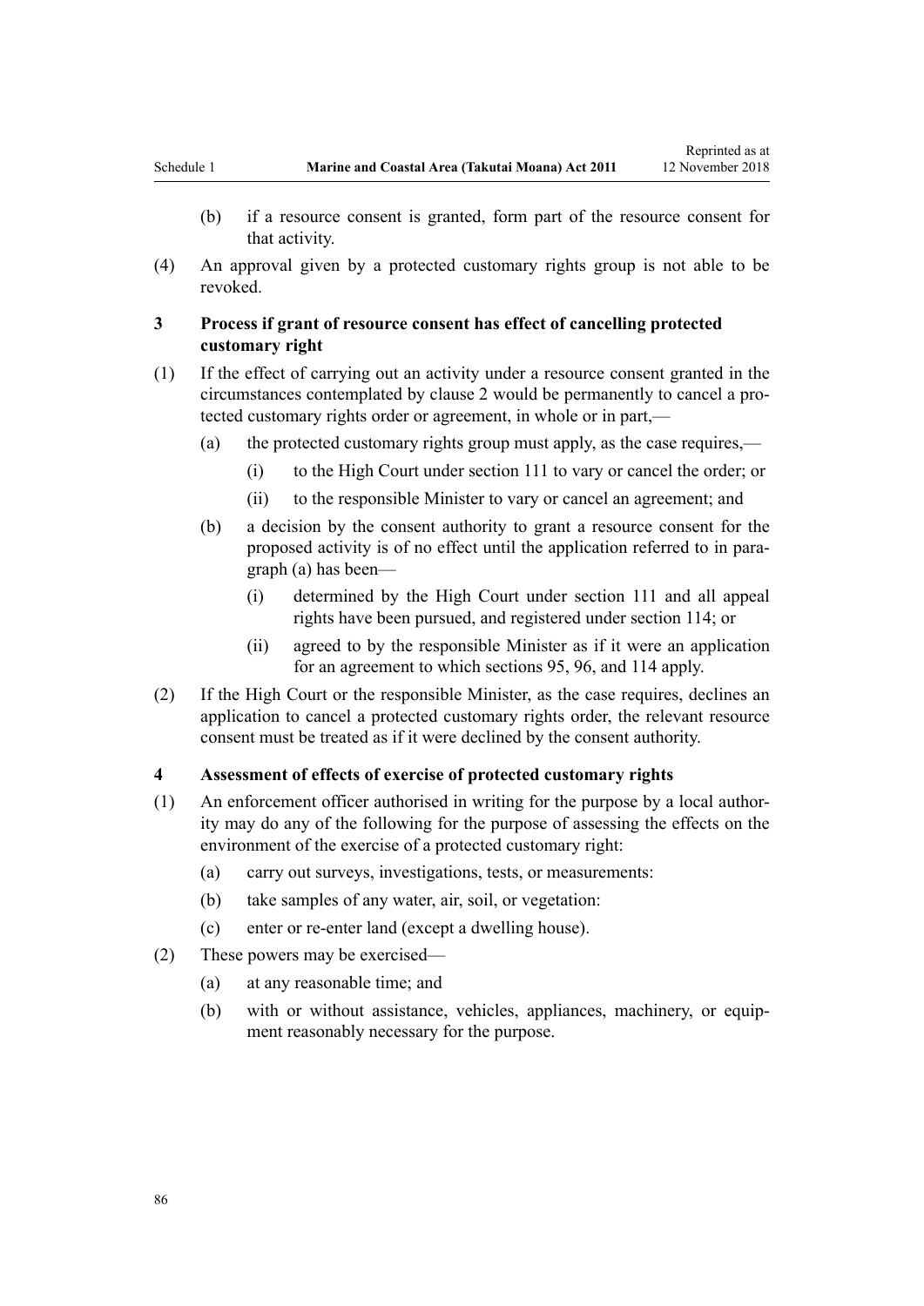(b) if a resource consent is granted, form part of the resource consent for that activity.

(4) An approval given by a protected customary rights group is not able to be revoked.

### 3 Process if grant of resource consent has effect of cancelling protected customary right

(1) If the effect of carrying out an activity under a resource consent granted in the circumstances contemplated by clause 2 would be permanently to cancel a protected customary rights order or agreement, in whole or in part,—

(a) the protected customary rights group must apply, as the case requires,—

(i) to the High Court under section 111 to vary or cancel the order; or

(ii) to the responsible Minister to vary or cancel an agreement; and

(b) a decision by the consent authority to grant a resource consent for the proposed activity is of no effect until the application referred to in paragraph (a) has been—

(i) determined by the High Court under section 111 and all appeal rights have been pursued, and registered under section 114; or

(ii) agreed to by the responsible Minister as if it were an application for an agreement to which sections 95, 96, and 114 apply.

(2) If the High Court or the responsible Minister, as the case requires, declines an application to cancel a protected customary rights order, the relevant resource consent must be treated as if it were declined by the consent authority.

### 4 Assessment of effects of exercise of protected customary rights

(1) An enforcement officer authorised in writing for the purpose by a local authority may do any of the following for the purpose of assessing the effects on the environment of the exercise of a protected customary right:

(a) carry out surveys, investigations, tests, or measurements:

(b) take samples of any water, air, soil, or vegetation:

(c) enter or re-enter land (except a dwelling house).

(2) These powers may be exercised—

(a) at any reasonable time; and

(b) with or without assistance, vehicles, appliances, machinery, or equipment reasonably necessary for the purpose.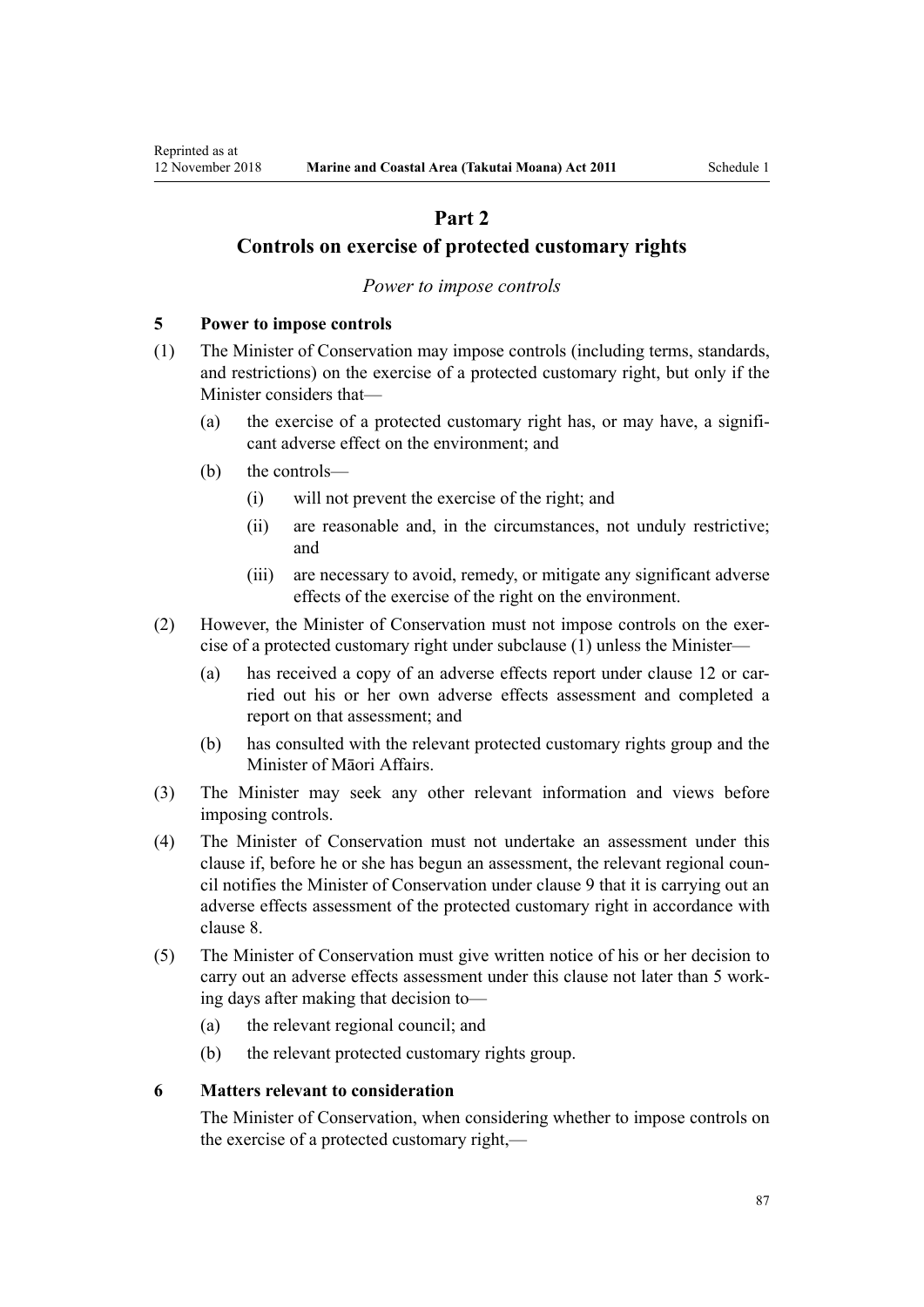# Part 2
## Controls on exercise of protected customary rights

*Power to impose controls*

**5 Power to impose controls**

(1) The Minister of Conservation may impose controls (including terms, standards, and restrictions) on the exercise of a protected customary right, but only if the Minister considers that—

  (a) the exercise of a protected customary right has, or may have, a significant adverse effect on the environment; and

  (b) the controls—

    (i) will not prevent the exercise of the right; and

    (ii) are reasonable and, in the circumstances, not unduly restrictive; and

    (iii) are necessary to avoid, remedy, or mitigate any significant adverse effects of the exercise of the right on the environment.

(2) However, the Minister of Conservation must not impose controls on the exercise of a protected customary right under subclause (1) unless the Minister—

  (a) has received a copy of an adverse effects report under clause 12 or carried out his or her own adverse effects assessment and completed a report on that assessment; and

  (b) has consulted with the relevant protected customary rights group and the Minister of Māori Affairs.

(3) The Minister may seek any other relevant information and views before imposing controls.

(4) The Minister of Conservation must not undertake an assessment under this clause if, before he or she has begun an assessment, the relevant regional council notifies the Minister of Conservation under clause 9 that it is carrying out an adverse effects assessment of the protected customary right in accordance with clause 8.

(5) The Minister of Conservation must give written notice of his or her decision to carry out an adverse effects assessment under this clause not later than 5 working days after making that decision to—

  (a) the relevant regional council; and

  (b) the relevant protected customary rights group.

**6 Matters relevant to consideration**

The Minister of Conservation, when considering whether to impose controls on the exercise of a protected customary right,—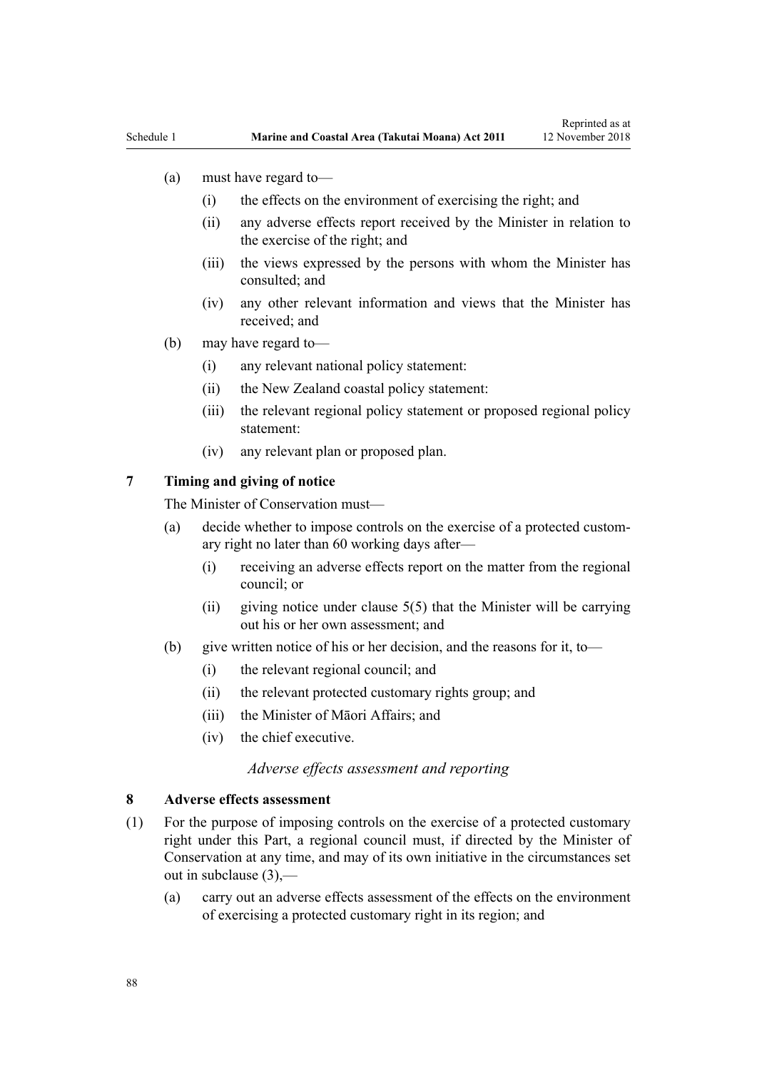(a) must have regard to—

   (i) the effects on the environment of exercising the right; and

   (ii) any adverse effects report received by the Minister in relation to the exercise of the right; and

   (iii) the views expressed by the persons with whom the Minister has consulted; and

   (iv) any other relevant information and views that the Minister has received; and

(b) may have regard to—

   (i) any relevant national policy statement:

   (ii) the New Zealand coastal policy statement:

   (iii) the relevant regional policy statement or proposed regional policy statement:

   (iv) any relevant plan or proposed plan.

**7 Timing and giving of notice**

The Minister of Conservation must—

(a) decide whether to impose controls on the exercise of a protected customary right no later than 60 working days after—

   (i) receiving an adverse effects report on the matter from the regional council; or

   (ii) giving notice under clause 5(5) that the Minister will be carrying out his or her own assessment; and

(b) give written notice of his or her decision, and the reasons for it, to—

   (i) the relevant regional council; and

   (ii) the relevant protected customary rights group; and

   (iii) the Minister of Māori Affairs; and

   (iv) the chief executive.

*Adverse effects assessment and reporting*

**8 Adverse effects assessment**

(1) For the purpose of imposing controls on the exercise of a protected customary right under this Part, a regional council must, if directed by the Minister of Conservation at any time, and may of its own initiative in the circumstances set out in subclause (3),—

   (a) carry out an adverse effects assessment of the effects on the environment of exercising a protected customary right in its region; and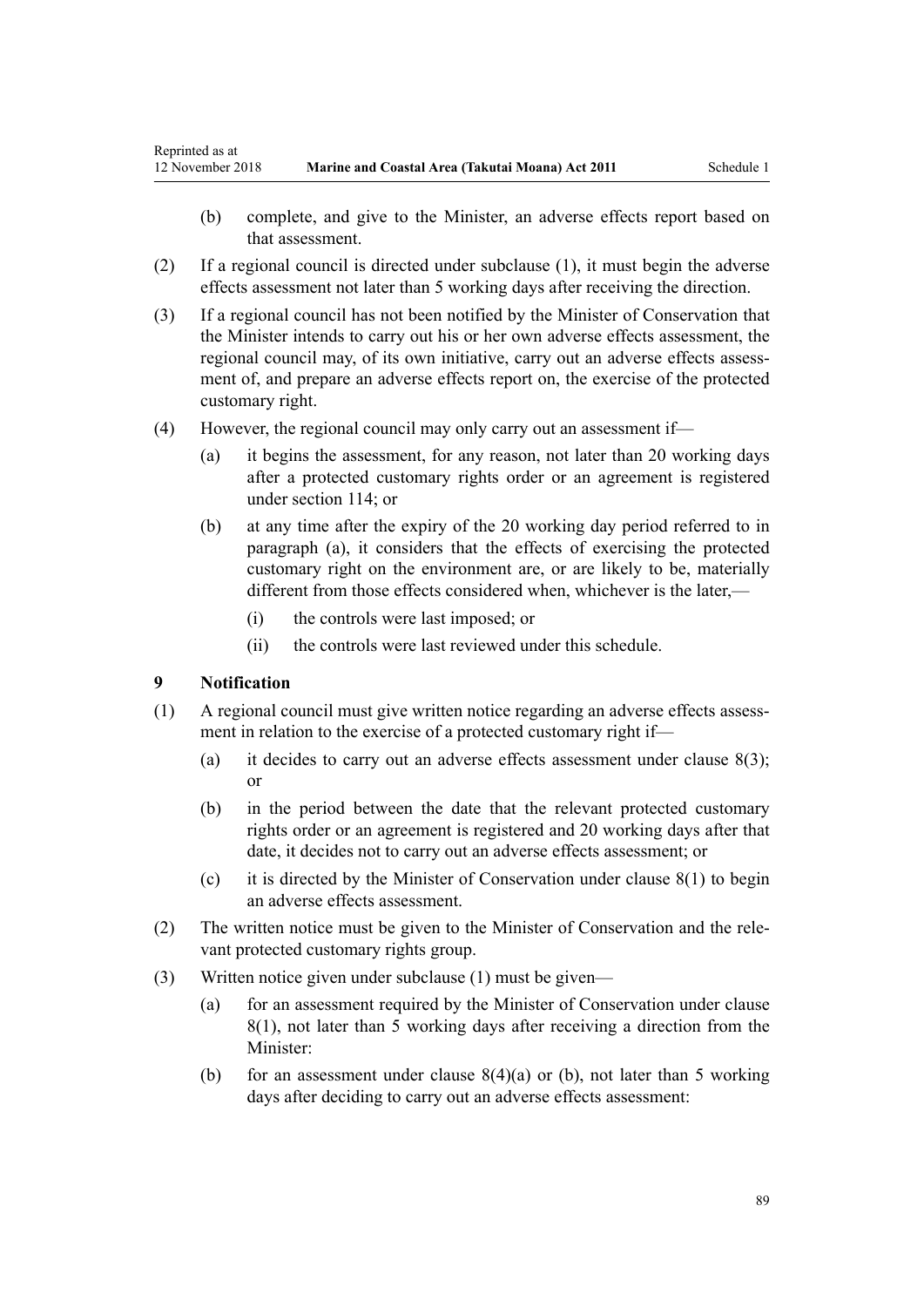(b) complete, and give to the Minister, an adverse effects report based on that assessment.

(2) If a regional council is directed under subclause (1), it must begin the adverse effects assessment not later than 5 working days after receiving the direction.

(3) If a regional council has not been notified by the Minister of Conservation that the Minister intends to carry out his or her own adverse effects assessment, the regional council may, of its own initiative, carry out an adverse effects assessment of, and prepare an adverse effects report on, the exercise of the protected customary right.

(4) However, the regional council may only carry out an assessment if—

(a) it begins the assessment, for any reason, not later than 20 working days after a protected customary rights order or an agreement is registered under section 114; or

(b) at any time after the expiry of the 20 working day period referred to in paragraph (a), it considers that the effects of exercising the protected customary right on the environment are, or are likely to be, materially different from those effects considered when, whichever is the later,—

(i) the controls were last imposed; or

(ii) the controls were last reviewed under this schedule.

**9 Notification**

(1) A regional council must give written notice regarding an adverse effects assessment in relation to the exercise of a protected customary right if—

(a) it decides to carry out an adverse effects assessment under clause 8(3); or

(b) in the period between the date that the relevant protected customary rights order or an agreement is registered and 20 working days after that date, it decides not to carry out an adverse effects assessment; or

(c) it is directed by the Minister of Conservation under clause 8(1) to begin an adverse effects assessment.

(2) The written notice must be given to the Minister of Conservation and the relevant protected customary rights group.

(3) Written notice given under subclause (1) must be given—

(a) for an assessment required by the Minister of Conservation under clause 8(1), not later than 5 working days after receiving a direction from the Minister:

(b) for an assessment under clause 8(4)(a) or (b), not later than 5 working days after deciding to carry out an adverse effects assessment: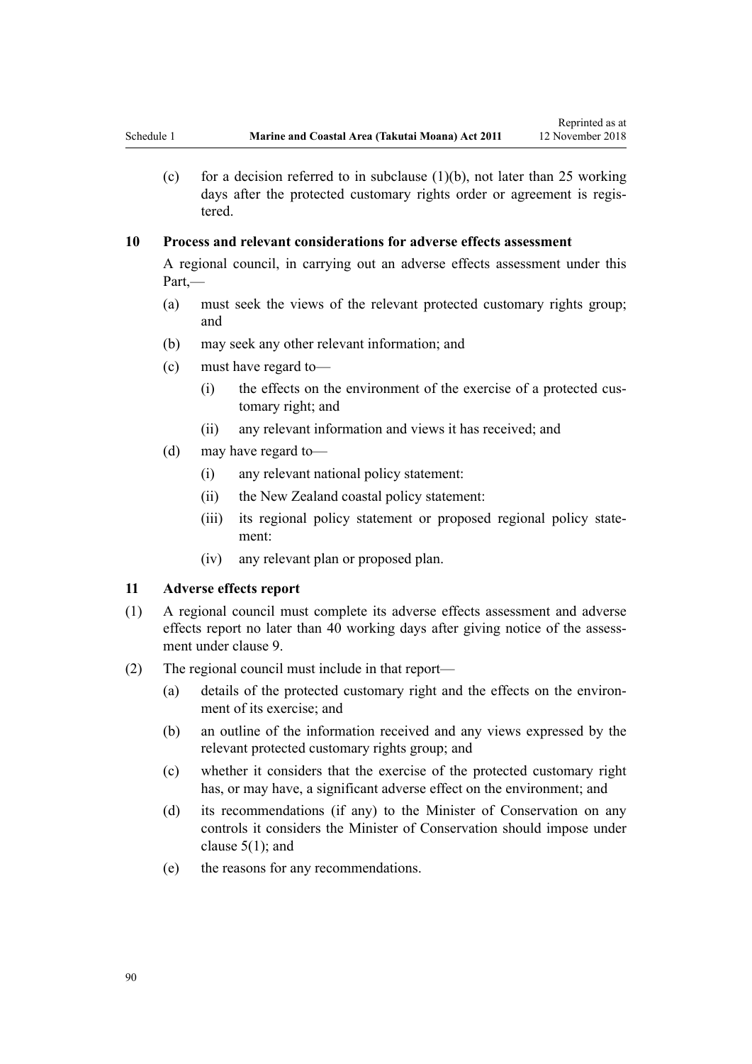(c) for a decision referred to in subclause (1)(b), not later than 25 working days after the protected customary rights order or agreement is registered.

### 10 Process and relevant considerations for adverse effects assessment

A regional council, in carrying out an adverse effects assessment under this Part,—

(a) must seek the views of the relevant protected customary rights group; and

(b) may seek any other relevant information; and

(c) must have regard to—

 (i) the effects on the environment of the exercise of a protected customary right; and

 (ii) any relevant information and views it has received; and

(d) may have regard to—

 (i) any relevant national policy statement:

 (ii) the New Zealand coastal policy statement:

 (iii) its regional policy statement or proposed regional policy statement:

 (iv) any relevant plan or proposed plan.

### 11 Adverse effects report

(1) A regional council must complete its adverse effects assessment and adverse effects report no later than 40 working days after giving notice of the assessment under clause 9.

(2) The regional council must include in that report—

(a) details of the protected customary right and the effects on the environment of its exercise; and

(b) an outline of the information received and any views expressed by the relevant protected customary rights group; and

(c) whether it considers that the exercise of the protected customary right has, or may have, a significant adverse effect on the environment; and

(d) its recommendations (if any) to the Minister of Conservation on any controls it considers the Minister of Conservation should impose under clause 5(1); and

(e) the reasons for any recommendations.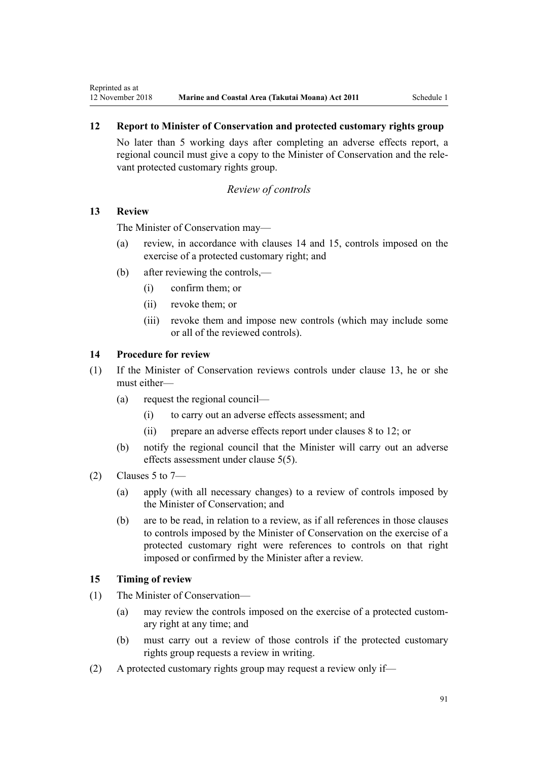### 12 Report to Minister of Conservation and protected customary rights group

No later than 5 working days after completing an adverse effects report, a regional council must give a copy to the Minister of Conservation and the relevant protected customary rights group.

*Review of controls*

### 13 Review

The Minister of Conservation may—

(a) review, in accordance with clauses 14 and 15, controls imposed on the exercise of a protected customary right; and

(b) after reviewing the controls,—

  (i) confirm them; or

  (ii) revoke them; or

  (iii) revoke them and impose new controls (which may include some or all of the reviewed controls).

### 14 Procedure for review

(1) If the Minister of Conservation reviews controls under clause 13, he or she must either—

  (a) request the regional council—

    (i) to carry out an adverse effects assessment; and

    (ii) prepare an adverse effects report under clauses 8 to 12; or

  (b) notify the regional council that the Minister will carry out an adverse effects assessment under clause 5(5).

(2) Clauses 5 to 7—

  (a) apply (with all necessary changes) to a review of controls imposed by the Minister of Conservation; and

  (b) are to be read, in relation to a review, as if all references in those clauses to controls imposed by the Minister of Conservation on the exercise of a protected customary right were references to controls on that right imposed or confirmed by the Minister after a review.

### 15 Timing of review

(1) The Minister of Conservation—

  (a) may review the controls imposed on the exercise of a protected customary right at any time; and

  (b) must carry out a review of those controls if the protected customary rights group requests a review in writing.

(2) A protected customary rights group may request a review only if—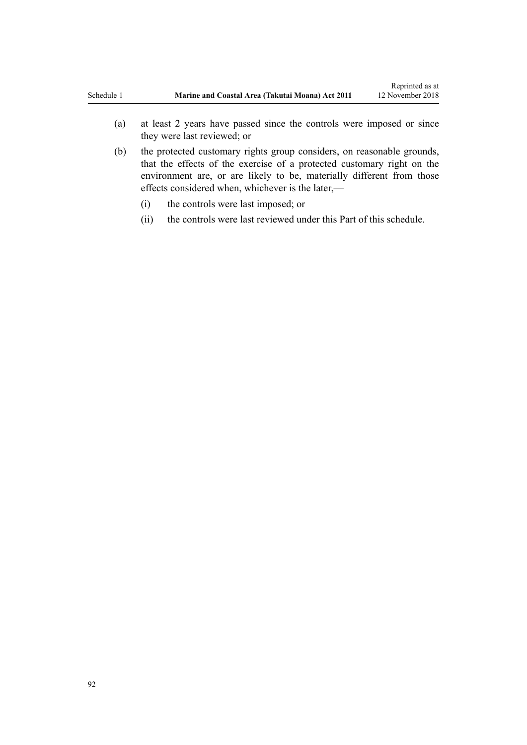(a) at least 2 years have passed since the controls were imposed or since they were last reviewed; or

(b) the protected customary rights group considers, on reasonable grounds, that the effects of the exercise of a protected customary right on the environment are, or are likely to be, materially different from those effects considered when, whichever is the later,—

 (i) the controls were last imposed; or

 (ii) the controls were last reviewed under this Part of this schedule.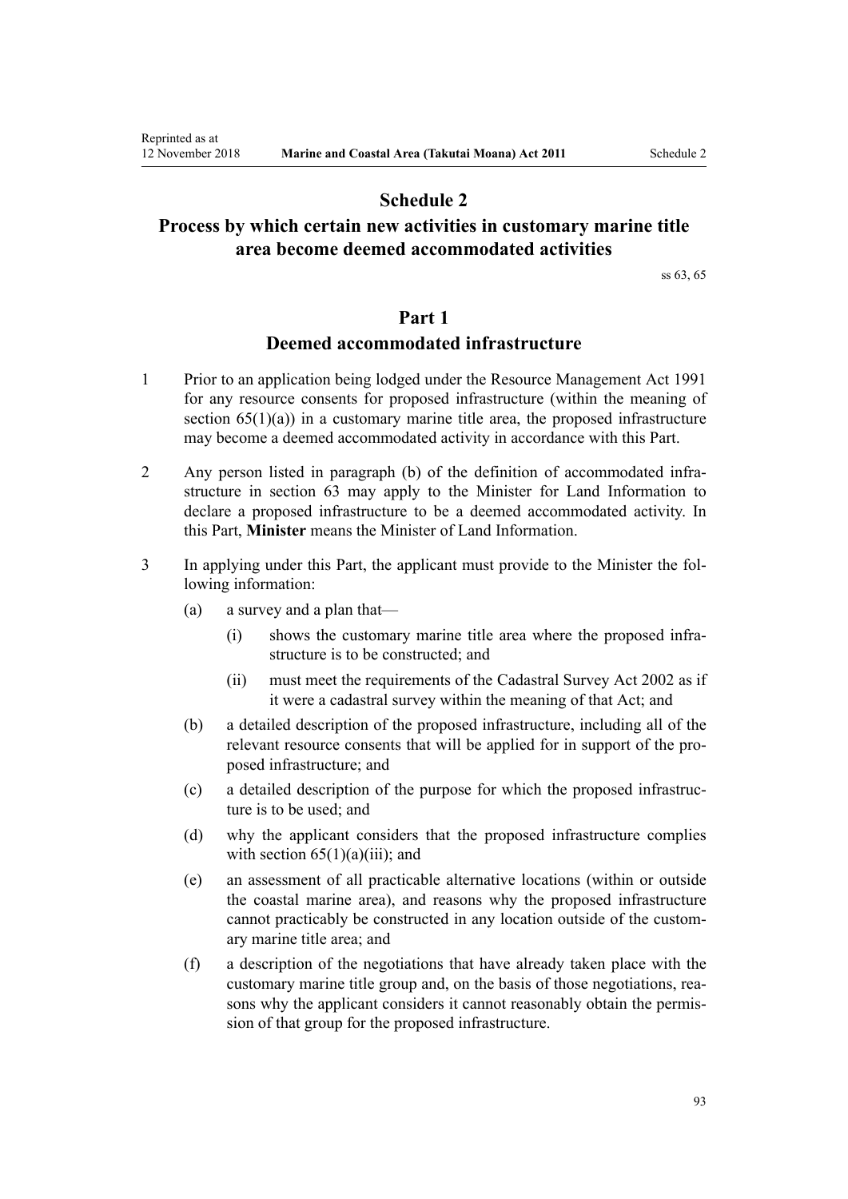# Schedule 2

# Process by which certain new activities in customary marine title area become deemed accommodated activities

ss 63, 65

## Part 1

## Deemed accommodated infrastructure

1 Prior to an application being lodged under the Resource Management Act 1991 for any resource consents for proposed infrastructure (within the meaning of section 65(1)(a)) in a customary marine title area, the proposed infrastructure may become a deemed accommodated activity in accordance with this Part.

2 Any person listed in paragraph (b) of the definition of accommodated infrastructure in section 63 may apply to the Minister for Land Information to declare a proposed infrastructure to be a deemed accommodated activity. In this Part, **Minister** means the Minister of Land Information.

3 In applying under this Part, the applicant must provide to the Minister the following information:

   (a) a survey and a plan that—

      (i) shows the customary marine title area where the proposed infrastructure is to be constructed; and

      (ii) must meet the requirements of the Cadastral Survey Act 2002 as if it were a cadastral survey within the meaning of that Act; and

   (b) a detailed description of the proposed infrastructure, including all of the relevant resource consents that will be applied for in support of the proposed infrastructure; and

   (c) a detailed description of the purpose for which the proposed infrastructure is to be used; and

   (d) why the applicant considers that the proposed infrastructure complies with section 65(1)(a)(iii); and

   (e) an assessment of all practicable alternative locations (within or outside the coastal marine area), and reasons why the proposed infrastructure cannot practicably be constructed in any location outside of the customary marine title area; and

   (f) a description of the negotiations that have already taken place with the customary marine title group and, on the basis of those negotiations, reasons why the applicant considers it cannot reasonably obtain the permission of that group for the proposed infrastructure.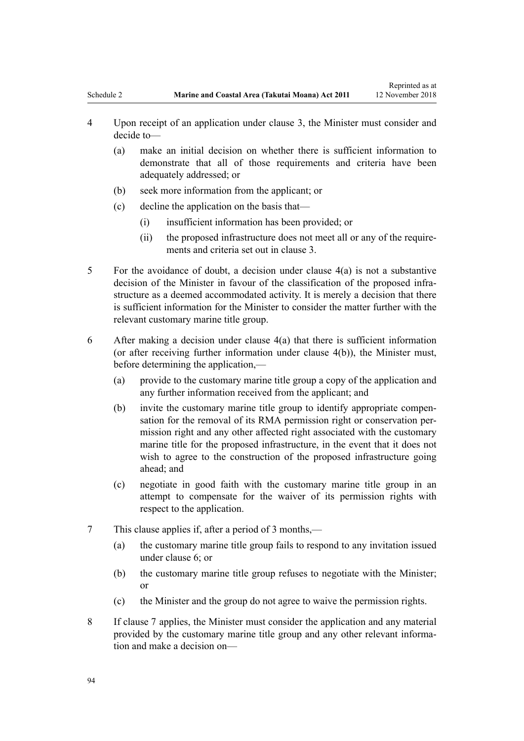4 Upon receipt of an application under clause 3, the Minister must consider and decide to—

   (a) make an initial decision on whether there is sufficient information to demonstrate that all of those requirements and criteria have been adequately addressed; or

   (b) seek more information from the applicant; or

   (c) decline the application on the basis that—

      (i) insufficient information has been provided; or

      (ii) the proposed infrastructure does not meet all or any of the requirements and criteria set out in clause 3.

5 For the avoidance of doubt, a decision under clause 4(a) is not a substantive decision of the Minister in favour of the classification of the proposed infrastructure as a deemed accommodated activity. It is merely a decision that there is sufficient information for the Minister to consider the matter further with the relevant customary marine title group.

6 After making a decision under clause 4(a) that there is sufficient information (or after receiving further information under clause 4(b)), the Minister must, before determining the application,—

   (a) provide to the customary marine title group a copy of the application and any further information received from the applicant; and

   (b) invite the customary marine title group to identify appropriate compensation for the removal of its RMA permission right or conservation permission right and any other affected right associated with the customary marine title for the proposed infrastructure, in the event that it does not wish to agree to the construction of the proposed infrastructure going ahead; and

   (c) negotiate in good faith with the customary marine title group in an attempt to compensate for the waiver of its permission rights with respect to the application.

7 This clause applies if, after a period of 3 months,—

   (a) the customary marine title group fails to respond to any invitation issued under clause 6; or

   (b) the customary marine title group refuses to negotiate with the Minister; or

   (c) the Minister and the group do not agree to waive the permission rights.

8 If clause 7 applies, the Minister must consider the application and any material provided by the customary marine title group and any other relevant information and make a decision on—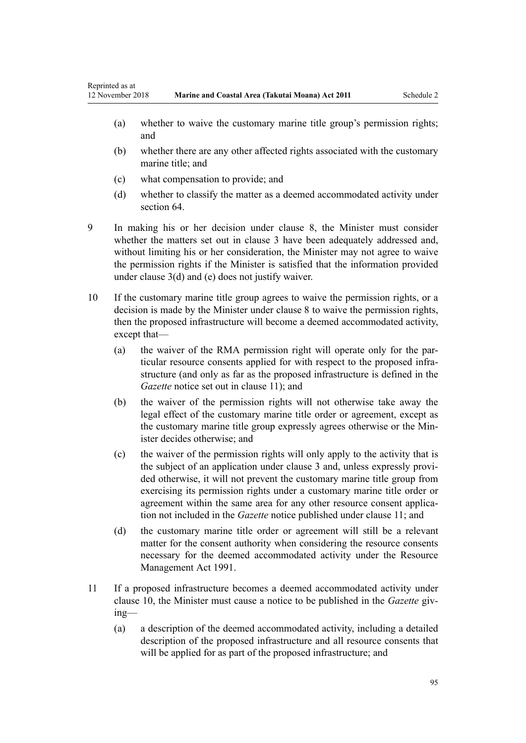(a) whether to waive the customary marine title group's permission rights; and

(b) whether there are any other affected rights associated with the customary marine title; and

(c) what compensation to provide; and

(d) whether to classify the matter as a deemed accommodated activity under section 64.

9 In making his or her decision under clause 8, the Minister must consider whether the matters set out in clause 3 have been adequately addressed and, without limiting his or her consideration, the Minister may not agree to waive the permission rights if the Minister is satisfied that the information provided under clause 3(d) and (e) does not justify waiver.

10 If the customary marine title group agrees to waive the permission rights, or a decision is made by the Minister under clause 8 to waive the permission rights, then the proposed infrastructure will become a deemed accommodated activity, except that—

(a) the waiver of the RMA permission right will operate only for the particular resource consents applied for with respect to the proposed infrastructure (and only as far as the proposed infrastructure is defined in the *Gazette* notice set out in clause 11); and

(b) the waiver of the permission rights will not otherwise take away the legal effect of the customary marine title order or agreement, except as the customary marine title group expressly agrees otherwise or the Minister decides otherwise; and

(c) the waiver of the permission rights will only apply to the activity that is the subject of an application under clause 3 and, unless expressly provided otherwise, it will not prevent the customary marine title group from exercising its permission rights under a customary marine title order or agreement within the same area for any other resource consent application not included in the *Gazette* notice published under clause 11; and

(d) the customary marine title order or agreement will still be a relevant matter for the consent authority when considering the resource consents necessary for the deemed accommodated activity under the Resource Management Act 1991.

11 If a proposed infrastructure becomes a deemed accommodated activity under clause 10, the Minister must cause a notice to be published in the *Gazette* giving—

(a) a description of the deemed accommodated activity, including a detailed description of the proposed infrastructure and all resource consents that will be applied for as part of the proposed infrastructure; and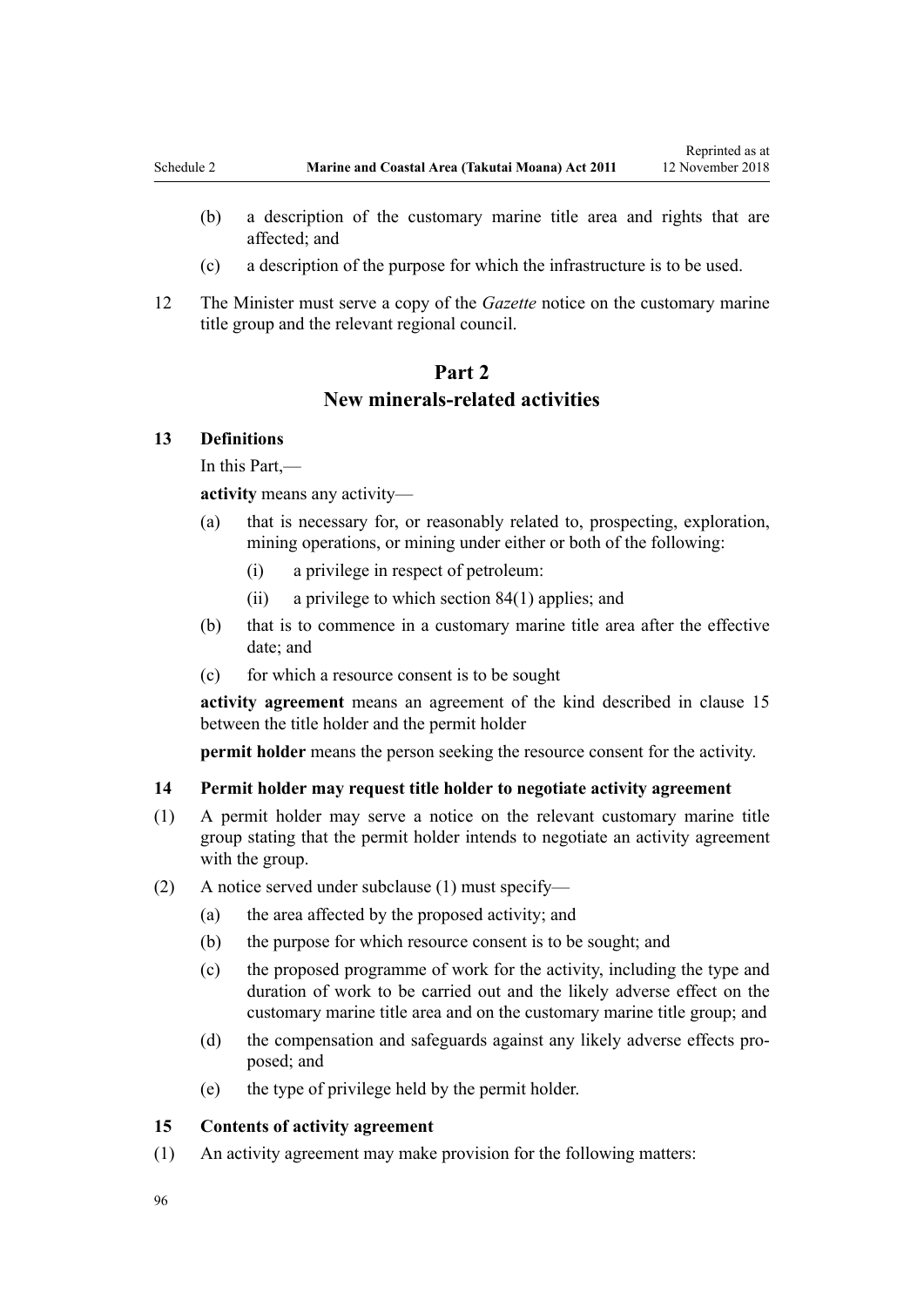(b) a description of the customary marine title area and rights that are affected; and

(c) a description of the purpose for which the infrastructure is to be used.

12 The Minister must serve a copy of the *Gazette* notice on the customary marine title group and the relevant regional council.

## Part 2
## New minerals-related activities

### 13 Definitions

In this Part,—

**activity** means any activity—

(a) that is necessary for, or reasonably related to, prospecting, exploration, mining operations, or mining under either or both of the following:

   (i) a privilege in respect of petroleum:

   (ii) a privilege to which section 84(1) applies; and

(b) that is to commence in a customary marine title area after the effective date; and

(c) for which a resource consent is to be sought

**activity agreement** means an agreement of the kind described in clause 15 between the title holder and the permit holder

**permit holder** means the person seeking the resource consent for the activity.

### 14 Permit holder may request title holder to negotiate activity agreement

(1) A permit holder may serve a notice on the relevant customary marine title group stating that the permit holder intends to negotiate an activity agreement with the group.

(2) A notice served under subclause (1) must specify—

(a) the area affected by the proposed activity; and

(b) the purpose for which resource consent is to be sought; and

(c) the proposed programme of work for the activity, including the type and duration of work to be carried out and the likely adverse effect on the customary marine title area and on the customary marine title group; and

(d) the compensation and safeguards against any likely adverse effects proposed; and

(e) the type of privilege held by the permit holder.

### 15 Contents of activity agreement

(1) An activity agreement may make provision for the following matters: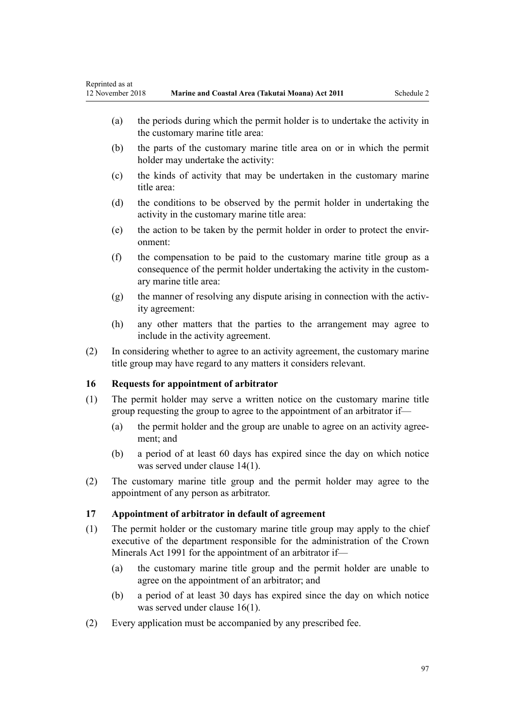(a) the periods during which the permit holder is to undertake the activity in the customary marine title area:

(b) the parts of the customary marine title area on or in which the permit holder may undertake the activity:

(c) the kinds of activity that may be undertaken in the customary marine title area:

(d) the conditions to be observed by the permit holder in undertaking the activity in the customary marine title area:

(e) the action to be taken by the permit holder in order to protect the environment:

(f) the compensation to be paid to the customary marine title group as a consequence of the permit holder undertaking the activity in the customary marine title area:

(g) the manner of resolving any dispute arising in connection with the activity agreement:

(h) any other matters that the parties to the arrangement may agree to include in the activity agreement.

(2) In considering whether to agree to an activity agreement, the customary marine title group may have regard to any matters it considers relevant.

### 16 Requests for appointment of arbitrator

(1) The permit holder may serve a written notice on the customary marine title group requesting the group to agree to the appointment of an arbitrator if—

(a) the permit holder and the group are unable to agree on an activity agreement; and

(b) a period of at least 60 days has expired since the day on which notice was served under clause 14(1).

(2) The customary marine title group and the permit holder may agree to the appointment of any person as arbitrator.

### 17 Appointment of arbitrator in default of agreement

(1) The permit holder or the customary marine title group may apply to the chief executive of the department responsible for the administration of the Crown Minerals Act 1991 for the appointment of an arbitrator if—

(a) the customary marine title group and the permit holder are unable to agree on the appointment of an arbitrator; and

(b) a period of at least 30 days has expired since the day on which notice was served under clause 16(1).

(2) Every application must be accompanied by any prescribed fee.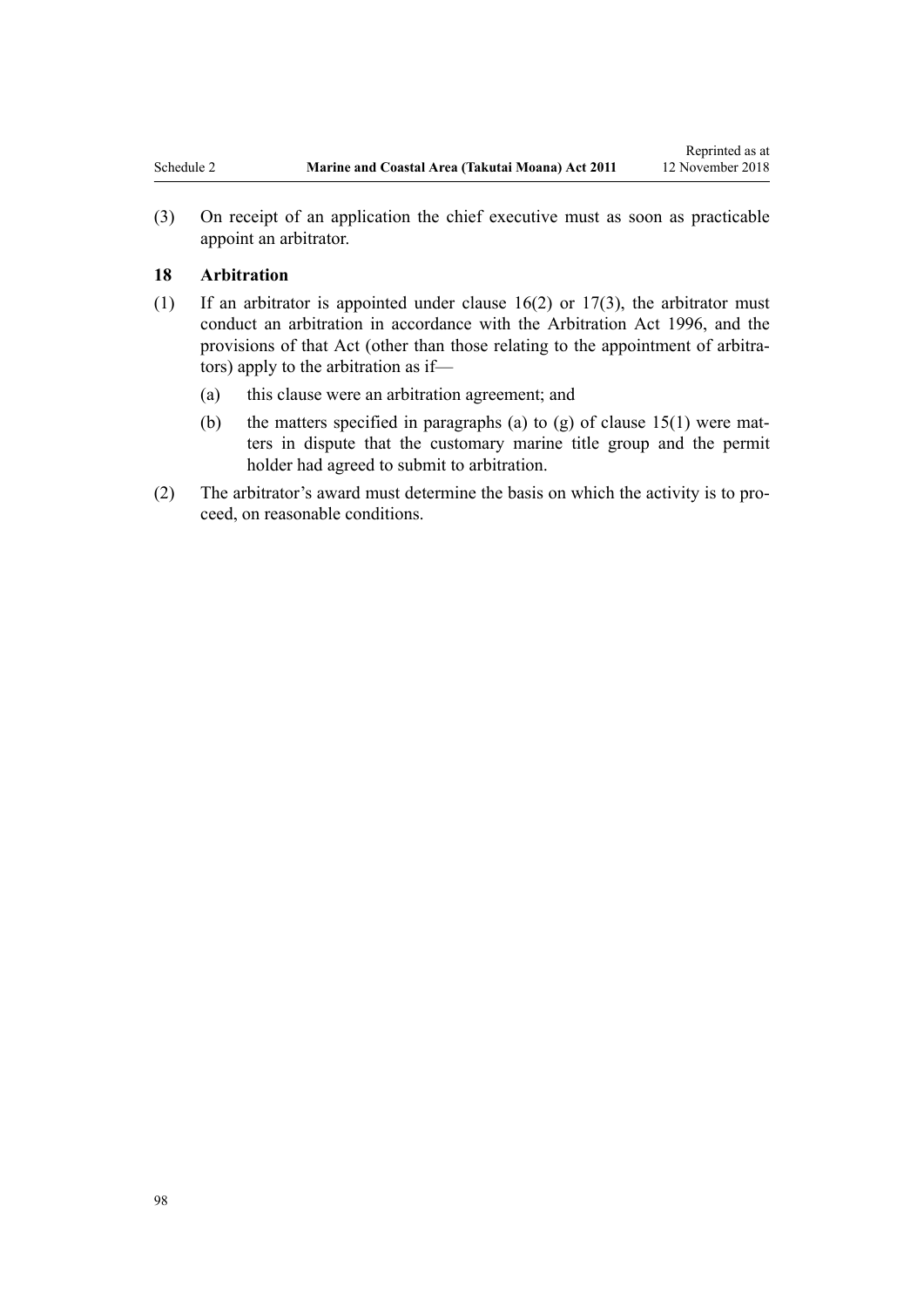(3) On receipt of an application the chief executive must as soon as practicable appoint an arbitrator.

### 18 Arbitration

(1) If an arbitrator is appointed under clause 16(2) or 17(3), the arbitrator must conduct an arbitration in accordance with the Arbitration Act 1996, and the provisions of that Act (other than those relating to the appointment of arbitrators) apply to the arbitration as if—

  (a) this clause were an arbitration agreement; and

  (b) the matters specified in paragraphs (a) to (g) of clause 15(1) were matters in dispute that the customary marine title group and the permit holder had agreed to submit to arbitration.

(2) The arbitrator's award must determine the basis on which the activity is to proceed, on reasonable conditions.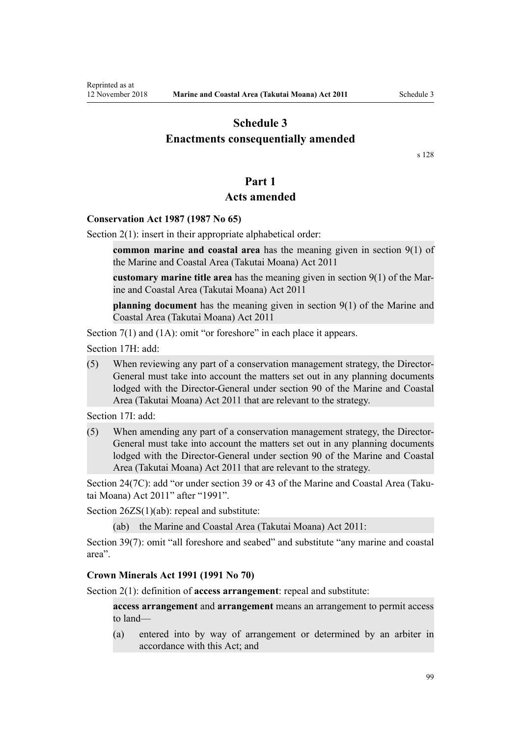# Schedule 3
# Enactments consequentially amended

s 128

## Part 1
## Acts amended

### Conservation Act 1987 (1987 No 65)

Section 2(1): insert in their appropriate alphabetical order:

> **common marine and coastal area** has the meaning given in section 9(1) of the Marine and Coastal Area (Takutai Moana) Act 2011
>
> **customary marine title area** has the meaning given in section 9(1) of the Marine and Coastal Area (Takutai Moana) Act 2011
>
> **planning document** has the meaning given in section 9(1) of the Marine and Coastal Area (Takutai Moana) Act 2011

Section 7(1) and (1A): omit "or foreshore" in each place it appears.

Section 17H: add:

> (5) When reviewing any part of a conservation management strategy, the Director-General must take into account the matters set out in any planning documents lodged with the Director-General under section 90 of the Marine and Coastal Area (Takutai Moana) Act 2011 that are relevant to the strategy.

Section 17I: add:

> (5) When amending any part of a conservation management strategy, the Director-General must take into account the matters set out in any planning documents lodged with the Director-General under section 90 of the Marine and Coastal Area (Takutai Moana) Act 2011 that are relevant to the strategy.

Section 24(7C): add "or under section 39 or 43 of the Marine and Coastal Area (Takutai Moana) Act 2011" after "1991".

Section 26ZS(1)(ab): repeal and substitute:

> (ab) the Marine and Coastal Area (Takutai Moana) Act 2011:

Section 39(7): omit "all foreshore and seabed" and substitute "any marine and coastal area".

### Crown Minerals Act 1991 (1991 No 70)

Section 2(1): definition of **access arrangement**: repeal and substitute:

> **access arrangement** and **arrangement** means an arrangement to permit access to land—
>
> (a) entered into by way of arrangement or determined by an arbiter in accordance with this Act; and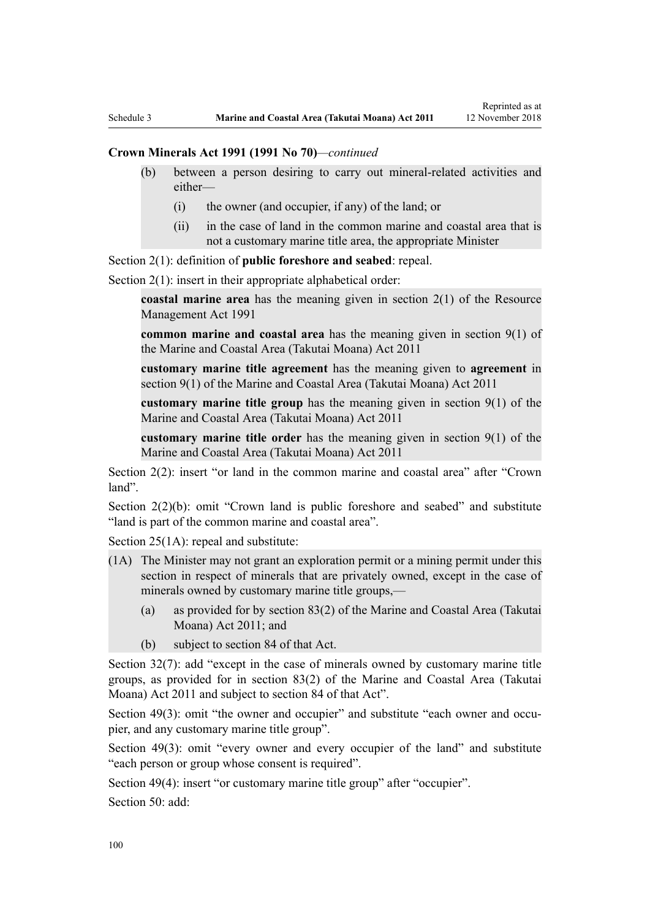**Crown Minerals Act 1991 (1991 No 70)**—*continued*

> (b) between a person desiring to carry out mineral-related activities and either—
>
> (i) the owner (and occupier, if any) of the land; or
>
> (ii) in the case of land in the common marine and coastal area that is not a customary marine title area, the appropriate Minister

Section 2(1): definition of **public foreshore and seabed**: repeal.

Section 2(1): insert in their appropriate alphabetical order:

> **coastal marine area** has the meaning given in section 2(1) of the Resource Management Act 1991
>
> **common marine and coastal area** has the meaning given in section 9(1) of the Marine and Coastal Area (Takutai Moana) Act 2011
>
> **customary marine title agreement** has the meaning given to **agreement** in section 9(1) of the Marine and Coastal Area (Takutai Moana) Act 2011
>
> **customary marine title group** has the meaning given in section 9(1) of the Marine and Coastal Area (Takutai Moana) Act 2011
>
> **customary marine title order** has the meaning given in section 9(1) of the Marine and Coastal Area (Takutai Moana) Act 2011

Section 2(2): insert "or land in the common marine and coastal area" after "Crown land".

Section 2(2)(b): omit "Crown land is public foreshore and seabed" and substitute "land is part of the common marine and coastal area".

Section 25(1A): repeal and substitute:

> (1A) The Minister may not grant an exploration permit or a mining permit under this section in respect of minerals that are privately owned, except in the case of minerals owned by customary marine title groups,—
>
> (a) as provided for by section 83(2) of the Marine and Coastal Area (Takutai Moana) Act 2011; and
>
> (b) subject to section 84 of that Act.

Section 32(7): add "except in the case of minerals owned by customary marine title groups, as provided for in section 83(2) of the Marine and Coastal Area (Takutai Moana) Act 2011 and subject to section 84 of that Act".

Section 49(3): omit "the owner and occupier" and substitute "each owner and occupier, and any customary marine title group".

Section 49(3): omit "every owner and every occupier of the land" and substitute "each person or group whose consent is required".

Section 49(4): insert "or customary marine title group" after "occupier".

Section 50: add: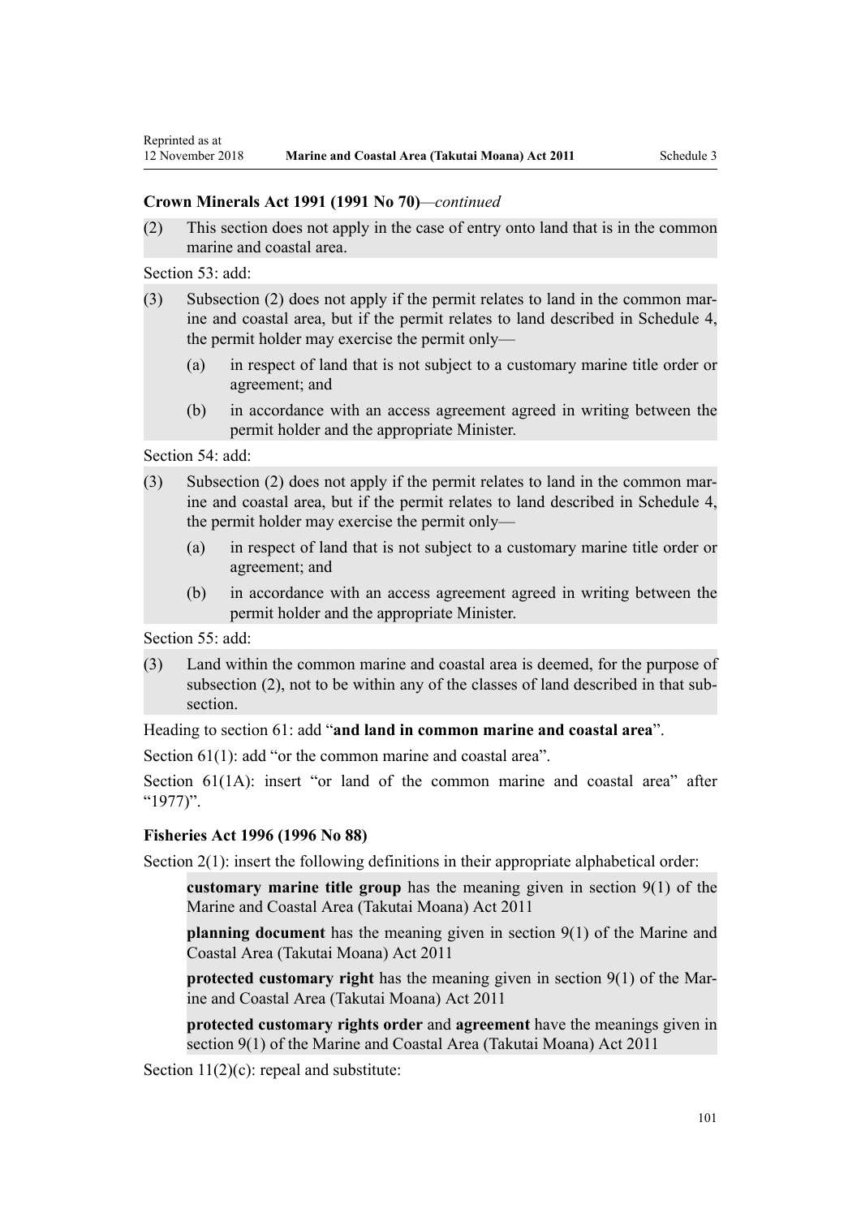**Crown Minerals Act 1991 (1991 No 70)**—*continued*

(2) This section does not apply in the case of entry onto land that is in the common marine and coastal area.

Section 53: add:

(3) Subsection (2) does not apply if the permit relates to land in the common marine and coastal area, but if the permit relates to land described in Schedule 4, the permit holder may exercise the permit only—

  (a) in respect of land that is not subject to a customary marine title order or agreement; and

  (b) in accordance with an access agreement agreed in writing between the permit holder and the appropriate Minister.

Section 54: add:

(3) Subsection (2) does not apply if the permit relates to land in the common marine and coastal area, but if the permit relates to land described in Schedule 4, the permit holder may exercise the permit only—

  (a) in respect of land that is not subject to a customary marine title order or agreement; and

  (b) in accordance with an access agreement agreed in writing between the permit holder and the appropriate Minister.

Section 55: add:

(3) Land within the common marine and coastal area is deemed, for the purpose of subsection (2), not to be within any of the classes of land described in that subsection.

Heading to section 61: add "**and land in common marine and coastal area**".

Section 61(1): add "or the common marine and coastal area".

Section 61(1A): insert "or land of the common marine and coastal area" after "1977)".

**Fisheries Act 1996 (1996 No 88)**

Section 2(1): insert the following definitions in their appropriate alphabetical order:

**customary marine title group** has the meaning given in section 9(1) of the Marine and Coastal Area (Takutai Moana) Act 2011

**planning document** has the meaning given in section 9(1) of the Marine and Coastal Area (Takutai Moana) Act 2011

**protected customary right** has the meaning given in section 9(1) of the Marine and Coastal Area (Takutai Moana) Act 2011

**protected customary rights order** and **agreement** have the meanings given in section 9(1) of the Marine and Coastal Area (Takutai Moana) Act 2011

Section 11(2)(c): repeal and substitute: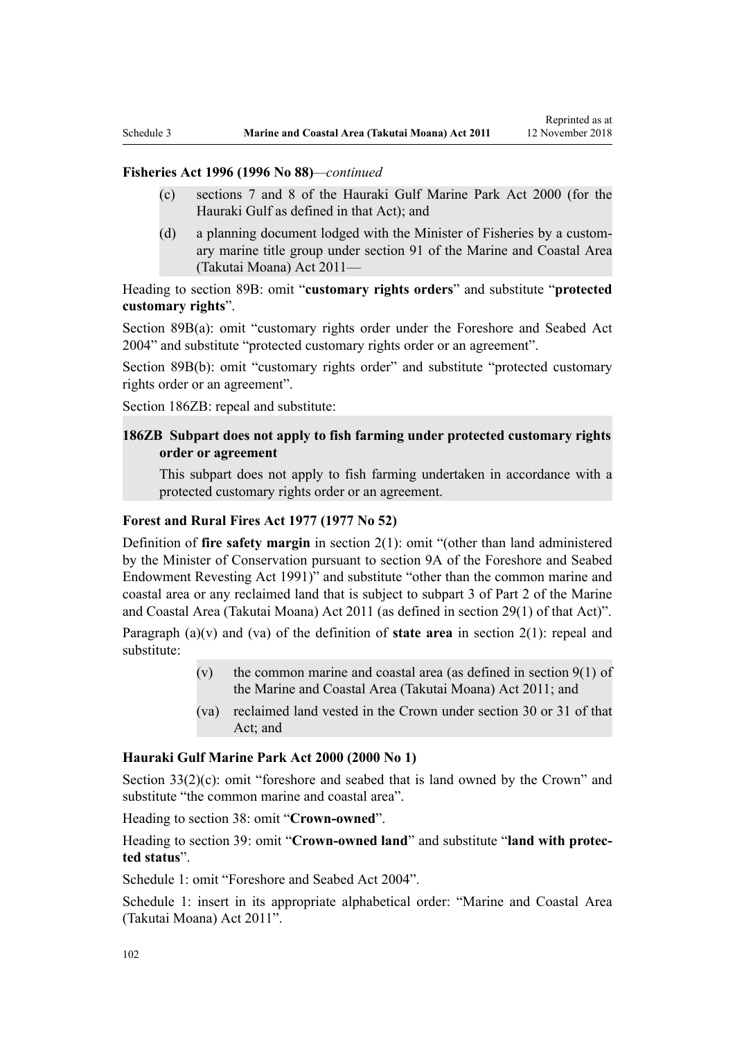**Fisheries Act 1996 (1996 No 88)**—*continued*

(c) sections 7 and 8 of the Hauraki Gulf Marine Park Act 2000 (for the Hauraki Gulf as defined in that Act); and

(d) a planning document lodged with the Minister of Fisheries by a customary marine title group under section 91 of the Marine and Coastal Area (Takutai Moana) Act 2011—

Heading to section 89B: omit "**customary rights orders**" and substitute "**protected customary rights**".

Section 89B(a): omit "customary rights order under the Foreshore and Seabed Act 2004" and substitute "protected customary rights order or an agreement".

Section 89B(b): omit "customary rights order" and substitute "protected customary rights order or an agreement".

Section 186ZB: repeal and substitute:

**186ZB Subpart does not apply to fish farming under protected customary rights order or agreement**

This subpart does not apply to fish farming undertaken in accordance with a protected customary rights order or an agreement.

**Forest and Rural Fires Act 1977 (1977 No 52)**

Definition of **fire safety margin** in section 2(1): omit "(other than land administered by the Minister of Conservation pursuant to section 9A of the Foreshore and Seabed Endowment Revesting Act 1991)" and substitute "other than the common marine and coastal area or any reclaimed land that is subject to subpart 3 of Part 2 of the Marine and Coastal Area (Takutai Moana) Act 2011 (as defined in section 29(1) of that Act)".

Paragraph (a)(v) and (va) of the definition of **state area** in section 2(1): repeal and substitute:

(v) the common marine and coastal area (as defined in section 9(1) of the Marine and Coastal Area (Takutai Moana) Act 2011; and

(va) reclaimed land vested in the Crown under section 30 or 31 of that Act; and

**Hauraki Gulf Marine Park Act 2000 (2000 No 1)**

Section 33(2)(c): omit "foreshore and seabed that is land owned by the Crown" and substitute "the common marine and coastal area".

Heading to section 38: omit "**Crown-owned**".

Heading to section 39: omit "**Crown-owned land**" and substitute "**land with protected status**".

Schedule 1: omit "Foreshore and Seabed Act 2004".

Schedule 1: insert in its appropriate alphabetical order: "Marine and Coastal Area (Takutai Moana) Act 2011".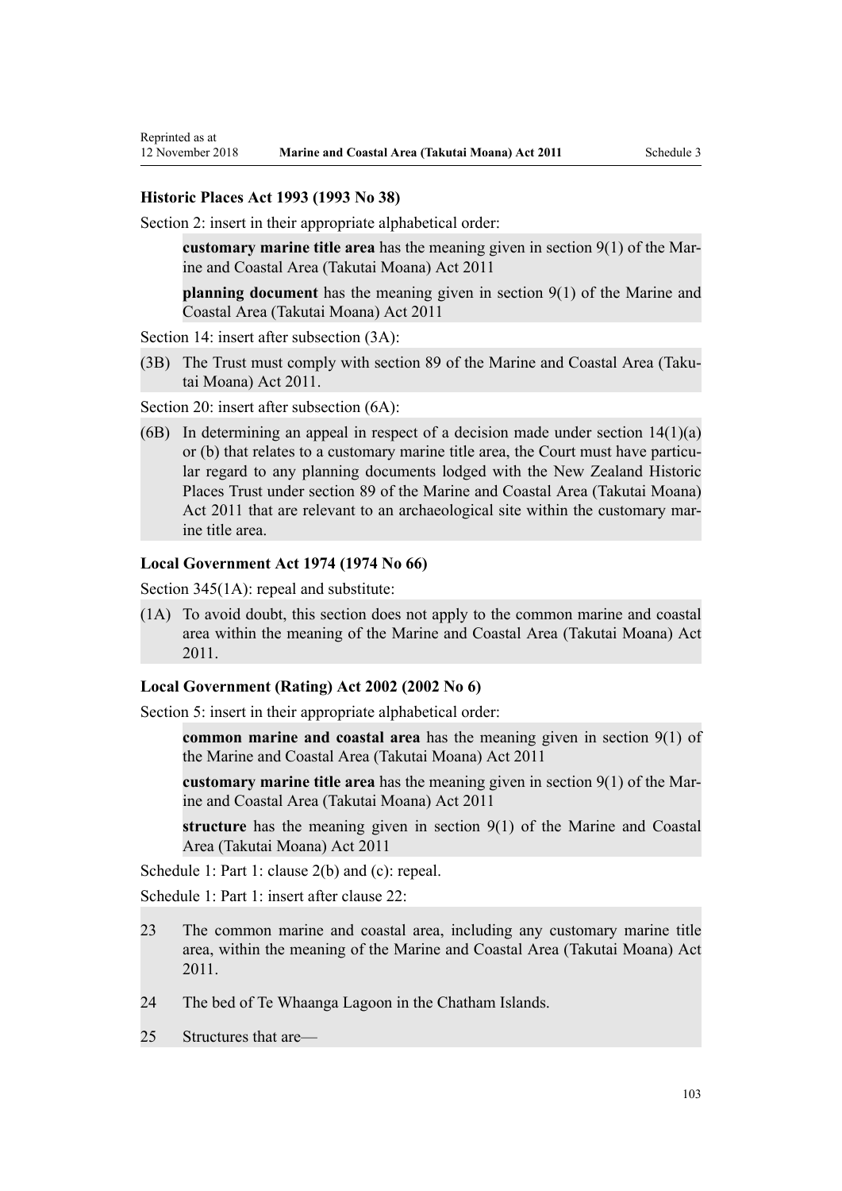### Historic Places Act 1993 (1993 No 38)

Section 2: insert in their appropriate alphabetical order:

> **customary marine title area** has the meaning given in section 9(1) of the Marine and Coastal Area (Takutai Moana) Act 2011
>
> **planning document** has the meaning given in section 9(1) of the Marine and Coastal Area (Takutai Moana) Act 2011

Section 14: insert after subsection (3A):

> (3B) The Trust must comply with section 89 of the Marine and Coastal Area (Takutai Moana) Act 2011.

Section 20: insert after subsection (6A):

> (6B) In determining an appeal in respect of a decision made under section 14(1)(a) or (b) that relates to a customary marine title area, the Court must have particular regard to any planning documents lodged with the New Zealand Historic Places Trust under section 89 of the Marine and Coastal Area (Takutai Moana) Act 2011 that are relevant to an archaeological site within the customary marine title area.

### Local Government Act 1974 (1974 No 66)

Section 345(1A): repeal and substitute:

> (1A) To avoid doubt, this section does not apply to the common marine and coastal area within the meaning of the Marine and Coastal Area (Takutai Moana) Act 2011.

### Local Government (Rating) Act 2002 (2002 No 6)

Section 5: insert in their appropriate alphabetical order:

> **common marine and coastal area** has the meaning given in section 9(1) of the Marine and Coastal Area (Takutai Moana) Act 2011
>
> **customary marine title area** has the meaning given in section 9(1) of the Marine and Coastal Area (Takutai Moana) Act 2011
>
> **structure** has the meaning given in section 9(1) of the Marine and Coastal Area (Takutai Moana) Act 2011

Schedule 1: Part 1: clause 2(b) and (c): repeal.

Schedule 1: Part 1: insert after clause 22:

> 23 The common marine and coastal area, including any customary marine title area, within the meaning of the Marine and Coastal Area (Takutai Moana) Act 2011.
>
> 24 The bed of Te Whaanga Lagoon in the Chatham Islands.
>
> 25 Structures that are—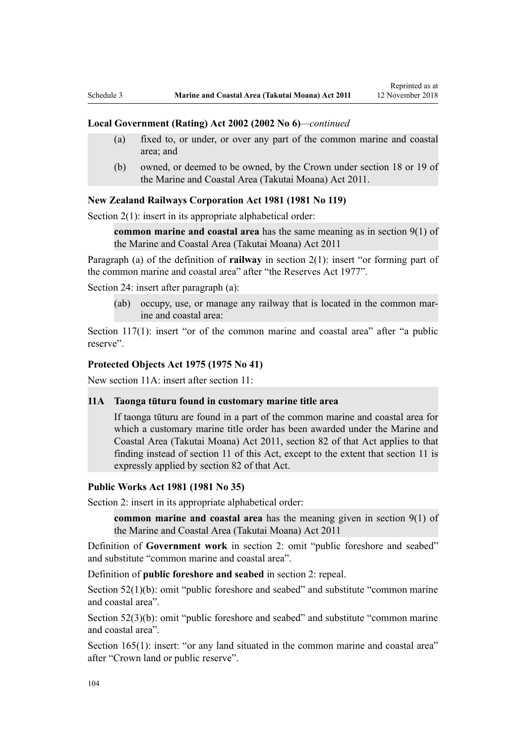### Local Government (Rating) Act 2002 (2002 No 6)—*continued*

(a) fixed to, or under, or over any part of the common marine and coastal area; and

(b) owned, or deemed to be owned, by the Crown under section 18 or 19 of the Marine and Coastal Area (Takutai Moana) Act 2011.

### New Zealand Railways Corporation Act 1981 (1981 No 119)

Section 2(1): insert in its appropriate alphabetical order:

> **common marine and coastal area** has the same meaning as in section 9(1) of the Marine and Coastal Area (Takutai Moana) Act 2011

Paragraph (a) of the definition of **railway** in section 2(1): insert "or forming part of the common marine and coastal area" after "the Reserves Act 1977".

Section 24: insert after paragraph (a):

> (ab) occupy, use, or manage any railway that is located in the common marine and coastal area:

Section 117(1): insert "or of the common marine and coastal area" after "a public reserve".

### Protected Objects Act 1975 (1975 No 41)

New section 11A: insert after section 11:

> **11A Taonga tūturu found in customary marine title area**
>
> If taonga tūturu are found in a part of the common marine and coastal area for which a customary marine title order has been awarded under the Marine and Coastal Area (Takutai Moana) Act 2011, section 82 of that Act applies to that finding instead of section 11 of this Act, except to the extent that section 11 is expressly applied by section 82 of that Act.

### Public Works Act 1981 (1981 No 35)

Section 2: insert in its appropriate alphabetical order:

> **common marine and coastal area** has the meaning given in section 9(1) of the Marine and Coastal Area (Takutai Moana) Act 2011

Definition of **Government work** in section 2: omit "public foreshore and seabed" and substitute "common marine and coastal area".

Definition of **public foreshore and seabed** in section 2: repeal.

Section 52(1)(b): omit "public foreshore and seabed" and substitute "common marine and coastal area".

Section 52(3)(b): omit "public foreshore and seabed" and substitute "common marine and coastal area".

Section 165(1): insert: "or any land situated in the common marine and coastal area" after "Crown land or public reserve".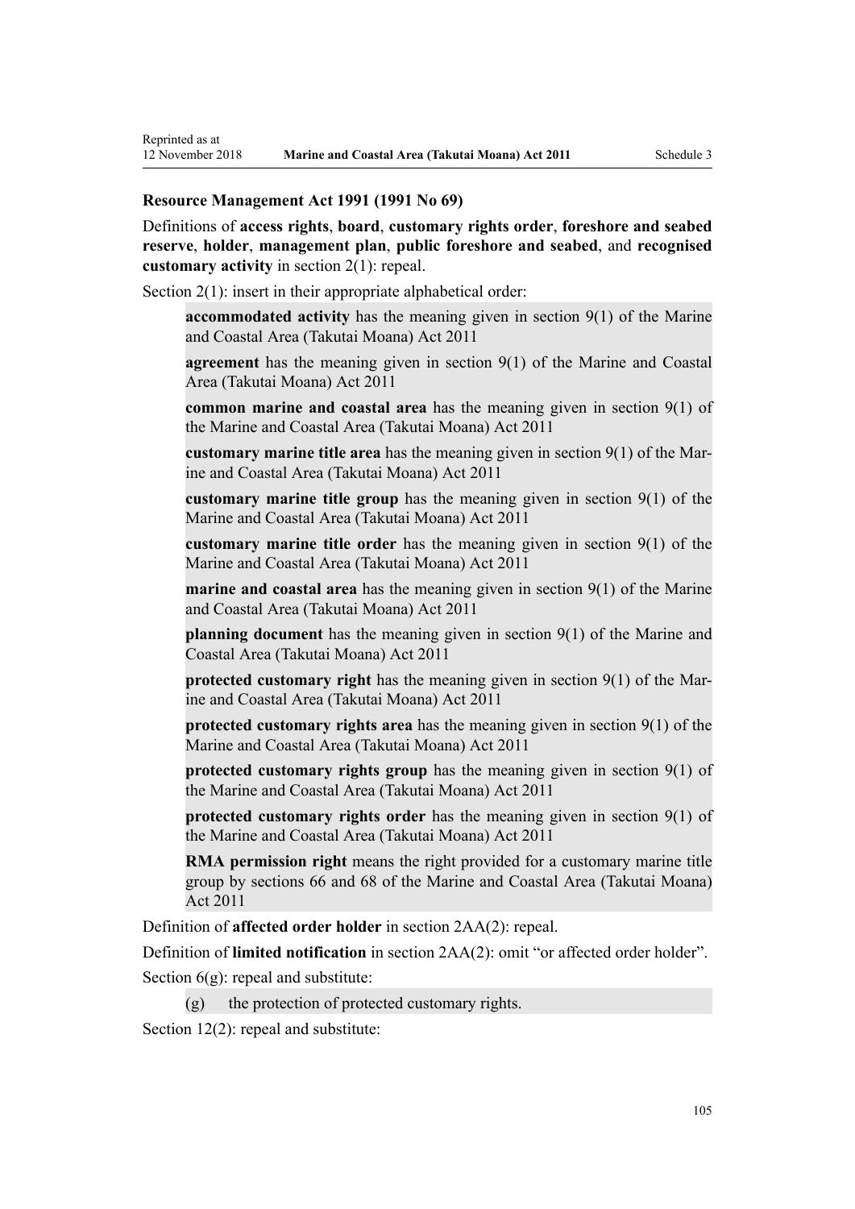**Resource Management Act 1991 (1991 No 69)**

Definitions of **access rights**, **board**, **customary rights order**, **foreshore and seabed reserve**, **holder**, **management plan**, **public foreshore and seabed**, and **recognised customary activity** in section 2(1): repeal.

Section 2(1): insert in their appropriate alphabetical order:

> **accommodated activity** has the meaning given in section 9(1) of the Marine and Coastal Area (Takutai Moana) Act 2011
>
> **agreement** has the meaning given in section 9(1) of the Marine and Coastal Area (Takutai Moana) Act 2011
>
> **common marine and coastal area** has the meaning given in section 9(1) of the Marine and Coastal Area (Takutai Moana) Act 2011
>
> **customary marine title area** has the meaning given in section 9(1) of the Marine and Coastal Area (Takutai Moana) Act 2011
>
> **customary marine title group** has the meaning given in section 9(1) of the Marine and Coastal Area (Takutai Moana) Act 2011
>
> **customary marine title order** has the meaning given in section 9(1) of the Marine and Coastal Area (Takutai Moana) Act 2011
>
> **marine and coastal area** has the meaning given in section 9(1) of the Marine and Coastal Area (Takutai Moana) Act 2011
>
> **planning document** has the meaning given in section 9(1) of the Marine and Coastal Area (Takutai Moana) Act 2011
>
> **protected customary right** has the meaning given in section 9(1) of the Marine and Coastal Area (Takutai Moana) Act 2011
>
> **protected customary rights area** has the meaning given in section 9(1) of the Marine and Coastal Area (Takutai Moana) Act 2011
>
> **protected customary rights group** has the meaning given in section 9(1) of the Marine and Coastal Area (Takutai Moana) Act 2011
>
> **protected customary rights order** has the meaning given in section 9(1) of the Marine and Coastal Area (Takutai Moana) Act 2011
>
> **RMA permission right** means the right provided for a customary marine title group by sections 66 and 68 of the Marine and Coastal Area (Takutai Moana) Act 2011

Definition of **affected order holder** in section 2AA(2): repeal.

Definition of **limited notification** in section 2AA(2): omit "or affected order holder".

Section 6(g): repeal and substitute:

> (g) the protection of protected customary rights.

Section 12(2): repeal and substitute: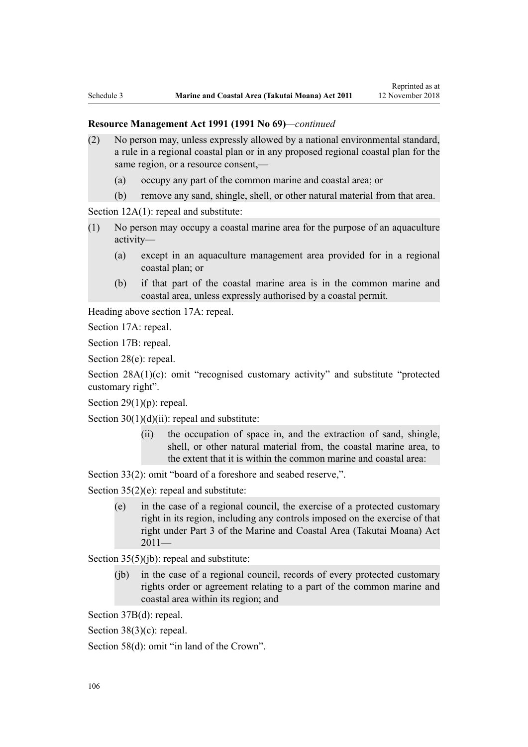**Resource Management Act 1991 (1991 No 69)**—*continued*

(2) No person may, unless expressly allowed by a national environmental standard, a rule in a regional coastal plan or in any proposed regional coastal plan for the same region, or a resource consent,—

   (a) occupy any part of the common marine and coastal area; or

   (b) remove any sand, shingle, shell, or other natural material from that area.

Section 12A(1): repeal and substitute:

(1) No person may occupy a coastal marine area for the purpose of an aquaculture activity—

   (a) except in an aquaculture management area provided for in a regional coastal plan; or

   (b) if that part of the coastal marine area is in the common marine and coastal area, unless expressly authorised by a coastal permit.

Heading above section 17A: repeal.

Section 17A: repeal.

Section 17B: repeal.

Section 28(e): repeal.

Section 28A(1)(c): omit "recognised customary activity" and substitute "protected customary right".

Section 29(1)(p): repeal.

Section 30(1)(d)(ii): repeal and substitute:

   (ii) the occupation of space in, and the extraction of sand, shingle, shell, or other natural material from, the coastal marine area, to the extent that it is within the common marine and coastal area:

Section 33(2): omit "board of a foreshore and seabed reserve,".

Section 35(2)(e): repeal and substitute:

   (e) in the case of a regional council, the exercise of a protected customary right in its region, including any controls imposed on the exercise of that right under Part 3 of the Marine and Coastal Area (Takutai Moana) Act 2011—

Section 35(5)(jb): repeal and substitute:

   (jb) in the case of a regional council, records of every protected customary rights order or agreement relating to a part of the common marine and coastal area within its region; and

Section 37B(d): repeal.

Section 38(3)(c): repeal.

Section 58(d): omit "in land of the Crown".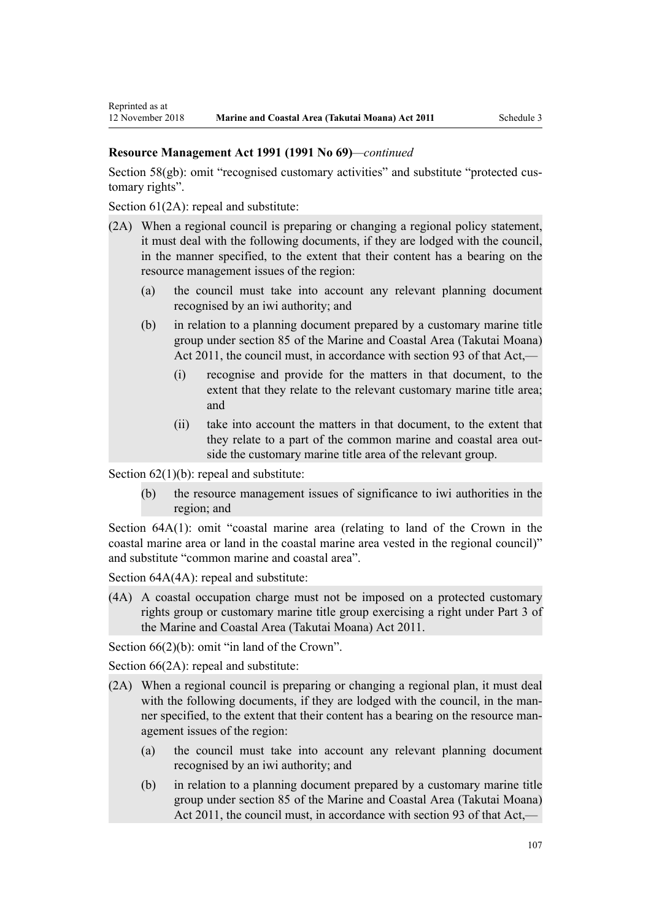**Resource Management Act 1991 (1991 No 69)**—*continued*

Section 58(gb): omit "recognised customary activities" and substitute "protected customary rights".

Section 61(2A): repeal and substitute:

(2A) When a regional council is preparing or changing a regional policy statement, it must deal with the following documents, if they are lodged with the council, in the manner specified, to the extent that their content has a bearing on the resource management issues of the region:

- (a) the council must take into account any relevant planning document recognised by an iwi authority; and
- (b) in relation to a planning document prepared by a customary marine title group under section 85 of the Marine and Coastal Area (Takutai Moana) Act 2011, the council must, in accordance with section 93 of that Act,—
  - (i) recognise and provide for the matters in that document, to the extent that they relate to the relevant customary marine title area; and
  - (ii) take into account the matters in that document, to the extent that they relate to a part of the common marine and coastal area outside the customary marine title area of the relevant group.

Section 62(1)(b): repeal and substitute:

- (b) the resource management issues of significance to iwi authorities in the region; and

Section 64A(1): omit "coastal marine area (relating to land of the Crown in the coastal marine area or land in the coastal marine area vested in the regional council)" and substitute "common marine and coastal area".

Section 64A(4A): repeal and substitute:

(4A) A coastal occupation charge must not be imposed on a protected customary rights group or customary marine title group exercising a right under Part 3 of the Marine and Coastal Area (Takutai Moana) Act 2011.

Section 66(2)(b): omit "in land of the Crown".

Section 66(2A): repeal and substitute:

(2A) When a regional council is preparing or changing a regional plan, it must deal with the following documents, if they are lodged with the council, in the manner specified, to the extent that their content has a bearing on the resource management issues of the region:

- (a) the council must take into account any relevant planning document recognised by an iwi authority; and
- (b) in relation to a planning document prepared by a customary marine title group under section 85 of the Marine and Coastal Area (Takutai Moana) Act 2011, the council must, in accordance with section 93 of that Act,—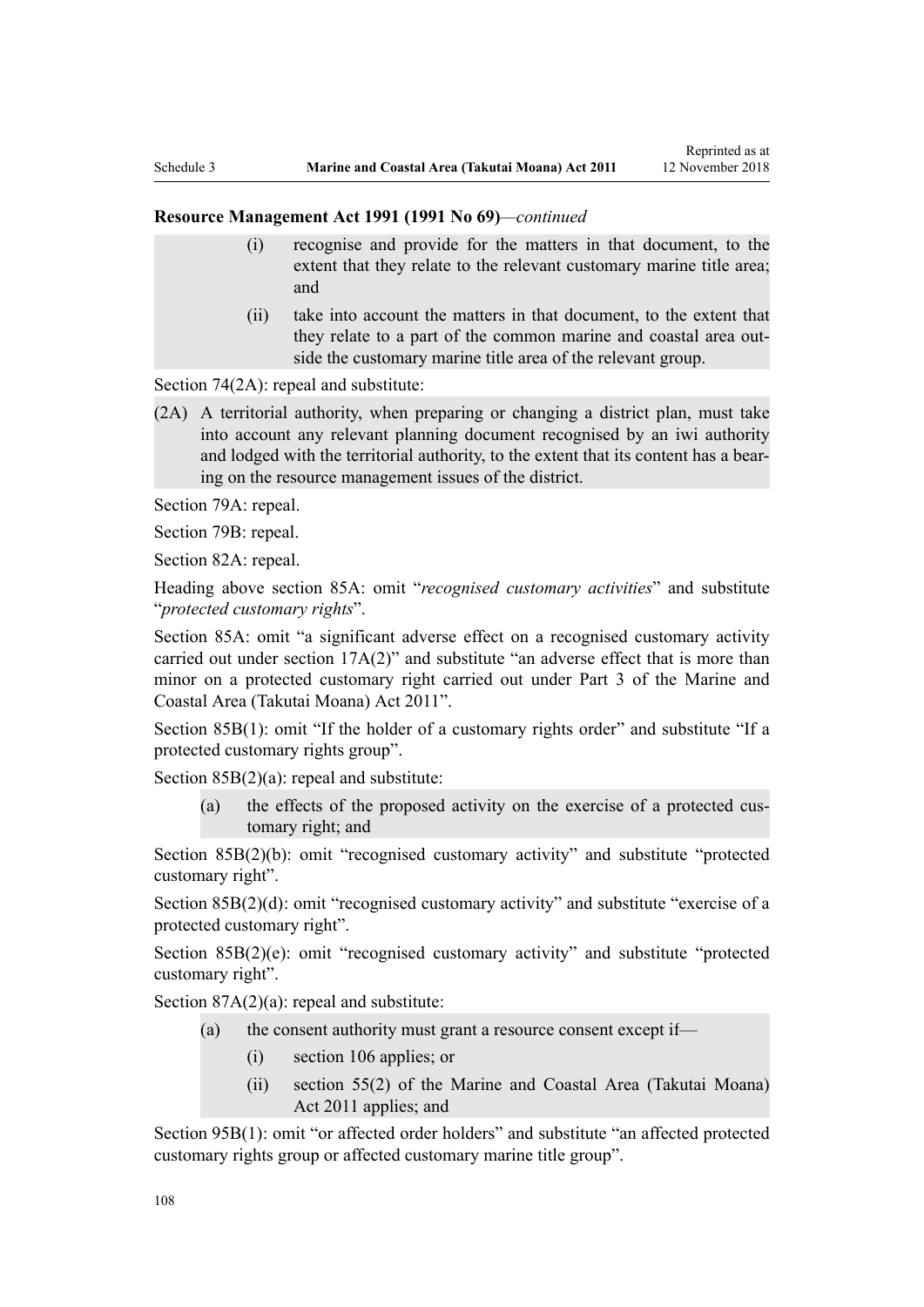**Resource Management Act 1991 (1991 No 69)**—*continued*

> (i) recognise and provide for the matters in that document, to the extent that they relate to the relevant customary marine title area; and
>
> (ii) take into account the matters in that document, to the extent that they relate to a part of the common marine and coastal area outside the customary marine title area of the relevant group.

Section 74(2A): repeal and substitute:

> (2A) A territorial authority, when preparing or changing a district plan, must take into account any relevant planning document recognised by an iwi authority and lodged with the territorial authority, to the extent that its content has a bearing on the resource management issues of the district.

Section 79A: repeal.

Section 79B: repeal.

Section 82A: repeal.

Heading above section 85A: omit "*recognised customary activities*" and substitute "*protected customary rights*".

Section 85A: omit "a significant adverse effect on a recognised customary activity carried out under section 17A(2)" and substitute "an adverse effect that is more than minor on a protected customary right carried out under Part 3 of the Marine and Coastal Area (Takutai Moana) Act 2011".

Section 85B(1): omit "If the holder of a customary rights order" and substitute "If a protected customary rights group".

Section 85B(2)(a): repeal and substitute:

> (a) the effects of the proposed activity on the exercise of a protected customary right; and

Section 85B(2)(b): omit "recognised customary activity" and substitute "protected customary right".

Section 85B(2)(d): omit "recognised customary activity" and substitute "exercise of a protected customary right".

Section 85B(2)(e): omit "recognised customary activity" and substitute "protected customary right".

Section 87A(2)(a): repeal and substitute:

> (a) the consent authority must grant a resource consent except if—
>
> (i) section 106 applies; or
>
> (ii) section 55(2) of the Marine and Coastal Area (Takutai Moana) Act 2011 applies; and

Section 95B(1): omit "or affected order holders" and substitute "an affected protected customary rights group or affected customary marine title group".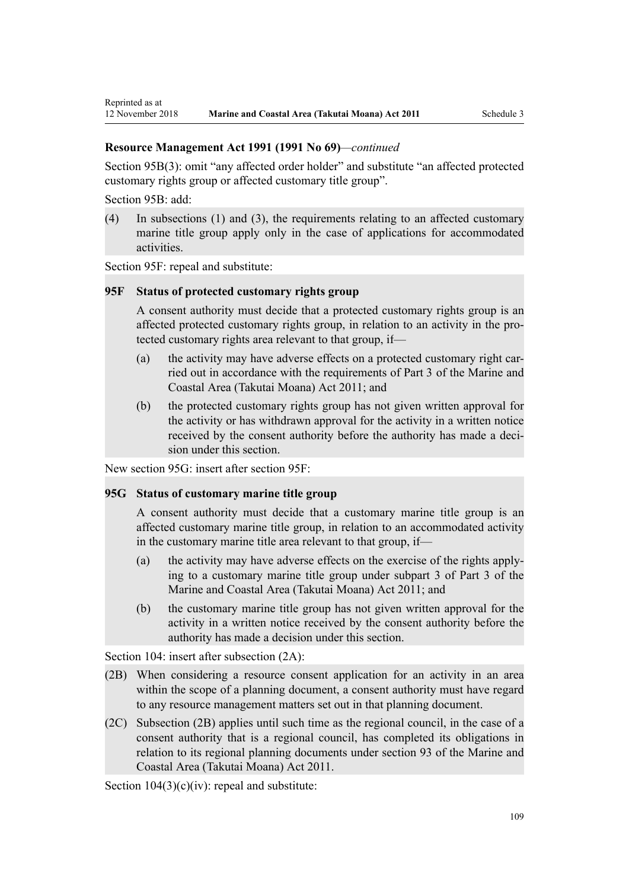**Resource Management Act 1991 (1991 No 69)**—*continued*

Section 95B(3): omit "any affected order holder" and substitute "an affected protected customary rights group or affected customary title group".

Section 95B: add:

(4) In subsections (1) and (3), the requirements relating to an affected customary marine title group apply only in the case of applications for accommodated activities.

Section 95F: repeal and substitute:

**95F Status of protected customary rights group**

A consent authority must decide that a protected customary rights group is an affected protected customary rights group, in relation to an activity in the protected customary rights area relevant to that group, if—

(a) the activity may have adverse effects on a protected customary right carried out in accordance with the requirements of Part 3 of the Marine and Coastal Area (Takutai Moana) Act 2011; and

(b) the protected customary rights group has not given written approval for the activity or has withdrawn approval for the activity in a written notice received by the consent authority before the authority has made a decision under this section.

New section 95G: insert after section 95F:

**95G Status of customary marine title group**

A consent authority must decide that a customary marine title group is an affected customary marine title group, in relation to an accommodated activity in the customary marine title area relevant to that group, if—

(a) the activity may have adverse effects on the exercise of the rights applying to a customary marine title group under subpart 3 of Part 3 of the Marine and Coastal Area (Takutai Moana) Act 2011; and

(b) the customary marine title group has not given written approval for the activity in a written notice received by the consent authority before the authority has made a decision under this section.

Section 104: insert after subsection (2A):

(2B) When considering a resource consent application for an activity in an area within the scope of a planning document, a consent authority must have regard to any resource management matters set out in that planning document.

(2C) Subsection (2B) applies until such time as the regional council, in the case of a consent authority that is a regional council, has completed its obligations in relation to its regional planning documents under section 93 of the Marine and Coastal Area (Takutai Moana) Act 2011.

Section 104(3)(c)(iv): repeal and substitute: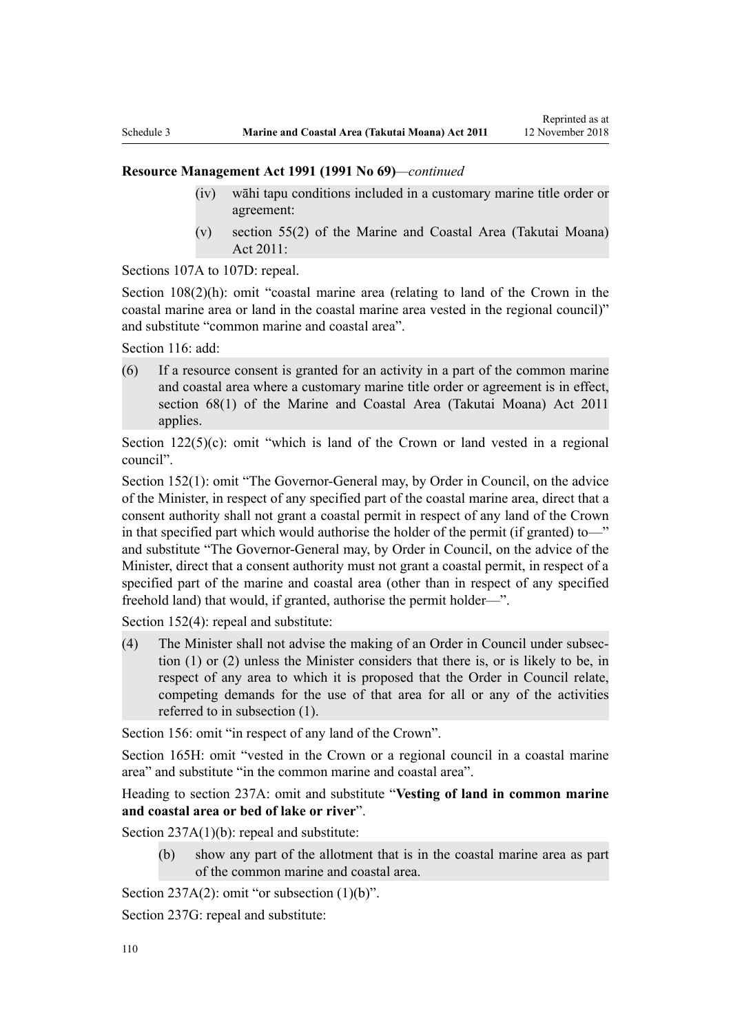**Resource Management Act 1991 (1991 No 69)**—*continued*

(iv) wāhi tapu conditions included in a customary marine title order or agreement:

(v) section 55(2) of the Marine and Coastal Area (Takutai Moana) Act 2011:

Sections 107A to 107D: repeal.

Section 108(2)(h): omit "coastal marine area (relating to land of the Crown in the coastal marine area or land in the coastal marine area vested in the regional council)" and substitute "common marine and coastal area".

Section 116: add:

(6) If a resource consent is granted for an activity in a part of the common marine and coastal area where a customary marine title order or agreement is in effect, section 68(1) of the Marine and Coastal Area (Takutai Moana) Act 2011 applies.

Section 122(5)(c): omit "which is land of the Crown or land vested in a regional council".

Section 152(1): omit "The Governor-General may, by Order in Council, on the advice of the Minister, in respect of any specified part of the coastal marine area, direct that a consent authority shall not grant a coastal permit in respect of any land of the Crown in that specified part which would authorise the holder of the permit (if granted) to—" and substitute "The Governor-General may, by Order in Council, on the advice of the Minister, direct that a consent authority must not grant a coastal permit, in respect of a specified part of the marine and coastal area (other than in respect of any specified freehold land) that would, if granted, authorise the permit holder—".

Section 152(4): repeal and substitute:

(4) The Minister shall not advise the making of an Order in Council under subsection (1) or (2) unless the Minister considers that there is, or is likely to be, in respect of any area to which it is proposed that the Order in Council relate, competing demands for the use of that area for all or any of the activities referred to in subsection (1).

Section 156: omit "in respect of any land of the Crown".

Section 165H: omit "vested in the Crown or a regional council in a coastal marine area" and substitute "in the common marine and coastal area".

Heading to section 237A: omit and substitute "**Vesting of land in common marine and coastal area or bed of lake or river**".

Section 237A(1)(b): repeal and substitute:

(b) show any part of the allotment that is in the coastal marine area as part of the common marine and coastal area.

Section 237A(2): omit "or subsection (1)(b)".

Section 237G: repeal and substitute: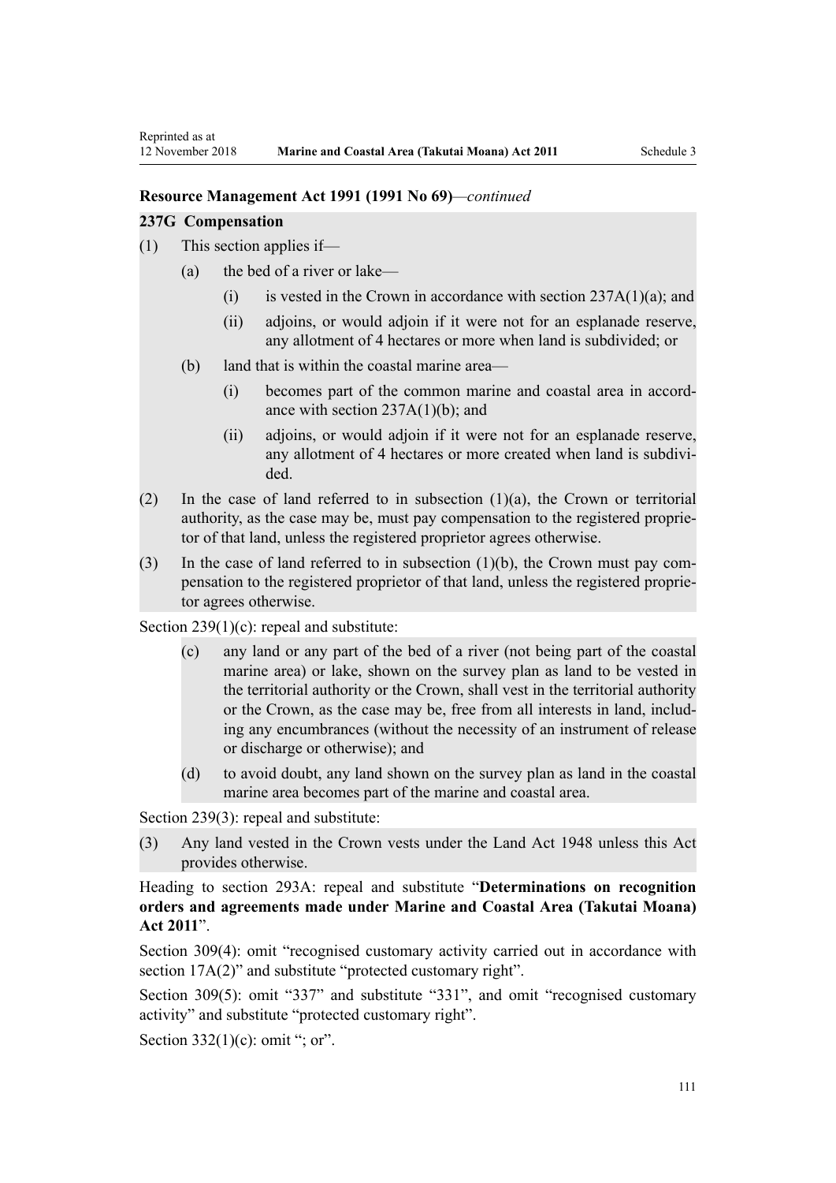**Resource Management Act 1991 (1991 No 69)**—*continued*

**237G Compensation**

(1) This section applies if—

(a) the bed of a river or lake—

(i) is vested in the Crown in accordance with section 237A(1)(a); and

(ii) adjoins, or would adjoin if it were not for an esplanade reserve, any allotment of 4 hectares or more when land is subdivided; or

(b) land that is within the coastal marine area—

(i) becomes part of the common marine and coastal area in accordance with section 237A(1)(b); and

(ii) adjoins, or would adjoin if it were not for an esplanade reserve, any allotment of 4 hectares or more created when land is subdivided.

(2) In the case of land referred to in subsection (1)(a), the Crown or territorial authority, as the case may be, must pay compensation to the registered proprietor of that land, unless the registered proprietor agrees otherwise.

(3) In the case of land referred to in subsection (1)(b), the Crown must pay compensation to the registered proprietor of that land, unless the registered proprietor agrees otherwise.

Section 239(1)(c): repeal and substitute:

(c) any land or any part of the bed of a river (not being part of the coastal marine area) or lake, shown on the survey plan as land to be vested in the territorial authority or the Crown, shall vest in the territorial authority or the Crown, as the case may be, free from all interests in land, including any encumbrances (without the necessity of an instrument of release or discharge or otherwise); and

(d) to avoid doubt, any land shown on the survey plan as land in the coastal marine area becomes part of the marine and coastal area.

Section 239(3): repeal and substitute:

(3) Any land vested in the Crown vests under the Land Act 1948 unless this Act provides otherwise.

Heading to section 293A: repeal and substitute "**Determinations on recognition orders and agreements made under Marine and Coastal Area (Takutai Moana) Act 2011**".

Section 309(4): omit "recognised customary activity carried out in accordance with section 17A(2)" and substitute "protected customary right".

Section 309(5): omit "337" and substitute "331", and omit "recognised customary activity" and substitute "protected customary right".

Section 332(1)(c): omit "; or".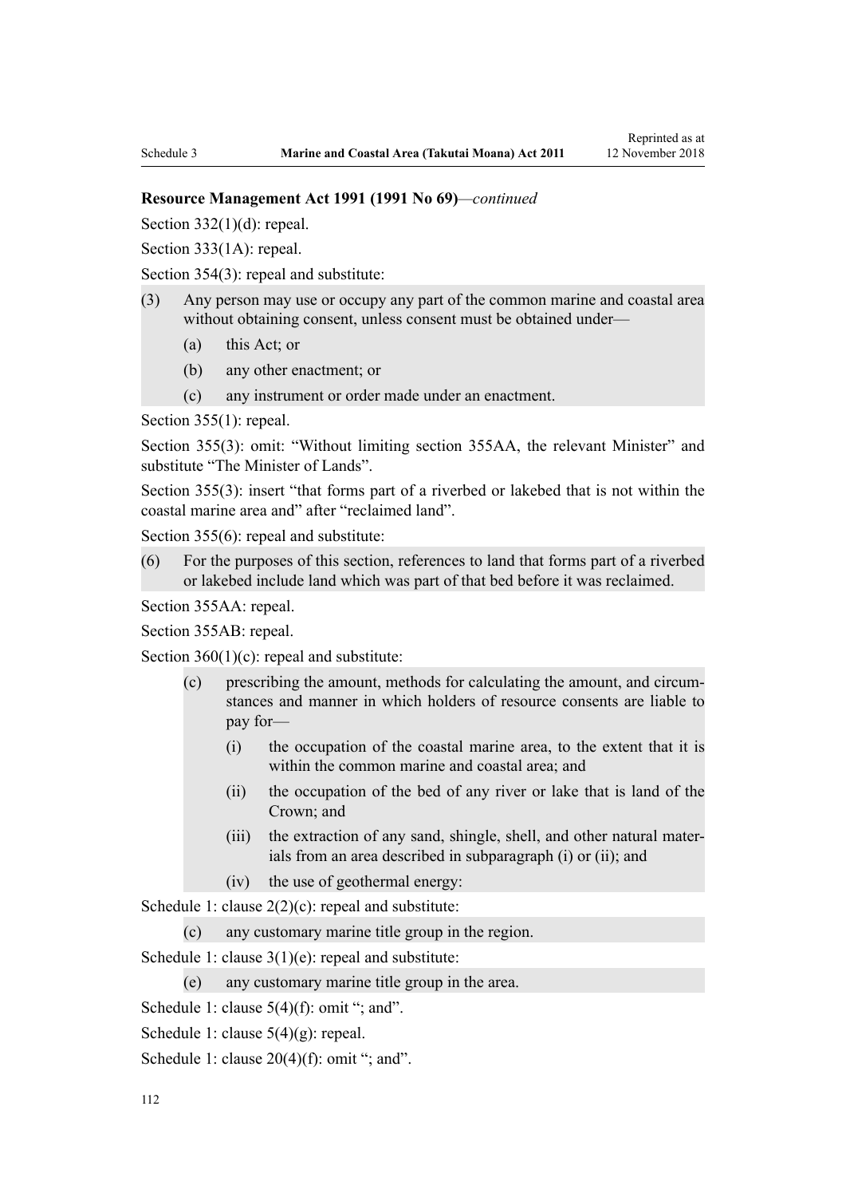**Resource Management Act 1991 (1991 No 69)**—*continued*

Section 332(1)(d): repeal.

Section 333(1A): repeal.

Section 354(3): repeal and substitute:

(3) Any person may use or occupy any part of the common marine and coastal area without obtaining consent, unless consent must be obtained under—

  (a) this Act; or

  (b) any other enactment; or

  (c) any instrument or order made under an enactment.

Section 355(1): repeal.

Section 355(3): omit: "Without limiting section 355AA, the relevant Minister" and substitute "The Minister of Lands".

Section 355(3): insert "that forms part of a riverbed or lakebed that is not within the coastal marine area and" after "reclaimed land".

Section 355(6): repeal and substitute:

(6) For the purposes of this section, references to land that forms part of a riverbed or lakebed include land which was part of that bed before it was reclaimed.

Section 355AA: repeal.

Section 355AB: repeal.

Section 360(1)(c): repeal and substitute:

  (c) prescribing the amount, methods for calculating the amount, and circumstances and manner in which holders of resource consents are liable to pay for—

    (i) the occupation of the coastal marine area, to the extent that it is within the common marine and coastal area; and

    (ii) the occupation of the bed of any river or lake that is land of the Crown; and

    (iii) the extraction of any sand, shingle, shell, and other natural materials from an area described in subparagraph (i) or (ii); and

    (iv) the use of geothermal energy:

Schedule 1: clause 2(2)(c): repeal and substitute:

  (c) any customary marine title group in the region.

Schedule 1: clause 3(1)(e): repeal and substitute:

  (e) any customary marine title group in the area.

Schedule 1: clause 5(4)(f): omit "; and".

Schedule 1: clause 5(4)(g): repeal.

Schedule 1: clause 20(4)(f): omit "; and".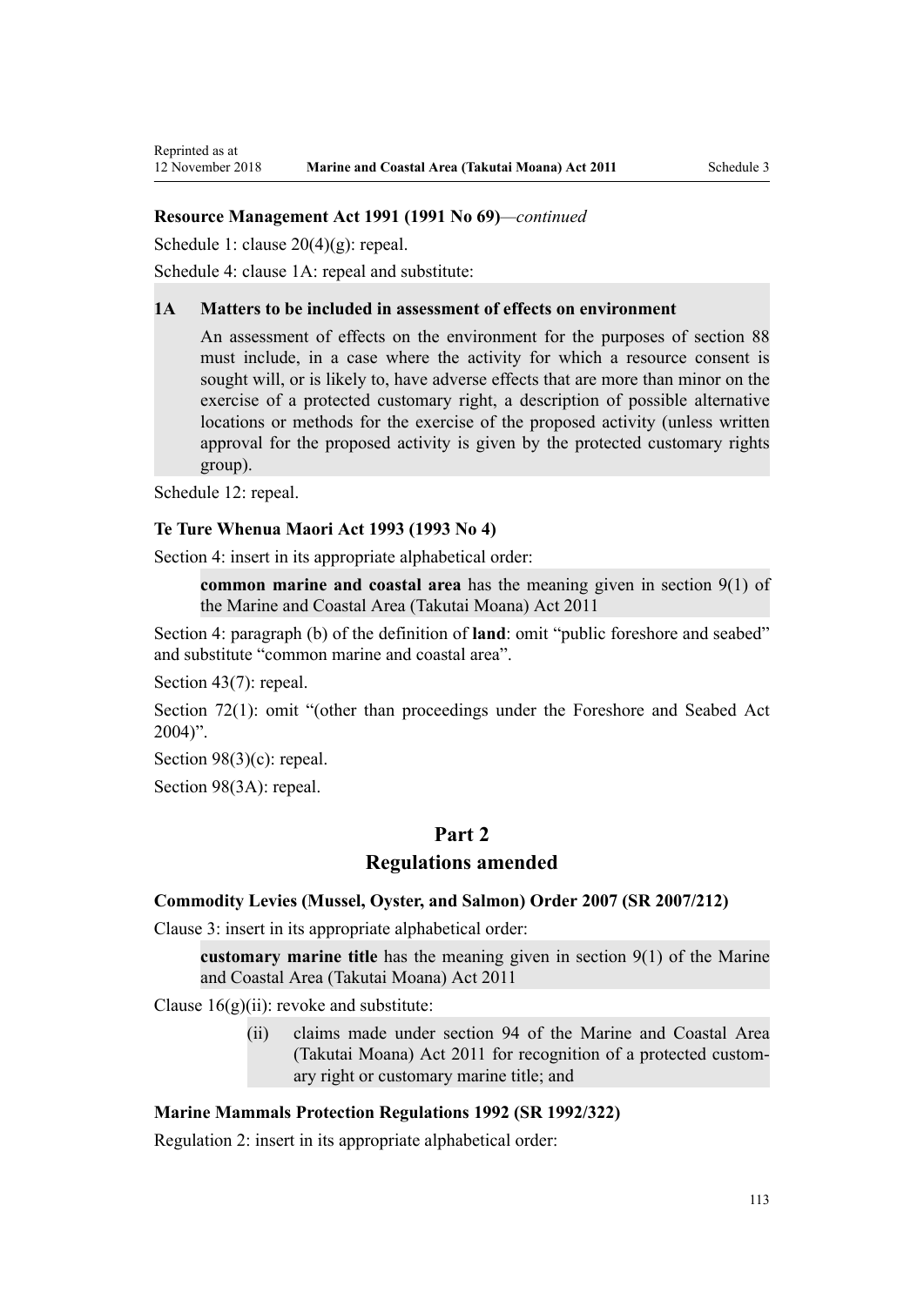**Resource Management Act 1991 (1991 No 69)**—*continued*

Schedule 1: clause 20(4)(g): repeal.

Schedule 4: clause 1A: repeal and substitute:

> **1A Matters to be included in assessment of effects on environment**
>
> An assessment of effects on the environment for the purposes of section 88 must include, in a case where the activity for which a resource consent is sought will, or is likely to, have adverse effects that are more than minor on the exercise of a protected customary right, a description of possible alternative locations or methods for the exercise of the proposed activity (unless written approval for the proposed activity is given by the protected customary rights group).

Schedule 12: repeal.

**Te Ture Whenua Maori Act 1993 (1993 No 4)**

Section 4: insert in its appropriate alphabetical order:

> **common marine and coastal area** has the meaning given in section 9(1) of the Marine and Coastal Area (Takutai Moana) Act 2011

Section 4: paragraph (b) of the definition of **land**: omit "public foreshore and seabed" and substitute "common marine and coastal area".

Section 43(7): repeal.

Section 72(1): omit "(other than proceedings under the Foreshore and Seabed Act 2004)".

Section 98(3)(c): repeal.

Section 98(3A): repeal.

## Part 2
## Regulations amended

**Commodity Levies (Mussel, Oyster, and Salmon) Order 2007 (SR 2007/212)**

Clause 3: insert in its appropriate alphabetical order:

> **customary marine title** has the meaning given in section 9(1) of the Marine and Coastal Area (Takutai Moana) Act 2011

Clause 16(g)(ii): revoke and substitute:

> (ii) claims made under section 94 of the Marine and Coastal Area (Takutai Moana) Act 2011 for recognition of a protected customary right or customary marine title; and

**Marine Mammals Protection Regulations 1992 (SR 1992/322)**

Regulation 2: insert in its appropriate alphabetical order: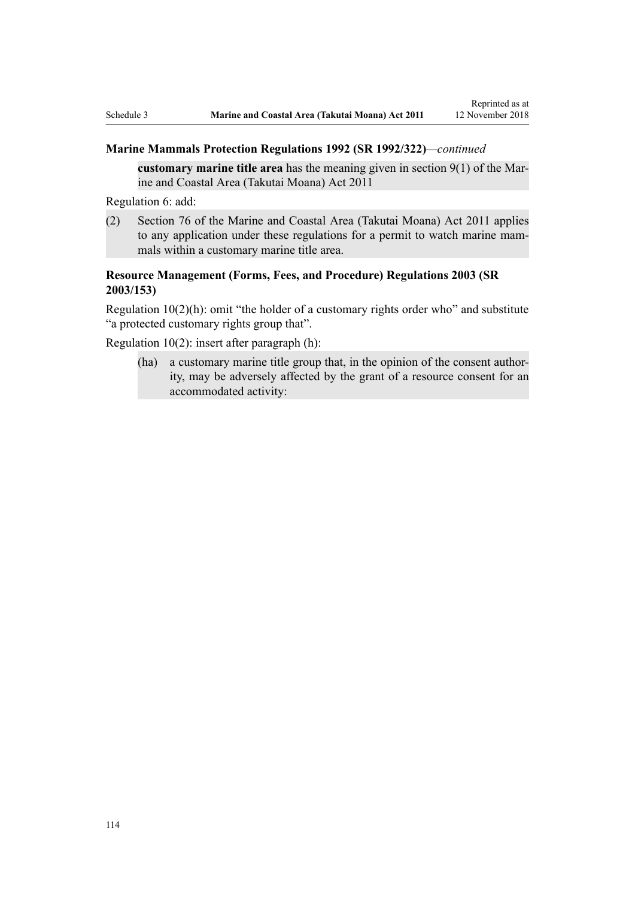### Marine Mammals Protection Regulations 1992 (SR 1992/322)—*continued*

> **customary marine title area** has the meaning given in section 9(1) of the Marine and Coastal Area (Takutai Moana) Act 2011

Regulation 6: add:

> (2) Section 76 of the Marine and Coastal Area (Takutai Moana) Act 2011 applies to any application under these regulations for a permit to watch marine mammals within a customary marine title area.

### Resource Management (Forms, Fees, and Procedure) Regulations 2003 (SR 2003/153)

Regulation 10(2)(h): omit "the holder of a customary rights order who" and substitute "a protected customary rights group that".

Regulation 10(2): insert after paragraph (h):

> (ha) a customary marine title group that, in the opinion of the consent authority, may be adversely affected by the grant of a resource consent for an accommodated activity: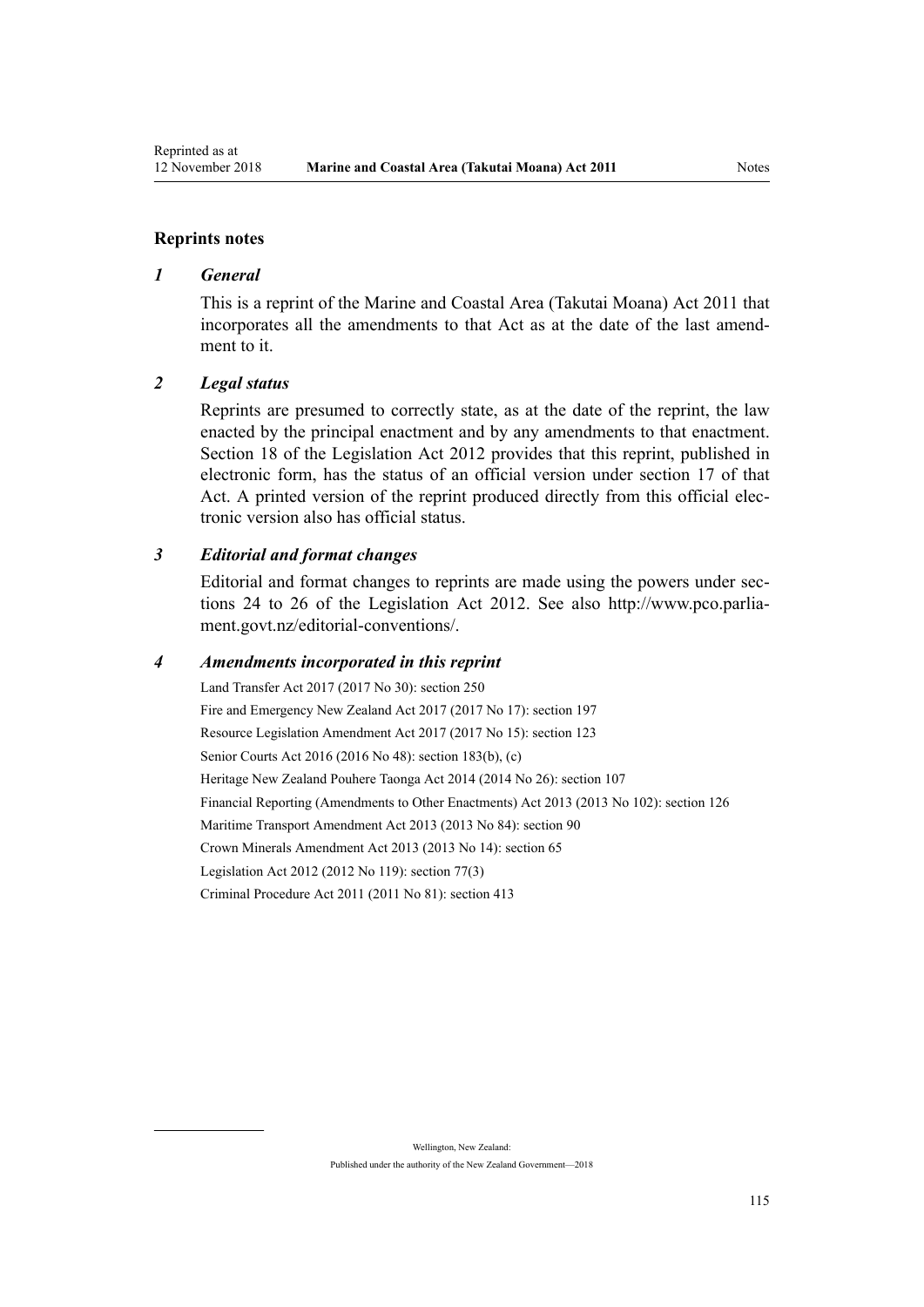## Reprints notes

### *1 General*

This is a reprint of the Marine and Coastal Area (Takutai Moana) Act 2011 that incorporates all the amendments to that Act as at the date of the last amendment to it.

### *2 Legal status*

Reprints are presumed to correctly state, as at the date of the reprint, the law enacted by the principal enactment and by any amendments to that enactment. Section 18 of the Legislation Act 2012 provides that this reprint, published in electronic form, has the status of an official version under section 17 of that Act. A printed version of the reprint produced directly from this official electronic version also has official status.

### *3 Editorial and format changes*

Editorial and format changes to reprints are made using the powers under sections 24 to 26 of the Legislation Act 2012. See also http://www.pco.parliament.govt.nz/editorial-conventions/.

### *4 Amendments incorporated in this reprint*

Land Transfer Act 2017 (2017 No 30): section 250

Fire and Emergency New Zealand Act 2017 (2017 No 17): section 197

Resource Legislation Amendment Act 2017 (2017 No 15): section 123

Senior Courts Act 2016 (2016 No 48): section 183(b), (c)

Heritage New Zealand Pouhere Taonga Act 2014 (2014 No 26): section 107

Financial Reporting (Amendments to Other Enactments) Act 2013 (2013 No 102): section 126

Maritime Transport Amendment Act 2013 (2013 No 84): section 90

Crown Minerals Amendment Act 2013 (2013 No 14): section 65

Legislation Act 2012 (2012 No 119): section 77(3)

Criminal Procedure Act 2011 (2011 No 81): section 413

Wellington, New Zealand:

Published under the authority of the New Zealand Government—2018